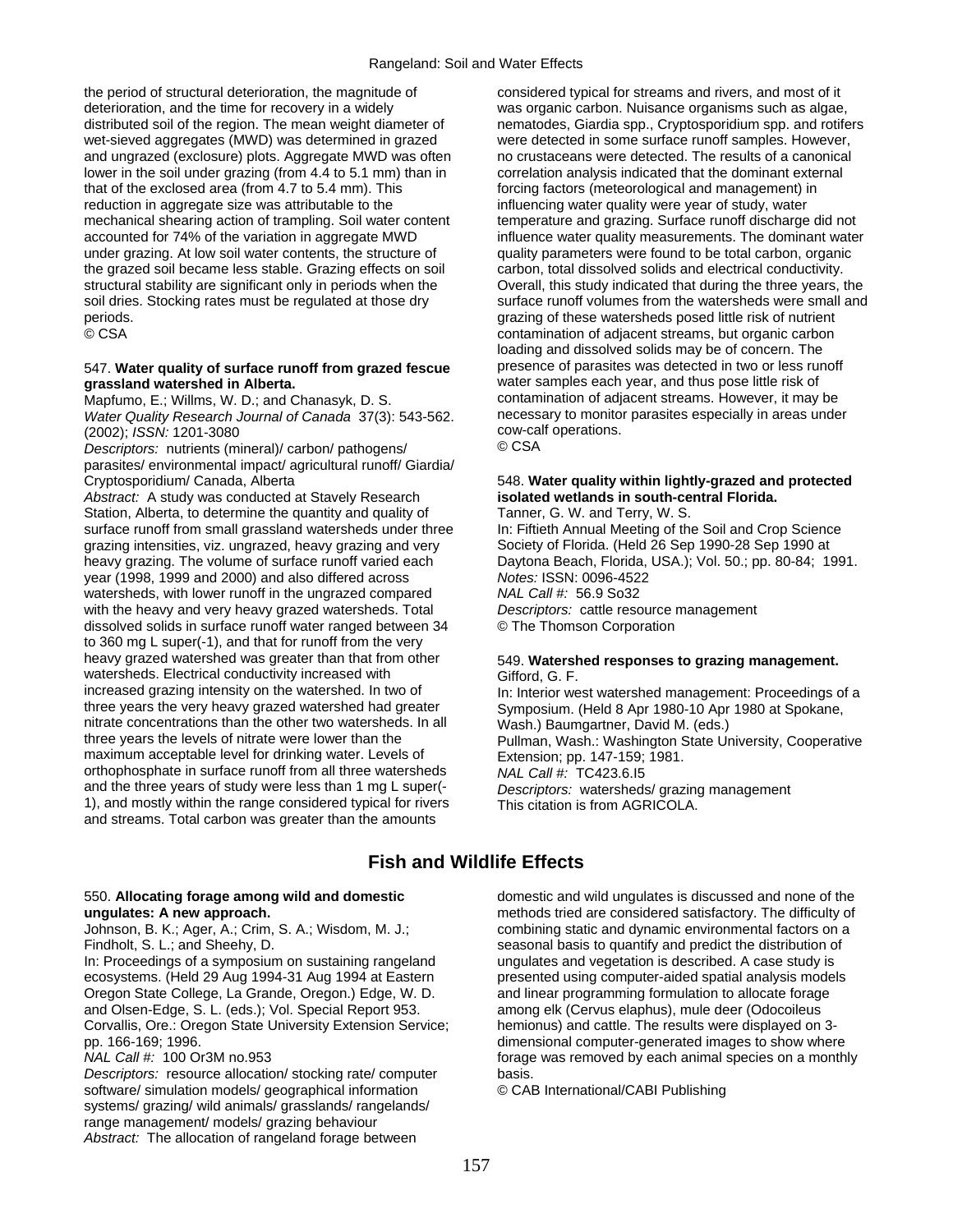the period of structural deterioration, the magnitude of deterioration, and the time for recovery in a widely distributed soil of the region. The mean weight diameter of wet-sieved aggregates (MWD) was determined in grazed and ungrazed (exclosure) plots. Aggregate MWD was often lower in the soil under grazing (from 4.4 to 5.1 mm) than in that of the exclosed area (from 4.7 to 5.4 mm). This reduction in aggregate size was attributable to the mechanical shearing action of trampling. Soil water content accounted for 74% of the variation in aggregate MWD under grazing. At low soil water contents, the structure of the grazed soil became less stable. Grazing effects on soil structural stability are significant only in periods when the soil dries. Stocking rates must be regulated at those dry periods.
© CSA

547. **Water quality of surface runoff from grazed fescue grassland watershed in Alberta.**
Mapfumo, E.; Willms, W. D.; and Chanasyk, D. S.
*Water Quality Research Journal of Canada* 37(3): 543-562. (2002); *ISSN:* 1201-3080
*Descriptors:* nutrients (mineral)/ carbon/ pathogens/ parasites/ environmental impact/ agricultural runoff/ Giardia/ Cryptosporidium/ Canada, Alberta
*Abstract:* A study was conducted at Stavely Research Station, Alberta, to determine the quantity and quality of surface runoff from small grassland watersheds under three grazing intensities, viz. ungrazed, heavy grazing and very heavy grazing. The volume of surface runoff varied each year (1998, 1999 and 2000) and also differed across watersheds, with lower runoff in the ungrazed compared with the heavy and very heavy grazed watersheds. Total dissolved solids in surface runoff water ranged between 34 to 360 mg L super(-1), and that for runoff from the very heavy grazed watershed was greater than that from other watersheds. Electrical conductivity increased with increased grazing intensity on the watershed. In two of three years the very heavy grazed watershed had greater nitrate concentrations than the other two watersheds. In all three years the levels of nitrate were lower than the maximum acceptable level for drinking water. Levels of orthophosphate in surface runoff from all three watersheds and the three years of study were less than 1 mg L super(-1), and mostly within the range considered typical for rivers and streams. Total carbon was greater than the amounts considered typical for streams and rivers, and most of it was organic carbon. Nuisance organisms such as algae, nematodes, Giardia spp., Cryptosporidium spp. and rotifers were detected in some surface runoff samples. However, no crustaceans were detected. The results of a canonical correlation analysis indicated that the dominant external forcing factors (meteorological and management) in influencing water quality were year of study, water temperature and grazing. Surface runoff discharge did not influence water quality measurements. The dominant water quality parameters were found to be total carbon, organic carbon, total dissolved solids and electrical conductivity. Overall, this study indicated that during the three years, the surface runoff volumes from the watersheds were small and grazing of these watersheds posed little risk of nutrient contamination of adjacent streams, but organic carbon loading and dissolved solids may be of concern. The presence of parasites was detected in two or less runoff water samples each year, and thus pose little risk of contamination of adjacent streams. However, it may be necessary to monitor parasites especially in areas under cow-calf operations.
© CSA

548. **Water quality within lightly-grazed and protected isolated wetlands in south-central Florida.**
Tanner, G. W. and Terry, W. S.
In: Fiftieth Annual Meeting of the Soil and Crop Science Society of Florida. (Held 26 Sep 1990-28 Sep 1990 at Daytona Beach, Florida, USA.); Vol. 50.; pp. 80-84; 1991.
*Notes:* ISSN: 0096-4522
*NAL Call #:* 56.9 So32
*Descriptors:* cattle resource management
© The Thomson Corporation

549. **Watershed responses to grazing management.**
Gifford, G. F.
In: Interior west watershed management: Proceedings of a Symposium. (Held 8 Apr 1980-10 Apr 1980 at Spokane, Wash.) Baumgartner, David M. (eds.)
Pullman, Wash.: Washington State University, Cooperative Extension; pp. 147-159; 1981.
*NAL Call #:* TC423.6.I5
*Descriptors:* watersheds/ grazing management
This citation is from AGRICOLA.

## Fish and Wildlife Effects

550. **Allocating forage among wild and domestic ungulates: A new approach.**
Johnson, B. K.; Ager, A.; Crim, S. A.; Wisdom, M. J.; Findholt, S. L.; and Sheehy, D.
In: Proceedings of a symposium on sustaining rangeland ecosystems. (Held 29 Aug 1994-31 Aug 1994 at Eastern Oregon State College, La Grande, Oregon.) Edge, W. D. and Olsen-Edge, S. L. (eds.); Vol. Special Report 953. Corvallis, Ore.: Oregon State University Extension Service; pp. 166-169; 1996.
*NAL Call #:* 100 Or3M no.953
*Descriptors:* resource allocation/ stocking rate/ computer software/ simulation models/ geographical information systems/ grazing/ wild animals/ grasslands/ rangelands/ range management/ models/ grazing behaviour
*Abstract:* The allocation of rangeland forage between domestic and wild ungulates is discussed and none of the methods tried are considered satisfactory. The difficulty of combining static and dynamic environmental factors on a seasonal basis to quantify and predict the distribution of ungulates and vegetation is described. A case study is presented using computer-aided spatial analysis models and linear programming formulation to allocate forage among elk (Cervus elaphus), mule deer (Odocoileus hemionus) and cattle. The results were displayed on 3-dimensional computer-generated images to show where forage was removed by each animal species on a monthly basis.
© CAB International/CABI Publishing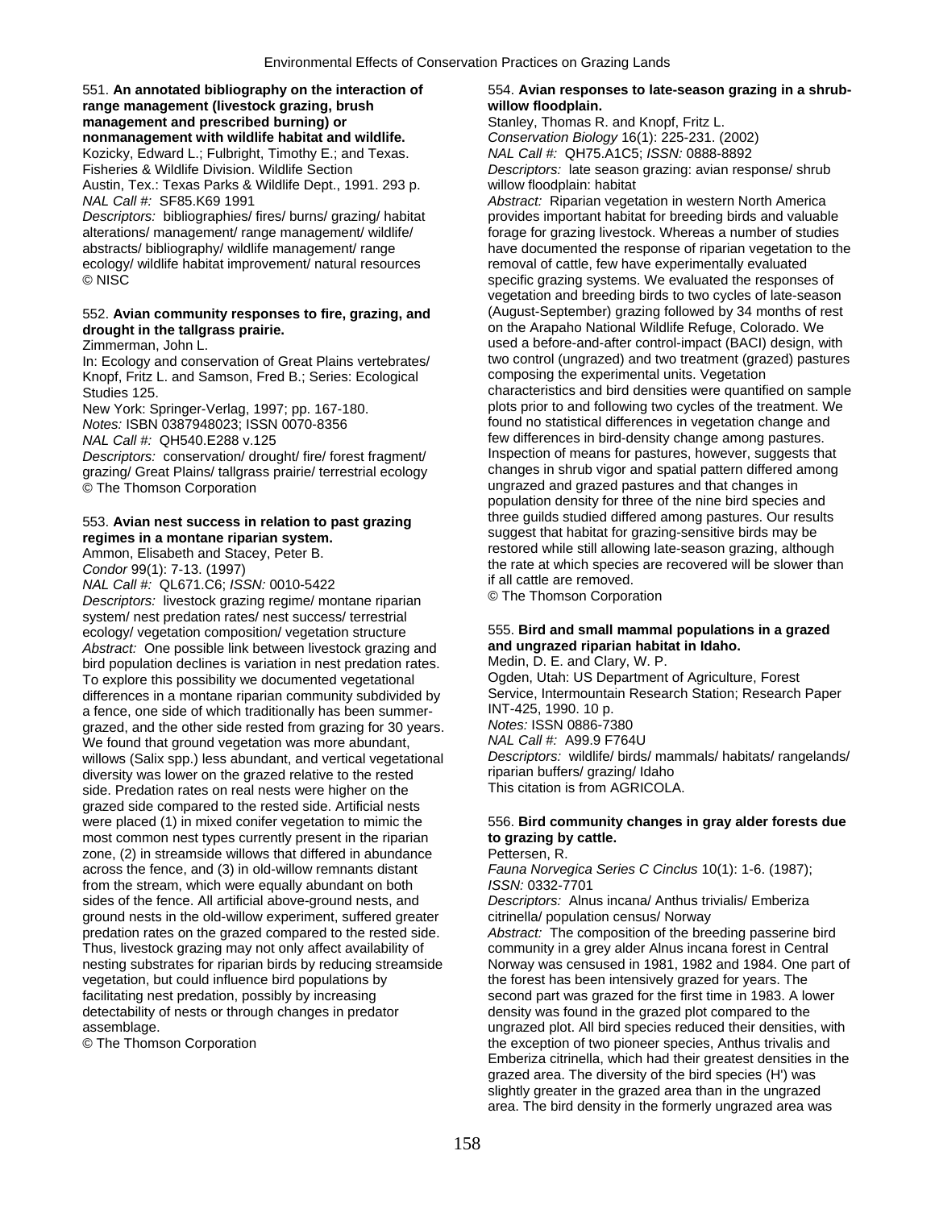551. **An annotated bibliography on the interaction of range management (livestock grazing, brush management and prescribed burning) or nonmanagement with wildlife habitat and wildlife.**
Kozicky, Edward L.; Fulbright, Timothy E.; and Texas. Fisheries & Wildlife Division. Wildlife Section
Austin, Tex.: Texas Parks & Wildlife Dept., 1991. 293 p.
*NAL Call #:* SF85.K69 1991
*Descriptors:* bibliographies/ fires/ burns/ grazing/ habitat alterations/ management/ range management/ wildlife/ abstracts/ bibliography/ wildlife management/ range ecology/ wildlife habitat improvement/ natural resources
© NISC

552. **Avian community responses to fire, grazing, and drought in the tallgrass prairie.**
Zimmerman, John L.
In: Ecology and conservation of Great Plains vertebrates/ Knopf, Fritz L. and Samson, Fred B.; Series: Ecological Studies 125.
New York: Springer-Verlag, 1997; pp. 167-180.
*Notes:* ISBN 0387948023; ISSN 0070-8356
*NAL Call #:* QH540.E288 v.125
*Descriptors:* conservation/ drought/ fire/ forest fragment/ grazing/ Great Plains/ tallgrass prairie/ terrestrial ecology
© The Thomson Corporation

553. **Avian nest success in relation to past grazing regimes in a montane riparian system.**
Ammon, Elisabeth and Stacey, Peter B.
*Condor* 99(1): 7-13. (1997)
*NAL Call #:* QL671.C6; *ISSN:* 0010-5422
*Descriptors:* livestock grazing regime/ montane riparian system/ nest predation rates/ nest success/ terrestrial ecology/ vegetation composition/ vegetation structure
*Abstract:* One possible link between livestock grazing and bird population declines is variation in nest predation rates. To explore this possibility we documented vegetational differences in a montane riparian community subdivided by a fence, one side of which traditionally has been summer-grazed, and the other side rested from grazing for 30 years. We found that ground vegetation was more abundant, willows (Salix spp.) less abundant, and vertical vegetational diversity was lower on the grazed relative to the rested side. Predation rates on real nests were higher on the grazed side compared to the rested side. Artificial nests were placed (1) in mixed conifer vegetation to mimic the most common nest types currently present in the riparian zone, (2) in streamside willows that differed in abundance across the fence, and (3) in old-willow remnants distant from the stream, which were equally abundant on both sides of the fence. All artificial above-ground nests, and ground nests in the old-willow experiment, suffered greater predation rates on the grazed compared to the rested side. Thus, livestock grazing may not only affect availability of nesting substrates for riparian birds by reducing streamside vegetation, but could influence bird populations by facilitating nest predation, possibly by increasing detectability of nests or through changes in predator assemblage.
© The Thomson Corporation

554. **Avian responses to late-season grazing in a shrub-willow floodplain.**
Stanley, Thomas R. and Knopf, Fritz L.
*Conservation Biology* 16(1): 225-231. (2002)
*NAL Call #:* QH75.A1C5; *ISSN:* 0888-8892
*Descriptors:* late season grazing: avian response/ shrub willow floodplain: habitat
*Abstract:* Riparian vegetation in western North America provides important habitat for breeding birds and valuable forage for grazing livestock. Whereas a number of studies have documented the response of riparian vegetation to the removal of cattle, few have experimentally evaluated specific grazing systems. We evaluated the responses of vegetation and breeding birds to two cycles of late-season (August-September) grazing followed by 34 months of rest on the Arapaho National Wildlife Refuge, Colorado. We used a before-and-after control-impact (BACI) design, with two control (ungrazed) and two treatment (grazed) pastures composing the experimental units. Vegetation characteristics and bird densities were quantified on sample plots prior to and following two cycles of the treatment. We found no statistical differences in vegetation change and few differences in bird-density change among pastures. Inspection of means for pastures, however, suggests that changes in shrub vigor and spatial pattern differed among ungrazed and grazed pastures and that changes in population density for three of the nine bird species and three guilds studied differed among pastures. Our results suggest that habitat for grazing-sensitive birds may be restored while still allowing late-season grazing, although the rate at which species are recovered will be slower than if all cattle are removed.
© The Thomson Corporation

555. **Bird and small mammal populations in a grazed and ungrazed riparian habitat in Idaho.**
Medin, D. E. and Clary, W. P.
Ogden, Utah: US Department of Agriculture, Forest Service, Intermountain Research Station; Research Paper INT-425, 1990. 10 p.
*Notes:* ISSN 0886-7380
*NAL Call #:* A99.9 F764U
*Descriptors:* wildlife/ birds/ mammals/ habitats/ rangelands/ riparian buffers/ grazing/ Idaho
This citation is from AGRICOLA.

556. **Bird community changes in gray alder forests due to grazing by cattle.**
Pettersen, R.
*Fauna Norvegica Series C Cinclus* 10(1): 1-6. (1987); *ISSN:* 0332-7701
*Descriptors:* Alnus incana/ Anthus trivialis/ Emberiza citrinella/ population census/ Norway
*Abstract:* The composition of the breeding passerine bird community in a grey alder Alnus incana forest in Central Norway was censused in 1981, 1982 and 1984. One part of the forest has been intensively grazed for years. The second part was grazed for the first time in 1983. A lower density was found in the grazed plot compared to the ungrazed plot. All bird species reduced their densities, with the exception of two pioneer species, Anthus trivialis and Emberiza citrinella, which had their greatest densities in the grazed area. The diversity of the bird species (H') was slightly greater in the grazed area than in the ungrazed area. The bird density in the formerly ungrazed area was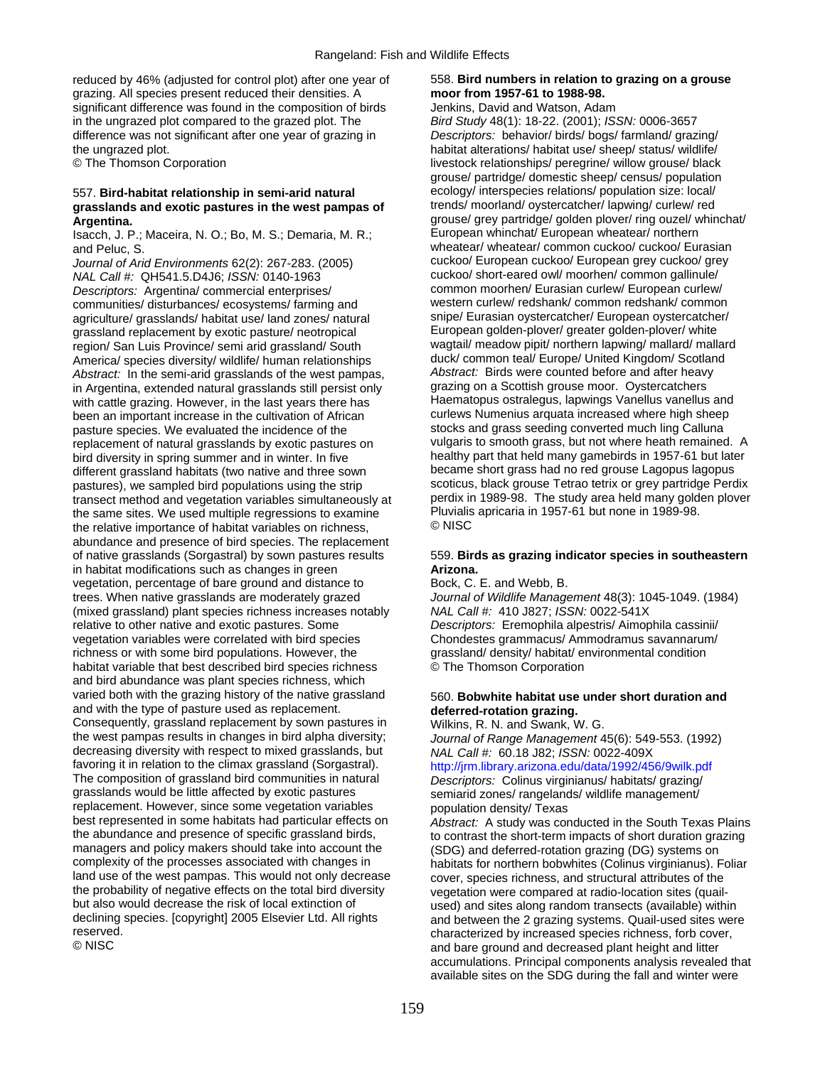reduced by 46% (adjusted for control plot) after one year of grazing. All species present reduced their densities. A significant difference was found in the composition of birds in the ungrazed plot compared to the grazed plot. The difference was not significant after one year of grazing in the ungrazed plot.
© The Thomson Corporation

557. **Bird-habitat relationship in semi-arid natural grasslands and exotic pastures in the west pampas of Argentina.**
Isacch, J. P.; Maceira, N. O.; Bo, M. S.; Demaria, M. R.; and Peluc, S.
*Journal of Arid Environments* 62(2): 267-283. (2005)
*NAL Call #:* QH541.5.D4J6; *ISSN:* 0140-1963
*Descriptors:* Argentina/ commercial enterprises/ communities/ disturbances/ ecosystems/ farming and agriculture/ grasslands/ habitat use/ land zones/ natural grassland replacement by exotic pasture/ neotropical region/ San Luis Province/ semi arid grassland/ South America/ species diversity/ wildlife/ human relationships
*Abstract:* In the semi-arid grasslands of the west pampas, in Argentina, extended natural grasslands still persist only with cattle grazing. However, in the last years there has been an important increase in the cultivation of African pasture species. We evaluated the incidence of the replacement of natural grasslands by exotic pastures on bird diversity in spring summer and in winter. In five different grassland habitats (two native and three sown pastures), we sampled bird populations using the strip transect method and vegetation variables simultaneously at the same sites. We used multiple regressions to examine the relative importance of habitat variables on richness, abundance and presence of bird species. The replacement of native grasslands (Sorgastral) by sown pastures results in habitat modifications such as changes in green vegetation, percentage of bare ground and distance to trees. When native grasslands are moderately grazed (mixed grassland) plant species richness increases notably relative to other native and exotic pastures. Some vegetation variables were correlated with bird species richness or with some bird populations. However, the habitat variable that best described bird species richness and bird abundance was plant species richness, which varied both with the grazing history of the native grassland and with the type of pasture used as replacement. Consequently, grassland replacement by sown pastures in the west pampas results in changes in bird alpha diversity; decreasing diversity with respect to mixed grasslands, but favoring it in relation to the climax grassland (Sorgastral). The composition of grassland bird communities in natural grasslands would be little affected by exotic pastures replacement. However, since some vegetation variables best represented in some habitats had particular effects on the abundance and presence of specific grassland birds, managers and policy makers should take into account the complexity of the processes associated with changes in land use of the west pampas. This would not only decrease the probability of negative effects on the total bird diversity but also would decrease the risk of local extinction of declining species. [copyright] 2005 Elsevier Ltd. All rights reserved.
© NISC

558. **Bird numbers in relation to grazing on a grouse moor from 1957-61 to 1988-98.**
Jenkins, David and Watson, Adam
*Bird Study* 48(1): 18-22. (2001); *ISSN:* 0006-3657
*Descriptors:* behavior/ birds/ bogs/ farmland/ grazing/ habitat alterations/ habitat use/ sheep/ status/ wildlife/ livestock relationships/ peregrine/ willow grouse/ black grouse/ partridge/ domestic sheep/ census/ population ecology/ interspecies relations/ population size: local/ trends/ moorland/ oystercatcher/ lapwing/ curlew/ red grouse/ grey partridge/ golden plover/ ring ouzel/ whinchat/ European whinchat/ European wheatear/ northern wheatear/ wheatear/ common cuckoo/ cuckoo/ Eurasian cuckoo/ European cuckoo/ European grey cuckoo/ grey cuckoo/ short-eared owl/ moorhen/ common gallinule/ common moorhen/ Eurasian curlew/ European curlew/ western curlew/ redshank/ common redshank/ common snipe/ Eurasian oystercatcher/ European oystercatcher/ European golden-plover/ greater golden-plover/ white wagtail/ meadow pipit/ northern lapwing/ mallard/ mallard duck/ common teal/ Europe/ United Kingdom/ Scotland
*Abstract:* Birds were counted before and after heavy grazing on a Scottish grouse moor. Oystercatchers Haematopus ostralegus, lapwings Vanellus vanellus and curlews Numenius arquata increased where high sheep stocks and grass seeding converted much ling Calluna vulgaris to smooth grass, but not where heath remained. A healthy part that held many gamebirds in 1957-61 but later became short grass had no red grouse Lagopus lagopus scoticus, black grouse Tetrao tetrix or grey partridge Perdix perdix in 1989-98. The study area held many golden plover Pluvialis apricaria in 1957-61 but none in 1989-98.
© NISC

559. **Birds as grazing indicator species in southeastern Arizona.**
Bock, C. E. and Webb, B.
*Journal of Wildlife Management* 48(3): 1045-1049. (1984)
*NAL Call #:* 410 J827; *ISSN:* 0022-541X
*Descriptors:* Eremophila alpestris/ Aimophila cassinii/ Chondestes grammacus/ Ammodramus savannarum/ grassland/ density/ habitat/ environmental condition
© The Thomson Corporation

560. **Bobwhite habitat use under short duration and deferred-rotation grazing.**
Wilkins, R. N. and Swank, W. G.
*Journal of Range Management* 45(6): 549-553. (1992)
*NAL Call #:* 60.18 J82; *ISSN:* 0022-409X
http://jrm.library.arizona.edu/data/1992/456/9wilk.pdf
*Descriptors:* Colinus virginianus/ habitats/ grazing/ semiarid zones/ rangelands/ wildlife management/ population density/ Texas
*Abstract:* A study was conducted in the South Texas Plains to contrast the short-term impacts of short duration grazing (SDG) and deferred-rotation grazing (DG) systems on habitats for northern bobwhites (Colinus virginianus). Foliar cover, species richness, and structural attributes of the vegetation were compared at radio-location sites (quail-used) and sites along random transects (available) within and between the 2 grazing systems. Quail-used sites were characterized by increased species richness, forb cover, and bare ground and decreased plant height and litter accumulations. Principal components analysis revealed that available sites on the SDG during the fall and winter were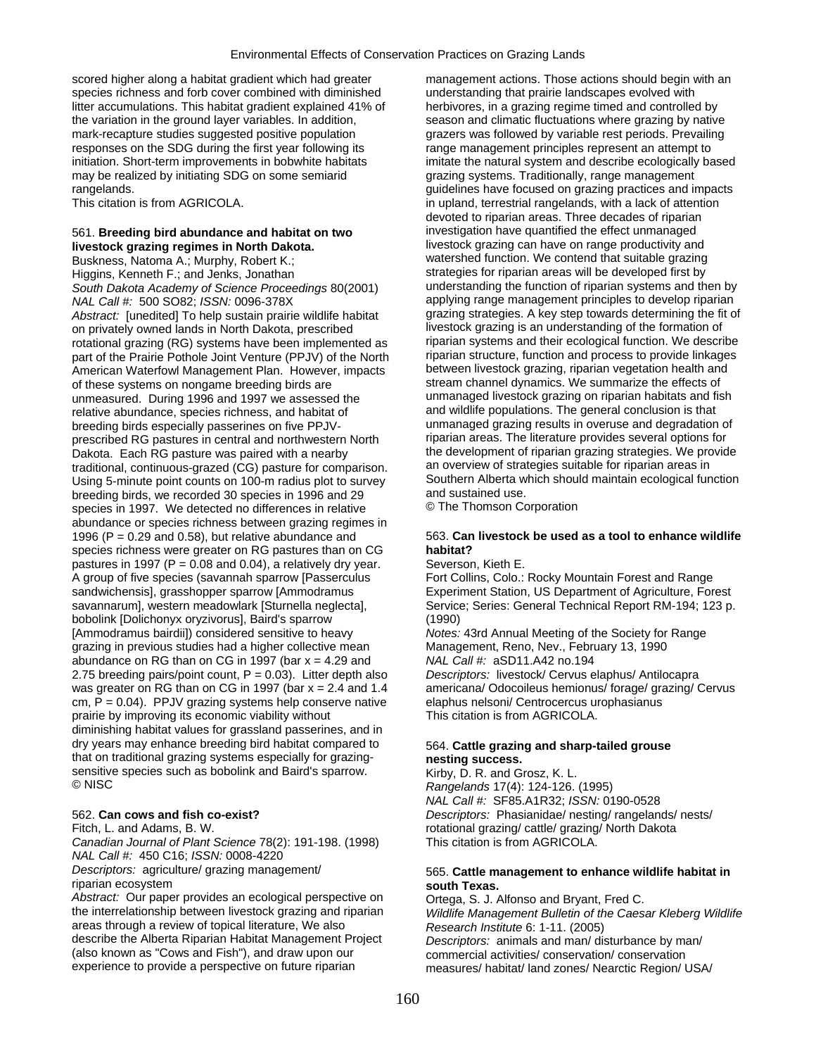scored higher along a habitat gradient which had greater species richness and forb cover combined with diminished litter accumulations. This habitat gradient explained 41% of the variation in the ground layer variables. In addition, mark-recapture studies suggested positive population responses on the SDG during the first year following its initiation. Short-term improvements in bobwhite habitats may be realized by initiating SDG on some semiarid rangelands.
This citation is from AGRICOLA.

561. **Breeding bird abundance and habitat on two livestock grazing regimes in North Dakota.**
Buskness, Natoma A.; Murphy, Robert K.; Higgins, Kenneth F.; and Jenks, Jonathan
*South Dakota Academy of Science Proceedings* 80(2001)
*NAL Call #:* 500 SO82; *ISSN:* 0096-378X
*Abstract:* [unedited] To help sustain prairie wildlife habitat on privately owned lands in North Dakota, prescribed rotational grazing (RG) systems have been implemented as part of the Prairie Pothole Joint Venture (PPJV) of the North American Waterfowl Management Plan. However, impacts of these systems on nongame breeding birds are unmeasured. During 1996 and 1997 we assessed the relative abundance, species richness, and habitat of breeding birds especially passerines on five PPJV-prescribed RG pastures in central and northwestern North Dakota. Each RG pasture was paired with a nearby traditional, continuous-grazed (CG) pasture for comparison. Using 5-minute point counts on 100-m radius plot to survey breeding birds, we recorded 30 species in 1996 and 29 species in 1997. We detected no differences in relative abundance or species richness between grazing regimes in 1996 ($P = 0.29$ and $0.58$), but relative abundance and species richness were greater on RG pastures than on CG pastures in 1997 ($P = 0.08$ and $0.04$), a relatively dry year. A group of five species (savannah sparrow [Passerculus sandwichensis], grasshopper sparrow [Ammodramus savannarum], western meadowlark [Sturnella neglecta], bobolink [Dolichonyx oryzivorus], Baird's sparrow [Ammodramus bairdii]) considered sensitive to heavy grazing in previous studies had a higher collective mean abundance on RG than on CG in 1997 ($\bar{x} = 4.29$ and $2.75$ breeding pairs/point count, $P = 0.03$). Litter depth also was greater on RG than on CG in 1997 ($\bar{x} = 2.4$ and $1.4$ cm, $P = 0.04$). PPJV grazing systems help conserve native prairie by improving its economic viability without diminishing habitat values for grassland passerines, and in dry years may enhance breeding bird habitat compared to that on traditional grazing systems especially for grazing-sensitive species such as bobolink and Baird's sparrow.
© NISC

562. **Can cows and fish co-exist?**
Fitch, L. and Adams, B. W.
*Canadian Journal of Plant Science* 78(2): 191-198. (1998)
*NAL Call #:* 450 C16; *ISSN:* 0008-4220
*Descriptors:* agriculture/ grazing management/ riparian ecosystem
*Abstract:* Our paper provides an ecological perspective on the interrelationship between livestock grazing and riparian areas through a review of topical literature, We also describe the Alberta Riparian Habitat Management Project (also known as "Cows and Fish"), and draw upon our experience to provide a perspective on future riparian management actions. Those actions should begin with an understanding that prairie landscapes evolved with herbivores, in a grazing regime timed and controlled by season and climatic fluctuations where grazing by native grazers was followed by variable rest periods. Prevailing range management principles represent an attempt to imitate the natural system and describe ecologically based grazing systems. Traditionally, range management guidelines have focused on grazing practices and impacts in upland, terrestrial rangelands, with a lack of attention devoted to riparian areas. Three decades of riparian investigation have quantified the effect unmanaged livestock grazing can have on range productivity and watershed function. We contend that suitable grazing strategies for riparian areas will be developed first by understanding the function of riparian systems and then by applying range management principles to develop riparian grazing strategies. A key step towards determining the fit of livestock grazing is an understanding of the formation of riparian systems and their ecological function. We describe riparian structure, function and process to provide linkages between livestock grazing, riparian vegetation health and stream channel dynamics. We summarize the effects of unmanaged livestock grazing on riparian habitats and fish and wildlife populations. The general conclusion is that unmanaged grazing results in overuse and degradation of riparian areas. The literature provides several options for the development of riparian grazing strategies. We provide an overview of strategies suitable for riparian areas in Southern Alberta which should maintain ecological function and sustained use.
© The Thomson Corporation

563. **Can livestock be used as a tool to enhance wildlife habitat?**
Severson, Kieth E.
Fort Collins, Colo.: Rocky Mountain Forest and Range Experiment Station, US Department of Agriculture, Forest Service; Series: General Technical Report RM-194; 123 p. (1990)
*Notes:* 43rd Annual Meeting of the Society for Range Management, Reno, Nev., February 13, 1990
*NAL Call #:* aSD11.A42 no.194
*Descriptors:* livestock/ Cervus elaphus/ Antilocapra americana/ Odocoileus hemionus/ forage/ grazing/ Cervus elaphus nelsoni/ Centrocercus urophasianus
This citation is from AGRICOLA.

564. **Cattle grazing and sharp-tailed grouse nesting success.**
Kirby, D. R. and Grosz, K. L.
*Rangelands* 17(4): 124-126. (1995)
*NAL Call #:* SF85.A1R32; *ISSN:* 0190-0528
*Descriptors:* Phasianidae/ nesting/ rangelands/ nests/ rotational grazing/ cattle/ grazing/ North Dakota
This citation is from AGRICOLA.

565. **Cattle management to enhance wildlife habitat in south Texas.**
Ortega, S. J. Alfonso and Bryant, Fred C.
*Wildlife Management Bulletin of the Caesar Kleberg Wildlife Research Institute* 6: 1-11. (2005)
*Descriptors:* animals and man/ disturbance by man/ commercial activities/ conservation/ conservation measures/ habitat/ land zones/ Nearctic Region/ USA/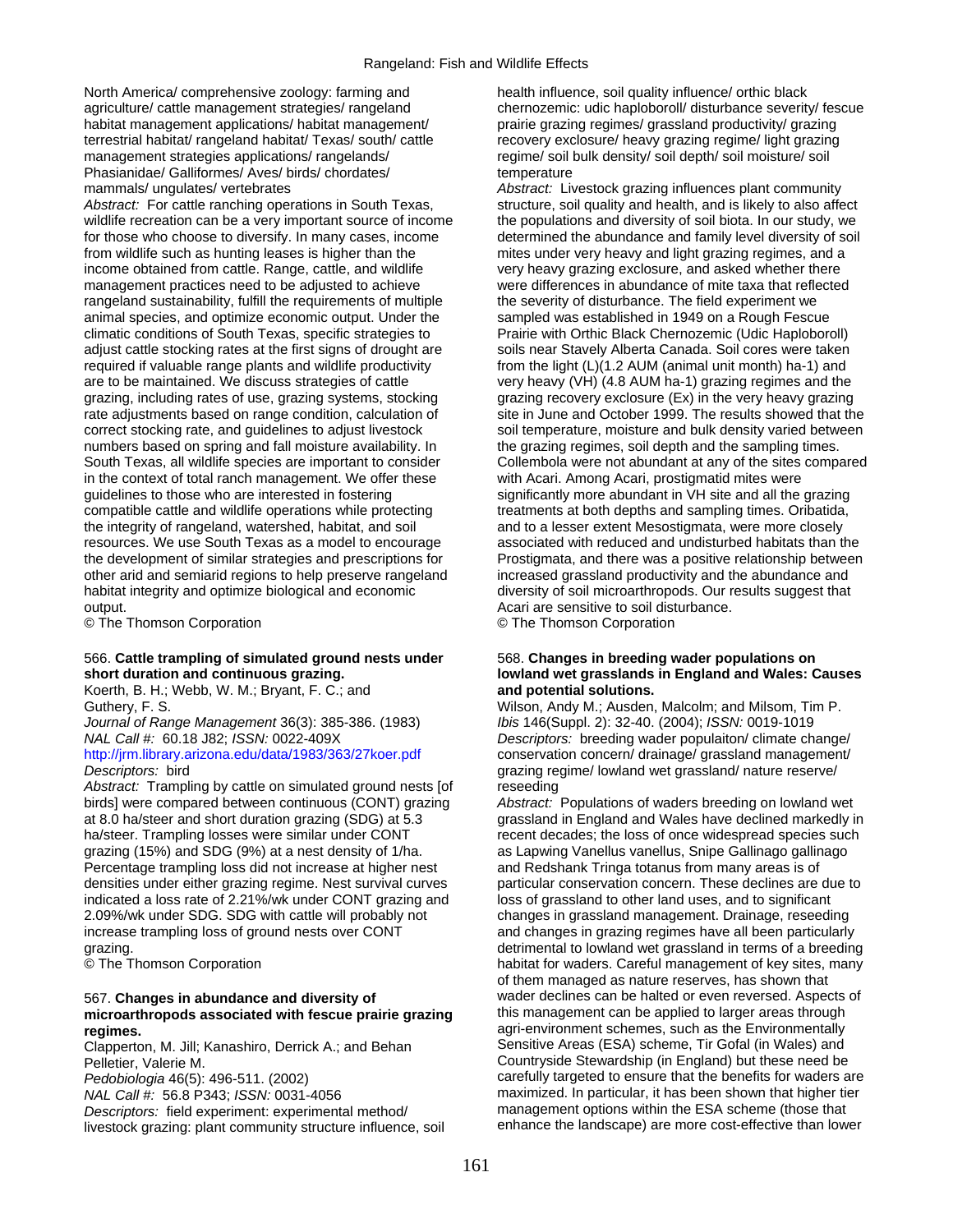North America/ comprehensive zoology: farming and agriculture/ cattle management strategies/ rangeland habitat management applications/ habitat management/ terrestrial habitat/ rangeland habitat/ Texas/ south/ cattle management strategies applications/ rangelands/ Phasianidae/ Galliformes/ Aves/ birds/ chordates/ mammals/ ungulates/ vertebrates

*Abstract:* For cattle ranching operations in South Texas, wildlife recreation can be a very important source of income for those who choose to diversify. In many cases, income from wildlife such as hunting leases is higher than the income obtained from cattle. Range, cattle, and wildlife management practices need to be adjusted to achieve rangeland sustainability, fulfill the requirements of multiple animal species, and optimize economic output. Under the climatic conditions of South Texas, specific strategies to adjust cattle stocking rates at the first signs of drought are required if valuable range plants and wildlife productivity are to be maintained. We discuss strategies of cattle grazing, including rates of use, grazing systems, stocking rate adjustments based on range condition, calculation of correct stocking rate, and guidelines to adjust livestock numbers based on spring and fall moisture availability. In South Texas, all wildlife species are important to consider in the context of total ranch management. We offer these guidelines to those who are interested in fostering compatible cattle and wildlife operations while protecting the integrity of rangeland, watershed, habitat, and soil resources. We use South Texas as a model to encourage the development of similar strategies and prescriptions for other arid and semiarid regions to help preserve rangeland habitat integrity and optimize biological and economic output.

© The Thomson Corporation

566. **Cattle trampling of simulated ground nests under short duration and continuous grazing.**

Koerth, B. H.; Webb, W. M.; Bryant, F. C.; and Guthery, F. S.

*Journal of Range Management* 36(3): 385-386. (1983)

*NAL Call #:* 60.18 J82; *ISSN:* 0022-409X

http://jrm.library.arizona.edu/data/1983/363/27koer.pdf

*Descriptors:* bird

*Abstract:* Trampling by cattle on simulated ground nests [of birds] were compared between continuous (CONT) grazing at 8.0 ha/steer and short duration grazing (SDG) at 5.3 ha/steer. Trampling losses were similar under CONT grazing (15%) and SDG (9%) at a nest density of 1/ha. Percentage trampling loss did not increase at higher nest densities under either grazing regime. Nest survival curves indicated a loss rate of 2.21%/wk under CONT grazing and 2.09%/wk under SDG. SDG with cattle will probably not increase trampling loss of ground nests over CONT grazing.

© The Thomson Corporation

567. **Changes in abundance and diversity of microarthropods associated with fescue prairie grazing regimes.**

Clapperton, M. Jill; Kanashiro, Derrick A.; and Behan Pelletier, Valerie M.

*Pedobiologia* 46(5): 496-511. (2002)

*NAL Call #:* 56.8 P343; *ISSN:* 0031-4056

*Descriptors:* field experiment: experimental method/ livestock grazing: plant community structure influence, soil health influence, soil quality influence/ orthic black chernozemic: udic haploboroll/ disturbance severity/ fescue prairie grazing regimes/ grassland productivity/ grazing recovery exclosure/ heavy grazing regime/ light grazing regime/ soil bulk density/ soil depth/ soil moisture/ soil temperature

*Abstract:* Livestock grazing influences plant community structure, soil quality and health, and is likely to also affect the populations and diversity of soil biota. In our study, we determined the abundance and family level diversity of soil mites under very heavy and light grazing regimes, and a very heavy grazing exclosure, and asked whether there were differences in abundance of mite taxa that reflected the severity of disturbance. The field experiment we sampled was established in 1949 on a Rough Fescue Prairie with Orthic Black Chernozemic (Udic Haploboroll) soils near Stavely Alberta Canada. Soil cores were taken from the light (L)(1.2 AUM (animal unit month) ha-1) and very heavy (VH) (4.8 AUM ha-1) grazing regimes and the grazing recovery exclosure (Ex) in the very heavy grazing site in June and October 1999. The results showed that the soil temperature, moisture and bulk density varied between the grazing regimes, soil depth and the sampling times. Collembola were not abundant at any of the sites compared with Acari. Among Acari, prostigmatid mites were significantly more abundant in VH site and all the grazing treatments at both depths and sampling times. Oribatida, and to a lesser extent Mesostigmata, were more closely associated with reduced and undisturbed habitats than the Prostigmata, and there was a positive relationship between increased grassland productivity and the abundance and diversity of soil microarthropods. Our results suggest that Acari are sensitive to soil disturbance.

© The Thomson Corporation

568. **Changes in breeding wader populations on lowland wet grasslands in England and Wales: Causes and potential solutions.**

Wilson, Andy M.; Ausden, Malcolm; and Milsom, Tim P.

*Ibis* 146(Suppl. 2): 32-40. (2004); *ISSN:* 0019-1019

*Descriptors:* breeding wader populaiton/ climate change/ conservation concern/ drainage/ grassland management/ grazing regime/ lowland wet grassland/ nature reserve/ reseeding

*Abstract:* Populations of waders breeding on lowland wet grassland in England and Wales have declined markedly in recent decades; the loss of once widespread species such as Lapwing Vanellus vanellus, Snipe Gallinago gallinago and Redshank Tringa totanus from many areas is of particular conservation concern. These declines are due to loss of grassland to other land uses, and to significant changes in grassland management. Drainage, reseeding and changes in grazing regimes have all been particularly detrimental to lowland wet grassland in terms of a breeding habitat for waders. Careful management of key sites, many of them managed as nature reserves, has shown that wader declines can be halted or even reversed. Aspects of this management can be applied to larger areas through agri-environment schemes, such as the Environmentally Sensitive Areas (ESA) scheme, Tir Gofal (in Wales) and Countryside Stewardship (in England) but these need be carefully targeted to ensure that the benefits for waders are maximized. In particular, it has been shown that higher tier management options within the ESA scheme (those that enhance the landscape) are more cost-effective than lower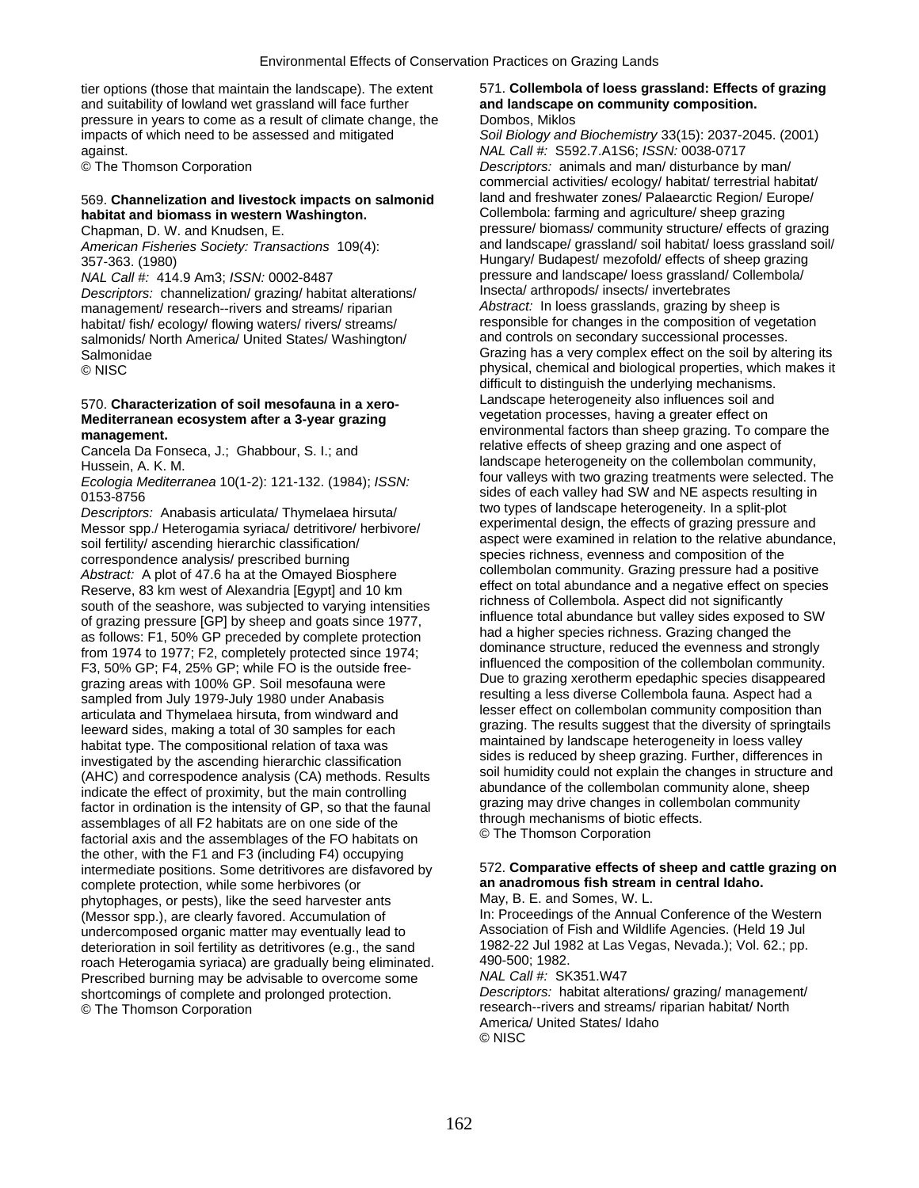tier options (those that maintain the landscape). The extent and suitability of lowland wet grassland will face further pressure in years to come as a result of climate change, the impacts of which need to be assessed and mitigated against.
© The Thomson Corporation

569. **Channelization and livestock impacts on salmonid habitat and biomass in western Washington.**
Chapman, D. W. and Knudsen, E.
*American Fisheries Society: Transactions* 109(4): 357-363. (1980)
*NAL Call #:* 414.9 Am3; *ISSN:* 0002-8487
*Descriptors:* channelization/ grazing/ habitat alterations/ management/ research--rivers and streams/ riparian habitat/ fish/ ecology/ flowing waters/ rivers/ streams/ salmonids/ North America/ United States/ Washington/ Salmonidae
© NISC

570. **Characterization of soil mesofauna in a xero-Mediterranean ecosystem after a 3-year grazing management.**
Cancela Da Fonseca, J.; Ghabbour, S. I.; and Hussein, A. K. M.
*Ecologia Mediterranea* 10(1-2): 121-132. (1984); *ISSN:* 0153-8756
*Descriptors:* Anabasis articulata/ Thymelaea hirsuta/ Messor spp./ Heterogamia syriaca/ detritivore/ herbivore/ soil fertility/ ascending hierarchic classification/ correspondence analysis/ prescribed burning
*Abstract:* A plot of 47.6 ha at the Omayed Biosphere Reserve, 83 km west of Alexandria [Egypt] and 10 km south of the seashore, was subjected to varying intensities of grazing pressure [GP] by sheep and goats since 1977, as follows: F1, 50% GP preceded by complete protection from 1974 to 1977; F2, completely protected since 1974; F3, 50% GP; F4, 25% GP; while FO is the outside free-grazing areas with 100% GP. Soil mesofauna were sampled from July 1979-July 1980 under Anabasis articulata and Thymelaea hirsuta, from windward and leeward sides, making a total of 30 samples for each habitat type. The compositional relation of taxa was investigated by the ascending hierarchic classification (AHC) and correspodence analysis (CA) methods. Results indicate the effect of proximity, but the main controlling factor in ordination is the intensity of GP, so that the faunal assemblages of all F2 habitats are on one side of the factorial axis and the assemblages of the FO habitats on the other, with the F1 and F3 (including F4) occupying intermediate positions. Some detritivores are disfavored by complete protection, while some herbivores (or phytophages, or pests), like the seed harvester ants (Messor spp.), are clearly favored. Accumulation of undercomposed organic matter may eventually lead to deterioration in soil fertility as detritivores (e.g., the sand roach Heterogamia syriaca) are gradually being eliminated. Prescribed burning may be advisable to overcome some shortcomings of complete and prolonged protection.
© The Thomson Corporation

571. **Collembola of loess grassland: Effects of grazing and landscape on community composition.**
Dombos, Miklos
*Soil Biology and Biochemistry* 33(15): 2037-2045. (2001)
*NAL Call #:* S592.7.A1S6; *ISSN:* 0038-0717
*Descriptors:* animals and man/ disturbance by man/ commercial activities/ ecology/ habitat/ terrestrial habitat/ land and freshwater zones/ Palaearctic Region/ Europe/ Collembola: farming and agriculture/ sheep grazing pressure/ biomass/ community structure/ effects of grazing and landscape/ grassland/ soil habitat/ loess grassland soil/ Hungary/ Budapest/ mezofold/ effects of sheep grazing pressure and landscape/ loess grassland/ Collembola/ Insecta/ arthropods/ insects/ invertebrates
*Abstract:* In loess grasslands, grazing by sheep is responsible for changes in the composition of vegetation and controls on secondary successional processes. Grazing has a very complex effect on the soil by altering its physical, chemical and biological properties, which makes it difficult to distinguish the underlying mechanisms. Landscape heterogeneity also influences soil and vegetation processes, having a greater effect on environmental factors than sheep grazing. To compare the relative effects of sheep grazing and one aspect of landscape heterogeneity on the collembolan community, four valleys with two grazing treatments were selected. The sides of each valley had SW and NE aspects resulting in two types of landscape heterogeneity. In a split-plot experimental design, the effects of grazing pressure and aspect were examined in relation to the relative abundance, species richness, evenness and composition of the collembolan community. Grazing pressure had a positive effect on total abundance and a negative effect on species richness of Collembola. Aspect did not significantly influence total abundance but valley sides exposed to SW had a higher species richness. Grazing changed the dominance structure, reduced the evenness and strongly influenced the composition of the collembolan community. Due to grazing xerotherm epedaphic species disappeared resulting a less diverse Collembola fauna. Aspect had a lesser effect on collembolan community composition than grazing. The results suggest that the diversity of springtails maintained by landscape heterogeneity in loess valley sides is reduced by sheep grazing. Further, differences in soil humidity could not explain the changes in structure and abundance of the collembolan community alone, sheep grazing may drive changes in collembolan community through mechanisms of biotic effects.
© The Thomson Corporation

572. **Comparative effects of sheep and cattle grazing on an anadromous fish stream in central Idaho.**
May, B. E. and Somes, W. L.
In: Proceedings of the Annual Conference of the Western Association of Fish and Wildlife Agencies. (Held 19 Jul 1982-22 Jul 1982 at Las Vegas, Nevada.); Vol. 62.; pp. 490-500; 1982.
*NAL Call #:* SK351.W47
*Descriptors:* habitat alterations/ grazing/ management/ research--rivers and streams/ riparian habitat/ North America/ United States/ Idaho
© NISC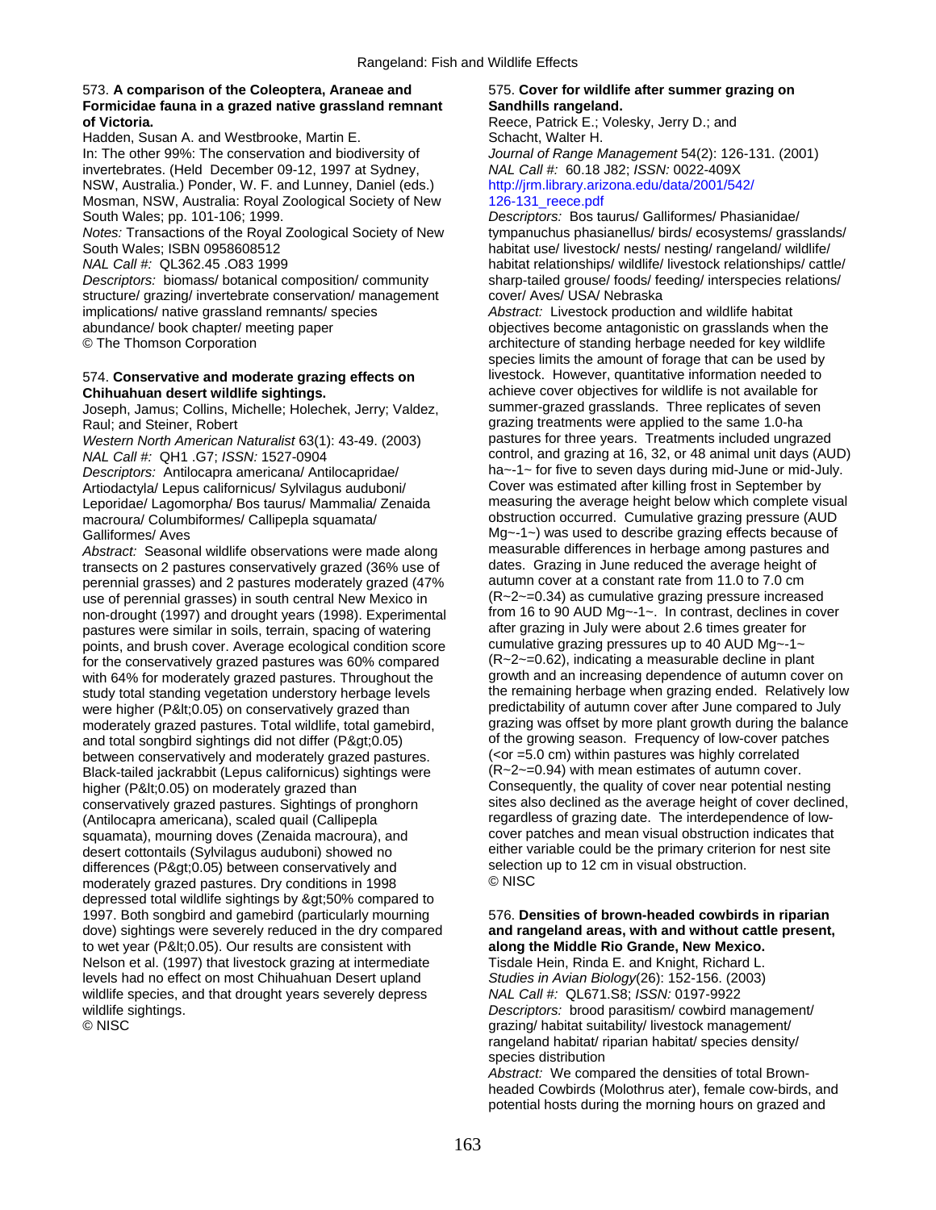573. **A comparison of the Coleoptera, Araneae and Formicidae fauna in a grazed native grassland remnant of Victoria.**
Hadden, Susan A. and Westbrooke, Martin E.
In: The other 99%: The conservation and biodiversity of invertebrates. (Held December 09-12, 1997 at Sydney, NSW, Australia.) Ponder, W. F. and Lunney, Daniel (eds.) Mosman, NSW, Australia: Royal Zoological Society of New South Wales; pp. 101-106; 1999.
*Notes:* Transactions of the Royal Zoological Society of New South Wales; ISBN 0958608512
*NAL Call #:* QL362.45 .O83 1999
*Descriptors:* biomass/ botanical composition/ community structure/ grazing/ invertebrate conservation/ management implications/ native grassland remnants/ species abundance/ book chapter/ meeting paper
© The Thomson Corporation

574. **Conservative and moderate grazing effects on Chihuahuan desert wildlife sightings.**
Joseph, Jamus; Collins, Michelle; Holechek, Jerry; Valdez, Raul; and Steiner, Robert
*Western North American Naturalist* 63(1): 43-49. (2003)
*NAL Call #:* QH1 .G7; *ISSN:* 1527-0904
*Descriptors:* Antilocapra americana/ Antilocapridae/ Artiodactyla/ Lepus californicus/ Sylvilagus auduboni/ Leporidae/ Lagomorpha/ Bos taurus/ Mammalia/ Zenaida macroura/ Columbiformes/ Callipepla squamata/ Galliformes/ Aves
*Abstract:* Seasonal wildlife observations were made along transects on 2 pastures conservatively grazed (36% use of perennial grasses) and 2 pastures moderately grazed (47% use of perennial grasses) in south central New Mexico in non-drought (1997) and drought years (1998). Experimental pastures were similar in soils, terrain, spacing of watering points, and brush cover. Average ecological condition score for the conservatively grazed pastures was 60% compared with 64% for moderately grazed pastures. Throughout the study total standing vegetation understory herbage levels were higher (P&lt;0.05) on conservatively grazed than moderately grazed pastures. Total wildlife, total gamebird, and total songbird sightings did not differ (P&gt;0.05) between conservatively and moderately grazed pastures. Black-tailed jackrabbit (Lepus californicus) sightings were higher (P&lt;0.05) on moderately grazed than conservatively grazed pastures. Sightings of pronghorn (Antilocapra americana), scaled quail (Callipepla squamata), mourning doves (Zenaida macroura), and desert cottontails (Sylvilagus auduboni) showed no differences (P&gt;0.05) between conservatively and moderately grazed pastures. Dry conditions in 1998 depressed total wildlife sightings by &gt;50% compared to 1997. Both songbird and gamebird (particularly mourning dove) sightings were severely reduced in the dry compared to wet year (P&lt;0.05). Our results are consistent with Nelson et al. (1997) that livestock grazing at intermediate levels had no effect on most Chihuahuan Desert upland wildlife species, and that drought years severely depress wildlife sightings.
© NISC

575. **Cover for wildlife after summer grazing on Sandhills rangeland.**
Reece, Patrick E.; Volesky, Jerry D.; and Schacht, Walter H.
*Journal of Range Management* 54(2): 126-131. (2001)
*NAL Call #:* 60.18 J82; *ISSN:* 0022-409X
http://jrm.library.arizona.edu/data/2001/542/126-131_reece.pdf
*Descriptors:* Bos taurus/ Galliformes/ Phasianidae/ tympanuchus phasianellus/ birds/ ecosystems/ grasslands/ habitat use/ livestock/ nests/ nesting/ rangeland/ wildlife/ habitat relationships/ wildlife/ livestock relationships/ cattle/ sharp-tailed grouse/ foods/ feeding/ interspecies relations/ cover/ Aves/ USA/ Nebraska
*Abstract:* Livestock production and wildlife habitat objectives become antagonistic on grasslands when the architecture of standing herbage needed for key wildlife species limits the amount of forage that can be used by livestock. However, quantitative information needed to achieve cover objectives for wildlife is not available for summer-grazed grasslands. Three replicates of seven grazing treatments were applied to the same 1.0-ha pastures for three years. Treatments included ungrazed control, and grazing at 16, 32, or 48 animal unit days (AUD) ha~-1~ for five to seven days during mid-June or mid-July. Cover was estimated after killing frost in September by measuring the average height below which complete visual obstruction occurred. Cumulative grazing pressure (AUD Mg~-1~) was used to describe grazing effects because of measurable differences in herbage among pastures and dates. Grazing in June reduced the average height of autumn cover at a constant rate from 11.0 to 7.0 cm (R~2~=0.34) as cumulative grazing pressure increased from 16 to 90 AUD Mg~-1~. In contrast, declines in cover after grazing in July were about 2.6 times greater for cumulative grazing pressures up to 40 AUD Mg~-1~ (R~2~=0.62), indicating a measurable decline in plant growth and an increasing dependence of autumn cover on the remaining herbage when grazing ended. Relatively low predictability of autumn cover after June compared to July grazing was offset by more plant growth during the balance of the growing season. Frequency of low-cover patches (<or =5.0 cm) within pastures was highly correlated (R~2~=0.94) with mean estimates of autumn cover. Consequently, the quality of cover near potential nesting sites also declined as the average height of cover declined, regardless of grazing date. The interdependence of low-cover patches and mean visual obstruction indicates that either variable could be the primary criterion for nest site selection up to 12 cm in visual obstruction.
© NISC

576. **Densities of brown-headed cowbirds in riparian and rangeland areas, with and without cattle present, along the Middle Rio Grande, New Mexico.**
Tisdale Hein, Rinda E. and Knight, Richard L.
*Studies in Avian Biology*(26): 152-156. (2003)
*NAL Call #:* QL671.S8; *ISSN:* 0197-9922
*Descriptors:* brood parasitism/ cowbird management/ grazing/ habitat suitability/ livestock management/ rangeland habitat/ riparian habitat/ species density/ species distribution
*Abstract:* We compared the densities of total Brown-headed Cowbirds (Molothrus ater), female cow-birds, and potential hosts during the morning hours on grazed and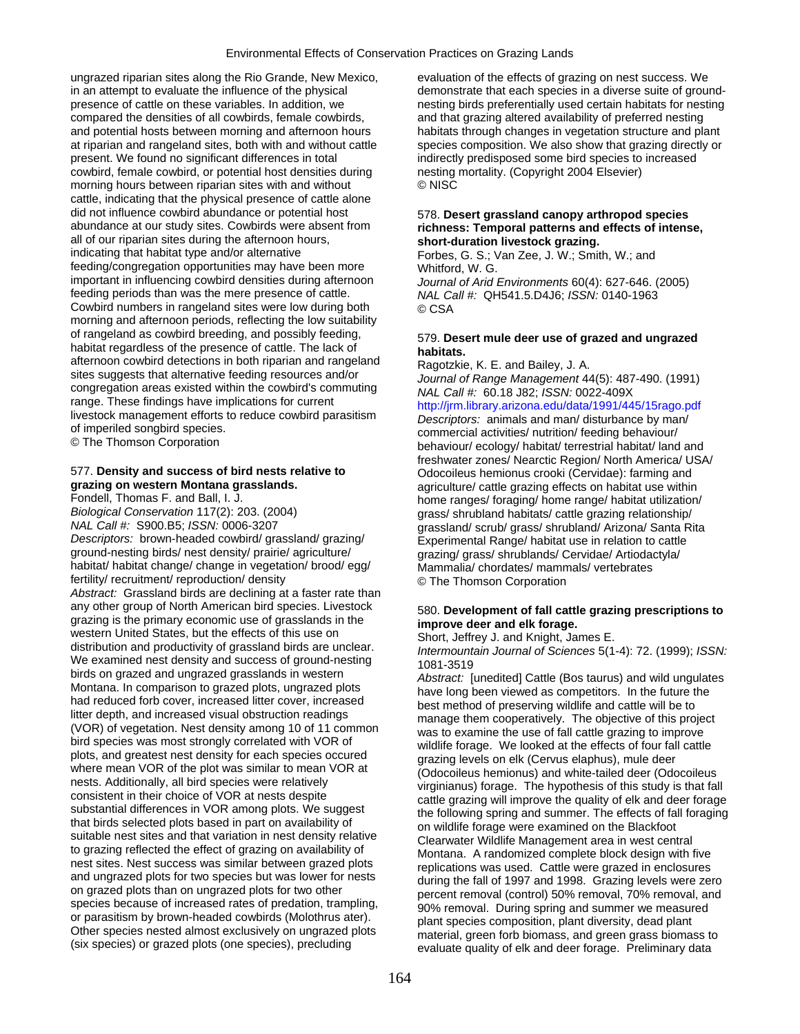ungrazed riparian sites along the Rio Grande, New Mexico, in an attempt to evaluate the influence of the physical presence of cattle on these variables. In addition, we compared the densities of all cowbirds, female cowbirds, and potential hosts between morning and afternoon hours at riparian and rangeland sites, both with and without cattle present. We found no significant differences in total cowbird, female cowbird, or potential host densities during morning hours between riparian sites with and without cattle, indicating that the physical presence of cattle alone did not influence cowbird abundance or potential host abundance at our study sites. Cowbirds were absent from all of our riparian sites during the afternoon hours, indicating that habitat type and/or alternative feeding/congregation opportunities may have been more important in influencing cowbird densities during afternoon feeding periods than was the mere presence of cattle. Cowbird numbers in rangeland sites were low during both morning and afternoon periods, reflecting the low suitability of rangeland as cowbird breeding, and possibly feeding, habitat regardless of the presence of cattle. The lack of afternoon cowbird detections in both riparian and rangeland sites suggests that alternative feeding resources and/or congregation areas existed within the cowbird's commuting range. These findings have implications for current livestock management efforts to reduce cowbird parasitism of imperiled songbird species.
© The Thomson Corporation

577. **Density and success of bird nests relative to grazing on western Montana grasslands.**
Fondell, Thomas F. and Ball, I. J.
*Biological Conservation* 117(2): 203. (2004)
*NAL Call #:* S900.B5; *ISSN:* 0006-3207
*Descriptors:* brown-headed cowbird/ grassland/ grazing/ ground-nesting birds/ nest density/ prairie/ agriculture/ habitat/ habitat change/ change in vegetation/ brood/ egg/ fertility/ recruitment/ reproduction/ density
*Abstract:* Grassland birds are declining at a faster rate than any other group of North American bird species. Livestock grazing is the primary economic use of grasslands in the western United States, but the effects of this use on distribution and productivity of grassland birds are unclear. We examined nest density and success of ground-nesting birds on grazed and ungrazed grasslands in western Montana. In comparison to grazed plots, ungrazed plots had reduced forb cover, increased litter cover, increased litter depth, and increased visual obstruction readings (VOR) of vegetation. Nest density among 10 of 11 common bird species was most strongly correlated with VOR of plots, and greatest nest density for each species occured where mean VOR of the plot was similar to mean VOR at nests. Additionally, all bird species were relatively consistent in their choice of VOR at nests despite substantial differences in VOR among plots. We suggest that birds selected plots based in part on availability of suitable nest sites and that variation in nest density relative to grazing reflected the effect of grazing on availability of nest sites. Nest success was similar between grazed plots and ungrazed plots for two species but was lower for nests on grazed plots than on ungrazed plots for two other species because of increased rates of predation, trampling, or parasitism by brown-headed cowbirds (Molothrus ater). Other species nested almost exclusively on ungrazed plots (six species) or grazed plots (one species), precluding evaluation of the effects of grazing on nest success. We demonstrate that each species in a diverse suite of ground-nesting birds preferentially used certain habitats for nesting and that grazing altered availability of preferred nesting habitats through changes in vegetation structure and plant species composition. We also show that grazing directly or indirectly predisposed some bird species to increased nesting mortality. (Copyright 2004 Elsevier)
© NISC

578. **Desert grassland canopy arthropod species richness: Temporal patterns and effects of intense, short-duration livestock grazing.**
Forbes, G. S.; Van Zee, J. W.; Smith, W.; and Whitford, W. G.
*Journal of Arid Environments* 60(4): 627-646. (2005)
*NAL Call #:* QH541.5.D4J6; *ISSN:* 0140-1963
© CSA

579. **Desert mule deer use of grazed and ungrazed habitats.**
Ragotzkie, K. E. and Bailey, J. A.
*Journal of Range Management* 44(5): 487-490. (1991)
*NAL Call #:* 60.18 J82; *ISSN:* 0022-409X
http://jrm.library.arizona.edu/data/1991/445/15rago.pdf
*Descriptors:* animals and man/ disturbance by man/ commercial activities/ nutrition/ feeding behaviour/ behaviour/ ecology/ habitat/ terrestrial habitat/ land and freshwater zones/ Nearctic Region/ North America/ USA/ Odocoileus hemionus crooki (Cervidae): farming and agriculture/ cattle grazing effects on habitat use within home ranges/ foraging/ home range/ habitat utilization/ grass/ shrubland habitats/ cattle grazing relationship/ grassland/ scrub/ grass/ shrubland/ Arizona/ Santa Rita Experimental Range/ habitat use in relation to cattle grazing/ grass/ shrublands/ Cervidae/ Artiodactyla/ Mammalia/ chordates/ mammals/ vertebrates
© The Thomson Corporation

580. **Development of fall cattle grazing prescriptions to improve deer and elk forage.**
Short, Jeffrey J. and Knight, James E.
*Intermountain Journal of Sciences* 5(1-4): 72. (1999); *ISSN:* 1081-3519
*Abstract:* [unedited] Cattle (Bos taurus) and wild ungulates have long been viewed as competitors. In the future the best method of preserving wildlife and cattle will be to manage them cooperatively. The objective of this project was to examine the use of fall cattle grazing to improve wildlife forage. We looked at the effects of four fall cattle grazing levels on elk (Cervus elaphus), mule deer (Odocoileus hemionus) and white-tailed deer (Odocoileus virginianus) forage. The hypothesis of this study is that fall cattle grazing will improve the quality of elk and deer forage the following spring and summer. The effects of fall foraging on wildlife forage were examined on the Blackfoot Clearwater Wildlife Management area in west central Montana. A randomized complete block design with five replications was used. Cattle were grazed in enclosures during the fall of 1997 and 1998. Grazing levels were zero percent removal (control) 50% removal, 70% removal, and 90% removal. During spring and summer we measured plant species composition, plant diversity, dead plant material, green forb biomass, and green grass biomass to evaluate quality of elk and deer forage. Preliminary data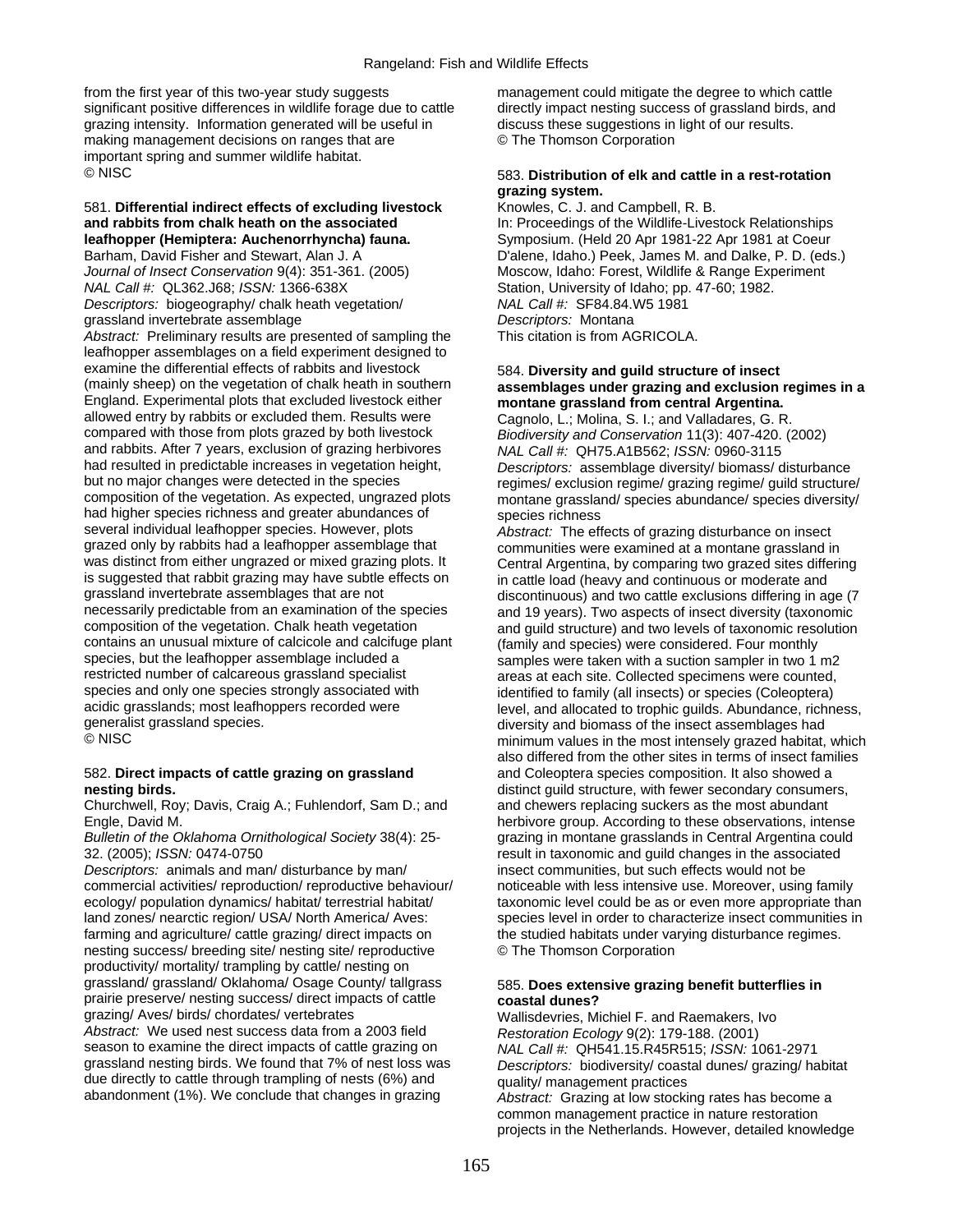from the first year of this two-year study suggests significant positive differences in wildlife forage due to cattle grazing intensity. Information generated will be useful in making management decisions on ranges that are important spring and summer wildlife habitat.
© NISC

581. **Differential indirect effects of excluding livestock and rabbits from chalk heath on the associated leafhopper (Hemiptera: Auchenorrhyncha) fauna.**
Barham, David Fisher and Stewart, Alan J. A
*Journal of Insect Conservation* 9(4): 351-361. (2005)
*NAL Call #:* QL362.J68; *ISSN:* 1366-638X
*Descriptors:* biogeography/ chalk heath vegetation/ grassland invertebrate assemblage
*Abstract:* Preliminary results are presented of sampling the leafhopper assemblages on a field experiment designed to examine the differential effects of rabbits and livestock (mainly sheep) on the vegetation of chalk heath in southern England. Experimental plots that excluded livestock either allowed entry by rabbits or excluded them. Results were compared with those from plots grazed by both livestock and rabbits. After 7 years, exclusion of grazing herbivores had resulted in predictable increases in vegetation height, but no major changes were detected in the species composition of the vegetation. As expected, ungrazed plots had higher species richness and greater abundances of several individual leafhopper species. However, plots grazed only by rabbits had a leafhopper assemblage that was distinct from either ungrazed or mixed grazing plots. It is suggested that rabbit grazing may have subtle effects on grassland invertebrate assemblages that are not necessarily predictable from an examination of the species composition of the vegetation. Chalk heath vegetation contains an unusual mixture of calcicole and calcifuge plant species, but the leafhopper assemblage included a restricted number of calcareous grassland specialist species and only one species strongly associated with acidic grasslands; most leafhoppers recorded were generalist grassland species.
© NISC

582. **Direct impacts of cattle grazing on grassland nesting birds.**
Churchwell, Roy; Davis, Craig A.; Fuhlendorf, Sam D.; and Engle, David M.
*Bulletin of the Oklahoma Ornithological Society* 38(4): 25-32. (2005); *ISSN:* 0474-0750
*Descriptors:* animals and man/ disturbance by man/ commercial activities/ reproduction/ reproductive behaviour/ ecology/ population dynamics/ habitat/ terrestrial habitat/ land zones/ nearctic region/ USA/ North America/ Aves: farming and agriculture/ cattle grazing/ direct impacts on nesting success/ breeding site/ nesting site/ reproductive productivity/ mortality/ trampling by cattle/ nesting on grassland/ grassland/ Oklahoma/ Osage County/ tallgrass prairie preserve/ nesting success/ direct impacts of cattle grazing/ Aves/ birds/ chordates/ vertebrates
*Abstract:* We used nest success data from a 2003 field season to examine the direct impacts of cattle grazing on grassland nesting birds. We found that 7% of nest loss was due directly to cattle through trampling of nests (6%) and abandonment (1%). We conclude that changes in grazing management could mitigate the degree to which cattle directly impact nesting success of grassland birds, and discuss these suggestions in light of our results.
© The Thomson Corporation

583. **Distribution of elk and cattle in a rest-rotation grazing system.**
Knowles, C. J. and Campbell, R. B.
In: Proceedings of the Wildlife-Livestock Relationships Symposium. (Held 20 Apr 1981-22 Apr 1981 at Coeur D'alene, Idaho.) Peek, James M. and Dalke, P. D. (eds.) Moscow, Idaho: Forest, Wildlife & Range Experiment Station, University of Idaho; pp. 47-60; 1982.
*NAL Call #:* SF84.84.W5 1981
*Descriptors:* Montana
This citation is from AGRICOLA.

584. **Diversity and guild structure of insect assemblages under grazing and exclusion regimes in a montane grassland from central Argentina.**
Cagnolo, L.; Molina, S. I.; and Valladares, G. R.
*Biodiversity and Conservation* 11(3): 407-420. (2002)
*NAL Call #:* QH75.A1B562; *ISSN:* 0960-3115
*Descriptors:* assemblage diversity/ biomass/ disturbance regimes/ exclusion regime/ grazing regime/ guild structure/ montane grassland/ species abundance/ species diversity/ species richness
*Abstract:* The effects of grazing disturbance on insect communities were examined at a montane grassland in Central Argentina, by comparing two grazed sites differing in cattle load (heavy and continuous or moderate and discontinuous) and two cattle exclusions differing in age (7 and 19 years). Two aspects of insect diversity (taxonomic and guild structure) and two levels of taxonomic resolution (family and species) were considered. Four monthly samples were taken with a suction sampler in two 1 m2 areas at each site. Collected specimens were counted, identified to family (all insects) or species (Coleoptera) level, and allocated to trophic guilds. Abundance, richness, diversity and biomass of the insect assemblages had minimum values in the most intensely grazed habitat, which also differed from the other sites in terms of insect families and Coleoptera species composition. It also showed a distinct guild structure, with fewer secondary consumers, and chewers replacing suckers as the most abundant herbivore group. According to these observations, intense grazing in montane grasslands in Central Argentina could result in taxonomic and guild changes in the associated insect communities, but such effects would not be noticeable with less intensive use. Moreover, using family taxonomic level could be as or even more appropriate than species level in order to characterize insect communities in the studied habitats under varying disturbance regimes.
© The Thomson Corporation

585. **Does extensive grazing benefit butterflies in coastal dunes?**
Wallisdevries, Michiel F. and Raemakers, Ivo
*Restoration Ecology* 9(2): 179-188. (2001)
*NAL Call #:* QH541.15.R45R515; *ISSN:* 1061-2971
*Descriptors:* biodiversity/ coastal dunes/ grazing/ habitat quality/ management practices
*Abstract:* Grazing at low stocking rates has become a common management practice in nature restoration projects in the Netherlands. However, detailed knowledge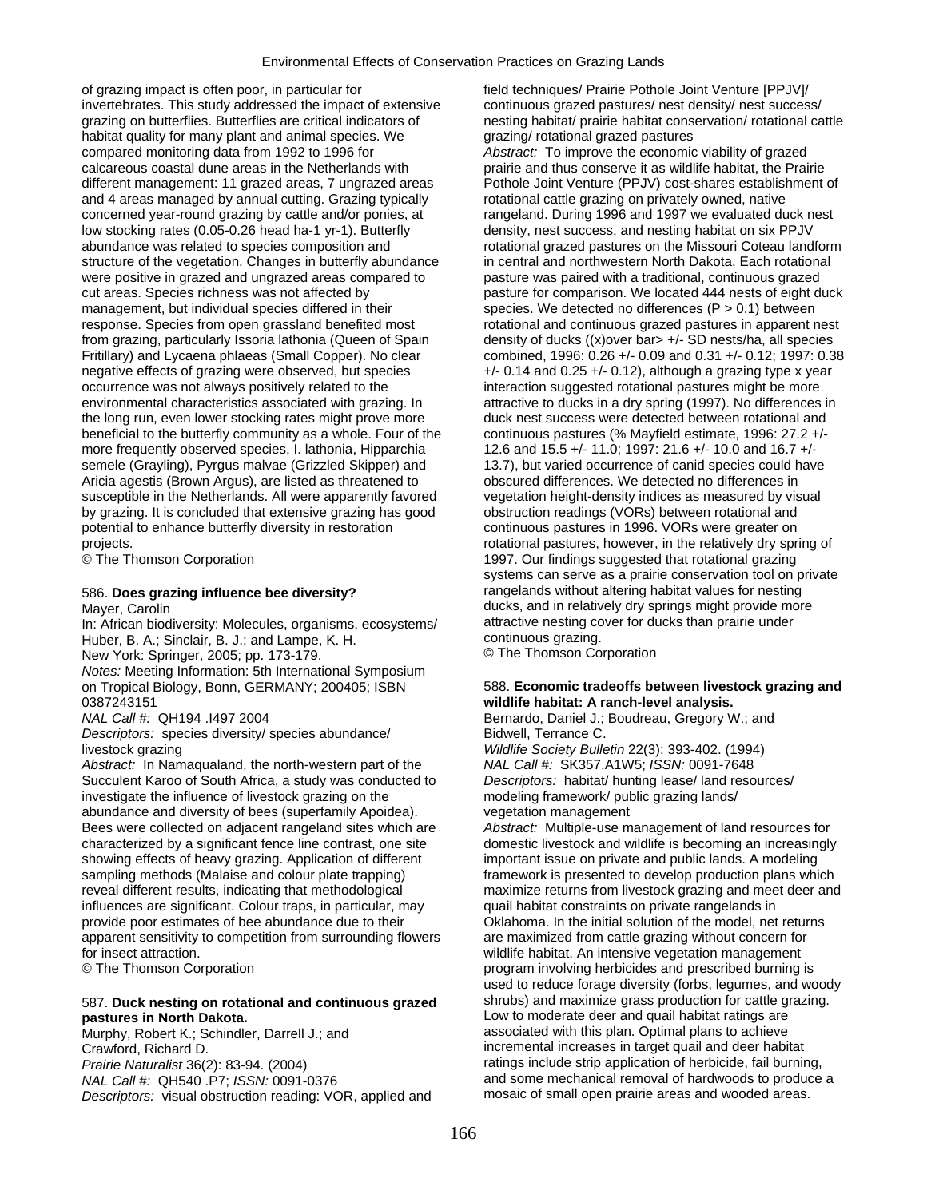of grazing impact is often poor, in particular for invertebrates. This study addressed the impact of extensive grazing on butterflies. Butterflies are critical indicators of habitat quality for many plant and animal species. We compared monitoring data from 1992 to 1996 for calcareous coastal dune areas in the Netherlands with different management: 11 grazed areas, 7 ungrazed areas and 4 areas managed by annual cutting. Grazing typically concerned year-round grazing by cattle and/or ponies, at low stocking rates (0.05-0.26 head ha-1 yr-1). Butterfly abundance was related to species composition and structure of the vegetation. Changes in butterfly abundance were positive in grazed and ungrazed areas compared to cut areas. Species richness was not affected by management, but individual species differed in their response. Species from open grassland benefited most from grazing, particularly Issoria lathonia (Queen of Spain Fritillary) and Lycaena phlaeas (Small Copper). No clear negative effects of grazing were observed, but species occurrence was not always positively related to the environmental characteristics associated with grazing. In the long run, even lower stocking rates might prove more beneficial to the butterfly community as a whole. Four of the more frequently observed species, I. lathonia, Hipparchia semele (Grayling), Pyrgus malvae (Grizzled Skipper) and Aricia agestis (Brown Argus), are listed as threatened to susceptible in the Netherlands. All were apparently favored by grazing. It is concluded that extensive grazing has good potential to enhance butterfly diversity in restoration projects.
© The Thomson Corporation

586. **Does grazing influence bee diversity?**
Mayer, Carolin
In: African biodiversity: Molecules, organisms, ecosystems/ Huber, B. A.; Sinclair, B. J.; and Lampe, K. H.
New York: Springer, 2005; pp. 173-179.
*Notes:* Meeting Information: 5th International Symposium on Tropical Biology, Bonn, GERMANY; 200405; ISBN 0387243151
*NAL Call #:* QH194 .I497 2004
*Descriptors:* species diversity/ species abundance/ livestock grazing
*Abstract:* In Namaqualand, the north-western part of the Succulent Karoo of South Africa, a study was conducted to investigate the influence of livestock grazing on the abundance and diversity of bees (superfamily Apoidea). Bees were collected on adjacent rangeland sites which are characterized by a significant fence line contrast, one site showing effects of heavy grazing. Application of different sampling methods (Malaise and colour plate trapping) reveal different results, indicating that methodological influences are significant. Colour traps, in particular, may provide poor estimates of bee abundance due to their apparent sensitivity to competition from surrounding flowers for insect attraction.
© The Thomson Corporation

587. **Duck nesting on rotational and continuous grazed pastures in North Dakota.**
Murphy, Robert K.; Schindler, Darrell J.; and Crawford, Richard D.
*Prairie Naturalist* 36(2): 83-94. (2004)
*NAL Call #:* QH540 .P7; *ISSN:* 0091-0376
*Descriptors:* visual obstruction reading: VOR, applied and field techniques/ Prairie Pothole Joint Venture [PPJV]/ continuous grazed pastures/ nest density/ nest success/ nesting habitat/ prairie habitat conservation/ rotational cattle grazing/ rotational grazed pastures
*Abstract:* To improve the economic viability of grazed prairie and thus conserve it as wildlife habitat, the Prairie Pothole Joint Venture (PPJV) cost-shares establishment of rotational cattle grazing on privately owned, native rangeland. During 1996 and 1997 we evaluated duck nest density, nest success, and nesting habitat on six PPJV rotational grazed pastures on the Missouri Coteau landform in central and northwestern North Dakota. Each rotational pasture was paired with a traditional, continuous grazed pasture for comparison. We located 444 nests of eight duck species. We detected no differences ($P > 0.1$) between rotational and continuous grazed pastures in apparent nest density of ducks ((x)over bar> +/- SD nests/ha, all species combined, 1996: 0.26 +/- 0.09 and 0.31 +/- 0.12; 1997: 0.38 +/- 0.14 and 0.25 +/- 0.12), although a grazing type x year interaction suggested rotational pastures might be more attractive to ducks in a dry spring (1997). No differences in duck nest success were detected between rotational and continuous pastures (% Mayfield estimate, 1996: 27.2 +/- 12.6 and 15.5 +/- 11.0; 1997: 21.6 +/- 10.0 and 16.7 +/- 13.7), but varied occurrence of canid species could have obscured differences. We detected no differences in vegetation height-density indices as measured by visual obstruction readings (VORs) between rotational and continuous pastures in 1996. VORs were greater on rotational pastures, however, in the relatively dry spring of 1997. Our findings suggested that rotational grazing systems can serve as a prairie conservation tool on private rangelands without altering habitat values for nesting ducks, and in relatively dry springs might provide more attractive nesting cover for ducks than prairie under continuous grazing.
© The Thomson Corporation

588. **Economic tradeoffs between livestock grazing and wildlife habitat: A ranch-level analysis.**
Bernardo, Daniel J.; Boudreau, Gregory W.; and Bidwell, Terrance C.
*Wildlife Society Bulletin* 22(3): 393-402. (1994)
*NAL Call #:* SK357.A1W5; *ISSN:* 0091-7648
*Descriptors:* habitat/ hunting lease/ land resources/ modeling framework/ public grazing lands/ vegetation management
*Abstract:* Multiple-use management of land resources for domestic livestock and wildlife is becoming an increasingly important issue on private and public lands. A modeling framework is presented to develop production plans which maximize returns from livestock grazing and meet deer and quail habitat constraints on private rangelands in Oklahoma. In the initial solution of the model, net returns are maximized from cattle grazing without concern for wildlife habitat. An intensive vegetation management program involving herbicides and prescribed burning is used to reduce forage diversity (forbs, legumes, and woody shrubs) and maximize grass production for cattle grazing. Low to moderate deer and quail habitat ratings are associated with this plan. Optimal plans to achieve incremental increases in target quail and deer habitat ratings include strip application of herbicide, fail burning, and some mechanical removal of hardwoods to produce a mosaic of small open prairie areas and wooded areas.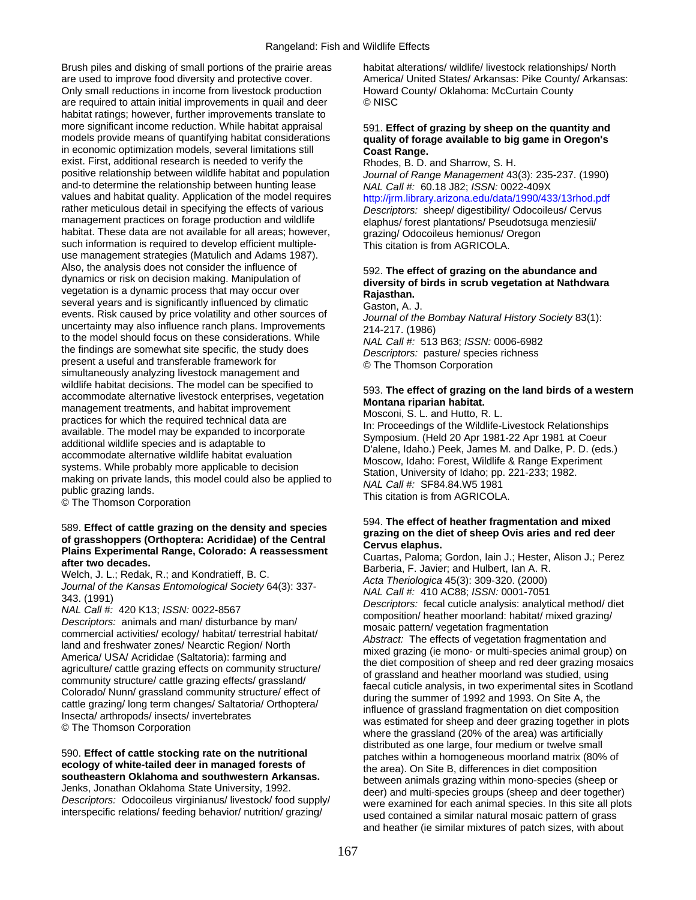Brush piles and disking of small portions of the prairie areas are used to improve food diversity and protective cover. Only small reductions in income from livestock production are required to attain initial improvements in quail and deer habitat ratings; however, further improvements translate to more significant income reduction. While habitat appraisal models provide means of quantifying habitat considerations in economic optimization models, several limitations still exist. First, additional research is needed to verify the positive relationship between wildlife habitat and population and-to determine the relationship between hunting lease values and habitat quality. Application of the model requires rather meticulous detail in specifying the effects of various management practices on forage production and wildlife habitat. These data are not available for all areas; however, such information is required to develop efficient multiple-use management strategies (Matulich and Adams 1987). Also, the analysis does not consider the influence of dynamics or risk on decision making. Manipulation of vegetation is a dynamic process that may occur over several years and is significantly influenced by climatic events. Risk caused by price volatility and other sources of uncertainty may also influence ranch plans. Improvements to the model should focus on these considerations. While the findings are somewhat site specific, the study does present a useful and transferable framework for simultaneously analyzing livestock management and wildlife habitat decisions. The model can be specified to accommodate alternative livestock enterprises, vegetation management treatments, and habitat improvement practices for which the required technical data are available. The model may be expanded to incorporate additional wildlife species and is adaptable to accommodate alternative wildlife habitat evaluation systems. While probably more applicable to decision making on private lands, this model could also be applied to public grazing lands.
© The Thomson Corporation

589. **Effect of cattle grazing on the density and species of grasshoppers (Orthoptera: Acrididae) of the Central Plains Experimental Range, Colorado: A reassessment after two decades.**
Welch, J. L.; Redak, R.; and Kondratieff, B. C.
*Journal of the Kansas Entomological Society* 64(3): 337-343. (1991)
*NAL Call #:* 420 K13; *ISSN:* 0022-8567
*Descriptors:* animals and man/ disturbance by man/ commercial activities/ ecology/ habitat/ terrestrial habitat/ land and freshwater zones/ Nearctic Region/ North America/ USA/ Acrididae (Saltatoria): farming and agriculture/ cattle grazing effects on community structure/ community structure/ cattle grazing effects/ grassland/ Colorado/ Nunn/ grassland community structure/ effect of cattle grazing/ long term changes/ Saltatoria/ Orthoptera/ Insecta/ arthropods/ insects/ invertebrates
© The Thomson Corporation

590. **Effect of cattle stocking rate on the nutritional ecology of white-tailed deer in managed forests of southeastern Oklahoma and southwestern Arkansas.**
Jenks, Jonathan Oklahoma State University, 1992.
*Descriptors:* Odocoileus virginianus/ livestock/ food supply/ interspecific relations/ feeding behavior/ nutrition/ grazing/ habitat alterations/ wildlife/ livestock relationships/ North America/ United States/ Arkansas: Pike County/ Arkansas: Howard County/ Oklahoma: McCurtain County
© NISC

591. **Effect of grazing by sheep on the quantity and quality of forage available to big game in Oregon's Coast Range.**
Rhodes, B. D. and Sharrow, S. H.
*Journal of Range Management* 43(3): 235-237. (1990)
*NAL Call #:* 60.18 J82; *ISSN:* 0022-409X
http://jrm.library.arizona.edu/data/1990/433/13rhod.pdf
*Descriptors:* sheep/ digestibility/ Odocoileus/ Cervus elaphus/ forest plantations/ Pseudotsuga menziesii/ grazing/ Odocoileus hemionus/ Oregon
This citation is from AGRICOLA.

592. **The effect of grazing on the abundance and diversity of birds in scrub vegetation at Nathdwara Rajasthan.**
Gaston, A. J.
*Journal of the Bombay Natural History Society* 83(1): 214-217. (1986)
*NAL Call #:* 513 B63; *ISSN:* 0006-6982
*Descriptors:* pasture/ species richness
© The Thomson Corporation

593. **The effect of grazing on the land birds of a western Montana riparian habitat.**
Mosconi, S. L. and Hutto, R. L.
In: Proceedings of the Wildlife-Livestock Relationships Symposium. (Held 20 Apr 1981-22 Apr 1981 at Coeur D'alene, Idaho.) Peek, James M. and Dalke, P. D. (eds.) Moscow, Idaho: Forest, Wildlife & Range Experiment Station, University of Idaho; pp. 221-233; 1982.
*NAL Call #:* SF84.84.W5 1981
This citation is from AGRICOLA.

594. **The effect of heather fragmentation and mixed grazing on the diet of sheep Ovis aries and red deer Cervus elaphus.**
Cuartas, Paloma; Gordon, Iain J.; Hester, Alison J.; Perez Barberia, F. Javier; and Hulbert, Ian A. R.
*Acta Theriologica* 45(3): 309-320. (2000)
*NAL Call #:* 410 AC88; *ISSN:* 0001-7051
*Descriptors:* fecal cuticle analysis: analytical method/ diet composition/ heather moorland: habitat/ mixed grazing/ mosaic pattern/ vegetation fragmentation
*Abstract:* The effects of vegetation fragmentation and mixed grazing (ie mono- or multi-species animal group) on the diet composition of sheep and red deer grazing mosaics of grassland and heather moorland was studied, using faecal cuticle analysis, in two experimental sites in Scotland during the summer of 1992 and 1993. On Site A, the influence of grassland fragmentation on diet composition was estimated for sheep and deer grazing together in plots where the grassland (20% of the area) was artificially distributed as one large, four medium or twelve small patches within a homogeneous moorland matrix (80% of the area). On Site B, differences in diet composition between animals grazing within mono-species (sheep or deer) and multi-species groups (sheep and deer together) were examined for each animal species. In this site all plots used contained a similar natural mosaic pattern of grass and heather (ie similar mixtures of patch sizes, with about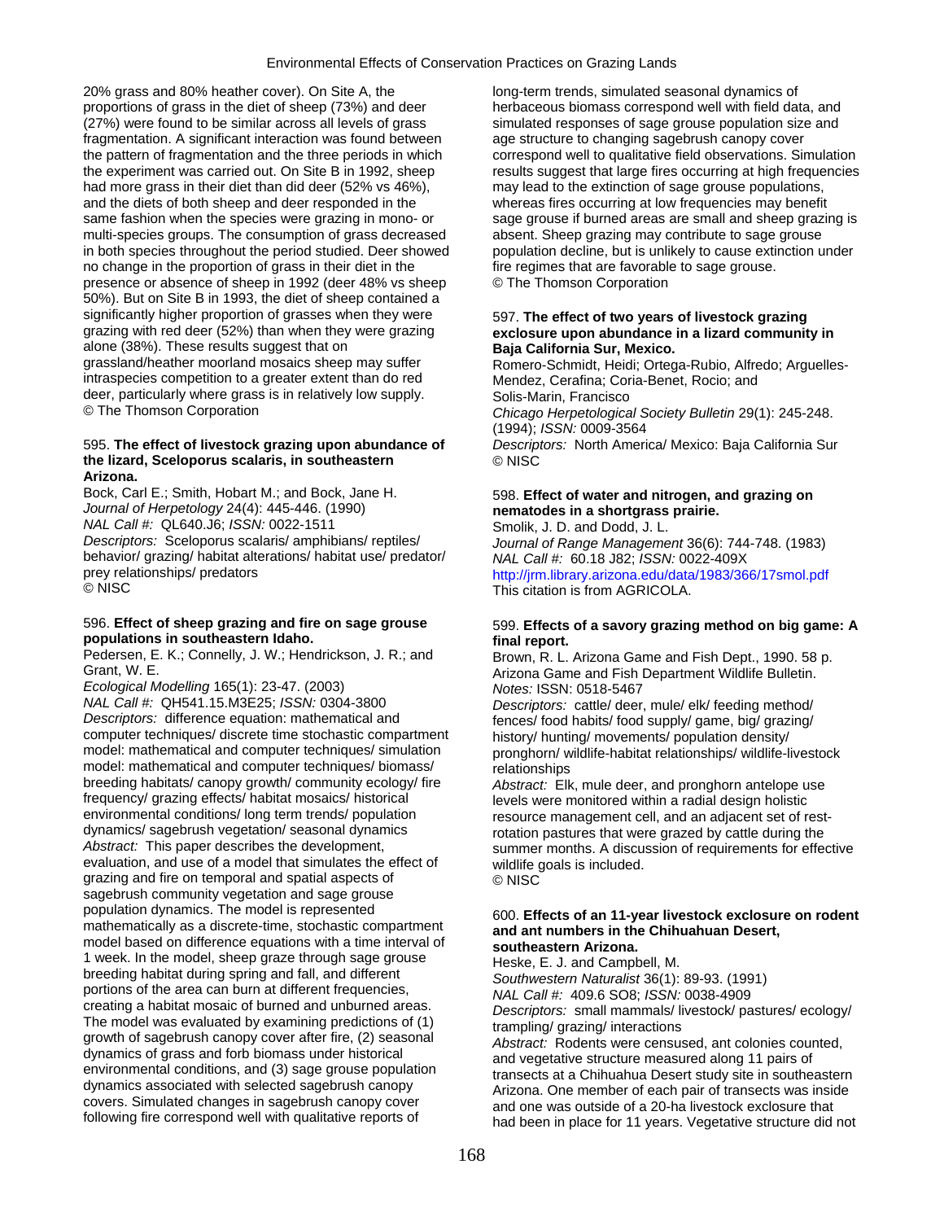20% grass and 80% heather cover). On Site A, the proportions of grass in the diet of sheep (73%) and deer (27%) were found to be similar across all levels of grass fragmentation. A significant interaction was found between the pattern of fragmentation and the three periods in which the experiment was carried out. On Site B in 1992, sheep had more grass in their diet than did deer (52% vs 46%), and the diets of both sheep and deer responded in the same fashion when the species were grazing in mono- or multi-species groups. The consumption of grass decreased in both species throughout the period studied. Deer showed no change in the proportion of grass in their diet in the presence or absence of sheep in 1992 (deer 48% vs sheep 50%). But on Site B in 1993, the diet of sheep contained a significantly higher proportion of grasses when they were grazing with red deer (52%) than when they were grazing alone (38%). These results suggest that on grassland/heather moorland mosaics sheep may suffer intraspecies competition to a greater extent than do red deer, particularly where grass is in relatively low supply.
© The Thomson Corporation

595. **The effect of livestock grazing upon abundance of the lizard, Sceloporus scalaris, in southeastern Arizona.**
Bock, Carl E.; Smith, Hobart M.; and Bock, Jane H.
*Journal of Herpetology* 24(4): 445-446. (1990)
*NAL Call #:* QL640.J6; *ISSN:* 0022-1511
*Descriptors:* Sceloporus scalaris/ amphibians/ reptiles/ behavior/ grazing/ habitat alterations/ habitat use/ predator/ prey relationships/ predators
© NISC

596. **Effect of sheep grazing and fire on sage grouse populations in southeastern Idaho.**
Pedersen, E. K.; Connelly, J. W.; Hendrickson, J. R.; and Grant, W. E.
*Ecological Modelling* 165(1): 23-47. (2003)
*NAL Call #:* QH541.15.M3E25; *ISSN:* 0304-3800
*Descriptors:* difference equation: mathematical and computer techniques/ discrete time stochastic compartment model: mathematical and computer techniques/ simulation model: mathematical and computer techniques/ biomass/ breeding habitats/ canopy growth/ community ecology/ fire frequency/ grazing effects/ habitat mosaics/ historical environmental conditions/ long term trends/ population dynamics/ sagebrush vegetation/ seasonal dynamics
*Abstract:* This paper describes the development, evaluation, and use of a model that simulates the effect of grazing and fire on temporal and spatial aspects of sagebrush community vegetation and sage grouse population dynamics. The model is represented mathematically as a discrete-time, stochastic compartment model based on difference equations with a time interval of 1 week. In the model, sheep graze through sage grouse breeding habitat during spring and fall, and different portions of the area can burn at different frequencies, creating a habitat mosaic of burned and unburned areas. The model was evaluated by examining predictions of (1) growth of sagebrush canopy cover after fire, (2) seasonal dynamics of grass and forb biomass under historical environmental conditions, and (3) sage grouse population dynamics associated with selected sagebrush canopy covers. Simulated changes in sagebrush canopy cover following fire correspond well with qualitative reports of long-term trends, simulated seasonal dynamics of herbaceous biomass correspond well with field data, and simulated responses of sage grouse population size and age structure to changing sagebrush canopy cover correspond well to qualitative field observations. Simulation results suggest that large fires occurring at high frequencies may lead to the extinction of sage grouse populations, whereas fires occurring at low frequencies may benefit sage grouse if burned areas are small and sheep grazing is absent. Sheep grazing may contribute to sage grouse population decline, but is unlikely to cause extinction under fire regimes that are favorable to sage grouse.
© The Thomson Corporation

597. **The effect of two years of livestock grazing exclosure upon abundance in a lizard community in Baja California Sur, Mexico.**
Romero-Schmidt, Heidi; Ortega-Rubio, Alfredo; Arguelles-Mendez, Cerafina; Coria-Benet, Rocio; and Solis-Marin, Francisco
*Chicago Herpetological Society Bulletin* 29(1): 245-248. (1994); *ISSN:* 0009-3564
*Descriptors:* North America/ Mexico: Baja California Sur
© NISC

598. **Effect of water and nitrogen, and grazing on nematodes in a shortgrass prairie.**
Smolik, J. D. and Dodd, J. L.
*Journal of Range Management* 36(6): 744-748. (1983)
*NAL Call #:* 60.18 J82; *ISSN:* 0022-409X
http://jrm.library.arizona.edu/data/1983/366/17smol.pdf
This citation is from AGRICOLA.

599. **Effects of a savory grazing method on big game: A final report.**
Brown, R. L. Arizona Game and Fish Dept., 1990. 58 p.
Arizona Game and Fish Department Wildlife Bulletin.
*Notes:* ISSN: 0518-5467
*Descriptors:* cattle/ deer, mule/ elk/ feeding method/ fences/ food habits/ food supply/ game, big/ grazing/ history/ hunting/ movements/ population density/ pronghorn/ wildlife-habitat relationships/ wildlife-livestock relationships
*Abstract:* Elk, mule deer, and pronghorn antelope use levels were monitored within a radial design holistic resource management cell, and an adjacent set of rest-rotation pastures that were grazed by cattle during the summer months. A discussion of requirements for effective wildlife goals is included.
© NISC

600. **Effects of an 11-year livestock exclosure on rodent and ant numbers in the Chihuahuan Desert, southeastern Arizona.**
Heske, E. J. and Campbell, M.
*Southwestern Naturalist* 36(1): 89-93. (1991)
*NAL Call #:* 409.6 SO8; *ISSN:* 0038-4909
*Descriptors:* small mammals/ livestock/ pastures/ ecology/ trampling/ grazing/ interactions
*Abstract:* Rodents were censused, ant colonies counted, and vegetative structure measured along 11 pairs of transects at a Chihuahua Desert study site in southeastern Arizona. One member of each pair of transects was inside and one was outside of a 20-ha livestock exclosure that had been in place for 11 years. Vegetative structure did not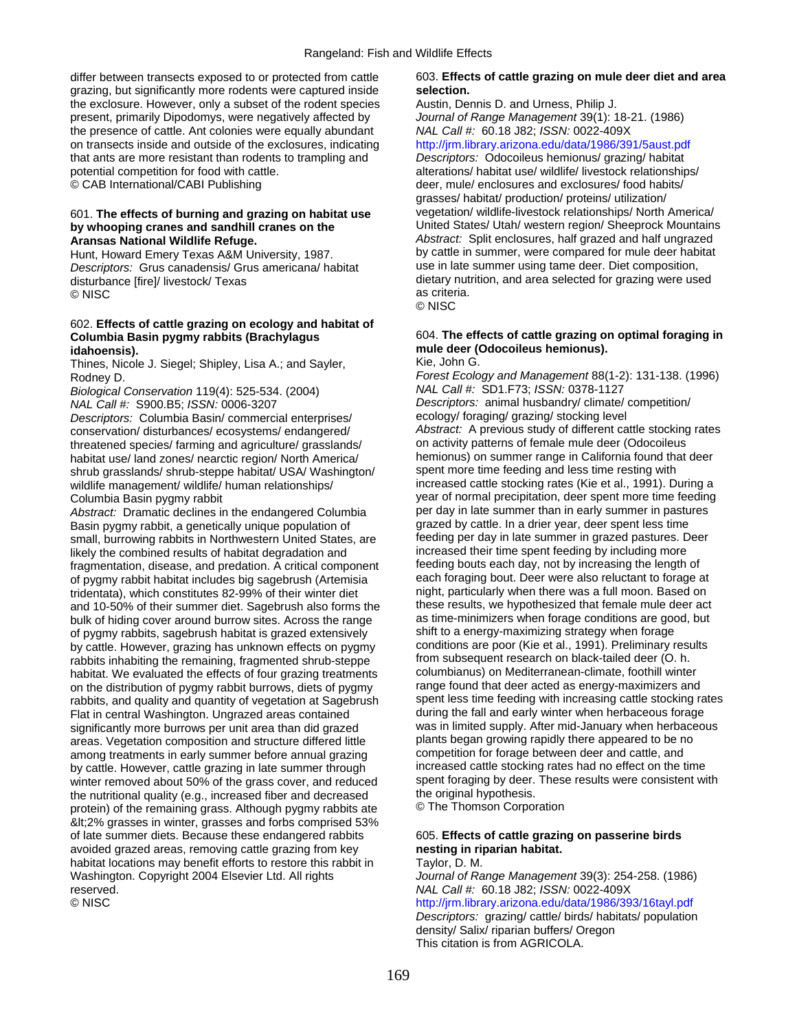differ between transects exposed to or protected from cattle grazing, but significantly more rodents were captured inside the exclosure. However, only a subset of the rodent species present, primarily Dipodomys, were negatively affected by the presence of cattle. Ant colonies were equally abundant on transects inside and outside of the exclosures, indicating that ants are more resistant than rodents to trampling and potential competition for food with cattle.
© CAB International/CABI Publishing

601. **The effects of burning and grazing on habitat use by whooping cranes and sandhill cranes on the Aransas National Wildlife Refuge.**
Hunt, Howard Emery Texas A&M University, 1987.
*Descriptors:* Grus canadensis/ Grus americana/ habitat disturbance [fire]/ livestock/ Texas
© NISC

602. **Effects of cattle grazing on ecology and habitat of Columbia Basin pygmy rabbits (Brachylagus idahoensis).**
Thines, Nicole J. Siegel; Shipley, Lisa A.; and Sayler, Rodney D.
*Biological Conservation* 119(4): 525-534. (2004)
*NAL Call #:* S900.B5; *ISSN:* 0006-3207
*Descriptors:* Columbia Basin/ commercial enterprises/ conservation/ disturbances/ ecosystems/ endangered/ threatened species/ farming and agriculture/ grasslands/ habitat use/ land zones/ nearctic region/ North America/ shrub grasslands/ shrub-steppe habitat/ USA/ Washington/ wildlife management/ wildlife/ human relationships/ Columbia Basin pygmy rabbit
*Abstract:* Dramatic declines in the endangered Columbia Basin pygmy rabbit, a genetically unique population of small, burrowing rabbits in Northwestern United States, are likely the combined results of habitat degradation and fragmentation, disease, and predation. A critical component of pygmy rabbit habitat includes big sagebrush (Artemisia tridentata), which constitutes 82-99% of their winter diet and 10-50% of their summer diet. Sagebrush also forms the bulk of hiding cover around burrow sites. Across the range of pygmy rabbits, sagebrush habitat is grazed extensively by cattle. However, grazing has unknown effects on pygmy rabbits inhabiting the remaining, fragmented shrub-steppe habitat. We evaluated the effects of four grazing treatments on the distribution of pygmy rabbit burrows, diets of pygmy rabbits, and quality and quantity of vegetation at Sagebrush Flat in central Washington. Ungrazed areas contained significantly more burrows per unit area than did grazed areas. Vegetation composition and structure differed little among treatments in early summer before annual grazing by cattle. However, cattle grazing in late summer through winter removed about 50% of the grass cover, and reduced the nutritional quality (e.g., increased fiber and decreased protein) of the remaining grass. Although pygmy rabbits ate &lt;2% grasses in winter, grasses and forbs comprised 53% of late summer diets. Because these endangered rabbits avoided grazed areas, removing cattle grazing from key habitat locations may benefit efforts to restore this rabbit in Washington. Copyright 2004 Elsevier Ltd. All rights reserved.
© NISC

603. **Effects of cattle grazing on mule deer diet and area selection.**
Austin, Dennis D. and Urness, Philip J.
*Journal of Range Management* 39(1): 18-21. (1986)
*NAL Call #:* 60.18 J82; *ISSN:* 0022-409X
http://jrm.library.arizona.edu/data/1986/391/5aust.pdf
*Descriptors:* Odocoileus hemionus/ grazing/ habitat alterations/ habitat use/ wildlife/ livestock relationships/ deer, mule/ enclosures and exclosures/ food habits/ grasses/ habitat/ production/ proteins/ utilization/ vegetation/ wildlife-livestock relationships/ North America/ United States/ Utah/ western region/ Sheeprock Mountains
*Abstract:* Split enclosures, half grazed and half ungrazed by cattle in summer, were compared for mule deer habitat use in late summer using tame deer. Diet composition, dietary nutrition, and area selected for grazing were used as criteria.
© NISC

604. **The effects of cattle grazing on optimal foraging in mule deer (Odocoileus hemionus).**
Kie, John G.
*Forest Ecology and Management* 88(1-2): 131-138. (1996)
*NAL Call #:* SD1.F73; *ISSN:* 0378-1127
*Descriptors:* animal husbandry/ climate/ competition/ ecology/ foraging/ grazing/ stocking level
*Abstract:* A previous study of different cattle stocking rates on activity patterns of female mule deer (Odocoileus hemionus) on summer range in California found that deer spent more time feeding and less time resting with increased cattle stocking rates (Kie et al., 1991). During a year of normal precipitation, deer spent more time feeding per day in late summer than in early summer in pastures grazed by cattle. In a drier year, deer spent less time feeding per day in late summer in grazed pastures. Deer increased their time spent feeding by including more feeding bouts each day, not by increasing the length of each foraging bout. Deer were also reluctant to forage at night, particularly when there was a full moon. Based on these results, we hypothesized that female mule deer act as time-minimizers when forage conditions are good, but shift to a energy-maximizing strategy when forage conditions are poor (Kie et al., 1991). Preliminary results from subsequent research on black-tailed deer (O. h. columbianus) on Mediterranean-climate, foothill winter range found that deer acted as energy-maximizers and spent less time feeding with increasing cattle stocking rates during the fall and early winter when herbaceous forage was in limited supply. After mid-January when herbaceous plants began growing rapidly there appeared to be no competition for forage between deer and cattle, and increased cattle stocking rates had no effect on the time spent foraging by deer. These results were consistent with the original hypothesis.
© The Thomson Corporation

605. **Effects of cattle grazing on passerine birds nesting in riparian habitat.**
Taylor, D. M.
*Journal of Range Management* 39(3): 254-258. (1986)
*NAL Call #:* 60.18 J82; *ISSN:* 0022-409X
http://jrm.library.arizona.edu/data/1986/393/16tayl.pdf
*Descriptors:* grazing/ cattle/ birds/ habitats/ population density/ Salix/ riparian buffers/ Oregon
This citation is from AGRICOLA.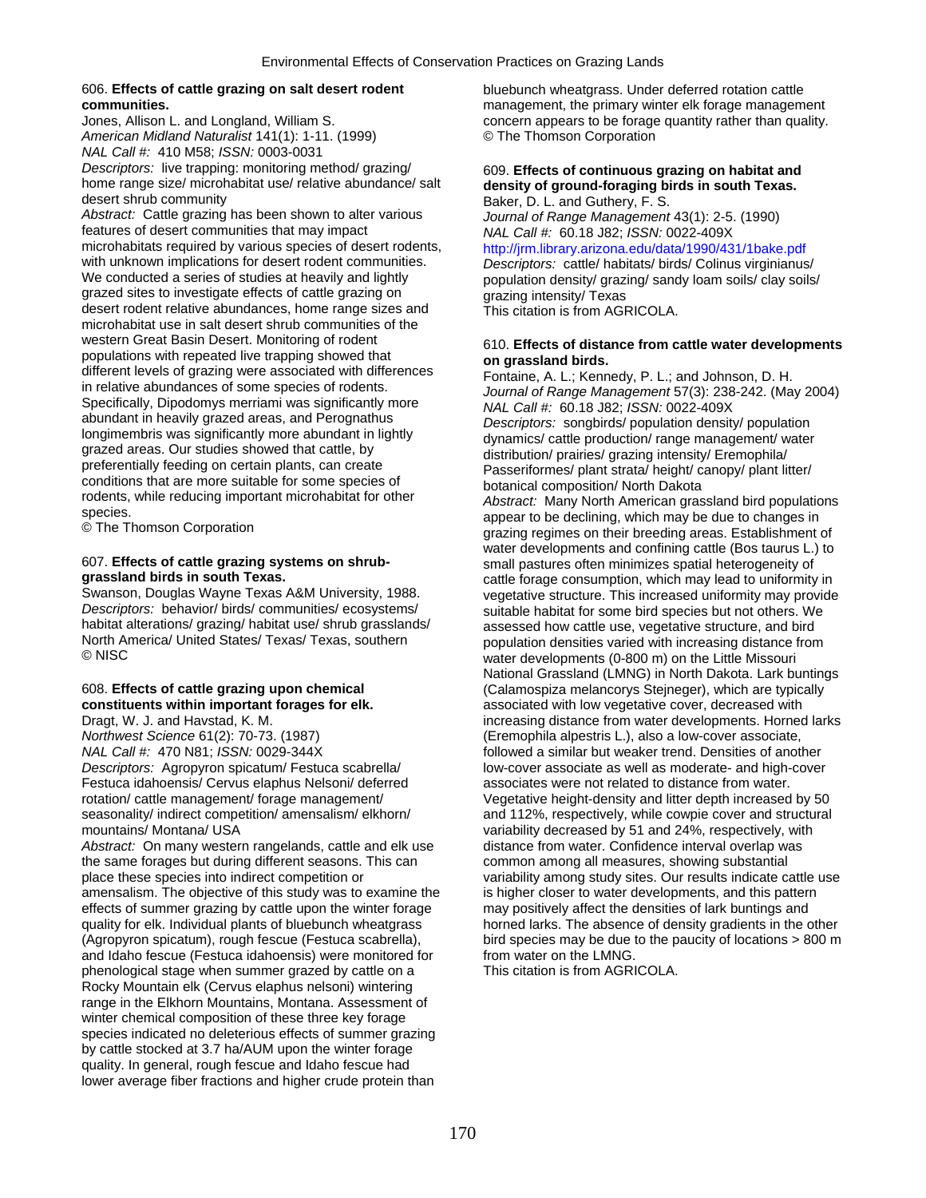606. **Effects of cattle grazing on salt desert rodent communities.**
Jones, Allison L. and Longland, William S.
*American Midland Naturalist* 141(1): 1-11. (1999)
*NAL Call #:* 410 M58; *ISSN:* 0003-0031
*Descriptors:* live trapping: monitoring method/ grazing/ home range size/ microhabitat use/ relative abundance/ salt desert shrub community
*Abstract:* Cattle grazing has been shown to alter various features of desert communities that may impact microhabitats required by various species of desert rodents, with unknown implications for desert rodent communities. We conducted a series of studies at heavily and lightly grazed sites to investigate effects of cattle grazing on desert rodent relative abundances, home range sizes and microhabitat use in salt desert shrub communities of the western Great Basin Desert. Monitoring of rodent populations with repeated live trapping showed that different levels of grazing were associated with differences in relative abundances of some species of rodents. Specifically, Dipodomys merriami was significantly more abundant in heavily grazed areas, and Perognathus longimembris was significantly more abundant in lightly grazed areas. Our studies showed that cattle, by preferentially feeding on certain plants, can create conditions that are more suitable for some species of rodents, while reducing important microhabitat for other species.
© The Thomson Corporation

607. **Effects of cattle grazing systems on shrub-grassland birds in south Texas.**
Swanson, Douglas Wayne Texas A&M University, 1988.
*Descriptors:* behavior/ birds/ communities/ ecosystems/ habitat alterations/ grazing/ habitat use/ shrub grasslands/ North America/ United States/ Texas/ Texas, southern
© NISC

608. **Effects of cattle grazing upon chemical constituents within important forages for elk.**
Dragt, W. J. and Havstad, K. M.
*Northwest Science* 61(2): 70-73. (1987)
*NAL Call #:* 470 N81; *ISSN:* 0029-344X
*Descriptors:* Agropyron spicatum/ Festuca scabrella/ Festuca idahoensis/ Cervus elaphus Nelsoni/ deferred rotation/ cattle management/ forage management/ seasonality/ indirect competition/ amensalism/ elkhorn/ mountains/ Montana/ USA
*Abstract:* On many western rangelands, cattle and elk use the same forages but during different seasons. This can place these species into indirect competition or amensalism. The objective of this study was to examine the effects of summer grazing by cattle upon the winter forage quality for elk. Individual plants of bluebunch wheatgrass (Agropyron spicatum), rough fescue (Festuca scabrella), and Idaho fescue (Festuca idahoensis) were monitored for phenological stage when summer grazed by cattle on a Rocky Mountain elk (Cervus elaphus nelsoni) wintering range in the Elkhorn Mountains, Montana. Assessment of winter chemical composition of these three key forage species indicated no deleterious effects of summer grazing by cattle stocked at 3.7 ha/AUM upon the winter forage quality. In general, rough fescue and Idaho fescue had lower average fiber fractions and higher crude protein than bluebunch wheatgrass. Under deferred rotation cattle management, the primary winter elk forage management concern appears to be forage quantity rather than quality.
© The Thomson Corporation

609. **Effects of continuous grazing on habitat and density of ground-foraging birds in south Texas.**
Baker, D. L. and Guthery, F. S.
*Journal of Range Management* 43(1): 2-5. (1990)
*NAL Call #:* 60.18 J82; *ISSN:* 0022-409X
http://jrm.library.arizona.edu/data/1990/431/1bake.pdf
*Descriptors:* cattle/ habitats/ birds/ Colinus virginianus/ population density/ grazing/ sandy loam soils/ clay soils/ grazing intensity/ Texas
This citation is from AGRICOLA.

610. **Effects of distance from cattle water developments on grassland birds.**
Fontaine, A. L.; Kennedy, P. L.; and Johnson, D. H.
*Journal of Range Management* 57(3): 238-242. (May 2004)
*NAL Call #:* 60.18 J82; *ISSN:* 0022-409X
*Descriptors:* songbirds/ population density/ population dynamics/ cattle production/ range management/ water distribution/ prairies/ grazing intensity/ Eremophila/ Passeriformes/ plant strata/ height/ canopy/ plant litter/ botanical composition/ North Dakota
*Abstract:* Many North American grassland bird populations appear to be declining, which may be due to changes in grazing regimes on their breeding areas. Establishment of water developments and confining cattle (Bos taurus L.) to small pastures often minimizes spatial heterogeneity of cattle forage consumption, which may lead to uniformity in vegetative structure. This increased uniformity may provide suitable habitat for some bird species but not others. We assessed how cattle use, vegetative structure, and bird population densities varied with increasing distance from water developments (0-800 m) on the Little Missouri National Grassland (LMNG) in North Dakota. Lark buntings (Calamospiza melancorys Stejneger), which are typically associated with low vegetative cover, decreased with increasing distance from water developments. Horned larks (Eremophila alpestris L.), also a low-cover associate, followed a similar but weaker trend. Densities of another low-cover associate as well as moderate- and high-cover associates were not related to distance from water. Vegetative height-density and litter depth increased by 50 and 112%, respectively, while cowpie cover and structural variability decreased by 51 and 24%, respectively, with distance from water. Confidence interval overlap was common among all measures, showing substantial variability among study sites. Our results indicate cattle use is higher closer to water developments, and this pattern may positively affect the densities of lark buntings and horned larks. The absence of density gradients in the other bird species may be due to the paucity of locations > 800 m from water on the LMNG.
This citation is from AGRICOLA.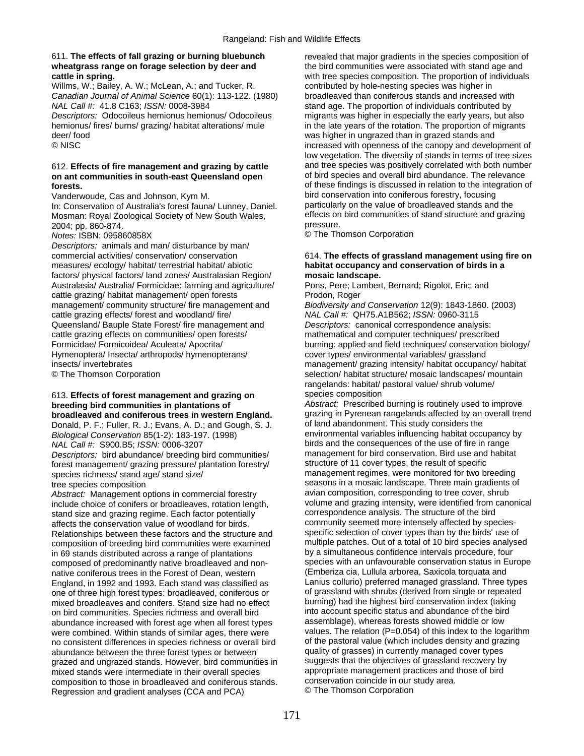611. **The effects of fall grazing or burning bluebunch wheatgrass range on forage selection by deer and cattle in spring.**
Willms, W.; Bailey, A. W.; McLean, A.; and Tucker, R.
*Canadian Journal of Animal Science* 60(1): 113-122. (1980)
*NAL Call #:* 41.8 C163; *ISSN:* 0008-3984
*Descriptors:* Odocoileus hemionus hemionus/ Odocoileus hemionus/ fires/ burns/ grazing/ habitat alterations/ mule deer/ food
© NISC

612. **Effects of fire management and grazing by cattle on ant communities in south-east Queensland open forests.**
Vanderwoude, Cas and Johnson, Kym M.
In: Conservation of Australia's forest fauna/ Lunney, Daniel. Mosman: Royal Zoological Society of New South Wales, 2004; pp. 860-874.
*Notes:* ISBN: 095860858X
*Descriptors:* animals and man/ disturbance by man/ commercial activities/ conservation/ conservation measures/ ecology/ habitat/ terrestrial habitat/ abiotic factors/ physical factors/ land zones/ Australasian Region/ Australasia/ Australia/ Formicidae: farming and agriculture/ cattle grazing/ habitat management/ open forests management/ community structure/ fire management and cattle grazing effects/ forest and woodland/ fire/ Queensland/ Bauple State Forest/ fire management and cattle grazing effects on communities/ open forests/ Formicidae/ Formicoidea/ Aculeata/ Apocrita/ Hymenoptera/ Insecta/ arthropods/ hymenopterans/ insects/ invertebrates
© The Thomson Corporation

613. **Effects of forest management and grazing on breeding bird communities in plantations of broadleaved and coniferous trees in western England.**
Donald, P. F.; Fuller, R. J.; Evans, A. D.; and Gough, S. J.
*Biological Conservation* 85(1-2): 183-197. (1998)
*NAL Call #:* S900.B5; *ISSN:* 0006-3207
*Descriptors:* bird abundance/ breeding bird communities/ forest management/ grazing pressure/ plantation forestry/ species richness/ stand age/ stand size/ tree species composition
*Abstract:* Management options in commercial forestry include choice of conifers or broadleaves, rotation length, stand size and grazing regime. Each factor potentially affects the conservation value of woodland for birds. Relationships between these factors and the structure and composition of breeding bird communities were examined in 69 stands distributed across a range of plantations composed of predominantly native broadleaved and non-native coniferous trees in the Forest of Dean, western England, in 1992 and 1993. Each stand was classified as one of three high forest types: broadleaved, coniferous or mixed broadleaves and conifers. Stand size had no effect on bird communities. Species richness and overall bird abundance increased with forest age when all forest types were combined. Within stands of similar ages, there were no consistent differences in species richness or overall bird abundance between the three forest types or between grazed and ungrazed stands. However, bird communities in mixed stands were intermediate in their overall species composition to those in broadleaved and coniferous stands. Regression and gradient analyses (CCA and PCA) revealed that major gradients in the species composition of the bird communities were associated with stand age and with tree species composition. The proportion of individuals contributed by hole-nesting species was higher in broadleaved than coniferous stands and increased with stand age. The proportion of individuals contributed by migrants was higher in especially the early years, but also in the late years of the rotation. The proportion of migrants was higher in ungrazed than in grazed stands and increased with openness of the canopy and development of low vegetation. The diversity of stands in terms of tree sizes and tree species was positively correlated with both number of bird species and overall bird abundance. The relevance of these findings is discussed in relation to the integration of bird conservation into coniferous forestry, focusing particularly on the value of broadleaved stands and the effects on bird communities of stand structure and grazing pressure.
© The Thomson Corporation

614. **The effects of grassland management using fire on habitat occupancy and conservation of birds in a mosaic landscape.**
Pons, Pere; Lambert, Bernard; Rigolot, Eric; and Prodon, Roger
*Biodiversity and Conservation* 12(9): 1843-1860. (2003)
*NAL Call #:* QH75.A1B562; *ISSN:* 0960-3115
*Descriptors:* canonical correspondence analysis: mathematical and computer techniques/ prescribed burning: applied and field techniques/ conservation biology/ cover types/ environmental variables/ grassland management/ grazing intensity/ habitat occupancy/ habitat selection/ habitat structure/ mosaic landscapes/ mountain rangelands: habitat/ pastoral value/ shrub volume/ species composition
*Abstract:* Prescribed burning is routinely used to improve grazing in Pyrenean rangelands affected by an overall trend of land abandonment. This study considers the environmental variables influencing habitat occupancy by birds and the consequences of the use of fire in range management for bird conservation. Bird use and habitat structure of 11 cover types, the result of specific management regimes, were monitored for two breeding seasons in a mosaic landscape. Three main gradients of avian composition, corresponding to tree cover, shrub volume and grazing intensity, were identified from canonical correspondence analysis. The structure of the bird community seemed more intensely affected by species-specific selection of cover types than by the birds' use of multiple patches. Out of a total of 10 bird species analysed by a simultaneous confidence intervals procedure, four species with an unfavourable conservation status in Europe (Emberiza cia, Lullula arborea, Saxicola torquata and Lanius collurio) preferred managed grassland. Three types of grassland with shrubs (derived from single or repeated burning) had the highest bird conservation index (taking into account specific status and abundance of the bird assemblage), whereas forests showed middle or low values. The relation ($P=0.054$) of this index to the logarithm of the pastoral value (which includes density and grazing quality of grasses) in currently managed cover types suggests that the objectives of grassland recovery by appropriate management practices and those of bird conservation coincide in our study area.
© The Thomson Corporation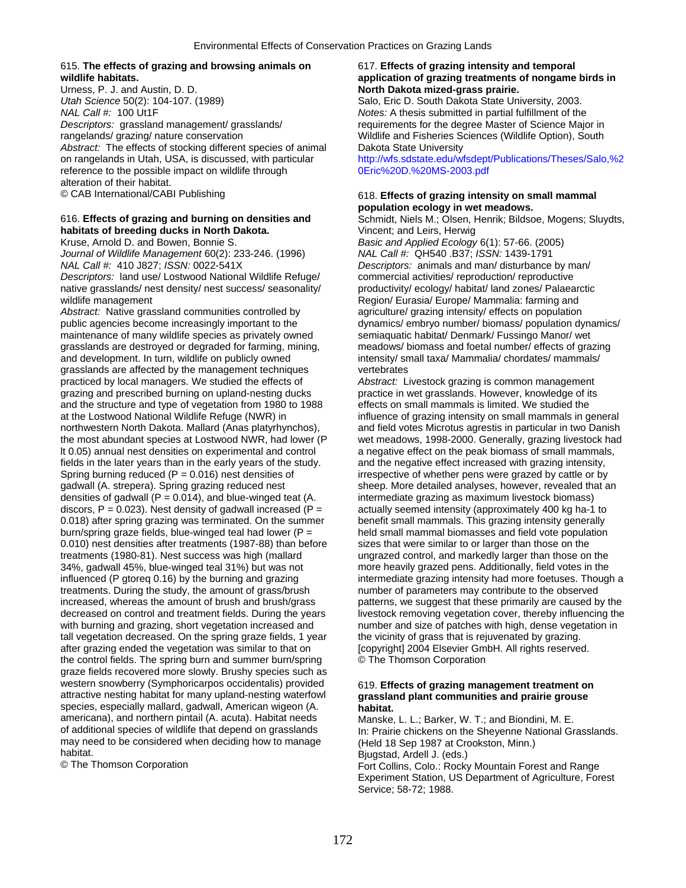615. **The effects of grazing and browsing animals on wildlife habitats.**
Urness, P. J. and Austin, D. D.
*Utah Science* 50(2): 104-107. (1989)
*NAL Call #:* 100 Ut1F
*Descriptors:* grassland management/ grasslands/ rangelands/ grazing/ nature conservation
*Abstract:* The effects of stocking different species of animal on rangelands in Utah, USA, is discussed, with particular reference to the possible impact on wildlife through alteration of their habitat.
© CAB International/CABI Publishing

616. **Effects of grazing and burning on densities and habitats of breeding ducks in North Dakota.**
Kruse, Arnold D. and Bowen, Bonnie S.
*Journal of Wildlife Management* 60(2): 233-246. (1996)
*NAL Call #:* 410 J827; *ISSN:* 0022-541X
*Descriptors:* land use/ Lostwood National Wildlife Refuge/ native grasslands/ nest density/ nest success/ seasonality/ wildlife management
*Abstract:* Native grassland communities controlled by public agencies become increasingly important to the maintenance of many wildlife species as privately owned grasslands are destroyed or degraded for farming, mining, and development. In turn, wildlife on publicly owned grasslands are affected by the management techniques practiced by local managers. We studied the effects of grazing and prescribed burning on upland-nesting ducks and the structure and type of vegetation from 1980 to 1988 at the Lostwood National Wildlife Refuge (NWR) in northwestern North Dakota. Mallard (Anas platyrhynchos), the most abundant species at Lostwood NWR, had lower (P lt 0.05) annual nest densities on experimental and control fields in the later years than in the early years of the study. Spring burning reduced (P = 0.016) nest densities of gadwall (A. strepera). Spring grazing reduced nest densities of gadwall (P = 0.014), and blue-winged teat (A. discors, P = 0.023). Nest density of gadwall increased (P = 0.018) after spring grazing was terminated. On the summer burn/spring graze fields, blue-winged teal had lower (P = 0.010) nest densities after treatments (1987-88) than before treatments (1980-81). Nest success was high (mallard 34%, gadwall 45%, blue-winged teal 31%) but was not influenced (P gtoreq 0.16) by the burning and grazing treatments. During the study, the amount of grass/brush increased, whereas the amount of brush and brush/grass decreased on control and treatment fields. During the years with burning and grazing, short vegetation increased and tall vegetation decreased. On the spring graze fields, 1 year after grazing ended the vegetation was similar to that on the control fields. The spring burn and summer burn/spring graze fields recovered more slowly. Brushy species such as western snowberry (Symphoricarpos occidentalis) provided attractive nesting habitat for many upland-nesting waterfowl species, especially mallard, gadwall, American wigeon (A. americana), and northern pintail (A. acuta). Habitat needs of additional species of wildlife that depend on grasslands may need to be considered when deciding how to manage habitat.
© The Thomson Corporation

617. **Effects of grazing intensity and temporal application of grazing treatments of nongame birds in North Dakota mized-grass prairie.**
Salo, Eric D. South Dakota State University, 2003.
*Notes:* A thesis submitted in partial fulfillment of the requirements for the degree Master of Science Major in Wildlife and Fisheries Sciences (Wildlife Option), South Dakota State University
http://wfs.sdstate.edu/wfsdept/Publications/Theses/Salo,%20Eric%20D.%20MS-2003.pdf

618. **Effects of grazing intensity on small mammal population ecology in wet meadows.**
Schmidt, Niels M.; Olsen, Henrik; Bildsoe, Mogens; Sluydts, Vincent; and Leirs, Herwig
*Basic and Applied Ecology* 6(1): 57-66. (2005)
*NAL Call #:* QH540 .B37; *ISSN:* 1439-1791
*Descriptors:* animals and man/ disturbance by man/ commercial activities/ reproduction/ reproductive productivity/ ecology/ habitat/ land zones/ Palaearctic Region/ Eurasia/ Europe/ Mammalia: farming and agriculture/ grazing intensity/ effects on population dynamics/ embryo number/ biomass/ population dynamics/ semiaquatic habitat/ Denmark/ Fussingo Manor/ wet meadows/ biomass and foetal number/ effects of grazing intensity/ small taxa/ Mammalia/ chordates/ mammals/ vertebrates
*Abstract:* Livestock grazing is common management practice in wet grasslands. However, knowledge of its effects on small mammals is limited. We studied the influence of grazing intensity on small mammals in general and field votes Microtus agrestis in particular in two Danish wet meadows, 1998-2000. Generally, grazing livestock had a negative effect on the peak biomass of small mammals, and the negative effect increased with grazing intensity, irrespective of whether pens were grazed by cattle or by sheep. More detailed analyses, however, revealed that an intermediate grazing as maximum livestock biomass) actually seemed intensity (approximately 400 kg ha-1 to benefit small mammals. This grazing intensity generally held small mammal biomasses and field vote population sizes that were similar to or larger than those on the ungrazed control, and markedly larger than those on the more heavily grazed pens. Additionally, field votes in the intermediate grazing intensity had more foetuses. Though a number of parameters may contribute to the observed patterns, we suggest that these primarily are caused by the livestock removing vegetation cover, thereby influencing the number and size of patches with high, dense vegetation in the vicinity of grass that is rejuvenated by grazing.
[copyright] 2004 Elsevier GmbH. All rights reserved.
© The Thomson Corporation

619. **Effects of grazing management treatment on grassland plant communities and prairie grouse habitat.**
Manske, L. L.; Barker, W. T.; and Biondini, M. E.
In: Prairie chickens on the Sheyenne National Grasslands. (Held 18 Sep 1987 at Crookston, Minn.)
Bjugstad, Ardell J. (eds.)
Fort Collins, Colo.: Rocky Mountain Forest and Range Experiment Station, US Department of Agriculture, Forest Service; 58-72; 1988.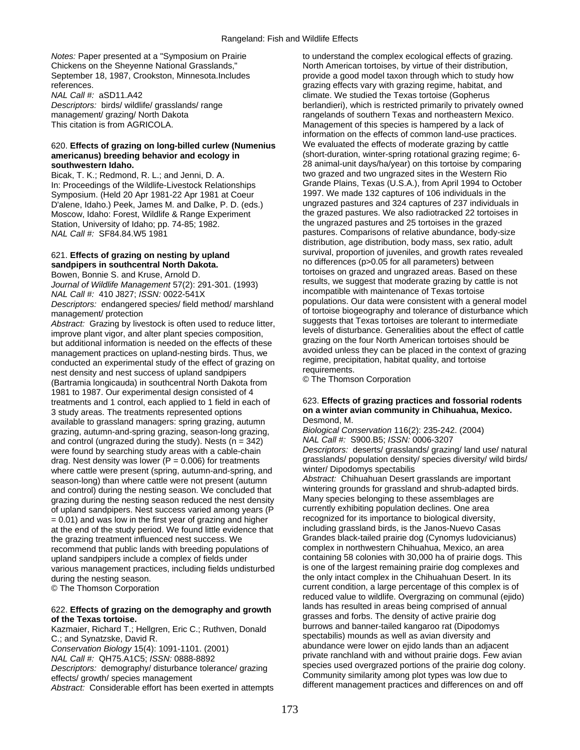*Notes:* Paper presented at a "Symposium on Prairie Chickens on the Sheyenne National Grasslands," September 18, 1987, Crookston, Minnesota.Includes references.
*NAL Call #:* aSD11.A42
*Descriptors:* birds/ wildlife/ grasslands/ range management/ grazing/ North Dakota
This citation is from AGRICOLA.

620. **Effects of grazing on long-billed curlew (Numenius americanus) breeding behavior and ecology in southwestern Idaho.**
Bicak, T. K.; Redmond, R. L.; and Jenni, D. A.
In: Proceedings of the Wildlife-Livestock Relationships Symposium. (Held 20 Apr 1981-22 Apr 1981 at Coeur D'alene, Idaho.) Peek, James M. and Dalke, P. D. (eds.) Moscow, Idaho: Forest, Wildlife & Range Experiment Station, University of Idaho; pp. 74-85; 1982.
*NAL Call #:* SF84.84.W5 1981

621. **Effects of grazing on nesting by upland sandpipers in southcentral North Dakota.**
Bowen, Bonnie S. and Kruse, Arnold D.
*Journal of Wildlife Management* 57(2): 291-301. (1993)
*NAL Call #:* 410 J827; *ISSN:* 0022-541X
*Descriptors:* endangered species/ field method/ marshland management/ protection
*Abstract:* Grazing by livestock is often used to reduce litter, improve plant vigor, and alter plant species composition, but additional information is needed on the effects of these management practices on upland-nesting birds. Thus, we conducted an experimental study of the effect of grazing on nest density and nest success of upland sandpipers (Bartramia longicauda) in southcentral North Dakota from 1981 to 1987. Our experimental design consisted of 4 treatments and 1 control, each applied to 1 field in each of 3 study areas. The treatments represented options available to grassland managers: spring grazing, autumn grazing, autumn-and-spring grazing, season-long grazing, and control (ungrazed during the study). Nests ($n = 342$) were found by searching study areas with a cable-chain drag. Nest density was lower ($P = 0.006$) for treatments where cattle were present (spring, autumn-and-spring, and season-long) than where cattle were not present (autumn and control) during the nesting season. We concluded that grazing during the nesting season reduced the nest density of upland sandpipers. Nest success varied among years ($P = 0.01$) and was low in the first year of grazing and higher at the end of the study period. We found little evidence that the grazing treatment influenced nest success. We recommend that public lands with breeding populations of upland sandpipers include a complex of fields under various management practices, including fields undisturbed during the nesting season.
© The Thomson Corporation

622. **Effects of grazing on the demography and growth of the Texas tortoise.**
Kazmaier, Richard T.; Hellgren, Eric C.; Ruthven, Donald C.; and Synatzske, David R.
*Conservation Biology* 15(4): 1091-1101. (2001)
*NAL Call #:* QH75.A1C5; *ISSN:* 0888-8892
*Descriptors:* demography/ disturbance tolerance/ grazing effects/ growth/ species management
*Abstract:* Considerable effort has been exerted in attempts to understand the complex ecological effects of grazing. North American tortoises, by virtue of their distribution, provide a good model taxon through which to study how grazing effects vary with grazing regime, habitat, and climate. We studied the Texas tortoise (Gopherus berlandieri), which is restricted primarily to privately owned rangelands of southern Texas and northeastern Mexico. Management of this species is hampered by a lack of information on the effects of common land-use practices. We evaluated the effects of moderate grazing by cattle (short-duration, winter-spring rotational grazing regime; 6-28 animal-unit days/ha/year) on this tortoise by comparing two grazed and two ungrazed sites in the Western Rio Grande Plains, Texas (U.S.A.), from April 1994 to October 1997. We made 132 captures of 106 individuals in the ungrazed pastures and 324 captures of 237 individuals in the grazed pastures. We also radiotracked 22 tortoises in the ungrazed pastures and 25 tortoises in the grazed pastures. Comparisons of relative abundance, body-size distribution, age distribution, body mass, sex ratio, adult survival, proportion of juveniles, and growth rates revealed no differences ($p>0.05$ for all parameters) between tortoises on grazed and ungrazed areas. Based on these results, we suggest that moderate grazing by cattle is not incompatible with maintenance of Texas tortoise populations. Our data were consistent with a general model of tortoise biogeography and tolerance of disturbance which suggests that Texas tortoises are tolerant to intermediate levels of disturbance. Generalities about the effect of cattle grazing on the four North American tortoises should be avoided unless they can be placed in the context of grazing regime, precipitation, habitat quality, and tortoise requirements.
© The Thomson Corporation

623. **Effects of grazing practices and fossorial rodents on a winter avian community in Chihuahua, Mexico.**
Desmond, M.
*Biological Conservation* 116(2): 235-242. (2004)
*NAL Call #:* S900.B5; *ISSN:* 0006-3207
*Descriptors:* deserts/ grasslands/ grazing/ land use/ natural grasslands/ population density/ species diversity/ wild birds/ winter/ Dipodomys spectabilis
*Abstract:* Chihuahuan Desert grasslands are important wintering grounds for grassland and shrub-adapted birds. Many species belonging to these assemblages are currently exhibiting population declines. One area recognized for its importance to biological diversity, including grassland birds, is the Janos-Nuevo Casas Grandes black-tailed prairie dog (Cynomys ludovicianus) complex in northwestern Chihuahua, Mexico, an area containing 58 colonies with 30,000 ha of prairie dogs. This is one of the largest remaining prairie dog complexes and the only intact complex in the Chihuahuan Desert. In its current condition, a large percentage of this complex is of reduced value to wildlife. Overgrazing on communal (ejido) lands has resulted in areas being comprised of annual grasses and forbs. The density of active prairie dog burrows and banner-tailed kangaroo rat (Dipodomys spectabilis) mounds as well as avian diversity and abundance were lower on ejido lands than an adjacent private ranchland with and without prairie dogs. Few avian species used overgrazed portions of the prairie dog colony. Community similarity among plot types was low due to different management practices and differences on and off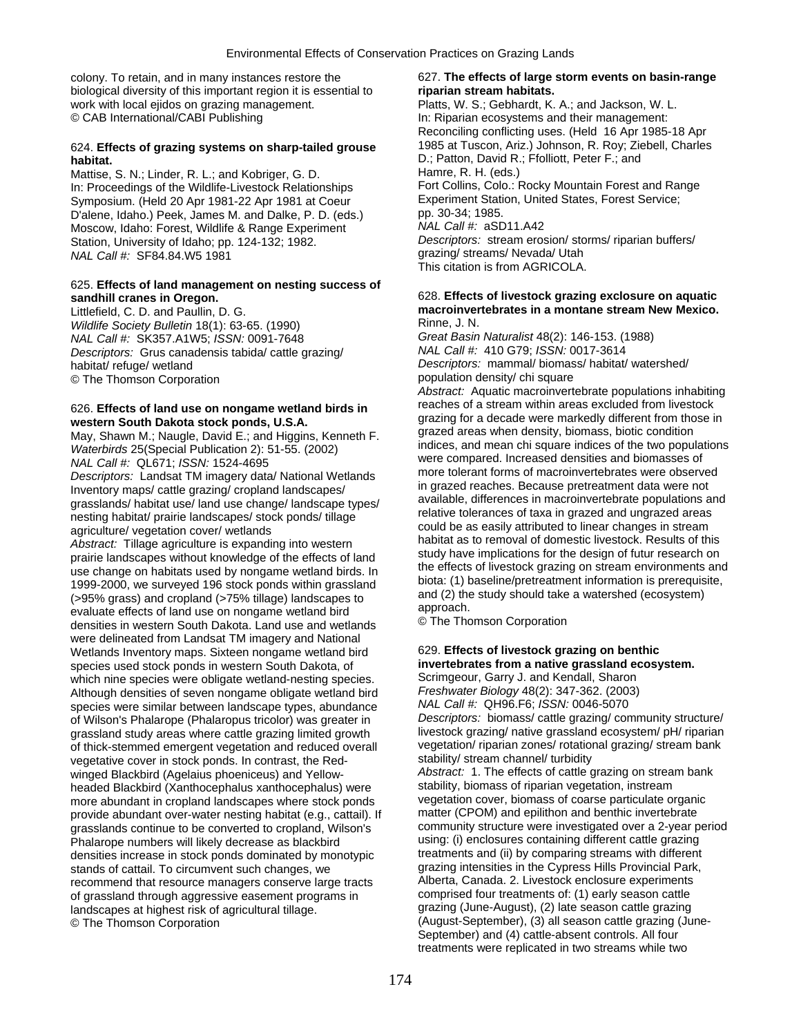colony. To retain, and in many instances restore the biological diversity of this important region it is essential to work with local ejidos on grazing management.
© CAB International/CABI Publishing

624. **Effects of grazing systems on sharp-tailed grouse habitat.**
Mattise, S. N.; Linder, R. L.; and Kobriger, G. D.
In: Proceedings of the Wildlife-Livestock Relationships Symposium. (Held 20 Apr 1981-22 Apr 1981 at Coeur D'alene, Idaho.) Peek, James M. and Dalke, P. D. (eds.) Moscow, Idaho: Forest, Wildlife & Range Experiment Station, University of Idaho; pp. 124-132; 1982.
*NAL Call #:* SF84.84.W5 1981

625. **Effects of land management on nesting success of sandhill cranes in Oregon.**
Littlefield, C. D. and Paullin, D. G.
*Wildlife Society Bulletin* 18(1): 63-65. (1990)
*NAL Call #:* SK357.A1W5; *ISSN:* 0091-7648
*Descriptors:* Grus canadensis tabida/ cattle grazing/ habitat/ refuge/ wetland
© The Thomson Corporation

626. **Effects of land use on nongame wetland birds in western South Dakota stock ponds, U.S.A.**
May, Shawn M.; Naugle, David E.; and Higgins, Kenneth F.
*Waterbirds* 25(Special Publication 2): 51-55. (2002)
*NAL Call #:* QL671; *ISSN:* 1524-4695
*Descriptors:* Landsat TM imagery data/ National Wetlands Inventory maps/ cattle grazing/ cropland landscapes/ grasslands/ habitat use/ land use change/ landscape types/ nesting habitat/ prairie landscapes/ stock ponds/ tillage agriculture/ vegetation cover/ wetlands
*Abstract:* Tillage agriculture is expanding into western prairie landscapes without knowledge of the effects of land use change on habitats used by nongame wetland birds. In 1999-2000, we surveyed 196 stock ponds within grassland (>95% grass) and cropland (>75% tillage) landscapes to evaluate effects of land use on nongame wetland bird densities in western South Dakota. Land use and wetlands were delineated from Landsat TM imagery and National Wetlands Inventory maps. Sixteen nongame wetland bird species used stock ponds in western South Dakota, of which nine species were obligate wetland-nesting species. Although densities of seven nongame obligate wetland bird species were similar between landscape types, abundance of Wilson's Phalarope (Phalaropus tricolor) was greater in grassland study areas where cattle grazing limited growth of thick-stemmed emergent vegetation and reduced overall vegetative cover in stock ponds. In contrast, the Red-winged Blackbird (Agelaius phoeniceus) and Yellow-headed Blackbird (Xanthocephalus xanthocephalus) were more abundant in cropland landscapes where stock ponds provide abundant over-water nesting habitat (e.g., cattail). If grasslands continue to be converted to cropland, Wilson's Phalarope numbers will likely decrease as blackbird densities increase in stock ponds dominated by monotypic stands of cattail. To circumvent such changes, we recommend that resource managers conserve large tracts of grassland through aggressive easement programs in landscapes at highest risk of agricultural tillage.
© The Thomson Corporation

627. **The effects of large storm events on basin-range riparian stream habitats.**
Platts, W. S.; Gebhardt, K. A.; and Jackson, W. L.
In: Riparian ecosystems and their management: Reconciling conflicting uses. (Held 16 Apr 1985-18 Apr 1985 at Tuscon, Ariz.) Johnson, R. Roy; Ziebell, Charles D.; Patton, David R.; Ffolliott, Peter F.; and Hamre, R. H. (eds.)
Fort Collins, Colo.: Rocky Mountain Forest and Range Experiment Station, United States, Forest Service; pp. 30-34; 1985.
*NAL Call #:* aSD11.A42
*Descriptors:* stream erosion/ storms/ riparian buffers/ grazing/ streams/ Nevada/ Utah
This citation is from AGRICOLA.

628. **Effects of livestock grazing exclosure on aquatic macroinvertebrates in a montane stream New Mexico.**
Rinne, J. N.
*Great Basin Naturalist* 48(2): 146-153. (1988)
*NAL Call #:* 410 G79; *ISSN:* 0017-3614
*Descriptors:* mammal/ biomass/ habitat/ watershed/ population density/ chi square
*Abstract:* Aquatic macroinvertebrate populations inhabiting reaches of a stream within areas excluded from livestock grazing for a decade were markedly different from those in grazed areas when density, biomass, biotic condition indices, and mean chi square indices of the two populations were compared. Increased densities and biomasses of more tolerant forms of macroinvertebrates were observed in grazed reaches. Because pretreatment data were not available, differences in macroinvertebrate populations and relative tolerances of taxa in grazed and ungrazed areas could be as easily attributed to linear changes in stream habitat as to removal of domestic livestock. Results of this study have implications for the design of futur research on the effects of livestock grazing on stream environments and biota: (1) baseline/pretreatment information is prerequisite, and (2) the study should take a watershed (ecosystem) approach.
© The Thomson Corporation

629. **Effects of livestock grazing on benthic invertebrates from a native grassland ecosystem.**
Scrimgeour, Garry J. and Kendall, Sharon
*Freshwater Biology* 48(2): 347-362. (2003)
*NAL Call #:* QH96.F6; *ISSN:* 0046-5070
*Descriptors:* biomass/ cattle grazing/ community structure/ livestock grazing/ native grassland ecosystem/ pH/ riparian vegetation/ riparian zones/ rotational grazing/ stream bank stability/ stream channel/ turbidity
*Abstract:* 1. The effects of cattle grazing on stream bank stability, biomass of riparian vegetation, instream vegetation cover, biomass of coarse particulate organic matter (CPOM) and epilithon and benthic invertebrate community structure were investigated over a 2-year period using: (i) enclosures containing different cattle grazing treatments and (ii) by comparing streams with different grazing intensities in the Cypress Hills Provincial Park, Alberta, Canada. 2. Livestock enclosure experiments comprised four treatments of: (1) early season cattle grazing (June-August), (2) late season cattle grazing (August-September), (3) all season cattle grazing (June-September) and (4) cattle-absent controls. All four treatments were replicated in two streams while two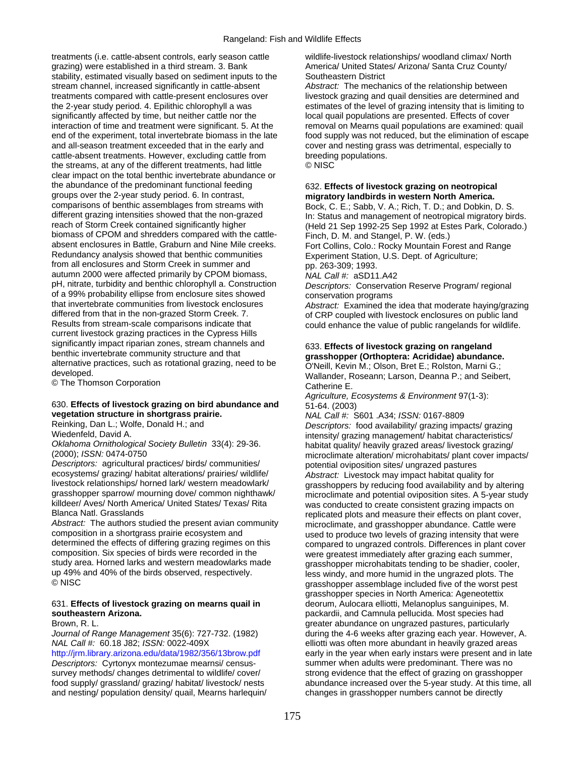treatments (i.e. cattle-absent controls, early season cattle grazing) were established in a third stream. 3. Bank stability, estimated visually based on sediment inputs to the stream channel, increased significantly in cattle-absent treatments compared with cattle-present enclosures over the 2-year study period. 4. Epilithic chlorophyll a was significantly affected by time, but neither cattle nor the interaction of time and treatment were significant. 5. At the end of the experiment, total invertebrate biomass in the late and all-season treatment exceeded that in the early and cattle-absent treatments. However, excluding cattle from the streams, at any of the different treatments, had little clear impact on the total benthic invertebrate abundance or the abundance of the predominant functional feeding groups over the 2-year study period. 6. In contrast, comparisons of benthic assemblages from streams with different grazing intensities showed that the non-grazed reach of Storm Creek contained significantly higher biomass of CPOM and shredders compared with the cattle-absent enclosures in Battle, Graburn and Nine Mile creeks. Redundancy analysis showed that benthic communities from all enclosures and Storm Creek in summer and autumn 2000 were affected primarily by CPOM biomass, pH, nitrate, turbidity and benthic chlorophyll a. Construction of a 99% probability ellipse from enclosure sites showed that invertebrate communities from livestock enclosures differed from that in the non-grazed Storm Creek. 7. Results from stream-scale comparisons indicate that current livestock grazing practices in the Cypress Hills significantly impact riparian zones, stream channels and benthic invertebrate community structure and that alternative practices, such as rotational grazing, need to be developed.
© The Thomson Corporation

630. **Effects of livestock grazing on bird abundance and vegetation structure in shortgrass prairie.**
Reinking, Dan L.; Wolfe, Donald H.; and Wiedenfeld, David A.
*Oklahoma Ornithological Society Bulletin* 33(4): 29-36. (2000); *ISSN:* 0474-0750
*Descriptors:* agricultural practices/ birds/ communities/ ecosystems/ grazing/ habitat alterations/ prairies/ wildlife/ livestock relationships/ horned lark/ western meadowlark/ grasshopper sparrow/ mourning dove/ common nighthawk/ killdeer/ Aves/ North America/ United States/ Texas/ Rita Blanca Natl. Grasslands
*Abstract:* The authors studied the present avian community composition in a shortgrass prairie ecosystem and determined the effects of differing grazing regimes on this composition. Six species of birds were recorded in the study area. Horned larks and western meadowlarks made up 49% and 40% of the birds observed, respectively.
© NISC

631. **Effects of livestock grazing on mearns quail in southeastern Arizona.**
Brown, R. L.
*Journal of Range Management* 35(6): 727-732. (1982)
*NAL Call #:* 60.18 J82; *ISSN:* 0022-409X
http://jrm.library.arizona.edu/data/1982/356/13brow.pdf
*Descriptors:* Cyrtonyx montezumae mearnsi/ census-survey methods/ changes detrimental to wildlife/ cover/ food supply/ grassland/ grazing/ habitat/ livestock/ nests and nesting/ population density/ quail, Mearns harlequin/ wildlife-livestock relationships/ woodland climax/ North America/ United States/ Arizona/ Santa Cruz County/ Southeastern District
*Abstract:* The mechanics of the relationship between livestock grazing and quail densities are determined and estimates of the level of grazing intensity that is limiting to local quail populations are presented. Effects of cover removal on Mearns quail populations are examined: quail food supply was not reduced, but the elimination of escape cover and nesting grass was detrimental, especially to breeding populations.
© NISC

632. **Effects of livestock grazing on neotropical migratory landbirds in western North America.**
Bock, C. E.; Sabb, V. A.; Rich, T. D.; and Dobkin, D. S.
In: Status and management of neotropical migratory birds. (Held 21 Sep 1992-25 Sep 1992 at Estes Park, Colorado.) Finch, D. M. and Stangel, P. W. (eds.)
Fort Collins, Colo.: Rocky Mountain Forest and Range Experiment Station, U.S. Dept. of Agriculture; pp. 263-309; 1993.
*NAL Call #:* aSD11.A42
*Descriptors:* Conservation Reserve Program/ regional conservation programs
*Abstract:* Examined the idea that moderate haying/grazing of CRP coupled with livestock enclosures on public land could enhance the value of public rangelands for wildlife.

633. **Effects of livestock grazing on rangeland grasshopper (Orthoptera: Acrididae) abundance.**
O'Neill, Kevin M.; Olson, Bret E.; Rolston, Marni G.; Wallander, Roseann; Larson, Deanna P.; and Seibert, Catherine E.
*Agriculture, Ecosystems & Environment* 97(1-3): 51-64. (2003)
*NAL Call #:* S601 .A34; *ISSN:* 0167-8809
*Descriptors:* food availability/ grazing impacts/ grazing intensity/ grazing management/ habitat characteristics/ habitat quality/ heavily grazed areas/ livestock grazing/ microclimate alteration/ microhabitats/ plant cover impacts/ potential oviposition sites/ ungrazed pastures
*Abstract:* Livestock may impact habitat quality for grasshoppers by reducing food availability and by altering microclimate and potential oviposition sites. A 5-year study was conducted to create consistent grazing impacts on replicated plots and measure their effects on plant cover, microclimate, and grasshopper abundance. Cattle were used to produce two levels of grazing intensity that were compared to ungrazed controls. Differences in plant cover were greatest immediately after grazing each summer, grasshopper microhabitats tending to be shadier, cooler, less windy, and more humid in the ungrazed plots. The grasshopper assemblage included five of the worst pest grasshopper species in North America: Ageneotettix deorum, Aulocara elliotti, Melanoplus sanguinipes, M. packardii, and Camnula pellucida. Most species had greater abundance on ungrazed pastures, particularly during the 4-6 weeks after grazing each year. However, A. elliotti was often more abundant in heavily grazed areas early in the year when early instars were present and in late summer when adults were predominant. There was no strong evidence that the effect of grazing on grasshopper abundance increased over the 5-year study. At this time, all changes in grasshopper numbers cannot be directly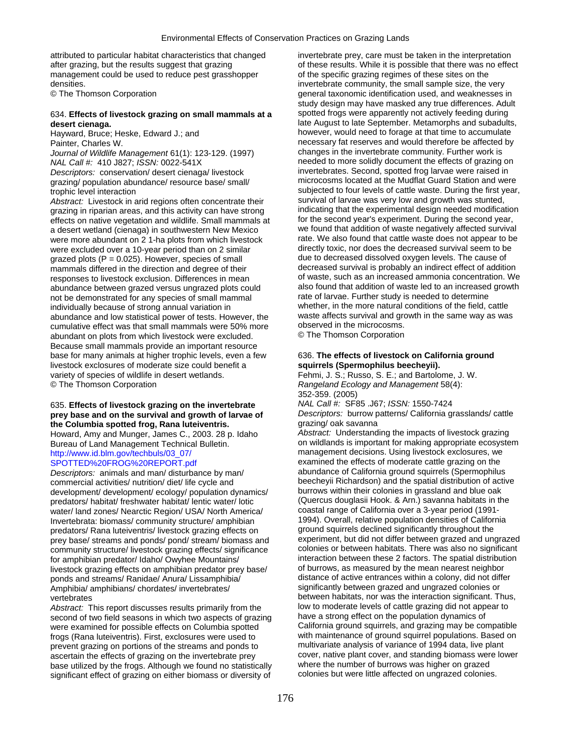attributed to particular habitat characteristics that changed after grazing, but the results suggest that grazing management could be used to reduce pest grasshopper densities.
© The Thomson Corporation

634. **Effects of livestock grazing on small mammals at a desert cienaga.**
Hayward, Bruce; Heske, Edward J.; and Painter, Charles W.
*Journal of Wildlife Management* 61(1): 123-129. (1997)
*NAL Call #:* 410 J827; *ISSN:* 0022-541X
*Descriptors:* conservation/ desert cienaga/ livestock grazing/ population abundance/ resource base/ small/ trophic level interaction
*Abstract:* Livestock in arid regions often concentrate their grazing in riparian areas, and this activity can have strong effects on native vegetation and wildlife. Small mammals at a desert wetland (cienaga) in southwestern New Mexico were more abundant on 2 1-ha plots from which livestock were excluded over a 10-year period than on 2 similar grazed plots ($P = 0.025$). However, species of small mammals differed in the direction and degree of their responses to livestock exclusion. Differences in mean abundance between grazed versus ungrazed plots could not be demonstrated for any species of small mammal individually because of strong annual variation in abundance and low statistical power of tests. However, the cumulative effect was that small mammals were 50% more abundant on plots from which livestock were excluded. Because small mammals provide an important resource base for many animals at higher trophic levels, even a few livestock exclosures of moderate size could benefit a variety of species of wildlife in desert wetlands.
© The Thomson Corporation

635. **Effects of livestock grazing on the invertebrate prey base and on the survival and growth of larvae of the Columbia spotted frog, Rana luteiventris.**
Howard, Amy and Munger, James C., 2003. 28 p. Idaho Bureau of Land Management Technical Bulletin.
http://www.id.blm.gov/techbuls/03_07/SPOTTED%20FROG%20REPORT.pdf
*Descriptors:* animals and man/ disturbance by man/ commercial activities/ nutrition/ diet/ life cycle and development/ development/ ecology/ population dynamics/ predators/ habitat/ freshwater habitat/ lentic water/ lotic water/ land zones/ Nearctic Region/ USA/ North America/ Invertebrata: biomass/ community structure/ amphibian predators/ Rana luteiventris/ livestock grazing effects on prey base/ streams and ponds/ pond/ stream/ biomass and community structure/ livestock grazing effects/ significance for amphibian predator/ Idaho/ Owyhee Mountains/ livestock grazing effects on amphibian predator prey base/ ponds and streams/ Ranidae/ Anura/ Lissamphibia/ Amphibia/ amphibians/ chordates/ invertebrates/ vertebrates
*Abstract:* This report discusses results primarily from the second of two field seasons in which two aspects of grazing were examined for possible effects on Columbia spotted frogs (Rana luteiventris). First, exclosures were used to prevent grazing on portions of the streams and ponds to ascertain the effects of grazing on the invertebrate prey base utilized by the frogs. Although we found no statistically significant effect of grazing on either biomass or diversity of invertebrate prey, care must be taken in the interpretation of these results. While it is possible that there was no effect of the specific grazing regimes of these sites on the invertebrate community, the small sample size, the very general taxonomic identification used, and weaknesses in study design may have masked any true differences. Adult spotted frogs were apparently not actively feeding during late August to late September. Metamorphs and subadults, however, would need to forage at that time to accumulate necessary fat reserves and would therefore be affected by changes in the invertebrate community. Further work is needed to more solidly document the effects of grazing on invertebrates. Second, spotted frog larvae were raised in microcosms located at the Mudflat Guard Station and were subjected to four levels of cattle waste. During the first year, survival of larvae was very low and growth was stunted, indicating that the experimental design needed modification for the second year's experiment. During the second year, we found that addition of waste negatively affected survival rate. We also found that cattle waste does not appear to be directly toxic, nor does the decreased survival seem to be due to decreased dissolved oxygen levels. The cause of decreased survival is probably an indirect effect of addition of waste, such as an increased ammonia concentration. We also found that addition of waste led to an increased growth rate of larvae. Further study is needed to determine whether, in the more natural conditions of the field, cattle waste affects survival and growth in the same way as was observed in the microcosms.
© The Thomson Corporation

636. **The effects of livestock on California ground squirrels (Spermophilus beecheyii).**
Fehmi, J. S.; Russo, S. E.; and Bartolome, J. W.
*Rangeland Ecology and Management* 58(4): 352-359. (2005)
*NAL Call #:* SF85 .J67; *ISSN:* 1550-7424
*Descriptors:* burrow patterns/ California grasslands/ cattle grazing/ oak savanna
*Abstract:* Understanding the impacts of livestock grazing on wildlands is important for making appropriate ecosystem management decisions. Using livestock exclosures, we examined the effects of moderate cattle grazing on the abundance of California ground squirrels (Spermophilus beecheyii Richardson) and the spatial distribution of active burrows within their colonies in grassland and blue oak (Quercus douglasii Hook. & Arn.) savanna habitats in the coastal range of California over a 3-year period (1991-1994). Overall, relative population densities of California ground squirrels declined significantly throughout the experiment, but did not differ between grazed and ungrazed colonies or between habitats. There was also no significant interaction between these 2 factors. The spatial distribution of burrows, as measured by the mean nearest neighbor distance of active entrances within a colony, did not differ significantly between grazed and ungrazed colonies or between habitats, nor was the interaction significant. Thus, low to moderate levels of cattle grazing did not appear to have a strong effect on the population dynamics of California ground squirrels, and grazing may be compatible with maintenance of ground squirrel populations. Based on multivariate analysis of variance of 1994 data, live plant cover, native plant cover, and standing biomass were lower where the number of burrows was higher on grazed colonies but were little affected on ungrazed colonies.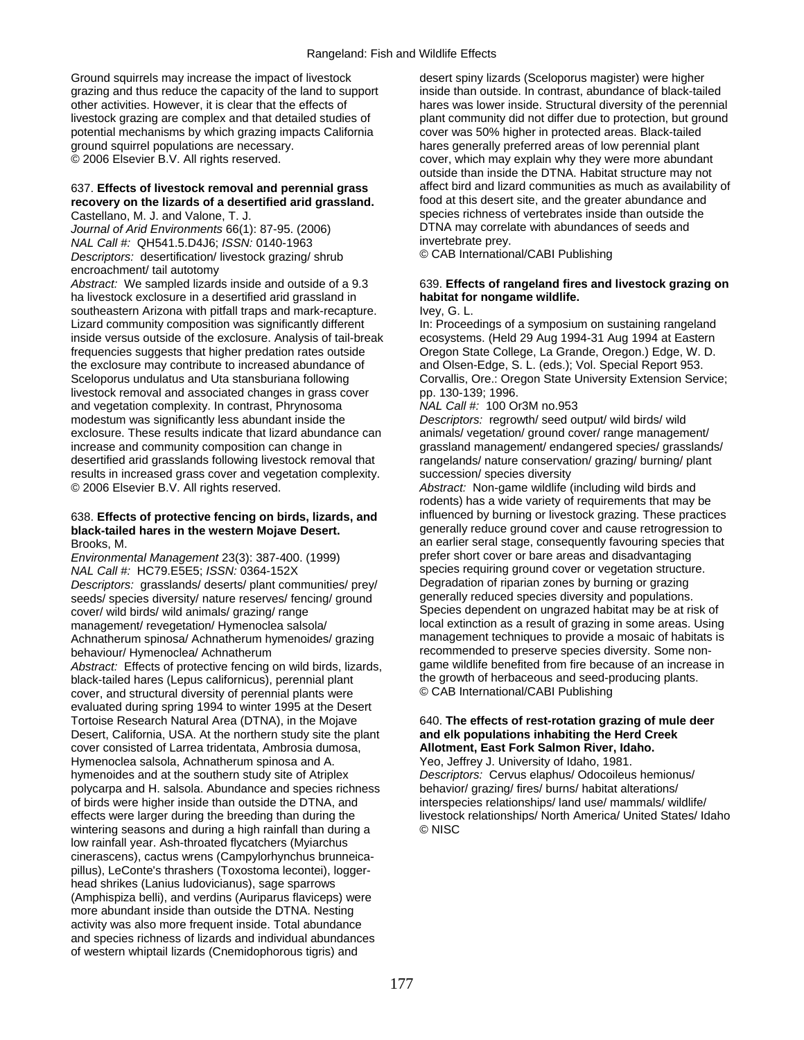Ground squirrels may increase the impact of livestock grazing and thus reduce the capacity of the land to support other activities. However, it is clear that the effects of livestock grazing are complex and that detailed studies of potential mechanisms by which grazing impacts California ground squirrel populations are necessary.
© 2006 Elsevier B.V. All rights reserved.

637. **Effects of livestock removal and perennial grass recovery on the lizards of a desertified arid grassland.**
Castellano, M. J. and Valone, T. J.
*Journal of Arid Environments* 66(1): 87-95. (2006)
*NAL Call #:* QH541.5.D4J6; *ISSN:* 0140-1963
*Descriptors:* desertification/ livestock grazing/ shrub encroachment/ tail autotomy
*Abstract:* We sampled lizards inside and outside of a 9.3 ha livestock exclosure in a desertified arid grassland in southeastern Arizona with pitfall traps and mark-recapture. Lizard community composition was significantly different inside versus outside of the exclosure. Analysis of tail-break frequencies suggests that higher predation rates outside the exclosure may contribute to increased abundance of Sceloporus undulatus and Uta stansburiana following livestock removal and associated changes in grass cover and vegetation complexity. In contrast, Phrynosoma modestum was significantly less abundant inside the exclosure. These results indicate that lizard abundance can increase and community composition can change in desertified arid grasslands following livestock removal that results in increased grass cover and vegetation complexity.
© 2006 Elsevier B.V. All rights reserved.

638. **Effects of protective fencing on birds, lizards, and black-tailed hares in the western Mojave Desert.**
Brooks, M.
*Environmental Management* 23(3): 387-400. (1999)
*NAL Call #:* HC79.E5E5; *ISSN:* 0364-152X
*Descriptors:* grasslands/ deserts/ plant communities/ prey/ seeds/ species diversity/ nature reserves/ fencing/ ground cover/ wild birds/ wild animals/ grazing/ range management/ revegetation/ Hymenoclea salsola/ Achnatherum spinosa/ Achnatherum hymenoides/ grazing behaviour/ Hymenoclea/ Achnatherum
*Abstract:* Effects of protective fencing on wild birds, lizards, black-tailed hares (Lepus californicus), perennial plant cover, and structural diversity of perennial plants were evaluated during spring 1994 to winter 1995 at the Desert Tortoise Research Natural Area (DTNA), in the Mojave Desert, California, USA. At the northern study site the plant cover consisted of Larrea tridentata, Ambrosia dumosa, Hymenoclea salsola, Achnatherum spinosa and A. hymenoides and at the southern study site of Atriplex polycarpa and H. salsola. Abundance and species richness of birds were higher inside than outside the DTNA, and effects were larger during the breeding than during the wintering seasons and during a high rainfall than during a low rainfall year. Ash-throated flycatchers (Myiarchus cinerascens), cactus wrens (Campylorhynchus brunneicapillus), LeConte's thrashers (Toxostoma lecontei), loggerhead shrikes (Lanius ludovicianus), sage sparrows (Amphispiza belli), and verdins (Auriparus flaviceps) were more abundant inside than outside the DTNA. Nesting activity was also more frequent inside. Total abundance and species richness of lizards and individual abundances of western whiptail lizards (Cnemidophorous tigris) and desert spiny lizards (Sceloporus magister) were higher inside than outside. In contrast, abundance of black-tailed hares was lower inside. Structural diversity of the perennial plant community did not differ due to protection, but ground cover was 50% higher in protected areas. Black-tailed hares generally preferred areas of low perennial plant cover, which may explain why they were more abundant outside than inside the DTNA. Habitat structure may not affect bird and lizard communities as much as availability of food at this desert site, and the greater abundance and species richness of vertebrates inside than outside the DTNA may correlate with abundances of seeds and invertebrate prey.
© CAB International/CABI Publishing

639. **Effects of rangeland fires and livestock grazing on habitat for nongame wildlife.**
Ivey, G. L.
In: Proceedings of a symposium on sustaining rangeland ecosystems. (Held 29 Aug 1994-31 Aug 1994 at Eastern Oregon State College, La Grande, Oregon.) Edge, W. D. and Olsen-Edge, S. L. (eds.); Vol. Special Report 953. Corvallis, Ore.: Oregon State University Extension Service; pp. 130-139; 1996.
*NAL Call #:* 100 Or3M no.953
*Descriptors:* regrowth/ seed output/ wild birds/ wild animals/ vegetation/ ground cover/ range management/ grassland management/ endangered species/ grasslands/ rangelands/ nature conservation/ grazing/ burning/ plant succession/ species diversity
*Abstract:* Non-game wildlife (including wild birds and rodents) has a wide variety of requirements that may be influenced by burning or livestock grazing. These practices generally reduce ground cover and cause retrogression to an earlier seral stage, consequently favouring species that prefer short cover or bare areas and disadvantaging species requiring ground cover or vegetation structure. Degradation of riparian zones by burning or grazing generally reduced species diversity and populations. Species dependent on ungrazed habitat may be at risk of local extinction as a result of grazing in some areas. Using management techniques to provide a mosaic of habitats is recommended to preserve species diversity. Some non-game wildlife benefited from fire because of an increase in the growth of herbaceous and seed-producing plants.
© CAB International/CABI Publishing

640. **The effects of rest-rotation grazing of mule deer and elk populations inhabiting the Herd Creek Allotment, East Fork Salmon River, Idaho.**
Yeo, Jeffrey J. University of Idaho, 1981.
*Descriptors:* Cervus elaphus/ Odocoileus hemionus/ behavior/ grazing/ fires/ burns/ habitat alterations/ interspecies relationships/ land use/ mammals/ wildlife/ livestock relationships/ North America/ United States/ Idaho
© NISC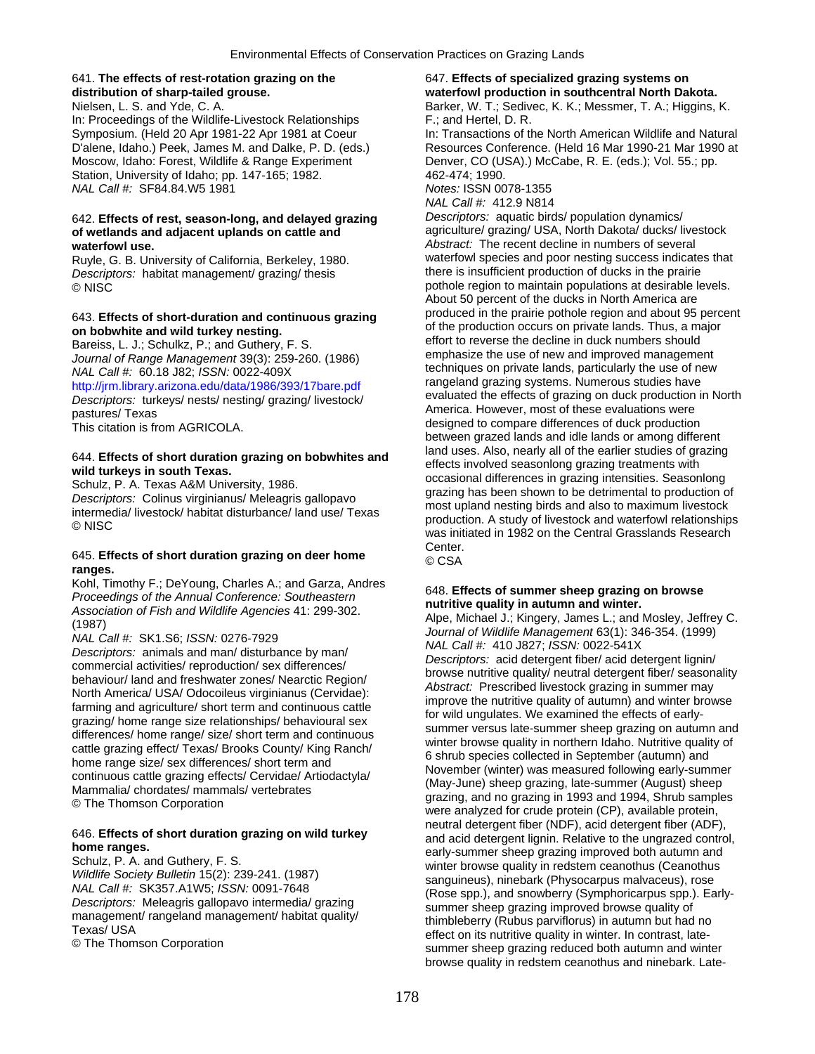641. **The effects of rest-rotation grazing on the distribution of sharp-tailed grouse.**
Nielsen, L. S. and Yde, C. A.
In: Proceedings of the Wildlife-Livestock Relationships Symposium. (Held 20 Apr 1981-22 Apr 1981 at Coeur D'alene, Idaho.) Peek, James M. and Dalke, P. D. (eds.) Moscow, Idaho: Forest, Wildlife & Range Experiment Station, University of Idaho; pp. 147-165; 1982.
*NAL Call #:* SF84.84.W5 1981

642. **Effects of rest, season-long, and delayed grazing of wetlands and adjacent uplands on cattle and waterfowl use.**
Ruyle, G. B. University of California, Berkeley, 1980.
*Descriptors:* habitat management/ grazing/ thesis
© NISC

643. **Effects of short-duration and continuous grazing on bobwhite and wild turkey nesting.**
Bareiss, L. J.; Schulkz, P.; and Guthery, F. S.
*Journal of Range Management* 39(3): 259-260. (1986)
*NAL Call #:* 60.18 J82; *ISSN:* 0022-409X
http://jrm.library.arizona.edu/data/1986/393/17bare.pdf
*Descriptors:* turkeys/ nests/ nesting/ grazing/ livestock/ pastures/ Texas
This citation is from AGRICOLA.

644. **Effects of short duration grazing on bobwhites and wild turkeys in south Texas.**
Schulz, P. A. Texas A&M University, 1986.
*Descriptors:* Colinus virginianus/ Meleagris gallopavo intermedia/ livestock/ habitat disturbance/ land use/ Texas
© NISC

645. **Effects of short duration grazing on deer home ranges.**
Kohl, Timothy F.; DeYoung, Charles A.; and Garza, Andres
*Proceedings of the Annual Conference: Southeastern Association of Fish and Wildlife Agencies* 41: 299-302. (1987)
*NAL Call #:* SK1.S6; *ISSN:* 0276-7929
*Descriptors:* animals and man/ disturbance by man/ commercial activities/ reproduction/ sex differences/ behaviour/ land and freshwater zones/ Nearctic Region/ North America/ USA/ Odocoileus virginianus (Cervidae): farming and agriculture/ short term and continuous cattle grazing/ home range size relationships/ behavioural sex differences/ home range/ size/ short term and continuous cattle grazing effect/ Texas/ Brooks County/ King Ranch/ home range size/ sex differences/ short term and continuous cattle grazing effects/ Cervidae/ Artiodactyla/ Mammalia/ chordates/ mammals/ vertebrates
© The Thomson Corporation

646. **Effects of short duration grazing on wild turkey home ranges.**
Schulz, P. A. and Guthery, F. S.
*Wildlife Society Bulletin* 15(2): 239-241. (1987)
*NAL Call #:* SK357.A1W5; *ISSN:* 0091-7648
*Descriptors:* Meleagris gallopavo intermedia/ grazing management/ rangeland management/ habitat quality/ Texas/ USA
© The Thomson Corporation

647. **Effects of specialized grazing systems on waterfowl production in southcentral North Dakota.**
Barker, W. T.; Sedivec, K. K.; Messmer, T. A.; Higgins, K. F.; and Hertel, D. R.
In: Transactions of the North American Wildlife and Natural Resources Conference. (Held 16 Mar 1990-21 Mar 1990 at Denver, CO (USA).) McCabe, R. E. (eds.); Vol. 55.; pp. 462-474; 1990.
*Notes:* ISSN 0078-1355
*NAL Call #:* 412.9 N814
*Descriptors:* aquatic birds/ population dynamics/ agriculture/ grazing/ USA, North Dakota/ ducks/ livestock
*Abstract:* The recent decline in numbers of several waterfowl species and poor nesting success indicates that there is insufficient production of ducks in the prairie pothole region to maintain populations at desirable levels. About 50 percent of the ducks in North America are produced in the prairie pothole region and about 95 percent of the production occurs on private lands. Thus, a major effort to reverse the decline in duck numbers should emphasize the use of new and improved management techniques on private lands, particularly the use of new rangeland grazing systems. Numerous studies have evaluated the effects of grazing on duck production in North America. However, most of these evaluations were designed to compare differences of duck production between grazed lands and idle lands or among different land uses. Also, nearly all of the earlier studies of grazing effects involved seasonlong grazing treatments with occasional differences in grazing intensities. Seasonlong grazing has been shown to be detrimental to production of most upland nesting birds and also to maximum livestock production. A study of livestock and waterfowl relationships was initiated in 1982 on the Central Grasslands Research Center.
© CSA

648. **Effects of summer sheep grazing on browse nutritive quality in autumn and winter.**
Alpe, Michael J.; Kingery, James L.; and Mosley, Jeffrey C.
*Journal of Wildlife Management* 63(1): 346-354. (1999)
*NAL Call #:* 410 J827; *ISSN:* 0022-541X
*Descriptors:* acid detergent fiber/ acid detergent lignin/ browse nutritive quality/ neutral detergent fiber/ seasonality
*Abstract:* Prescribed livestock grazing in summer may improve the nutritive quality of autumn) and winter browse for wild ungulates. We examined the effects of early-summer versus late-summer sheep grazing on autumn and winter browse quality in northern Idaho. Nutritive quality of 6 shrub species collected in September (autumn) and November (winter) was measured following early-summer (May-June) sheep grazing, late-summer (August) sheep grazing, and no grazing in 1993 and 1994, Shrub samples were analyzed for crude protein (CP), available protein, neutral detergent fiber (NDF), acid detergent fiber (ADF), and acid detergent lignin. Relative to the ungrazed control, early-summer sheep grazing improved both autumn and winter browse quality in redstem ceanothus (Ceanothus sanguineus), ninebark (Physocarpus malvaceus), rose (Rose spp.), and snowberry (Symphoricarpus spp.). Early-summer sheep grazing improved browse quality of thimbleberry (Rubus parviflorus) in autumn but had no effect on its nutritive quality in winter. In contrast, late-summer sheep grazing reduced both autumn and winter browse quality in redstem ceanothus and ninebark. Late-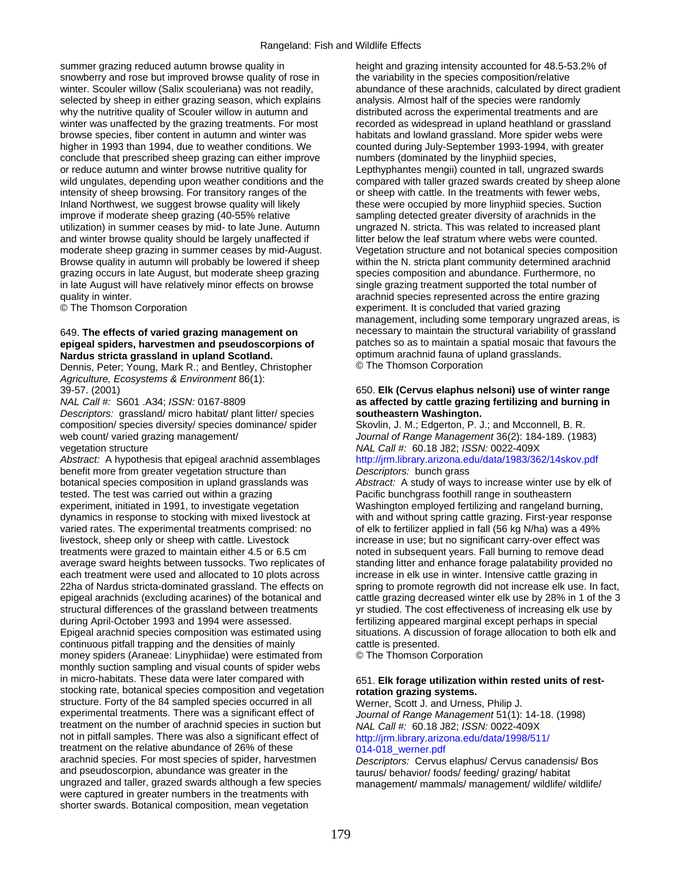summer grazing reduced autumn browse quality in snowberry and rose but improved browse quality of rose in winter. Scouler willow (Salix scouleriana) was not readily, selected by sheep in either grazing season, which explains why the nutritive quality of Scouler willow in autumn and winter was unaffected by the grazing treatments. For most browse species, fiber content in autumn and winter was higher in 1993 than 1994, due to weather conditions. We conclude that prescribed sheep grazing can either improve or reduce autumn and winter browse nutritive quality for wild ungulates, depending upon weather conditions and the intensity of sheep browsing. For transitory ranges of the Inland Northwest, we suggest browse quality will likely improve if moderate sheep grazing (40-55% relative utilization) in summer ceases by mid- to late June. Autumn and winter browse quality should be largely unaffected if moderate sheep grazing in summer ceases by mid-August. Browse quality in autumn will probably be lowered if sheep grazing occurs in late August, but moderate sheep grazing in late August will have relatively minor effects on browse quality in winter.
© The Thomson Corporation

649. **The effects of varied grazing management on epigeal spiders, harvestmen and pseudoscorpions of Nardus stricta grassland in upland Scotland.**
Dennis, Peter; Young, Mark R.; and Bentley, Christopher
*Agriculture, Ecosystems & Environment* 86(1): 39-57. (2001)
*NAL Call #:* S601 .A34; *ISSN:* 0167-8809
*Descriptors:* grassland/ micro habitat/ plant litter/ species composition/ species diversity/ species dominance/ spider web count/ varied grazing management/ vegetation structure
*Abstract:* A hypothesis that epigeal arachnid assemblages benefit more from greater vegetation structure than botanical species composition in upland grasslands was tested. The test was carried out within a grazing experiment, initiated in 1991, to investigate vegetation dynamics in response to stocking with mixed livestock at varied rates. The experimental treatments comprised: no livestock, sheep only or sheep with cattle. Livestock treatments were grazed to maintain either 4.5 or 6.5 cm average sward heights between tussocks. Two replicates of each treatment were used and allocated to 10 plots across 22ha of Nardus stricta-dominated grassland. The effects on epigeal arachnids (excluding acarines) of the botanical and structural differences of the grassland between treatments during April-October 1993 and 1994 were assessed. Epigeal arachnid species composition was estimated using continuous pitfall trapping and the densities of mainly money spiders (Araneae: Linyphiidae) were estimated from monthly suction sampling and visual counts of spider webs in micro-habitats. These data were later compared with stocking rate, botanical species composition and vegetation structure. Forty of the 84 sampled species occurred in all experimental treatments. There was a significant effect of treatment on the number of arachnid species in suction but not in pitfall samples. There was also a significant effect of treatment on the relative abundance of 26% of these arachnid species. For most species of spider, harvestmen and pseudoscorpion, abundance was greater in the ungrazed and taller, grazed swards although a few species were captured in greater numbers in the treatments with shorter swards. Botanical composition, mean vegetation height and grazing intensity accounted for 48.5-53.2% of the variability in the species composition/relative abundance of these arachnids, calculated by direct gradient analysis. Almost half of the species were randomly distributed across the experimental treatments and are recorded as widespread in upland heathland or grassland habitats and lowland grassland. More spider webs were counted during July-September 1993-1994, with greater numbers (dominated by the linyphiid species, Lepthyphantes mengii) counted in tall, ungrazed swards compared with taller grazed swards created by sheep alone or sheep with cattle. In the treatments with fewer webs, these were occupied by more linyphiid species. Suction sampling detected greater diversity of arachnids in the ungrazed N. stricta. This was related to increased plant litter below the leaf stratum where webs were counted. Vegetation structure and not botanical species composition within the N. stricta plant community determined arachnid species composition and abundance. Furthermore, no single grazing treatment supported the total number of arachnid species represented across the entire grazing experiment. It is concluded that varied grazing management, including some temporary ungrazed areas, is necessary to maintain the structural variability of grassland patches so as to maintain a spatial mosaic that favours the optimum arachnid fauna of upland grasslands.
© The Thomson Corporation

650. **Elk (Cervus elaphus nelsoni) use of winter range as affected by cattle grazing fertilizing and burning in southeastern Washington.**
Skovlin, J. M.; Edgerton, P. J.; and Mcconnell, B. R.
*Journal of Range Management* 36(2): 184-189. (1983)
*NAL Call #:* 60.18 J82; *ISSN:* 0022-409X
http://jrm.library.arizona.edu/data/1983/362/14skov.pdf
*Descriptors:* bunch grass
*Abstract:* A study of ways to increase winter use by elk of Pacific bunchgrass foothill range in southeastern Washington employed fertilizing and rangeland burning, with and without spring cattle grazing. First-year response of elk to fertilizer applied in fall (56 kg N/ha) was a 49% increase in use; but no significant carry-over effect was noted in subsequent years. Fall burning to remove dead standing litter and enhance forage palatability provided no increase in elk use in winter. Intensive cattle grazing in spring to promote regrowth did not increase elk use. In fact, cattle grazing decreased winter elk use by 28% in 1 of the 3 yr studied. The cost effectiveness of increasing elk use by fertilizing appeared marginal except perhaps in special situations. A discussion of forage allocation to both elk and cattle is presented.
© The Thomson Corporation

651. **Elk forage utilization within rested units of rest-rotation grazing systems.**
Werner, Scott J. and Urness, Philip J.
*Journal of Range Management* 51(1): 14-18. (1998)
*NAL Call #:* 60.18 J82; *ISSN:* 0022-409X
http://jrm.library.arizona.edu/data/1998/511/014-018_werner.pdf
*Descriptors:* Cervus elaphus/ Cervus canadensis/ Bos taurus/ behavior/ foods/ feeding/ grazing/ habitat management/ mammals/ management/ wildlife/ wildlife/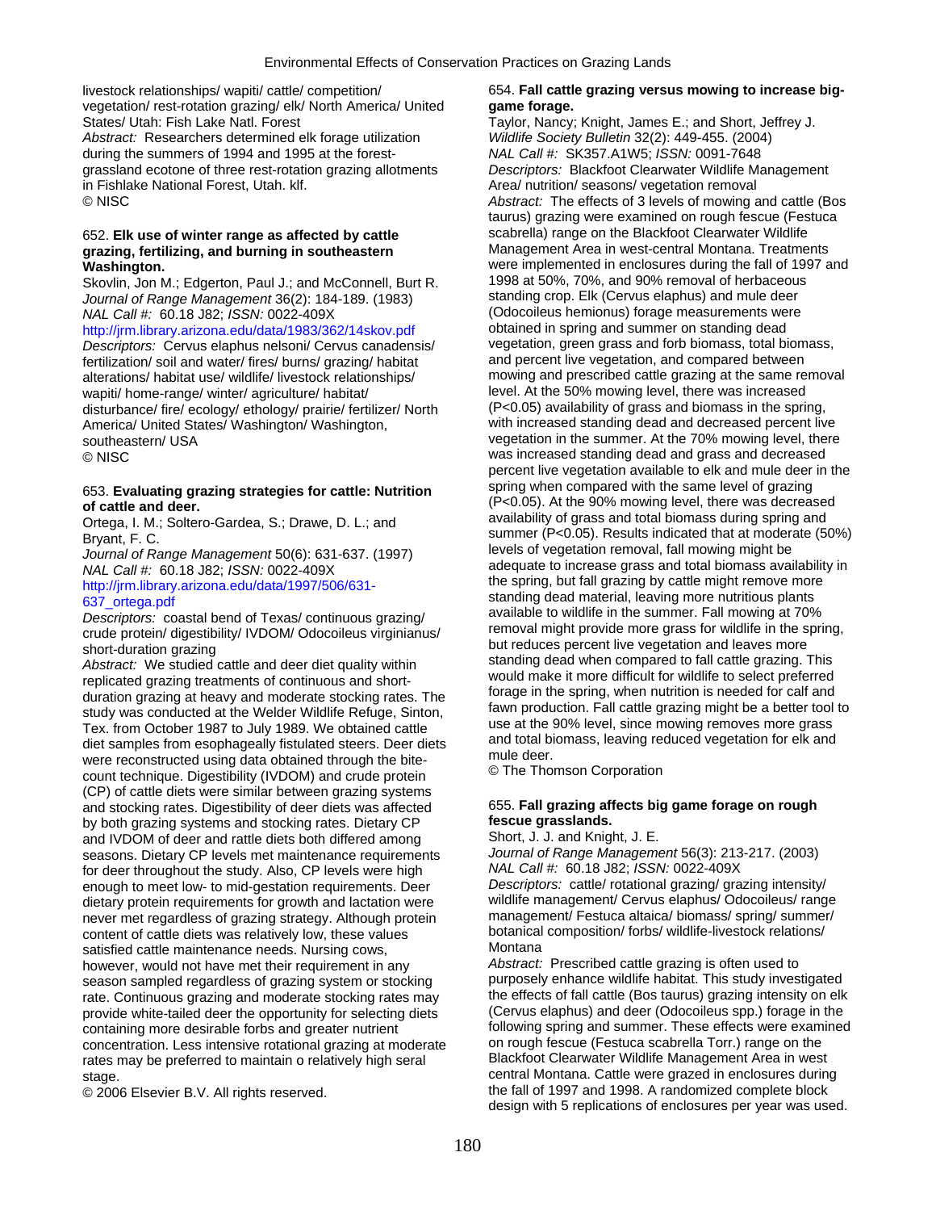livestock relationships/ wapiti/ cattle/ competition/ vegetation/ rest-rotation grazing/ elk/ North America/ United States/ Utah: Fish Lake Natl. Forest
*Abstract:* Researchers determined elk forage utilization during the summers of 1994 and 1995 at the forest-grassland ecotone of three rest-rotation grazing allotments in Fishlake National Forest, Utah. klf.
© NISC

652. **Elk use of winter range as affected by cattle grazing, fertilizing, and burning in southeastern Washington.**
Skovlin, Jon M.; Edgerton, Paul J.; and McConnell, Burt R.
*Journal of Range Management* 36(2): 184-189. (1983)
*NAL Call #:* 60.18 J82; *ISSN:* 0022-409X
http://jrm.library.arizona.edu/data/1983/362/14skov.pdf
*Descriptors:* Cervus elaphus nelsoni/ Cervus canadensis/ fertilization/ soil and water/ fires/ burns/ grazing/ habitat alterations/ habitat use/ wildlife/ livestock relationships/ wapiti/ home-range/ winter/ agriculture/ habitat/ disturbance/ fire/ ecology/ ethology/ prairie/ fertilizer/ North America/ United States/ Washington/ Washington, southeastern/ USA
© NISC

653. **Evaluating grazing strategies for cattle: Nutrition of cattle and deer.**
Ortega, I. M.; Soltero-Gardea, S.; Drawe, D. L.; and Bryant, F. C.
*Journal of Range Management* 50(6): 631-637. (1997)
*NAL Call #:* 60.18 J82; *ISSN:* 0022-409X
http://jrm.library.arizona.edu/data/1997/506/631-637_ortega.pdf
*Descriptors:* coastal bend of Texas/ continuous grazing/ crude protein/ digestibility/ IVDOM/ Odocoileus virginianus/ short-duration grazing
*Abstract:* We studied cattle and deer diet quality within replicated grazing treatments of continuous and short-duration grazing at heavy and moderate stocking rates. The study was conducted at the Welder Wildlife Refuge, Sinton, Tex. from October 1987 to July 1989. We obtained cattle diet samples from esophageally fistulated steers. Deer diets were reconstructed using data obtained through the bite-count technique. Digestibility (IVDOM) and crude protein (CP) of cattle diets were similar between grazing systems and stocking rates. Digestibility of deer diets was affected by both grazing systems and stocking rates. Dietary CP and IVDOM of deer and rattle diets both differed among seasons. Dietary CP levels met maintenance requirements for deer throughout the study. Also, CP levels were high enough to meet low- to mid-gestation requirements. Deer dietary protein requirements for growth and lactation were never met regardless of grazing strategy. Although protein content of cattle diets was relatively low, these values satisfied cattle maintenance needs. Nursing cows, however, would not have met their requirement in any season sampled regardless of grazing system or stocking rate. Continuous grazing and moderate stocking rates may provide white-tailed deer the opportunity for selecting diets containing more desirable forbs and greater nutrient concentration. Less intensive rotational grazing at moderate rates may be preferred to maintain o relatively high seral stage.
© 2006 Elsevier B.V. All rights reserved.

654. **Fall cattle grazing versus mowing to increase big-game forage.**
Taylor, Nancy; Knight, James E.; and Short, Jeffrey J.
*Wildlife Society Bulletin* 32(2): 449-455. (2004)
*NAL Call #:* SK357.A1W5; *ISSN:* 0091-7648
*Descriptors:* Blackfoot Clearwater Wildlife Management Area/ nutrition/ seasons/ vegetation removal
*Abstract:* The effects of 3 levels of mowing and cattle (Bos taurus) grazing were examined on rough fescue (Festuca scabrella) range on the Blackfoot Clearwater Wildlife Management Area in west-central Montana. Treatments were implemented in enclosures during the fall of 1997 and 1998 at 50%, 70%, and 90% removal of herbaceous standing crop. Elk (Cervus elaphus) and mule deer (Odocoileus hemionus) forage measurements were obtained in spring and summer on standing dead vegetation, green grass and forb biomass, total biomass, and percent live vegetation, and compared between mowing and prescribed cattle grazing at the same removal level. At the 50% mowing level, there was increased ($P<0.05$) availability of grass and biomass in the spring, with increased standing dead and decreased percent live vegetation in the summer. At the 70% mowing level, there was increased standing dead and grass and decreased percent live vegetation available to elk and mule deer in the spring when compared with the same level of grazing ($P<0.05$). At the 90% mowing level, there was decreased availability of grass and total biomass during spring and summer ($P<0.05$). Results indicated that at moderate (50%) levels of vegetation removal, fall mowing might be adequate to increase grass and total biomass availability in the spring, but fall grazing by cattle might remove more standing dead material, leaving more nutritious plants available to wildlife in the summer. Fall mowing at 70% removal might provide more grass for wildlife in the spring, but reduces percent live vegetation and leaves more standing dead when compared to fall cattle grazing. This would make it more difficult for wildlife to select preferred forage in the spring, when nutrition is needed for calf and fawn production. Fall cattle grazing might be a better tool to use at the 90% level, since mowing removes more grass and total biomass, leaving reduced vegetation for elk and mule deer.
© The Thomson Corporation

655. **Fall grazing affects big game forage on rough fescue grasslands.**
Short, J. J. and Knight, J. E.
*Journal of Range Management* 56(3): 213-217. (2003)
*NAL Call #:* 60.18 J82; *ISSN:* 0022-409X
*Descriptors:* cattle/ rotational grazing/ grazing intensity/ wildlife management/ Cervus elaphus/ Odocoileus/ range management/ Festuca altaica/ biomass/ spring/ summer/ botanical composition/ forbs/ wildlife-livestock relations/ Montana
*Abstract:* Prescribed cattle grazing is often used to purposely enhance wildlife habitat. This study investigated the effects of fall cattle (Bos taurus) grazing intensity on elk (Cervus elaphus) and deer (Odocoileus spp.) forage in the following spring and summer. These effects were examined on rough fescue (Festuca scabrella Torr.) range on the Blackfoot Clearwater Wildlife Management Area in west central Montana. Cattle were grazed in enclosures during the fall of 1997 and 1998. A randomized complete block design with 5 replications of enclosures per year was used.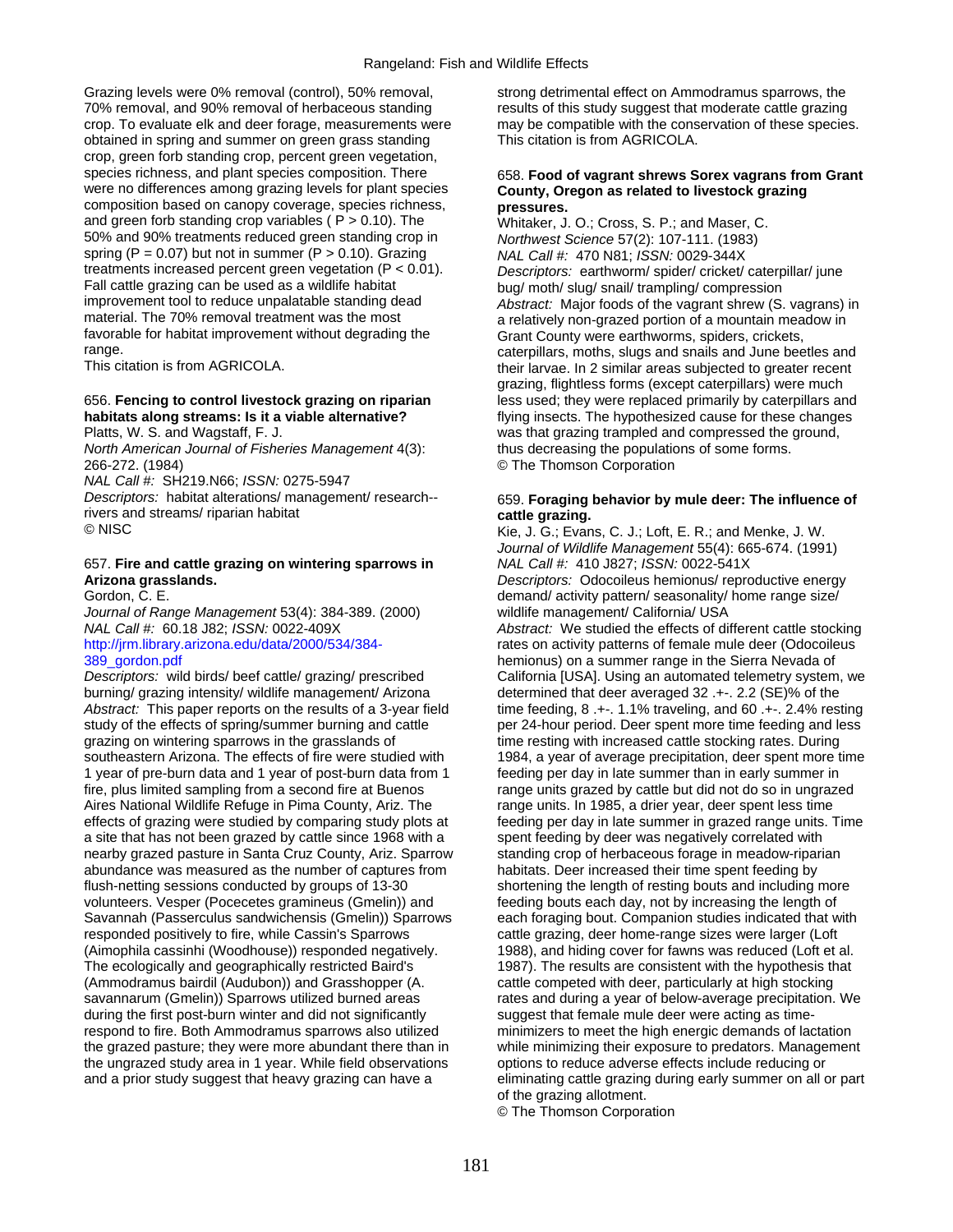Grazing levels were 0% removal (control), 50% removal, 70% removal, and 90% removal of herbaceous standing crop. To evaluate elk and deer forage, measurements were obtained in spring and summer on green grass standing crop, green forb standing crop, percent green vegetation, species richness, and plant species composition. There were no differences among grazing levels for plant species composition based on canopy coverage, species richness, and green forb standing crop variables ( $P > 0.10$). The 50% and 90% treatments reduced green standing crop in spring ($P = 0.07$) but not in summer ($P > 0.10$). Grazing treatments increased percent green vegetation ($P < 0.01$). Fall cattle grazing can be used as a wildlife habitat improvement tool to reduce unpalatable standing dead material. The 70% removal treatment was the most favorable for habitat improvement without degrading the range.
This citation is from AGRICOLA.

656. **Fencing to control livestock grazing on riparian habitats along streams: Is it a viable alternative?**
Platts, W. S. and Wagstaff, F. J.
*North American Journal of Fisheries Management* 4(3): 266-272. (1984)
*NAL Call #:* SH219.N66; *ISSN:* 0275-5947
*Descriptors:* habitat alterations/ management/ research--rivers and streams/ riparian habitat
© NISC

657. **Fire and cattle grazing on wintering sparrows in Arizona grasslands.**
Gordon, C. E.
*Journal of Range Management* 53(4): 384-389. (2000)
*NAL Call #:* 60.18 J82; *ISSN:* 0022-409X
http://jrm.library.arizona.edu/data/2000/534/384-389_gordon.pdf
*Descriptors:* wild birds/ beef cattle/ grazing/ prescribed burning/ grazing intensity/ wildlife management/ Arizona
*Abstract:* This paper reports on the results of a 3-year field study of the effects of spring/summer burning and cattle grazing on wintering sparrows in the grasslands of southeastern Arizona. The effects of fire were studied with 1 year of pre-burn data and 1 year of post-burn data from 1 fire, plus limited sampling from a second fire at Buenos Aires National Wildlife Refuge in Pima County, Ariz. The effects of grazing were studied by comparing study plots at a site that has not been grazed by cattle since 1968 with a nearby grazed pasture in Santa Cruz County, Ariz. Sparrow abundance was measured as the number of captures from flush-netting sessions conducted by groups of 13-30 volunteers. Vesper (Pocecetes gramineus (Gmelin)) and Savannah (Passerculus sandwichensis (Gmelin)) Sparrows responded positively to fire, while Cassin's Sparrows (Aimophila cassinhi (Woodhouse)) responded negatively. The ecologically and geographically restricted Baird's (Ammodramus bairdil (Audubon)) and Grasshopper (A. savannarum (Gmelin)) Sparrows utilized burned areas during the first post-burn winter and did not significantly respond to fire. Both Ammodramus sparrows also utilized the grazed pasture; they were more abundant there than in the ungrazed study area in 1 year. While field observations and a prior study suggest that heavy grazing can have a strong detrimental effect on Ammodramus sparrows, the results of this study suggest that moderate cattle grazing may be compatible with the conservation of these species.
This citation is from AGRICOLA.

658. **Food of vagrant shrews Sorex vagrans from Grant County, Oregon as related to livestock grazing pressures.**
Whitaker, J. O.; Cross, S. P.; and Maser, C.
*Northwest Science* 57(2): 107-111. (1983)
*NAL Call #:* 470 N81; *ISSN:* 0029-344X
*Descriptors:* earthworm/ spider/ cricket/ caterpillar/ june bug/ moth/ slug/ snail/ trampling/ compression
*Abstract:* Major foods of the vagrant shrew (S. vagrans) in a relatively non-grazed portion of a mountain meadow in Grant County were earthworms, spiders, crickets, caterpillars, moths, slugs and snails and June beetles and their larvae. In 2 similar areas subjected to greater recent grazing, flightless forms (except caterpillars) were much less used; they were replaced primarily by caterpillars and flying insects. The hypothesized cause for these changes was that grazing trampled and compressed the ground, thus decreasing the populations of some forms.
© The Thomson Corporation

659. **Foraging behavior by mule deer: The influence of cattle grazing.**
Kie, J. G.; Evans, C. J.; Loft, E. R.; and Menke, J. W.
*Journal of Wildlife Management* 55(4): 665-674. (1991)
*NAL Call #:* 410 J827; *ISSN:* 0022-541X
*Descriptors:* Odocoileus hemionus/ reproductive energy demand/ activity pattern/ seasonality/ home range size/ wildlife management/ California/ USA
*Abstract:* We studied the effects of different cattle stocking rates on activity patterns of female mule deer (Odocoileus hemionus) on a summer range in the Sierra Nevada of California [USA]. Using an automated telemetry system, we determined that deer averaged 32 .+-. 2.2 (SE)% of the time feeding, 8 .+-. 1.1% traveling, and 60 .+-. 2.4% resting per 24-hour period. Deer spent more time feeding and less time resting with increased cattle stocking rates. During 1984, a year of average precipitation, deer spent more time feeding per day in late summer than in early summer in range units grazed by cattle but did not do so in ungrazed range units. In 1985, a drier year, deer spent less time feeding per day in late summer in grazed range units. Time spent feeding by deer was negatively correlated with standing crop of herbaceous forage in meadow-riparian habitats. Deer increased their time spent feeding by shortening the length of resting bouts and including more feeding bouts each day, not by increasing the length of each foraging bout. Companion studies indicated that with cattle grazing, deer home-range sizes were larger (Loft 1988), and hiding cover for fawns was reduced (Loft et al. 1987). The results are consistent with the hypothesis that cattle competed with deer, particularly at high stocking rates and during a year of below-average precipitation. We suggest that female mule deer were acting as time-minimizers to meet the high energic demands of lactation while minimizing their exposure to predators. Management options to reduce adverse effects include reducing or eliminating cattle grazing during early summer on all or part of the grazing allotment.
© The Thomson Corporation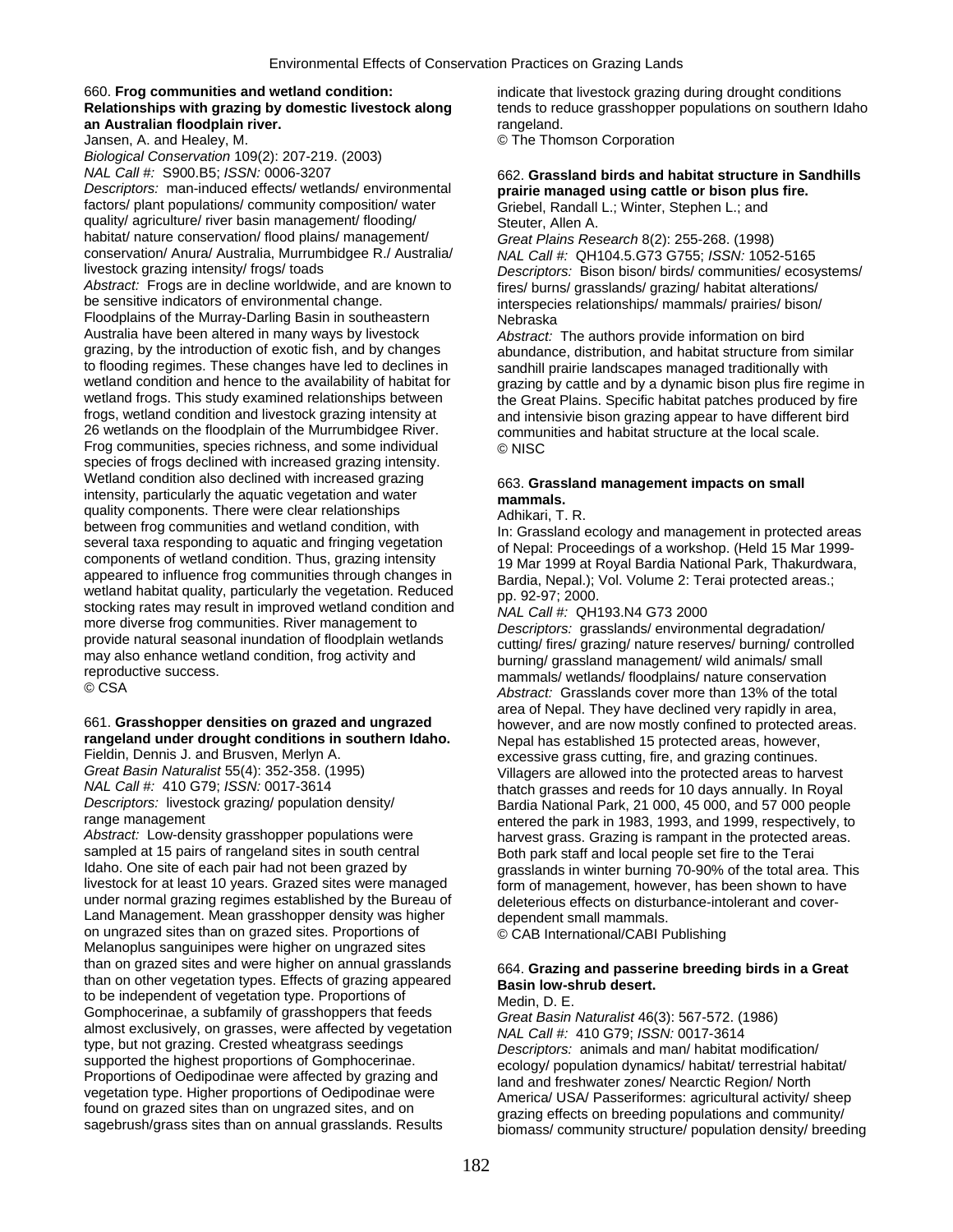660. **Frog communities and wetland condition: Relationships with grazing by domestic livestock along an Australian floodplain river.**
Jansen, A. and Healey, M.
*Biological Conservation* 109(2): 207-219. (2003)
*NAL Call #:* S900.B5; *ISSN:* 0006-3207
*Descriptors:* man-induced effects/ wetlands/ environmental factors/ plant populations/ community composition/ water quality/ agriculture/ river basin management/ flooding/ habitat/ nature conservation/ flood plains/ management/ conservation/ Anura/ Australia, Murrumbidgee R./ Australia/ livestock grazing intensity/ frogs/ toads
*Abstract:* Frogs are in decline worldwide, and are known to be sensitive indicators of environmental change. Floodplains of the Murray-Darling Basin in southeastern Australia have been altered in many ways by livestock grazing, by the introduction of exotic fish, and by changes to flooding regimes. These changes have led to declines in wetland condition and hence to the availability of habitat for wetland frogs. This study examined relationships between frogs, wetland condition and livestock grazing intensity at 26 wetlands on the floodplain of the Murrumbidgee River. Frog communities, species richness, and some individual species of frogs declined with increased grazing intensity. Wetland condition also declined with increased grazing intensity, particularly the aquatic vegetation and water quality components. There were clear relationships between frog communities and wetland condition, with several taxa responding to aquatic and fringing vegetation components of wetland condition. Thus, grazing intensity appeared to influence frog communities through changes in wetland habitat quality, particularly the vegetation. Reduced stocking rates may result in improved wetland condition and more diverse frog communities. River management to provide natural seasonal inundation of floodplain wetlands may also enhance wetland condition, frog activity and reproductive success.
© CSA

661. **Grasshopper densities on grazed and ungrazed rangeland under drought conditions in southern Idaho.**
Fieldin, Dennis J. and Brusven, Merlyn A.
*Great Basin Naturalist* 55(4): 352-358. (1995)
*NAL Call #:* 410 G79; *ISSN:* 0017-3614
*Descriptors:* livestock grazing/ population density/ range management
*Abstract:* Low-density grasshopper populations were sampled at 15 pairs of rangeland sites in south central Idaho. One site of each pair had not been grazed by livestock for at least 10 years. Grazed sites were managed under normal grazing regimes established by the Bureau of Land Management. Mean grasshopper density was higher on ungrazed sites than on grazed sites. Proportions of Melanoplus sanguinipes were higher on ungrazed sites than on grazed sites and were higher on annual grasslands than on other vegetation types. Effects of grazing appeared to be independent of vegetation type. Proportions of Gomphocerinae, a subfamily of grasshoppers that feeds almost exclusively on grasses, were affected by vegetation type, but not grazing. Crested wheatgrass seedings supported the highest proportions of Gomphocerinae. Proportions of Oedipodinae were affected by grazing and vegetation type. Higher proportions of Oedipodinae were found on grazed sites than on ungrazed sites, and on sagebrush/grass sites than on annual grasslands. Results indicate that livestock grazing during drought conditions tends to reduce grasshopper populations on southern Idaho rangeland.
© The Thomson Corporation

662. **Grassland birds and habitat structure in Sandhills prairie managed using cattle or bison plus fire.**
Griebel, Randall L.; Winter, Stephen L.; and Steuter, Allen A.
*Great Plains Research* 8(2): 255-268. (1998)
*NAL Call #:* QH104.5.G73 G755; *ISSN:* 1052-5165
*Descriptors:* Bison bison/ birds/ communities/ ecosystems/ fires/ burns/ grasslands/ grazing/ habitat alterations/ interspecies relationships/ mammals/ prairies/ bison/ Nebraska
*Abstract:* The authors provide information on bird abundance, distribution, and habitat structure from similar sandhill prairie landscapes managed traditionally with grazing by cattle and by a dynamic bison plus fire regime in the Great Plains. Specific habitat patches produced by fire and intensivie bison grazing appear to have different bird communities and habitat structure at the local scale.
© NISC

663. **Grassland management impacts on small mammals.**
Adhikari, T. R.
In: Grassland ecology and management in protected areas of Nepal: Proceedings of a workshop. (Held 15 Mar 1999-19 Mar 1999 at Royal Bardia National Park, Thakurdwara, Bardia, Nepal.); Vol. Volume 2: Terai protected areas.; pp. 92-97; 2000.
*NAL Call #:* QH193.N4 G73 2000
*Descriptors:* grasslands/ environmental degradation/ cutting/ fires/ grazing/ nature reserves/ burning/ controlled burning/ grassland management/ wild animals/ small mammals/ wetlands/ floodplains/ nature conservation
*Abstract:* Grasslands cover more than 13% of the total area of Nepal. They have declined very rapidly in area, however, and are now mostly confined to protected areas. Nepal has established 15 protected areas, however, excessive grass cutting, fire, and grazing continues. Villagers are allowed into the protected areas to harvest thatch grasses and reeds for 10 days annually. In Royal Bardia National Park, 21 000, 45 000, and 57 000 people entered the park in 1983, 1993, and 1999, respectively, to harvest grass. Grazing is rampant in the protected areas. Both park staff and local people set fire to the Terai grasslands in winter burning 70-90% of the total area. This form of management, however, has been shown to have deleterious effects on disturbance-intolerant and cover-dependent small mammals.
© CAB International/CABI Publishing

664. **Grazing and passerine breeding birds in a Great Basin low-shrub desert.**
Medin, D. E.
*Great Basin Naturalist* 46(3): 567-572. (1986)
*NAL Call #:* 410 G79; *ISSN:* 0017-3614
*Descriptors:* animals and man/ habitat modification/ ecology/ population dynamics/ habitat/ terrestrial habitat/ land and freshwater zones/ Nearctic Region/ North America/ USA/ Passeriformes: agricultural activity/ sheep grazing effects on breeding populations and community/ biomass/ community structure/ population density/ breeding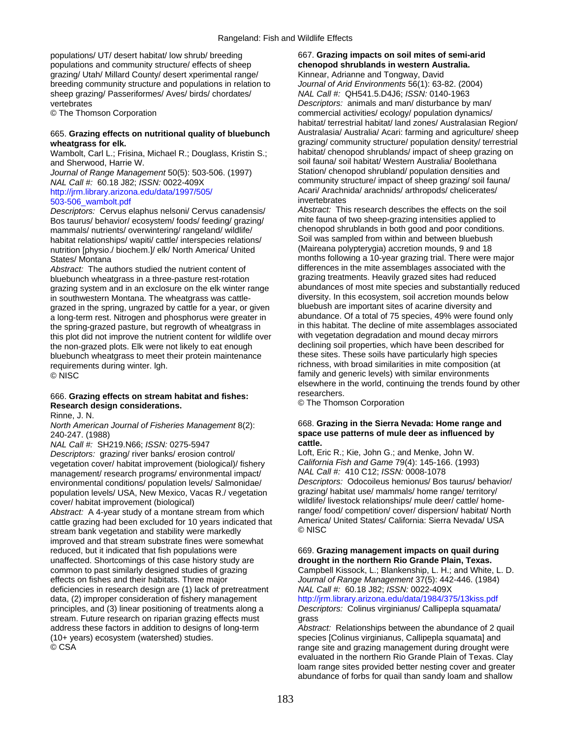populations/ UT/ desert habitat/ low shrub/ breeding populations and community structure/ effects of sheep grazing/ Utah/ Millard County/ desert xperimental range/ breeding community structure and populations in relation to sheep grazing/ Passeriformes/ Aves/ birds/ chordates/ vertebrates
© The Thomson Corporation

665. **Grazing effects on nutritional quality of bluebunch wheatgrass for elk.**
Wambolt, Carl L.; Frisina, Michael R.; Douglass, Kristin S.; and Sherwood, Harrie W.
*Journal of Range Management* 50(5): 503-506. (1997)
*NAL Call #:* 60.18 J82; *ISSN:* 0022-409X
http://jrm.library.arizona.edu/data/1997/505/503-506_wambolt.pdf
*Descriptors:* Cervus elaphus nelsoni/ Cervus canadensis/ Bos taurus/ behavior/ ecosystem/ foods/ feeding/ grazing/ mammals/ nutrients/ overwintering/ rangeland/ wildlife/ habitat relationships/ wapiti/ cattle/ interspecies relations/ nutrition [physio./ biochem.]/ elk/ North America/ United States/ Montana
*Abstract:* The authors studied the nutrient content of bluebunch wheatgrass in a three-pasture rest-rotation grazing system and in an exclosure on the elk winter range in southwestern Montana. The wheatgrass was cattle-grazed in the spring, ungrazed by cattle for a year, or given a long-term rest. Nitrogen and phosphorus were greater in the spring-grazed pasture, but regrowth of wheatgrass in this plot did not improve the nutrient content for wildlife over the non-grazed plots. Elk were not likely to eat enough bluebunch wheatgrass to meet their protein maintenance requirements during winter. lgh.
© NISC

666. **Grazing effects on stream habitat and fishes: Research design considerations.**
Rinne, J. N.
*North American Journal of Fisheries Management* 8(2): 240-247. (1988)
*NAL Call #:* SH219.N66; *ISSN:* 0275-5947
*Descriptors:* grazing/ river banks/ erosion control/ vegetation cover/ habitat improvement (biological)/ fishery management/ research programs/ environmental impact/ environmental conditions/ population levels/ Salmonidae/ population levels/ USA, New Mexico, Vacas R./ vegetation cover/ habitat improvement (biological)
*Abstract:* A 4-year study of a montane stream from which cattle grazing had been excluded for 10 years indicated that stream bank vegetation and stability were markedly improved and that stream substrate fines were somewhat reduced, but it indicated that fish populations were unaffected. Shortcomings of this case history study are common to past similarly designed studies of grazing effects on fishes and their habitats. Three major deficiencies in research design are (1) lack of pretreatment data, (2) improper consideration of fishery management principles, and (3) linear positioning of treatments along a stream. Future research on riparian grazing effects must address these factors in addition to designs of long-term (10+ years) ecosystem (watershed) studies.
© CSA

667. **Grazing impacts on soil mites of semi-arid chenopod shrublands in western Australia.**
Kinnear, Adrianne and Tongway, David
*Journal of Arid Environments* 56(1): 63-82. (2004)
*NAL Call #:* QH541.5.D4J6; *ISSN:* 0140-1963
*Descriptors:* animals and man/ disturbance by man/ commercial activities/ ecology/ population dynamics/ habitat/ terrestrial habitat/ land zones/ Australasian Region/ Australasia/ Australia/ Acari: farming and agriculture/ sheep grazing/ community structure/ population density/ terrestrial habitat/ chenopod shrublands/ impact of sheep grazing on soil fauna/ soil habitat/ Western Australia/ Boolethana Station/ chenopod shrubland/ population densities and community structure/ impact of sheep grazing/ soil fauna/ Acari/ Arachnida/ arachnids/ arthropods/ chelicerates/ invertebrates
*Abstract:* This research describes the effects on the soil mite fauna of two sheep-grazing intensities applied to chenopod shrublands in both good and poor conditions. Soil was sampled from within and between bluebush (Maireana polypterygia) accretion mounds, 9 and 18 months following a 10-year grazing trial. There were major differences in the mite assemblages associated with the grazing treatments. Heavily grazed sites had reduced abundances of most mite species and substantially reduced diversity. In this ecosystem, soil accretion mounds below bluebush are important sites of acarine diversity and abundance. Of a total of 75 species, 49% were found only in this habitat. The decline of mite assemblages associated with vegetation degradation and mound decay mirrors declining soil properties, which have been described for these sites. These soils have particularly high species richness, with broad similarities in mite composition (at family and generic levels) with similar environments elsewhere in the world, continuing the trends found by other researchers.
© The Thomson Corporation

668. **Grazing in the Sierra Nevada: Home range and space use patterns of mule deer as influenced by cattle.**
Loft, Eric R.; Kie, John G.; and Menke, John W.
*California Fish and Game* 79(4): 145-166. (1993)
*NAL Call #:* 410 C12; *ISSN:* 0008-1078
*Descriptors:* Odocoileus hemionus/ Bos taurus/ behavior/ grazing/ habitat use/ mammals/ home range/ territory/ wildlife/ livestock relationships/ mule deer/ cattle/ home-range/ food/ competition/ cover/ dispersion/ habitat/ North America/ United States/ California: Sierra Nevada/ USA
© NISC

669. **Grazing management impacts on quail during drought in the northern Rio Grande Plain, Texas.**
Campbell Kissock, L.; Blankenship, L. H.; and White, L. D.
*Journal of Range Management* 37(5): 442-446. (1984)
*NAL Call #:* 60.18 J82; *ISSN:* 0022-409X
http://jrm.library.arizona.edu/data/1984/375/13kiss.pdf
*Descriptors:* Colinus virginianus/ Callipepla squamata/ grass
*Abstract:* Relationships between the abundance of 2 quail species [Colinus virginianus, Callipepla squamata] and range site and grazing management during drought were evaluated in the northern Rio Grande Plain of Texas. Clay loam range sites provided better nesting cover and greater abundance of forbs for quail than sandy loam and shallow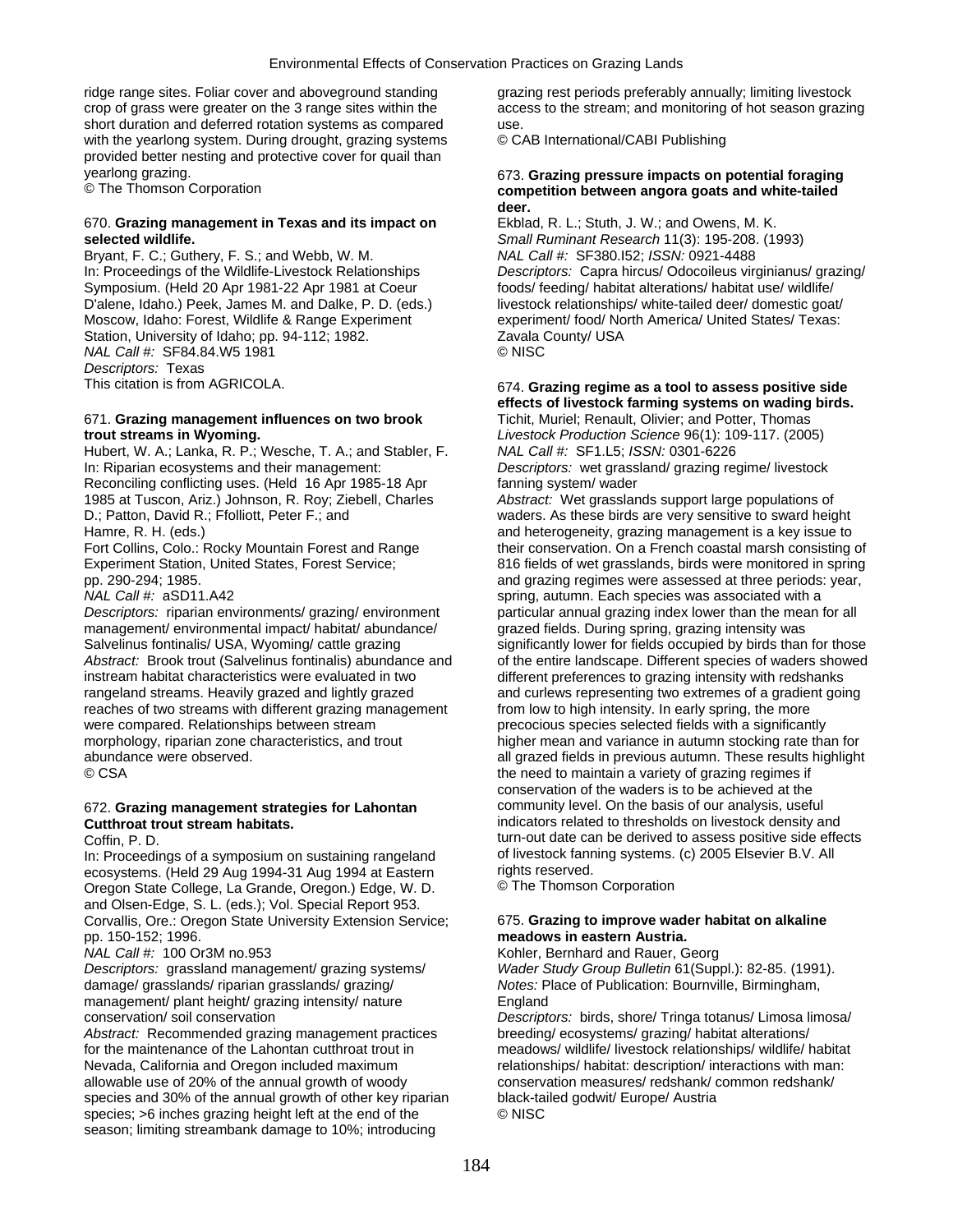ridge range sites. Foliar cover and aboveground standing crop of grass were greater on the 3 range sites within the short duration and deferred rotation systems as compared with the yearlong system. During drought, grazing systems provided better nesting and protective cover for quail than yearlong grazing.
© The Thomson Corporation

670. **Grazing management in Texas and its impact on selected wildlife.**
Bryant, F. C.; Guthery, F. S.; and Webb, W. M.
In: Proceedings of the Wildlife-Livestock Relationships Symposium. (Held 20 Apr 1981-22 Apr 1981 at Coeur D'alene, Idaho.) Peek, James M. and Dalke, P. D. (eds.) Moscow, Idaho: Forest, Wildlife & Range Experiment Station, University of Idaho; pp. 94-112; 1982.
*NAL Call #:* SF84.84.W5 1981
*Descriptors:* Texas
This citation is from AGRICOLA.

671. **Grazing management influences on two brook trout streams in Wyoming.**
Hubert, W. A.; Lanka, R. P.; Wesche, T. A.; and Stabler, F.
In: Riparian ecosystems and their management: Reconciling conflicting uses. (Held 16 Apr 1985-18 Apr 1985 at Tuscon, Ariz.) Johnson, R. Roy; Ziebell, Charles D.; Patton, David R.; Ffolliott, Peter F.; and Hamre, R. H. (eds.)
Fort Collins, Colo.: Rocky Mountain Forest and Range Experiment Station, United States, Forest Service; pp. 290-294; 1985.
*NAL Call #:* aSD11.A42
*Descriptors:* riparian environments/ grazing/ environment management/ environmental impact/ habitat/ abundance/ Salvelinus fontinalis/ USA, Wyoming/ cattle grazing
*Abstract:* Brook trout (Salvelinus fontinalis) abundance and instream habitat characteristics were evaluated in two rangeland streams. Heavily grazed and lightly grazed reaches of two streams with different grazing management were compared. Relationships between stream morphology, riparian zone characteristics, and trout abundance were observed.
© CSA

672. **Grazing management strategies for Lahontan Cutthroat trout stream habitats.**
Coffin, P. D.
In: Proceedings of a symposium on sustaining rangeland ecosystems. (Held 29 Aug 1994-31 Aug 1994 at Eastern Oregon State College, La Grande, Oregon.) Edge, W. D. and Olsen-Edge, S. L. (eds.); Vol. Special Report 953. Corvallis, Ore.: Oregon State University Extension Service; pp. 150-152; 1996.
*NAL Call #:* 100 Or3M no.953
*Descriptors:* grassland management/ grazing systems/ damage/ grasslands/ riparian grasslands/ grazing/ management/ plant height/ grazing intensity/ nature conservation/ soil conservation
*Abstract:* Recommended grazing management practices for the maintenance of the Lahontan cutthroat trout in Nevada, California and Oregon included maximum allowable use of 20% of the annual growth of woody species and 30% of the annual growth of other key riparian species; >6 inches grazing height left at the end of the season; limiting streambank damage to 10%; introducing grazing rest periods preferably annually; limiting livestock access to the stream; and monitoring of hot season grazing use.
© CAB International/CABI Publishing

673. **Grazing pressure impacts on potential foraging competition between angora goats and white-tailed deer.**
Ekblad, R. L.; Stuth, J. W.; and Owens, M. K.
*Small Ruminant Research* 11(3): 195-208. (1993)
*NAL Call #:* SF380.I52; *ISSN:* 0921-4488
*Descriptors:* Capra hircus/ Odocoileus virginianus/ grazing/ foods/ feeding/ habitat alterations/ habitat use/ wildlife/ livestock relationships/ white-tailed deer/ domestic goat/ experiment/ food/ North America/ United States/ Texas: Zavala County/ USA
© NISC

674. **Grazing regime as a tool to assess positive side effects of livestock farming systems on wading birds.**
Tichit, Muriel; Renault, Olivier; and Potter, Thomas
*Livestock Production Science* 96(1): 109-117. (2005)
*NAL Call #:* SF1.L5; *ISSN:* 0301-6226
*Descriptors:* wet grassland/ grazing regime/ livestock fanning system/ wader
*Abstract:* Wet grasslands support large populations of waders. As these birds are very sensitive to sward height and heterogeneity, grazing management is a key issue to their conservation. On a French coastal marsh consisting of 816 fields of wet grasslands, birds were monitored in spring and grazing regimes were assessed at three periods: year, spring, autumn. Each species was associated with a particular annual grazing index lower than the mean for all grazed fields. During spring, grazing intensity was significantly lower for fields occupied by birds than for those of the entire landscape. Different species of waders showed different preferences to grazing intensity with redshanks and curlews representing two extremes of a gradient going from low to high intensity. In early spring, the more precocious species selected fields with a significantly higher mean and variance in autumn stocking rate than for all grazed fields in previous autumn. These results highlight the need to maintain a variety of grazing regimes if conservation of the waders is to be achieved at the community level. On the basis of our analysis, useful indicators related to thresholds on livestock density and turn-out date can be derived to assess positive side effects of livestock fanning systems. (c) 2005 Elsevier B.V. All rights reserved.
© The Thomson Corporation

675. **Grazing to improve wader habitat on alkaline meadows in eastern Austria.**
Kohler, Bernhard and Rauer, Georg
*Wader Study Group Bulletin* 61(Suppl.): 82-85. (1991).
*Notes:* Place of Publication: Bournville, Birmingham, England
*Descriptors:* birds, shore/ Tringa totanus/ Limosa limosa/ breeding/ ecosystems/ grazing/ habitat alterations/ meadows/ wildlife/ livestock relationships/ wildlife/ habitat relationships/ habitat: description/ interactions with man: conservation measures/ redshank/ common redshank/ black-tailed godwit/ Europe/ Austria
© NISC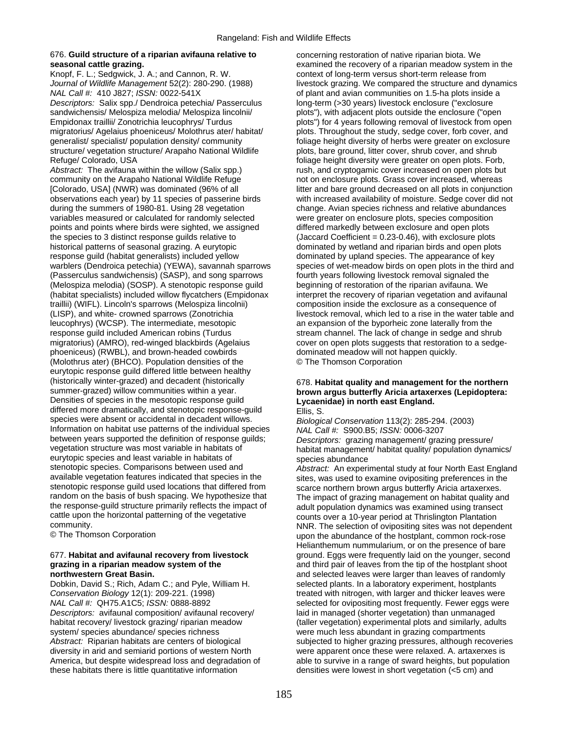676. **Guild structure of a riparian avifauna relative to seasonal cattle grazing.**

Knopf, F. L.; Sedgwick, J. A.; and Cannon, R. W.

*Journal of Wildlife Management* 52(2): 280-290. (1988)

*NAL Call #:* 410 J827; *ISSN:* 0022-541X

*Descriptors:* Salix spp./ Dendroica petechia/ Passerculus sandwichensis/ Melospiza melodia/ Melospiza lincolnii/ Empidonax traillii/ Zonotrichia leucophrys/ Turdus migratorius/ Agelaius phoeniceus/ Molothrus ater/ habitat/ generalist/ specialist/ population density/ community structure/ vegetation structure/ Arapaho National Wildlife Refuge/ Colorado, USA

*Abstract:* The avifauna within the willow (Salix spp.) community on the Arapaho National Wildlife Refuge [Colorado, USA] (NWR) was dominated (96% of all observations each year) by 11 species of passerine birds during the summers of 1980-81. Using 28 vegetation variables measured or calculated for randomly selected points and points where birds were sighted, we assigned the species to 3 distinct response guilds relative to historical patterns of seasonal grazing. A eurytopic response guild (habitat generalists) included yellow warblers (Dendroica petechia) (YEWA), savannah sparrows (Passerculus sandwichensis) (SASP), and song sparrows (Melospiza melodia) (SOSP). A stenotopic response guild (habitat specialists) included willow flycatchers (Empidonax traillii) (WIFL). Lincoln's sparrows (Melospiza lincolnii) (LISP), and white- crowned sparrows (Zonotrichia leucophrys) (WCSP). The intermediate, mesotopic response guild included American robins (Turdus migratorius) (AMRO), red-winged blackbirds (Agelaius phoeniceus) (RWBL), and brown-headed cowbirds (Molothrus ater) (BHCO). Population densities of the eurytopic response guild differed little between healthy (historically winter-grazed) and decadent (historically summer-grazed) willow communities within a year. Densities of species in the mesotopic response guild differed more dramatically, and stenotopic response-guild species were absent or accidental in decadent willows. Information on habitat use patterns of the individual species between years supported the definition of response guilds; vegetation structure was most variable in habitats of eurytopic species and least variable in habitats of stenotopic species. Comparisons between used and available vegetation features indicated that species in the stenotopic response guild used locations that differed from random on the basis of bush spacing. We hypothesize that the response-guild structure primarily reflects the impact of cattle upon the horizontal patterning of the vegetative community.

© The Thomson Corporation

677. **Habitat and avifaunal recovery from livestock grazing in a riparian meadow system of the northwestern Great Basin.**

Dobkin, David S.; Rich, Adam C.; and Pyle, William H.

*Conservation Biology* 12(1): 209-221. (1998)

*NAL Call #:* QH75.A1C5; *ISSN:* 0888-8892

*Descriptors:* avifaunal composition/ avifaunal recovery/ habitat recovery/ livestock grazing/ riparian meadow system/ species abundance/ species richness

*Abstract:* Riparian habitats are centers of biological diversity in arid and semiarid portions of western North America, but despite widespread loss and degradation of these habitats there is little quantitative information concerning restoration of native riparian biota. We examined the recovery of a riparian meadow system in the context of long-term versus short-term release from livestock grazing. We compared the structure and dynamics of plant and avian communities on 1.5-ha plots inside a long-term (>30 years) livestock enclosure ("exclosure plots"), with adjacent plots outside the enclosure ("open plots") for 4 years following removal of livestock from open plots. Throughout the study, sedge cover, forb cover, and foliage height diversity of herbs were greater on exclosure plots, bare ground, litter cover, shrub cover, and shrub foliage height diversity were greater on open plots. Forb, rush, and cryptogamic cover increased on open plots but not on enclosure plots. Grass cover increased, whereas litter and bare ground decreased on all plots in conjunction with increased availability of moisture. Sedge cover did not change. Avian species richness and relative abundances were greater on enclosure plots, species composition differed markedly between exclosure and open plots (Jaccard Coefficient = 0.23-0.46), with exclosure plots dominated by wetland and riparian birds and open plots dominated by upland species. The appearance of key species of wet-meadow birds on open plots in the third and fourth years following livestock removal signaled the beginning of restoration of the riparian avifauna. We interpret the recovery of riparian vegetation and avifaunal composition inside the exclosure as a consequence of livestock removal, which led to a rise in the water table and an expansion of the byporheic zone laterally from the stream channel. The lack of change in sedge and shrub cover on open plots suggests that restoration to a sedge-dominated meadow will not happen quickly.

© The Thomson Corporation

678. **Habitat quality and management for the northern brown argus butterfly Aricia artaxerxes (Lepidoptera: Lycaenidae) in north east England.**

Ellis, S.

*Biological Conservation* 113(2): 285-294. (2003)

*NAL Call #:* S900.B5; *ISSN:* 0006-3207

*Descriptors:* grazing management/ grazing pressure/ habitat management/ habitat quality/ population dynamics/ species abundance

*Abstract:* An experimental study at four North East England sites, was used to examine ovipositing preferences in the scarce northern brown argus butterfly Aricia artaxerxes. The impact of grazing management on habitat quality and adult population dynamics was examined using transect counts over a 10-year period at Thrislington Plantation NNR. The selection of ovipositing sites was not dependent upon the abundance of the hostplant, common rock-rose Helianthemum nummularium, or on the presence of bare ground. Eggs were frequently laid on the younger, second and third pair of leaves from the tip of the hostplant shoot and selected leaves were larger than leaves of randomly selected plants. In a laboratory experiment, hostplants treated with nitrogen, with larger and thicker leaves were selected for ovipositing most frequently. Fewer eggs were laid in managed (shorter vegetation) than unmanaged (taller vegetation) experimental plots and similarly, adults were much less abundant in grazing compartments subjected to higher grazing pressures, although recoveries were apparent once these were relaxed. A. artaxerxes is able to survive in a range of sward heights, but population densities were lowest in short vegetation (<5 cm) and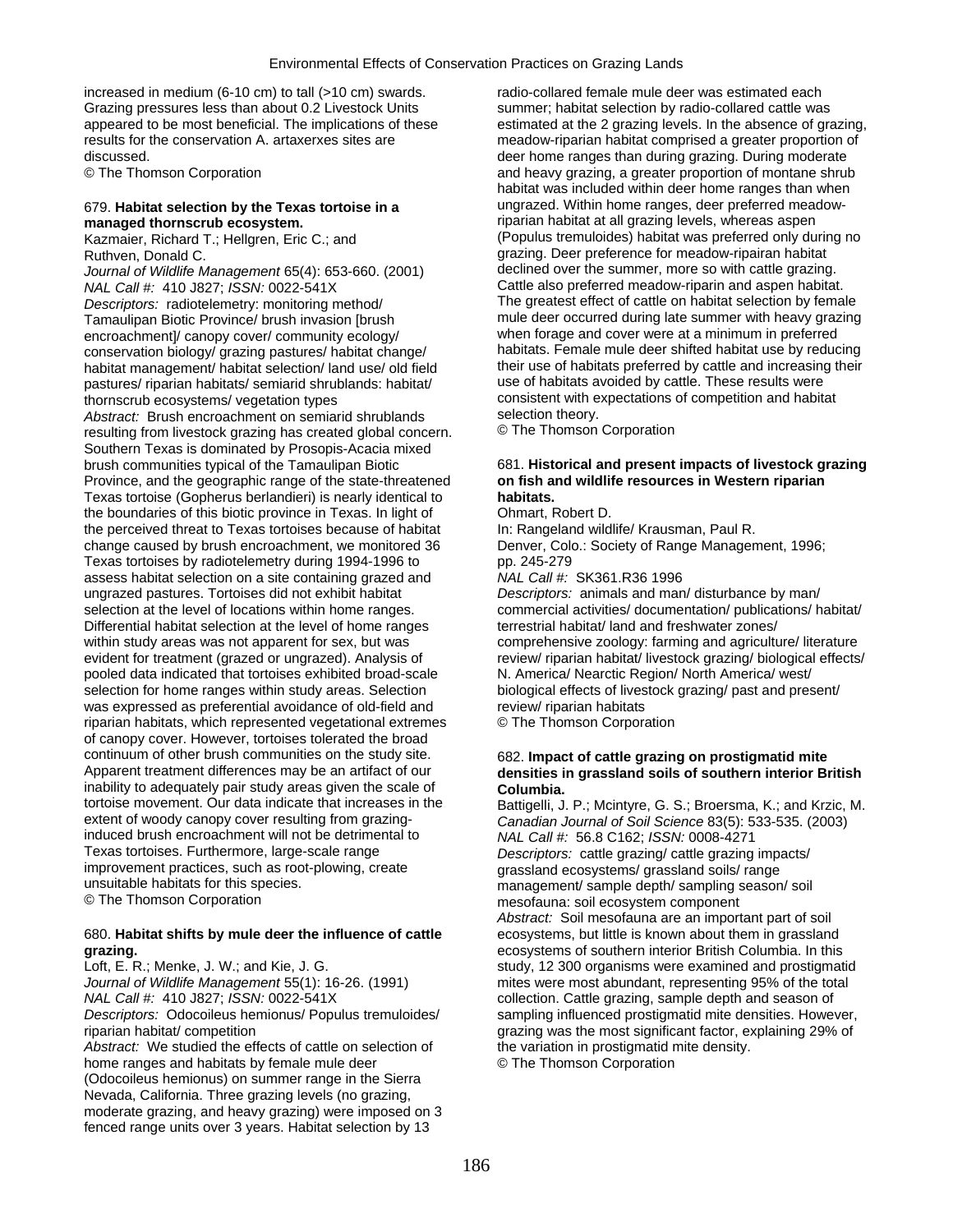increased in medium (6-10 cm) to tall (>10 cm) swards. Grazing pressures less than about 0.2 Livestock Units appeared to be most beneficial. The implications of these results for the conservation A. artaxerxes sites are discussed.
© The Thomson Corporation

679. **Habitat selection by the Texas tortoise in a managed thornscrub ecosystem.**
Kazmaier, Richard T.; Hellgren, Eric C.; and Ruthven, Donald C.
*Journal of Wildlife Management* 65(4): 653-660. (2001)
*NAL Call #:* 410 J827; *ISSN:* 0022-541X
*Descriptors:* radiotelemetry: monitoring method/ Tamaulipan Biotic Province/ brush invasion [brush encroachment]/ canopy cover/ community ecology/ conservation biology/ grazing pastures/ habitat change/ habitat management/ habitat selection/ land use/ old field pastures/ riparian habitats/ semiarid shrublands: habitat/ thornscrub ecosystems/ vegetation types
*Abstract:* Brush encroachment on semiarid shrublands resulting from livestock grazing has created global concern. Southern Texas is dominated by Prosopis-Acacia mixed brush communities typical of the Tamaulipan Biotic Province, and the geographic range of the state-threatened Texas tortoise (Gopherus berlandieri) is nearly identical to the boundaries of this biotic province in Texas. In light of the perceived threat to Texas tortoises because of habitat change caused by brush encroachment, we monitored 36 Texas tortoises by radiotelemetry during 1994-1996 to assess habitat selection on a site containing grazed and ungrazed pastures. Tortoises did not exhibit habitat selection at the level of locations within home ranges. Differential habitat selection at the level of home ranges within study areas was not apparent for sex, but was evident for treatment (grazed or ungrazed). Analysis of pooled data indicated that tortoises exhibited broad-scale selection for home ranges within study areas. Selection was expressed as preferential avoidance of old-field and riparian habitats, which represented vegetational extremes of canopy cover. However, tortoises tolerated the broad continuum of other brush communities on the study site. Apparent treatment differences may be an artifact of our inability to adequately pair study areas given the scale of tortoise movement. Our data indicate that increases in the extent of woody canopy cover resulting from grazing-induced brush encroachment will not be detrimental to Texas tortoises. Furthermore, large-scale range improvement practices, such as root-plowing, create unsuitable habitats for this species.
© The Thomson Corporation

680. **Habitat shifts by mule deer the influence of cattle grazing.**
Loft, E. R.; Menke, J. W.; and Kie, J. G.
*Journal of Wildlife Management* 55(1): 16-26. (1991)
*NAL Call #:* 410 J827; *ISSN:* 0022-541X
*Descriptors:* Odocoileus hemionus/ Populus tremuloides/ riparian habitat/ competition
*Abstract:* We studied the effects of cattle on selection of home ranges and habitats by female mule deer (Odocoileus hemionus) on summer range in the Sierra Nevada, California. Three grazing levels (no grazing, moderate grazing, and heavy grazing) were imposed on 3 fenced range units over 3 years. Habitat selection by 13 radio-collared female mule deer was estimated each summer; habitat selection by radio-collared cattle was estimated at the 2 grazing levels. In the absence of grazing, meadow-riparian habitat comprised a greater proportion of deer home ranges than during grazing. During moderate and heavy grazing, a greater proportion of montane shrub habitat was included within deer home ranges than when ungrazed. Within home ranges, deer preferred meadow-riparian habitat at all grazing levels, whereas aspen (Populus tremuloides) habitat was preferred only during no grazing. Deer preference for meadow-ripairan habitat declined over the summer, more so with cattle grazing. Cattle also preferred meadow-riparin and aspen habitat. The greatest effect of cattle on habitat selection by female mule deer occurred during late summer with heavy grazing when forage and cover were at a minimum in preferred habitats. Female mule deer shifted habitat use by reducing their use of habitats preferred by cattle and increasing their use of habitats avoided by cattle. These results were consistent with expectations of competition and habitat selection theory.
© The Thomson Corporation

681. **Historical and present impacts of livestock grazing on fish and wildlife resources in Western riparian habitats.**
Ohmart, Robert D.
In: Rangeland wildlife/ Krausman, Paul R.
Denver, Colo.: Society of Range Management, 1996; pp. 245-279
*NAL Call #:* SK361.R36 1996
*Descriptors:* animals and man/ disturbance by man/ commercial activities/ documentation/ publications/ habitat/ terrestrial habitat/ land and freshwater zones/ comprehensive zoology: farming and agriculture/ literature review/ riparian habitat/ livestock grazing/ biological effects/ N. America/ Nearctic Region/ North America/ west/ biological effects of livestock grazing/ past and present/ review/ riparian habitats
© The Thomson Corporation

682. **Impact of cattle grazing on prostigmatid mite densities in grassland soils of southern interior British Columbia.**
Battigelli, J. P.; Mcintyre, G. S.; Broersma, K.; and Krzic, M.
*Canadian Journal of Soil Science* 83(5): 533-535. (2003)
*NAL Call #:* 56.8 C162; *ISSN:* 0008-4271
*Descriptors:* cattle grazing/ cattle grazing impacts/ grassland ecosystems/ grassland soils/ range management/ sample depth/ sampling season/ soil mesofauna: soil ecosystem component
*Abstract:* Soil mesofauna are an important part of soil ecosystems, but little is known about them in grassland ecosystems of southern interior British Columbia. In this study, 12 300 organisms were examined and prostigmatid mites were most abundant, representing 95% of the total collection. Cattle grazing, sample depth and season of sampling influenced prostigmatid mite densities. However, grazing was the most significant factor, explaining 29% of the variation in prostigmatid mite density.
© The Thomson Corporation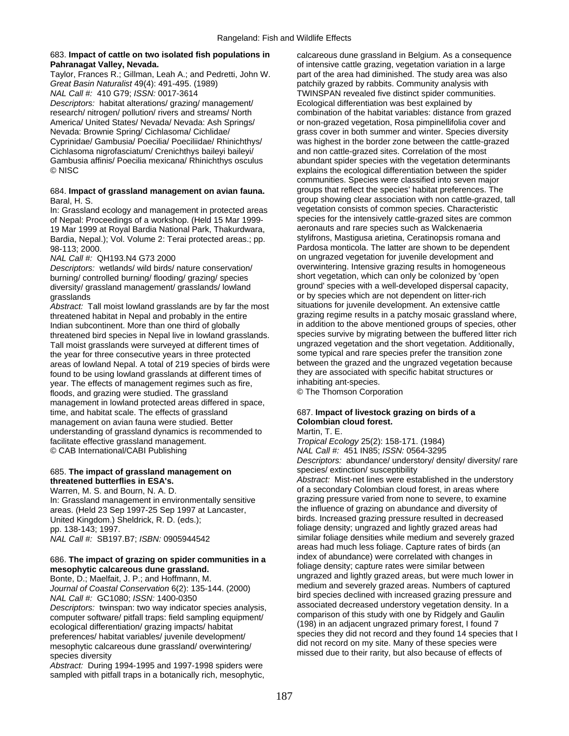683. **Impact of cattle on two isolated fish populations in Pahranagat Valley, Nevada.**
Taylor, Frances R.; Gillman, Leah A.; and Pedretti, John W.
*Great Basin Naturalist* 49(4): 491-495. (1989)
*NAL Call #:* 410 G79; *ISSN:* 0017-3614
*Descriptors:* habitat alterations/ grazing/ management/ research/ nitrogen/ pollution/ rivers and streams/ North America/ United States/ Nevada/ Nevada: Ash Springs/ Nevada: Brownie Spring/ Cichlasoma/ Cichlidae/ Cyprinidae/ Gambusia/ Poecilia/ Poeciliidae/ Rhinichthys/ Cichlasoma nigrofasciatum/ Crenichthys baileyi baileyi/ Gambusia affinis/ Poecilia mexicana/ Rhinichthys osculus
© NISC

684. **Impact of grassland management on avian fauna.**
Baral, H. S.
In: Grassland ecology and management in protected areas of Nepal: Proceedings of a workshop. (Held 15 Mar 1999-19 Mar 1999 at Royal Bardia National Park, Thakurdwara, Bardia, Nepal.); Vol. Volume 2: Terai protected areas.; pp. 98-113; 2000.
*NAL Call #:* QH193.N4 G73 2000
*Descriptors:* wetlands/ wild birds/ nature conservation/ burning/ controlled burning/ flooding/ grazing/ species diversity/ grassland management/ grasslands/ lowland grasslands
*Abstract:* Tall moist lowland grasslands are by far the most threatened habitat in Nepal and probably in the entire Indian subcontinent. More than one third of globally threatened bird species in Nepal live in lowland grasslands. Tall moist grasslands were surveyed at different times of the year for three consecutive years in three protected areas of lowland Nepal. A total of 219 species of birds were found to be using lowland grasslands at different times of year. The effects of management regimes such as fire, floods, and grazing were studied. The grassland management in lowland protected areas differed in space, time, and habitat scale. The effects of grassland management on avian fauna were studied. Better understanding of grassland dynamics is recommended to facilitate effective grassland management.
© CAB International/CABI Publishing

685. **The impact of grassland management on threatened butterflies in ESA's.**
Warren, M. S. and Bourn, N. A. D.
In: Grassland management in environmentally sensitive areas. (Held 23 Sep 1997-25 Sep 1997 at Lancaster, United Kingdom.) Sheldrick, R. D. (eds.); pp. 138-143; 1997.
*NAL Call #:* SB197.B7; *ISBN:* 0905944542

686. **The impact of grazing on spider communities in a mesophytic calcareous dune grassland.**
Bonte, D.; Maelfait, J. P.; and Hoffmann, M.
*Journal of Coastal Conservation* 6(2): 135-144. (2000)
*NAL Call #:* GC1080; *ISSN:* 1400-0350
*Descriptors:* twinspan: two way indicator species analysis, computer software/ pitfall traps: field sampling equipment/ ecological differentiation/ grazing impacts/ habitat preferences/ habitat variables/ juvenile development/ mesophytic calcareous dune grassland/ overwintering/ species diversity
*Abstract:* During 1994-1995 and 1997-1998 spiders were sampled with pitfall traps in a botanically rich, mesophytic, calcareous dune grassland in Belgium. As a consequence of intensive cattle grazing, vegetation variation in a large part of the area had diminished. The study area was also patchily grazed by rabbits. Community analysis with TWINSPAN revealed five distinct spider communities. Ecological differentiation was best explained by combination of the habitat variables: distance from grazed or non-grazed vegetation, Rosa pimpinellifolia cover and grass cover in both summer and winter. Species diversity was highest in the border zone between the cattle-grazed and non cattle-grazed sites. Correlation of the most abundant spider species with the vegetation determinants explains the ecological differentiation between the spider communities. Species were classified into seven major groups that reflect the species' habitat preferences. The group showing clear association with non cattle-grazed, tall vegetation consists of common species. Characteristic species for the intensively cattle-grazed sites are common aeronauts and rare species such as Walckenaeria stylifrons, Mastigusa arietina, Ceratinopsis romana and Pardosa monticola. The latter are shown to be dependent on ungrazed vegetation for juvenile development and overwintering. Intensive grazing results in homogeneous short vegetation, which can only be colonized by 'open ground' species with a well-developed dispersal capacity, or by species which are not dependent on litter-rich situations for juvenile development. An extensive cattle grazing regime results in a patchy mosaic grassland where, in addition to the above mentioned groups of species, other species survive by migrating between the buffered litter rich ungrazed vegetation and the short vegetation. Additionally, some typical and rare species prefer the transition zone between the grazed and the ungrazed vegetation because they are associated with specific habitat structures or inhabiting ant-species.
© The Thomson Corporation

687. **Impact of livestock grazing on birds of a Colombian cloud forest.**
Martin, T. E.
*Tropical Ecology* 25(2): 158-171. (1984)
*NAL Call #:* 451 IN85; *ISSN:* 0564-3295
*Descriptors:* abundance/ understory/ density/ diversity/ rare species/ extinction/ susceptibility
*Abstract:* Mist-net lines were established in the understory of a secondary Colombian cloud forest, in areas where grazing pressure varied from none to severe, to examine the influence of grazing on abundance and diversity of birds. Increased grazing pressure resulted in decreased foliage density; ungrazed and lightly grazed areas had similar foliage densities while medium and severely grazed areas had much less foliage. Capture rates of birds (an index of abundance) were correlated with changes in foliage density; capture rates were similar between ungrazed and lightly grazed areas, but were much lower in medium and severely grazed areas. Numbers of captured bird species declined with increased grazing pressure and associated decreased understory vegetation density. In a comparison of this study with one by Ridgely and Gaulin (198) in an adjacent ungrazed primary forest, I found 7 species they did not record and they found 14 species that I did not record on my site. Many of these species were missed due to their rarity, but also because of effects of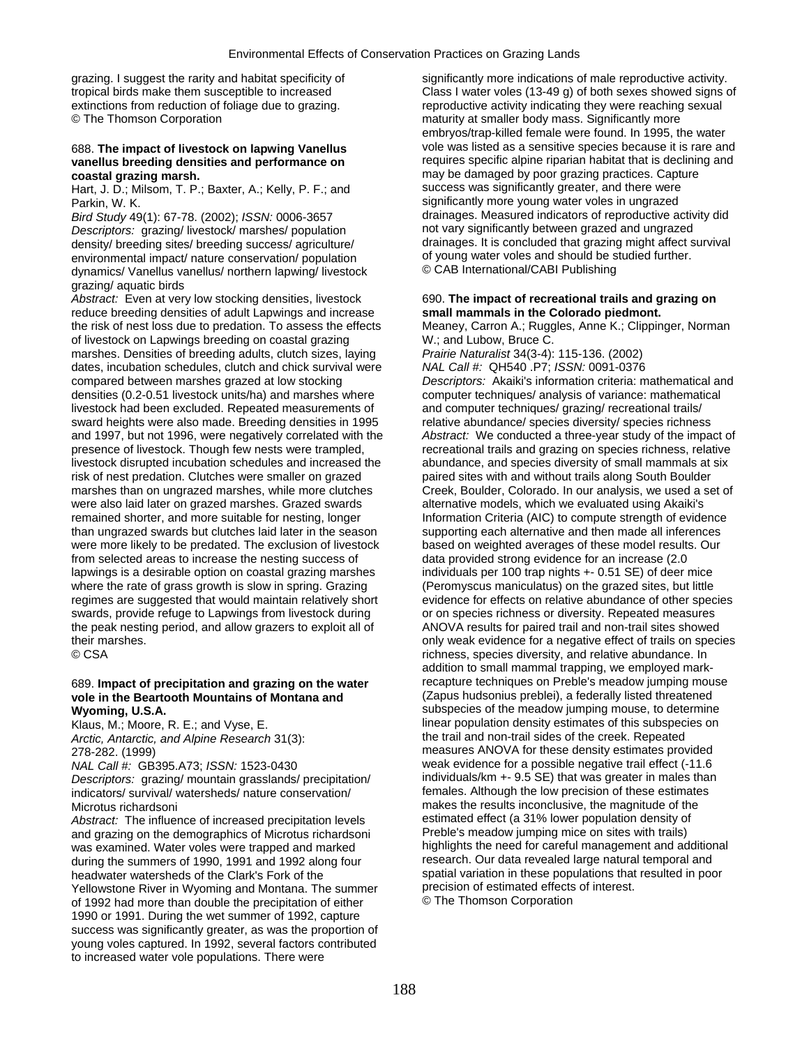grazing. I suggest the rarity and habitat specificity of tropical birds make them susceptible to increased extinctions from reduction of foliage due to grazing.
© The Thomson Corporation

688. **The impact of livestock on lapwing Vanellus vanellus breeding densities and performance on coastal grazing marsh.**
Hart, J. D.; Milsom, T. P.; Baxter, A.; Kelly, P. F.; and Parkin, W. K.
*Bird Study* 49(1): 67-78. (2002); *ISSN:* 0006-3657
*Descriptors:* grazing/ livestock/ marshes/ population density/ breeding sites/ breeding success/ agriculture/ environmental impact/ nature conservation/ population dynamics/ Vanellus vanellus/ northern lapwing/ livestock grazing/ aquatic birds
*Abstract:* Even at very low stocking densities, livestock reduce breeding densities of adult Lapwings and increase the risk of nest loss due to predation. To assess the effects of livestock on Lapwings breeding on coastal grazing marshes. Densities of breeding adults, clutch sizes, laying dates, incubation schedules, clutch and chick survival were compared between marshes grazed at low stocking densities (0.2-0.51 livestock units/ha) and marshes where livestock had been excluded. Repeated measurements of sward heights were also made. Breeding densities in 1995 and 1997, but not 1996, were negatively correlated with the presence of livestock. Though few nests were trampled, livestock disrupted incubation schedules and increased the risk of nest predation. Clutches were smaller on grazed marshes than on ungrazed marshes, while more clutches were also laid later on grazed marshes. Grazed swards remained shorter, and more suitable for nesting, longer than ungrazed swards but clutches laid later in the season were more likely to be predated. The exclusion of livestock from selected areas to increase the nesting success of lapwings is a desirable option on coastal grazing marshes where the rate of grass growth is slow in spring. Grazing regimes are suggested that would maintain relatively short swards, provide refuge to Lapwings from livestock during the peak nesting period, and allow grazers to exploit all of their marshes.
© CSA

689. **Impact of precipitation and grazing on the water vole in the Beartooth Mountains of Montana and Wyoming, U.S.A.**
Klaus, M.; Moore, R. E.; and Vyse, E.
*Arctic, Antarctic, and Alpine Research* 31(3): 278-282. (1999)
*NAL Call #:* GB395.A73; *ISSN:* 1523-0430
*Descriptors:* grazing/ mountain grasslands/ precipitation/ indicators/ survival/ watersheds/ nature conservation/ Microtus richardsoni
*Abstract:* The influence of increased precipitation levels and grazing on the demographics of Microtus richardsoni was examined. Water voles were trapped and marked during the summers of 1990, 1991 and 1992 along four headwater watersheds of the Clark's Fork of the Yellowstone River in Wyoming and Montana. The summer of 1992 had more than double the precipitation of either 1990 or 1991. During the wet summer of 1992, capture success was significantly greater, as was the proportion of young voles captured. In 1992, several factors contributed to increased water vole populations. There were significantly more indications of male reproductive activity. Class I water voles (13-49 g) of both sexes showed signs of reproductive activity indicating they were reaching sexual maturity at smaller body mass. Significantly more embryos/trap-killed female were found. In 1995, the water vole was listed as a sensitive species because it is rare and requires specific alpine riparian habitat that is declining and may be damaged by poor grazing practices. Capture success was significantly greater, and there were significantly more young water voles in ungrazed drainages. Measured indicators of reproductive activity did not vary significantly between grazed and ungrazed drainages. It is concluded that grazing might affect survival of young water voles and should be studied further.
© CAB International/CABI Publishing

690. **The impact of recreational trails and grazing on small mammals in the Colorado piedmont.**
Meaney, Carron A.; Ruggles, Anne K.; Clippinger, Norman W.; and Lubow, Bruce C.
*Prairie Naturalist* 34(3-4): 115-136. (2002)
*NAL Call #:* QH540 .P7; *ISSN:* 0091-0376
*Descriptors:* Akaiki's information criteria: mathematical and computer techniques/ analysis of variance: mathematical and computer techniques/ grazing/ recreational trails/ relative abundance/ species diversity/ species richness
*Abstract:* We conducted a three-year study of the impact of recreational trails and grazing on species richness, relative abundance, and species diversity of small mammals at six paired sites with and without trails along South Boulder Creek, Boulder, Colorado. In our analysis, we used a set of alternative models, which we evaluated using Akaiki's Information Criteria (AIC) to compute strength of evidence supporting each alternative and then made all inferences based on weighted averages of these model results. Our data provided strong evidence for an increase (2.0 individuals per 100 trap nights +- 0.51 SE) of deer mice (Peromyscus maniculatus) on the grazed sites, but little evidence for effects on relative abundance of other species or on species richness or diversity. Repeated measures ANOVA results for paired trail and non-trail sites showed only weak evidence for a negative effect of trails on species richness, species diversity, and relative abundance. In addition to small mammal trapping, we employed mark-recapture techniques on Preble's meadow jumping mouse (Zapus hudsonius preblei), a federally listed threatened subspecies of the meadow jumping mouse, to determine linear population density estimates of this subspecies on the trail and non-trail sides of the creek. Repeated measures ANOVA for these density estimates provided weak evidence for a possible negative trail effect (-11.6 individuals/km +- 9.5 SE) that was greater in males than females. Although the low precision of these estimates makes the results inconclusive, the magnitude of the estimated effect (a 31% lower population density of Preble's meadow jumping mice on sites with trails) highlights the need for careful management and additional research. Our data revealed large natural temporal and spatial variation in these populations that resulted in poor precision of estimated effects of interest.
© The Thomson Corporation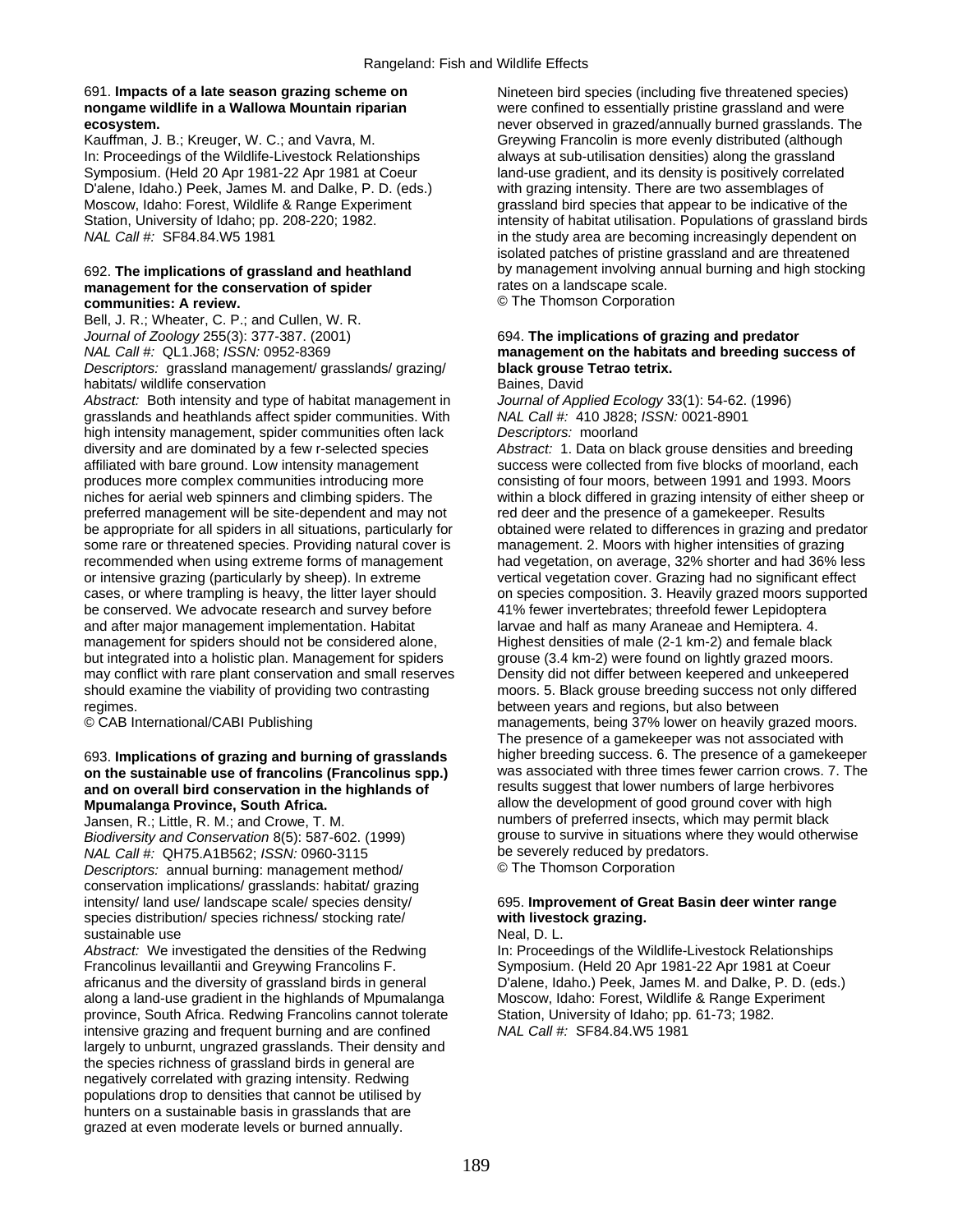691. **Impacts of a late season grazing scheme on nongame wildlife in a Wallowa Mountain riparian ecosystem.**
Kauffman, J. B.; Kreuger, W. C.; and Vavra, M.
In: Proceedings of the Wildlife-Livestock Relationships Symposium. (Held 20 Apr 1981-22 Apr 1981 at Coeur D'alene, Idaho.) Peek, James M. and Dalke, P. D. (eds.) Moscow, Idaho: Forest, Wildlife & Range Experiment Station, University of Idaho; pp. 208-220; 1982.
*NAL Call #:* SF84.84.W5 1981

692. **The implications of grassland and heathland management for the conservation of spider communities: A review.**
Bell, J. R.; Wheater, C. P.; and Cullen, W. R.
*Journal of Zoology* 255(3): 377-387. (2001)
*NAL Call #:* QL1.J68; *ISSN:* 0952-8369
*Descriptors:* grassland management/ grasslands/ grazing/ habitats/ wildlife conservation
*Abstract:* Both intensity and type of habitat management in grasslands and heathlands affect spider communities. With high intensity management, spider communities often lack diversity and are dominated by a few r-selected species affiliated with bare ground. Low intensity management produces more complex communities introducing more niches for aerial web spinners and climbing spiders. The preferred management will be site-dependent and may not be appropriate for all spiders in all situations, particularly for some rare or threatened species. Providing natural cover is recommended when using extreme forms of management or intensive grazing (particularly by sheep). In extreme cases, or where trampling is heavy, the litter layer should be conserved. We advocate research and survey before and after major management implementation. Habitat management for spiders should not be considered alone, but integrated into a holistic plan. Management for spiders may conflict with rare plant conservation and small reserves should examine the viability of providing two contrasting regimes.
© CAB International/CABI Publishing

693. **Implications of grazing and burning of grasslands on the sustainable use of francolins (Francolinus spp.) and on overall bird conservation in the highlands of Mpumalanga Province, South Africa.**
Jansen, R.; Little, R. M.; and Crowe, T. M.
*Biodiversity and Conservation* 8(5): 587-602. (1999)
*NAL Call #:* QH75.A1B562; *ISSN:* 0960-3115
*Descriptors:* annual burning: management method/ conservation implications/ grasslands: habitat/ grazing intensity/ land use/ landscape scale/ species density/ species distribution/ species richness/ stocking rate/ sustainable use
*Abstract:* We investigated the densities of the Redwing Francolinus levaillantii and Greywing Francolins F. africanus and the diversity of grassland birds in general along a land-use gradient in the highlands of Mpumalanga province, South Africa. Redwing Francolins cannot tolerate intensive grazing and frequent burning and are confined largely to unburnt, ungrazed grasslands. Their density and the species richness of grassland birds in general are negatively correlated with grazing intensity. Redwing populations drop to densities that cannot be utilised by hunters on a sustainable basis in grasslands that are grazed at even moderate levels or burned annually. Nineteen bird species (including five threatened species) were confined to essentially pristine grassland and were never observed in grazed/annually burned grasslands. The Greywing Francolin is more evenly distributed (although always at sub-utilisation densities) along the grassland land-use gradient, and its density is positively correlated with grazing intensity. There are two assemblages of grassland bird species that appear to be indicative of the intensity of habitat utilisation. Populations of grassland birds in the study area are becoming increasingly dependent on isolated patches of pristine grassland and are threatened by management involving annual burning and high stocking rates on a landscape scale.
© The Thomson Corporation

694. **The implications of grazing and predator management on the habitats and breeding success of black grouse Tetrao tetrix.**
Baines, David
*Journal of Applied Ecology* 33(1): 54-62. (1996)
*NAL Call #:* 410 J828; *ISSN:* 0021-8901
*Descriptors:* moorland
*Abstract:* 1. Data on black grouse densities and breeding success were collected from five blocks of moorland, each consisting of four moors, between 1991 and 1993. Moors within a block differed in grazing intensity of either sheep or red deer and the presence of a gamekeeper. Results obtained were related to differences in grazing and predator management. 2. Moors with higher intensities of grazing had vegetation, on average, 32% shorter and had 36% less vertical vegetation cover. Grazing had no significant effect on species composition. 3. Heavily grazed moors supported 41% fewer invertebrates; threefold fewer Lepidoptera larvae and half as many Araneae and Hemiptera. 4. Highest densities of male (2-1 km-2) and female black grouse (3.4 km-2) were found on lightly grazed moors. Density did not differ between keepered and unkeepered moors. 5. Black grouse breeding success not only differed between years and regions, but also between managements, being 37% lower on heavily grazed moors. The presence of a gamekeeper was not associated with higher breeding success. 6. The presence of a gamekeeper was associated with three times fewer carrion crows. 7. The results suggest that lower numbers of large herbivores allow the development of good ground cover with high numbers of preferred insects, which may permit black grouse to survive in situations where they would otherwise be severely reduced by predators.
© The Thomson Corporation

695. **Improvement of Great Basin deer winter range with livestock grazing.**
Neal, D. L.
In: Proceedings of the Wildlife-Livestock Relationships Symposium. (Held 20 Apr 1981-22 Apr 1981 at Coeur D'alene, Idaho.) Peek, James M. and Dalke, P. D. (eds.) Moscow, Idaho: Forest, Wildlife & Range Experiment Station, University of Idaho; pp. 61-73; 1982.
*NAL Call #:* SF84.84.W5 1981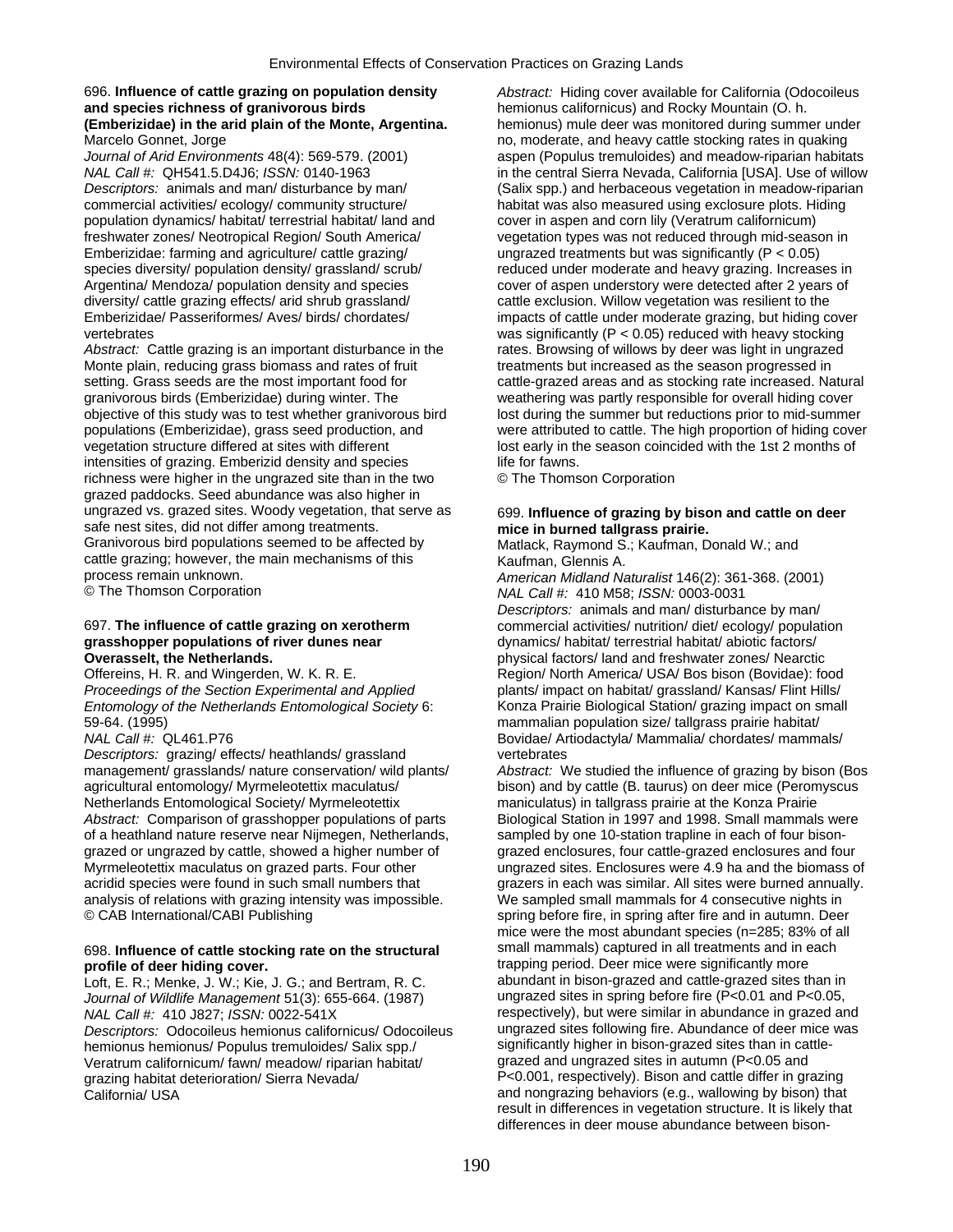696. **Influence of cattle grazing on population density and species richness of granivorous birds (Emberizidae) in the arid plain of the Monte, Argentina.**
Marcelo Gonnet, Jorge
*Journal of Arid Environments* 48(4): 569-579. (2001)
*NAL Call #:* QH541.5.D4J6; *ISSN:* 0140-1963
*Descriptors:* animals and man/ disturbance by man/ commercial activities/ ecology/ community structure/ population dynamics/ habitat/ terrestrial habitat/ land and freshwater zones/ Neotropical Region/ South America/ Emberizidae: farming and agriculture/ cattle grazing/ species diversity/ population density/ grassland/ scrub/ Argentina/ Mendoza/ population density and species diversity/ cattle grazing effects/ arid shrub grassland/ Emberizidae/ Passeriformes/ Aves/ birds/ chordates/ vertebrates
*Abstract:* Cattle grazing is an important disturbance in the Monte plain, reducing grass biomass and rates of fruit setting. Grass seeds are the most important food for granivorous birds (Emberizidae) during winter. The objective of this study was to test whether granivorous bird populations (Emberizidae), grass seed production, and vegetation structure differed at sites with different intensities of grazing. Emberizid density and species richness were higher in the ungrazed site than in the two grazed paddocks. Seed abundance was also higher in ungrazed vs. grazed sites. Woody vegetation, that serve as safe nest sites, did not differ among treatments. Granivorous bird populations seemed to be affected by cattle grazing; however, the main mechanisms of this process remain unknown.
© The Thomson Corporation

697. **The influence of cattle grazing on xerotherm grasshopper populations of river dunes near Overasselt, the Netherlands.**
Offereins, H. R. and Wingerden, W. K. R. E.
*Proceedings of the Section Experimental and Applied Entomology of the Netherlands Entomological Society* 6: 59-64. (1995)
*NAL Call #:* QL461.P76
*Descriptors:* grazing/ effects/ heathlands/ grassland management/ grasslands/ nature conservation/ wild plants/ agricultural entomology/ Myrmeleotettix maculatus/ Netherlands Entomological Society/ Myrmeleotettix
*Abstract:* Comparison of grasshopper populations of parts of a heathland nature reserve near Nijmegen, Netherlands, grazed or ungrazed by cattle, showed a higher number of Myrmeleotettix maculatus on grazed parts. Four other acridid species were found in such small numbers that analysis of relations with grazing intensity was impossible.
© CAB International/CABI Publishing

698. **Influence of cattle stocking rate on the structural profile of deer hiding cover.**
Loft, E. R.; Menke, J. W.; Kie, J. G.; and Bertram, R. C.
*Journal of Wildlife Management* 51(3): 655-664. (1987)
*NAL Call #:* 410 J827; *ISSN:* 0022-541X
*Descriptors:* Odocoileus hemionus californicus/ Odocoileus hemionus hemionus/ Populus tremuloides/ Salix spp./ Veratrum californicum/ fawn/ meadow/ riparian habitat/ grazing habitat deterioration/ Sierra Nevada/ California/ USA
*Abstract:* Hiding cover available for California (Odocoileus hemionus californicus) and Rocky Mountain (O. h. hemionus) mule deer was monitored during summer under no, moderate, and heavy cattle stocking rates in quaking aspen (Populus tremuloides) and meadow-riparian habitats in the central Sierra Nevada, California [USA]. Use of willow (Salix spp.) and herbaceous vegetation in meadow-riparian habitat was also measured using exclosure plots. Hiding cover in aspen and corn lily (Veratrum californicum) vegetation types was not reduced through mid-season in ungrazed treatments but was significantly ($P < 0.05$) reduced under moderate and heavy grazing. Increases in cover of aspen understory were detected after 2 years of cattle exclusion. Willow vegetation was resilient to the impacts of cattle under moderate grazing, but hiding cover was significantly ($P < 0.05$) reduced with heavy stocking rates. Browsing of willows by deer was light in ungrazed treatments but increased as the season progressed in cattle-grazed areas and as stocking rate increased. Natural weathering was partly responsible for overall hiding cover lost during the summer but reductions prior to mid-summer were attributed to cattle. The high proportion of hiding cover lost early in the season coincided with the 1st 2 months of life for fawns.
© The Thomson Corporation

699. **Influence of grazing by bison and cattle on deer mice in burned tallgrass prairie.**
Matlack, Raymond S.; Kaufman, Donald W.; and Kaufman, Glennis A.
*American Midland Naturalist* 146(2): 361-368. (2001)
*NAL Call #:* 410 M58; *ISSN:* 0003-0031
*Descriptors:* animals and man/ disturbance by man/ commercial activities/ nutrition/ diet/ ecology/ population dynamics/ habitat/ terrestrial habitat/ abiotic factors/ physical factors/ land and freshwater zones/ Nearctic Region/ North America/ USA/ Bos bison (Bovidae): food plants/ impact on habitat/ grassland/ Kansas/ Flint Hills/ Konza Prairie Biological Station/ grazing impact on small mammalian population size/ tallgrass prairie habitat/ Bovidae/ Artiodactyla/ Mammalia/ chordates/ mammals/ vertebrates
*Abstract:* We studied the influence of grazing by bison (Bos bison) and by cattle (B. taurus) on deer mice (Peromyscus maniculatus) in tallgrass prairie at the Konza Prairie Biological Station in 1997 and 1998. Small mammals were sampled by one 10-station trapline in each of four bison-grazed enclosures, four cattle-grazed enclosures and four ungrazed sites. Enclosures were 4.9 ha and the biomass of grazers in each was similar. All sites were burned annually. We sampled small mammals for 4 consecutive nights in spring before fire, in spring after fire and in autumn. Deer mice were the most abundant species (n=285; 83% of all small mammals) captured in all treatments and in each trapping period. Deer mice were significantly more abundant in bison-grazed and cattle-grazed sites than in ungrazed sites in spring before fire ($P<0.01$ and $P<0.05$, respectively), but were similar in abundance in grazed and ungrazed sites following fire. Abundance of deer mice was significantly higher in bison-grazed sites than in cattle-grazed and ungrazed sites in autumn ($P<0.05$ and $P<0.001$, respectively). Bison and cattle differ in grazing and nongrazing behaviors (e.g., wallowing by bison) that result in differences in vegetation structure. It is likely that differences in deer mouse abundance between bison-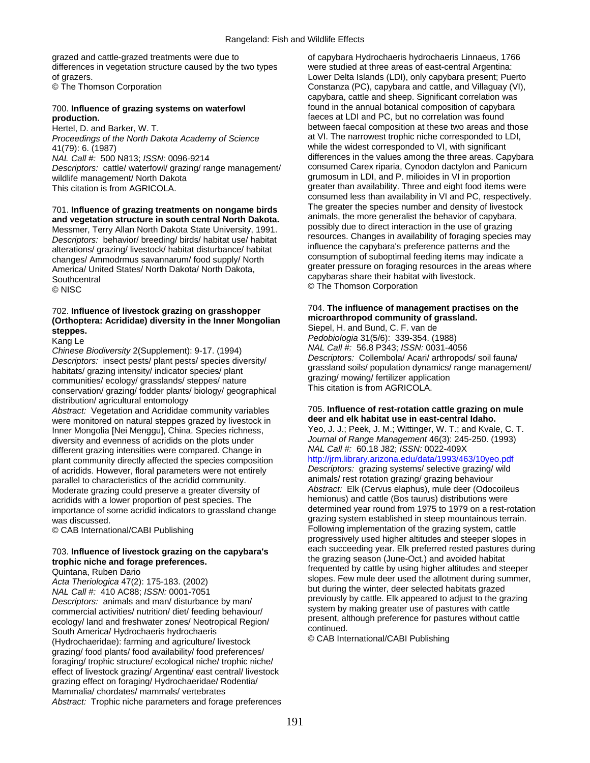grazed and cattle-grazed treatments were due to differences in vegetation structure caused by the two types of grazers.
© The Thomson Corporation

700. **Influence of grazing systems on waterfowl production.**
Hertel, D. and Barker, W. T.
*Proceedings of the North Dakota Academy of Science* 41(79): 6. (1987)
*NAL Call #:* 500 N813; *ISSN:* 0096-9214
*Descriptors:* cattle/ waterfowl/ grazing/ range management/ wildlife management/ North Dakota
This citation is from AGRICOLA.

701. **Influence of grazing treatments on nongame birds and vegetation structure in south central North Dakota.**
Messmer, Terry Allan North Dakota State University, 1991.
*Descriptors:* behavior/ breeding/ birds/ habitat use/ habitat alterations/ grazing/ livestock/ habitat disturbance/ habitat changes/ Ammodrmus savannarum/ food supply/ North America/ United States/ North Dakota/ North Dakota, Southcentral
© NISC

702. **Influence of livestock grazing on grasshopper (Orthoptera: Acrididae) diversity in the Inner Mongolian steppes.**
Kang Le
*Chinese Biodiversity* 2(Supplement): 9-17. (1994)
*Descriptors:* insect pests/ plant pests/ species diversity/ habitats/ grazing intensity/ indicator species/ plant communities/ ecology/ grasslands/ steppes/ nature conservation/ grazing/ fodder plants/ biology/ geographical distribution/ agricultural entomology
*Abstract:* Vegetation and Acrididae community variables were monitored on natural steppes grazed by livestock in Inner Mongolia [Nei Menggu], China. Species richness, diversity and evenness of acridids on the plots under different grazing intensities were compared. Change in plant community directly affected the species composition of acridids. However, floral parameters were not entirely parallel to characteristics of the acridid community. Moderate grazing could preserve a greater diversity of acridids with a lower proportion of pest species. The importance of some acridid indicators to grassland change was discussed.
© CAB International/CABI Publishing

703. **Influence of livestock grazing on the capybara's trophic niche and forage preferences.**
Quintana, Ruben Dario
*Acta Theriologica* 47(2): 175-183. (2002)
*NAL Call #:* 410 AC88; *ISSN:* 0001-7051
*Descriptors:* animals and man/ disturbance by man/ commercial activities/ nutrition/ diet/ feeding behaviour/ ecology/ land and freshwater zones/ Neotropical Region/ South America/ Hydrochaeris hydrochaeris (Hydrochaeridae): farming and agriculture/ livestock grazing/ food plants/ food availability/ food preferences/ foraging/ trophic structure/ ecological niche/ trophic niche/ effect of livestock grazing/ Argentina/ east central/ livestock grazing effect on foraging/ Hydrochaeridae/ Rodentia/ Mammalia/ chordates/ mammals/ vertebrates
*Abstract:* Trophic niche parameters and forage preferences of capybara Hydrochaeris hydrochaeris Linnaeus, 1766 were studied at three areas of east-central Argentina: Lower Delta Islands (LDI), only capybara present; Puerto Constanza (PC), capybara and cattle, and Villaguay (VI), capybara, cattle and sheep. Significant correlation was found in the annual botanical composition of capybara faeces at LDI and PC, but no correlation was found between faecal composition at these two areas and those at VI. The narrowest trophic niche corresponded to LDI, while the widest corresponded to VI, with significant differences in the values among the three areas. Capybara consumed Carex riparia, Cynodon dactylon and Panicum grumosum in LDI, and P. milioides in VI in proportion greater than availability. Three and eight food items were consumed less than availability in VI and PC, respectively. The greater the species number and density of livestock animals, the more generalist the behavior of capybara, possibly due to direct interaction in the use of grazing resources. Changes in availability of foraging species may influence the capybara's preference patterns and the consumption of suboptimal feeding items may indicate a greater pressure on foraging resources in the areas where capybaras share their habitat with livestock.
© The Thomson Corporation

704. **The influence of management practises on the microarthropod community of grassland.**
Siepel, H. and Bund, C. F. van de
*Pedobiologia* 31(5/6): 339-354. (1988)
*NAL Call #:* 56.8 P343; *ISSN:* 0031-4056
*Descriptors:* Collembola/ Acari/ arthropods/ soil fauna/ grassland soils/ population dynamics/ range management/ grazing/ mowing/ fertilizer application
This citation is from AGRICOLA.

705. **Influence of rest-rotation cattle grazing on mule deer and elk habitat use in east-central Idaho.**
Yeo, J. J.; Peek, J. M.; Wittinger, W. T.; and Kvale, C. T.
*Journal of Range Management* 46(3): 245-250. (1993)
*NAL Call #:* 60.18 J82; *ISSN:* 0022-409X
http://jrm.library.arizona.edu/data/1993/463/10yeo.pdf
*Descriptors:* grazing systems/ selective grazing/ wild animals/ rest rotation grazing/ grazing behaviour
*Abstract:* Elk (Cervus elaphus), mule deer (Odocoileus hemionus) and cattle (Bos taurus) distributions were determined year round from 1975 to 1979 on a rest-rotation grazing system established in steep mountainous terrain. Following implementation of the grazing system, cattle progressively used higher altitudes and steeper slopes in each succeeding year. Elk preferred rested pastures during the grazing season (June-Oct.) and avoided habitat frequented by cattle by using higher altitudes and steeper slopes. Few mule deer used the allotment during summer, but during the winter, deer selected habitats grazed previously by cattle. Elk appeared to adjust to the grazing system by making greater use of pastures with cattle present, although preference for pastures without cattle continued.
© CAB International/CABI Publishing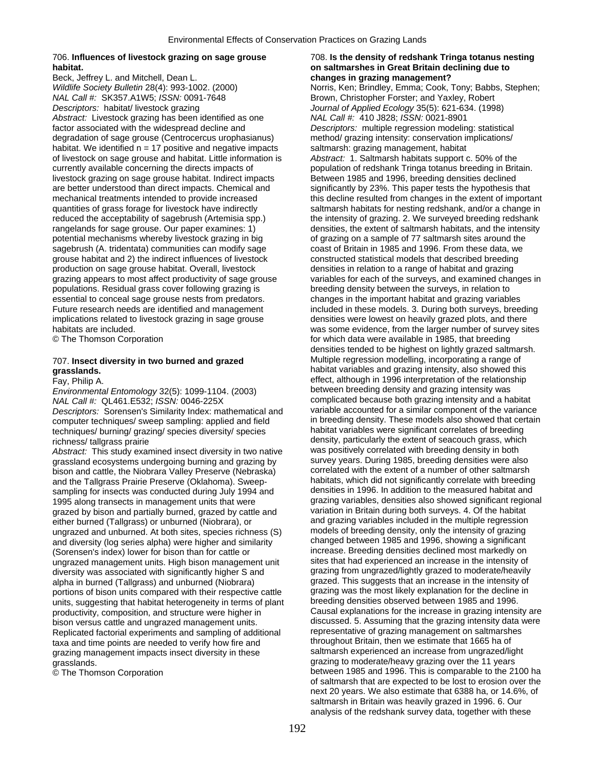706. **Influences of livestock grazing on sage grouse habitat.**

Beck, Jeffrey L. and Mitchell, Dean L.

*Wildlife Society Bulletin* 28(4): 993-1002. (2000)

*NAL Call #:* SK357.A1W5; *ISSN:* 0091-7648

*Descriptors:* habitat/ livestock grazing

*Abstract:* Livestock grazing has been identified as one factor associated with the widespread decline and degradation of sage grouse (Centrocercus urophasianus) habitat. We identified n = 17 positive and negative impacts of livestock on sage grouse and habitat. Little information is currently available concerning the directs impacts of livestock grazing on sage grouse habitat. Indirect impacts are better understood than direct impacts. Chemical and mechanical treatments intended to provide increased quantities of grass forage for livestock have indirectly reduced the acceptability of sagebrush (Artemisia spp.) rangelands for sage grouse. Our paper examines: 1) potential mechanisms whereby livestock grazing in big sagebrush (A. tridentata) communities can modify sage grouse habitat and 2) the indirect influences of livestock production on sage grouse habitat. Overall, livestock grazing appears to most affect productivity of sage grouse populations. Residual grass cover following grazing is essential to conceal sage grouse nests from predators. Future research needs are identified and management implications related to livestock grazing in sage grouse habitats are included.

© The Thomson Corporation

707. **Insect diversity in two burned and grazed grasslands.**

Fay, Philip A.

*Environmental Entomology* 32(5): 1099-1104. (2003)

*NAL Call #:* QL461.E532; *ISSN:* 0046-225X

*Descriptors:* Sorensen's Similarity Index: mathematical and computer techniques/ sweep sampling: applied and field techniques/ burning/ grazing/ species diversity/ species richness/ tallgrass prairie

*Abstract:* This study examined insect diversity in two native grassland ecosystems undergoing burning and grazing by bison and cattle, the Niobrara Valley Preserve (Nebraska) and the Tallgrass Prairie Preserve (Oklahoma). Sweep-sampling for insects was conducted during July 1994 and 1995 along transects in management units that were grazed by bison and partially burned, grazed by cattle and either burned (Tallgrass) or unburned (Niobrara), or ungrazed and unburned. At both sites, species richness (S) and diversity (log series alpha) were higher and similarity (Sorensen's index) lower for bison than for cattle or ungrazed management units. High bison management unit diversity was associated with significantly higher S and alpha in burned (Tallgrass) and unburned (Niobrara) portions of bison units compared with their respective cattle units, suggesting that habitat heterogeneity in terms of plant productivity, composition, and structure were higher in bison versus cattle and ungrazed management units. Replicated factorial experiments and sampling of additional taxa and time points are needed to verify how fire and grazing management impacts insect diversity in these grasslands.

© The Thomson Corporation

708. **Is the density of redshank Tringa totanus nesting on saltmarshes in Great Britain declining due to changes in grazing management?**

Norris, Ken; Brindley, Emma; Cook, Tony; Babbs, Stephen; Brown, Christopher Forster; and Yaxley, Robert

*Journal of Applied Ecology* 35(5): 621-634. (1998)

*NAL Call #:* 410 J828; *ISSN:* 0021-8901

*Descriptors:* multiple regression modeling: statistical method/ grazing intensity: conservation implications/ saltmarsh: grazing management, habitat

*Abstract:* 1. Saltmarsh habitats support c. 50% of the population of redshank Tringa totanus breeding in Britain. Between 1985 and 1996, breeding densities declined significantly by 23%. This paper tests the hypothesis that this decline resulted from changes in the extent of important saltmarsh habitats for nesting redshank, and/or a change in the intensity of grazing. 2. We surveyed breeding redshank densities, the extent of saltmarsh habitats, and the intensity of grazing on a sample of 77 saltmarsh sites around the coast of Britain in 1985 and 1996. From these data, we constructed statistical models that described breeding densities in relation to a range of habitat and grazing variables for each of the surveys, and examined changes in breeding density between the surveys, in relation to changes in the important habitat and grazing variables included in these models. 3. During both surveys, breeding densities were lowest on heavily grazed plots, and there was some evidence, from the larger number of survey sites for which data were available in 1985, that breeding densities tended to be highest on lightly grazed saltmarsh. Multiple regression modelling, incorporating a range of habitat variables and grazing intensity, also showed this effect, although in 1996 interpretation of the relationship between breeding density and grazing intensity was complicated because both grazing intensity and a habitat variable accounted for a similar component of the variance in breeding density. These models also showed that certain habitat variables were significant correlates of breeding density, particularly the extent of seacouch grass, which was positively correlated with breeding density in both survey years. During 1985, breeding densities were also correlated with the extent of a number of other saltmarsh habitats, which did not significantly correlate with breeding densities in 1996. In addition to the measured habitat and grazing variables, densities also showed significant regional variation in Britain during both surveys. 4. Of the habitat and grazing variables included in the multiple regression models of breeding density, only the intensity of grazing changed between 1985 and 1996, showing a significant increase. Breeding densities declined most markedly on sites that had experienced an increase in the intensity of grazing from ungrazed/lightly grazed to moderate/heavily grazed. This suggests that an increase in the intensity of grazing was the most likely explanation for the decline in breeding densities observed between 1985 and 1996. Causal explanations for the increase in grazing intensity are discussed. 5. Assuming that the grazing intensity data were representative of grazing management on saltmarshes throughout Britain, then we estimate that 1665 ha of saltmarsh experienced an increase from ungrazed/light grazing to moderate/heavy grazing over the 11 years between 1985 and 1996. This is comparable to the 2100 ha of saltmarsh that are expected to be lost to erosion over the next 20 years. We also estimate that 6388 ha, or 14.6%, of saltmarsh in Britain was heavily grazed in 1996. 6. Our analysis of the redshank survey data, together with these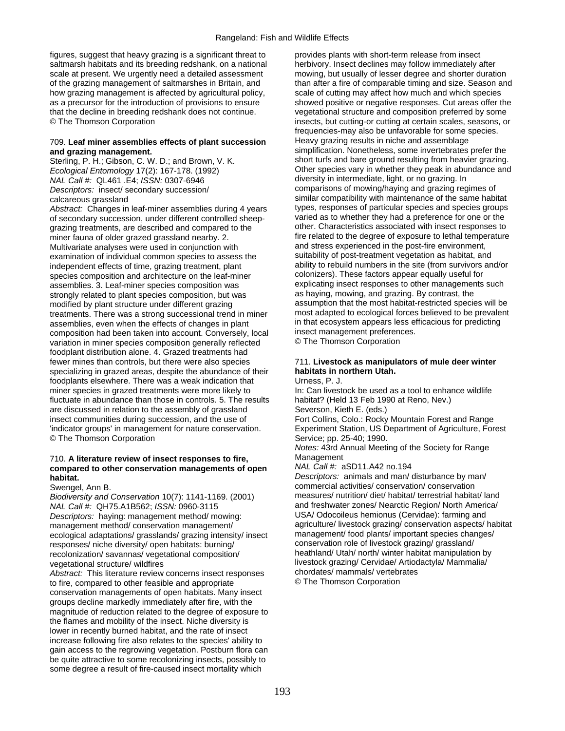figures, suggest that heavy grazing is a significant threat to saltmarsh habitats and its breeding redshank, on a national scale at present. We urgently need a detailed assessment of the grazing management of saltmarshes in Britain, and how grazing management is affected by agricultural policy, as a precursor for the introduction of provisions to ensure that the decline in breeding redshank does not continue.
© The Thomson Corporation

709. **Leaf miner assemblies effects of plant succession and grazing management.**
Sterling, P. H.; Gibson, C. W. D.; and Brown, V. K.
*Ecological Entomology* 17(2): 167-178. (1992)
*NAL Call #:* QL461 .E4; *ISSN:* 0307-6946
*Descriptors:* insect/ secondary succession/ calcareous grassland
*Abstract:* Changes in leaf-miner assemblies during 4 years of secondary succession, under different controlled sheep-grazing treatments, are described and compared to the miner fauna of older grazed grassland nearby. 2. Multivariate analyses were used in conjunction with examination of individual common species to assess the independent effects of time, grazing treatment, plant species composition and architecture on the leaf-miner assemblies. 3. Leaf-miner species composition was strongly related to plant species composition, but was modified by plant structure under different grazing treatments. There was a strong successional trend in miner assemblies, even when the effects of changes in plant composition had been taken into account. Conversely, local variation in miner species composition generally reflected foodplant distribution alone. 4. Grazed treatments had fewer mines than controls, but there were also species specializing in grazed areas, despite the abundance of their foodplants elsewhere. There was a weak indication that miner species in grazed treatments were more likely to fluctuate in abundance than those in controls. 5. The results are discussed in relation to the assembly of grassland insect communities during succession, and the use of 'indicator groups' in management for nature conservation.
© The Thomson Corporation

710. **A literature review of insect responses to fire, compared to other conservation managements of open habitat.**
Swengel, Ann B.
*Biodiversity and Conservation* 10(7): 1141-1169. (2001)
*NAL Call #:* QH75.A1B562; *ISSN:* 0960-3115
*Descriptors:* haying: management method/ mowing: management method/ conservation management/ ecological adaptations/ grasslands/ grazing intensity/ insect responses/ niche diversity/ open habitats: burning/ recolonization/ savannas/ vegetational composition/ vegetational structure/ wildfires
*Abstract:* This literature review concerns insect responses to fire, compared to other feasible and appropriate conservation managements of open habitats. Many insect groups decline markedly immediately after fire, with the magnitude of reduction related to the degree of exposure to the flames and mobility of the insect. Niche diversity is lower in recently burned habitat, and the rate of insect increase following fire also relates to the species' ability to gain access to the regrowing vegetation. Postburn flora can be quite attractive to some recolonizing insects, possibly to some degree a result of fire-caused insect mortality which provides plants with short-term release from insect herbivory. Insect declines may follow immediately after mowing, but usually of lesser degree and shorter duration than after a fire of comparable timing and size. Season and scale of cutting may affect how much and which species showed positive or negative responses. Cut areas offer the vegetational structure and composition preferred by some insects, but cutting-or cutting at certain scales, seasons, or frequencies-may also be unfavorable for some species. Heavy grazing results in niche and assemblage simplification. Nonetheless, some invertebrates prefer the short turfs and bare ground resulting from heavier grazing. Other species vary in whether they peak in abundance and diversity in intermediate, light, or no grazing. In comparisons of mowing/haying and grazing regimes of similar compatibility with maintenance of the same habitat types, responses of particular species and species groups varied as to whether they had a preference for one or the other. Characteristics associated with insect responses to fire related to the degree of exposure to lethal temperature and stress experienced in the post-fire environment, suitability of post-treatment vegetation as habitat, and ability to rebuild numbers in the site (from survivors and/or colonizers). These factors appear equally useful for explicating insect responses to other managements such as haying, mowing, and grazing. By contrast, the assumption that the most habitat-restricted species will be most adapted to ecological forces believed to be prevalent in that ecosystem appears less efficacious for predicting insect management preferences.
© The Thomson Corporation

711. **Livestock as manipulators of mule deer winter habitats in northern Utah.**
Urness, P. J.
In: Can livestock be used as a tool to enhance wildlife habitat? (Held 13 Feb 1990 at Reno, Nev.)
Severson, Kieth E. (eds.)
Fort Collins, Colo.: Rocky Mountain Forest and Range Experiment Station, US Department of Agriculture, Forest Service; pp. 25-40; 1990.
*Notes:* 43rd Annual Meeting of the Society for Range Management
*NAL Call #:* aSD11.A42 no.194
*Descriptors:* animals and man/ disturbance by man/ commercial activities/ conservation/ conservation measures/ nutrition/ diet/ habitat/ terrestrial habitat/ land and freshwater zones/ Nearctic Region/ North America/ USA/ Odocoileus hemionus (Cervidae): farming and agriculture/ livestock grazing/ conservation aspects/ habitat management/ food plants/ important species changes/ conservation role of livestock grazing/ grassland/ heathland/ Utah/ north/ winter habitat manipulation by livestock grazing/ Cervidae/ Artiodactyla/ Mammalia/ chordates/ mammals/ vertebrates
© The Thomson Corporation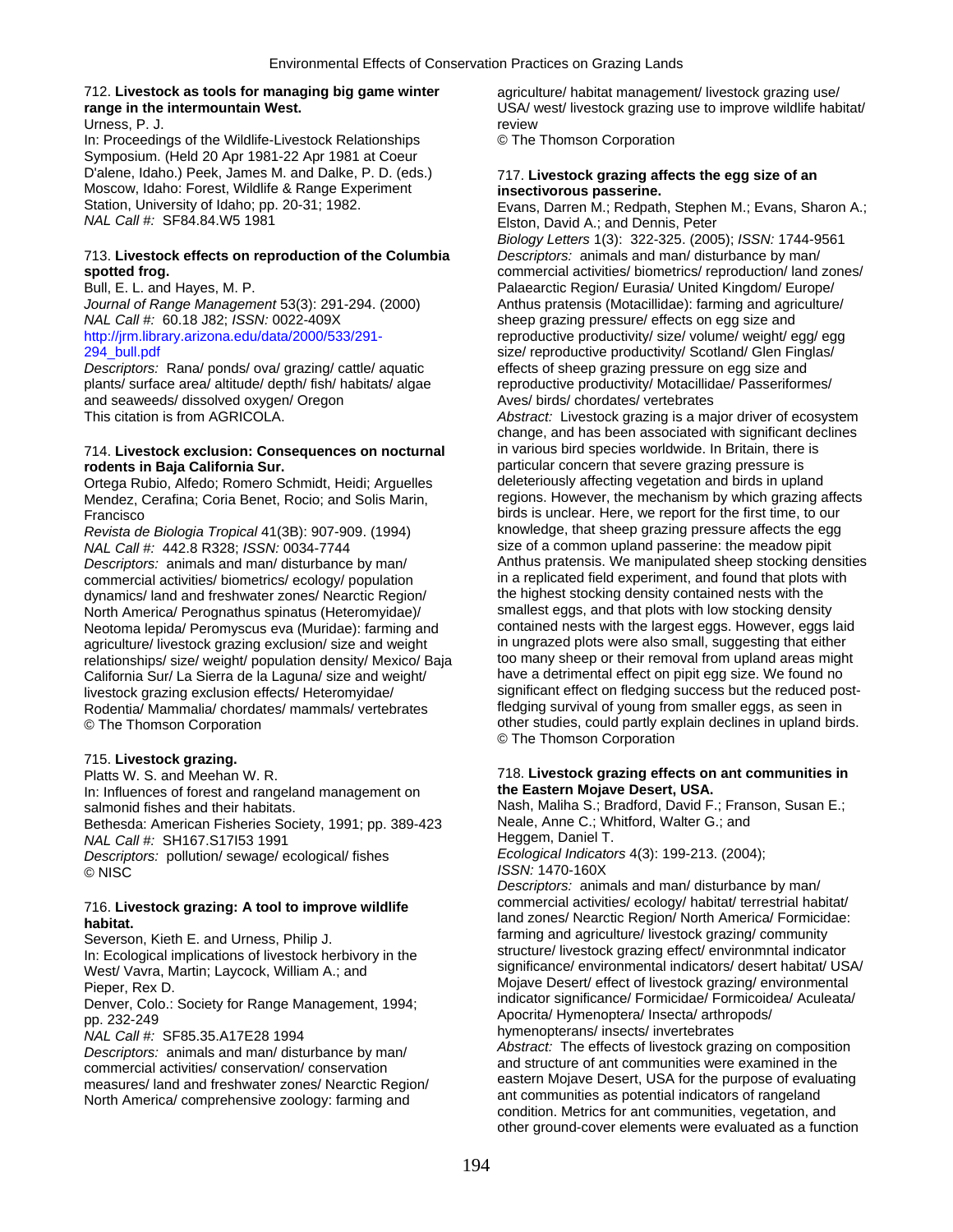712. **Livestock as tools for managing big game winter range in the intermountain West.**
Urness, P. J.
In: Proceedings of the Wildlife-Livestock Relationships Symposium. (Held 20 Apr 1981-22 Apr 1981 at Coeur D'alene, Idaho.) Peek, James M. and Dalke, P. D. (eds.) Moscow, Idaho: Forest, Wildlife & Range Experiment Station, University of Idaho; pp. 20-31; 1982.
*NAL Call #:* SF84.84.W5 1981

713. **Livestock effects on reproduction of the Columbia spotted frog.**
Bull, E. L. and Hayes, M. P.
*Journal of Range Management* 53(3): 291-294. (2000)
*NAL Call #:* 60.18 J82; *ISSN:* 0022-409X
http://jrm.library.arizona.edu/data/2000/533/291-294_bull.pdf
*Descriptors:* Rana/ ponds/ ova/ grazing/ cattle/ aquatic plants/ surface area/ altitude/ depth/ fish/ habitats/ algae and seaweeds/ dissolved oxygen/ Oregon
This citation is from AGRICOLA.

714. **Livestock exclusion: Consequences on nocturnal rodents in Baja California Sur.**
Ortega Rubio, Alfedo; Romero Schmidt, Heidi; Arguelles Mendez, Cerafina; Coria Benet, Rocio; and Solis Marin, Francisco
*Revista de Biologia Tropical* 41(3B): 907-909. (1994)
*NAL Call #:* 442.8 R328; *ISSN:* 0034-7744
*Descriptors:* animals and man/ disturbance by man/ commercial activities/ biometrics/ ecology/ population dynamics/ land and freshwater zones/ Nearctic Region/ North America/ Perognathus spinatus (Heteromyidae)/ Neotoma lepida/ Peromyscus eva (Muridae): farming and agriculture/ livestock grazing exclusion/ size and weight relationships/ size/ weight/ population density/ Mexico/ Baja California Sur/ La Sierra de la Laguna/ size and weight/ livestock grazing exclusion effects/ Heteromyidae/ Rodentia/ Mammalia/ chordates/ mammals/ vertebrates
© The Thomson Corporation

715. **Livestock grazing.**
Platts W. S. and Meehan W. R.
In: Influences of forest and rangeland management on salmonid fishes and their habitats.
Bethesda: American Fisheries Society, 1991; pp. 389-423
*NAL Call #:* SH167.S17I53 1991
*Descriptors:* pollution/ sewage/ ecological/ fishes
© NISC

716. **Livestock grazing: A tool to improve wildlife habitat.**
Severson, Kieth E. and Urness, Philip J.
In: Ecological implications of livestock herbivory in the West/ Vavra, Martin; Laycock, William A.; and Pieper, Rex D.
Denver, Colo.: Society for Range Management, 1994; pp. 232-249
*NAL Call #:* SF85.35.A17E28 1994
*Descriptors:* animals and man/ disturbance by man/ commercial activities/ conservation/ conservation measures/ land and freshwater zones/ Nearctic Region/ North America/ comprehensive zoology: farming and agriculture/ habitat management/ livestock grazing use/ USA/ west/ livestock grazing use to improve wildlife habitat/ review
© The Thomson Corporation

717. **Livestock grazing affects the egg size of an insectivorous passerine.**
Evans, Darren M.; Redpath, Stephen M.; Evans, Sharon A.; Elston, David A.; and Dennis, Peter
*Biology Letters* 1(3): 322-325. (2005); *ISSN:* 1744-9561
*Descriptors:* animals and man/ disturbance by man/ commercial activities/ biometrics/ reproduction/ land zones/ Palaearctic Region/ Eurasia/ United Kingdom/ Europe/ Anthus pratensis (Motacillidae): farming and agriculture/ sheep grazing pressure/ effects on egg size and reproductive productivity/ size/ volume/ weight/ egg/ egg size/ reproductive productivity/ Scotland/ Glen Finglas/ effects of sheep grazing pressure on egg size and reproductive productivity/ Motacillidae/ Passeriformes/ Aves/ birds/ chordates/ vertebrates
*Abstract:* Livestock grazing is a major driver of ecosystem change, and has been associated with significant declines in various bird species worldwide. In Britain, there is particular concern that severe grazing pressure is deleteriously affecting vegetation and birds in upland regions. However, the mechanism by which grazing affects birds is unclear. Here, we report for the first time, to our knowledge, that sheep grazing pressure affects the egg size of a common upland passerine: the meadow pipit Anthus pratensis. We manipulated sheep stocking densities in a replicated field experiment, and found that plots with the highest stocking density contained nests with the smallest eggs, and that plots with low stocking density contained nests with the largest eggs. However, eggs laid in ungrazed plots were also small, suggesting that either too many sheep or their removal from upland areas might have a detrimental effect on pipit egg size. We found no significant effect on fledging success but the reduced post-fledging survival of young from smaller eggs, as seen in other studies, could partly explain declines in upland birds.
© The Thomson Corporation

718. **Livestock grazing effects on ant communities in the Eastern Mojave Desert, USA.**
Nash, Maliha S.; Bradford, David F.; Franson, Susan E.; Neale, Anne C.; Whitford, Walter G.; and Heggem, Daniel T.
*Ecological Indicators* 4(3): 199-213. (2004); *ISSN:* 1470-160X
*Descriptors:* animals and man/ disturbance by man/ commercial activities/ ecology/ habitat/ terrestrial habitat/ land zones/ Nearctic Region/ North America/ Formicidae: farming and agriculture/ livestock grazing/ community structure/ livestock grazing effect/ environmntal indicator significance/ environmental indicators/ desert habitat/ USA/ Mojave Desert/ effect of livestock grazing/ environmental indicator significance/ Formicidae/ Formicoidea/ Aculeata/ Apocrita/ Hymenoptera/ Insecta/ arthropods/ hymenopterans/ insects/ invertebrates
*Abstract:* The effects of livestock grazing on composition and structure of ant communities were examined in the eastern Mojave Desert, USA for the purpose of evaluating ant communities as potential indicators of rangeland condition. Metrics for ant communities, vegetation, and other ground-cover elements were evaluated as a function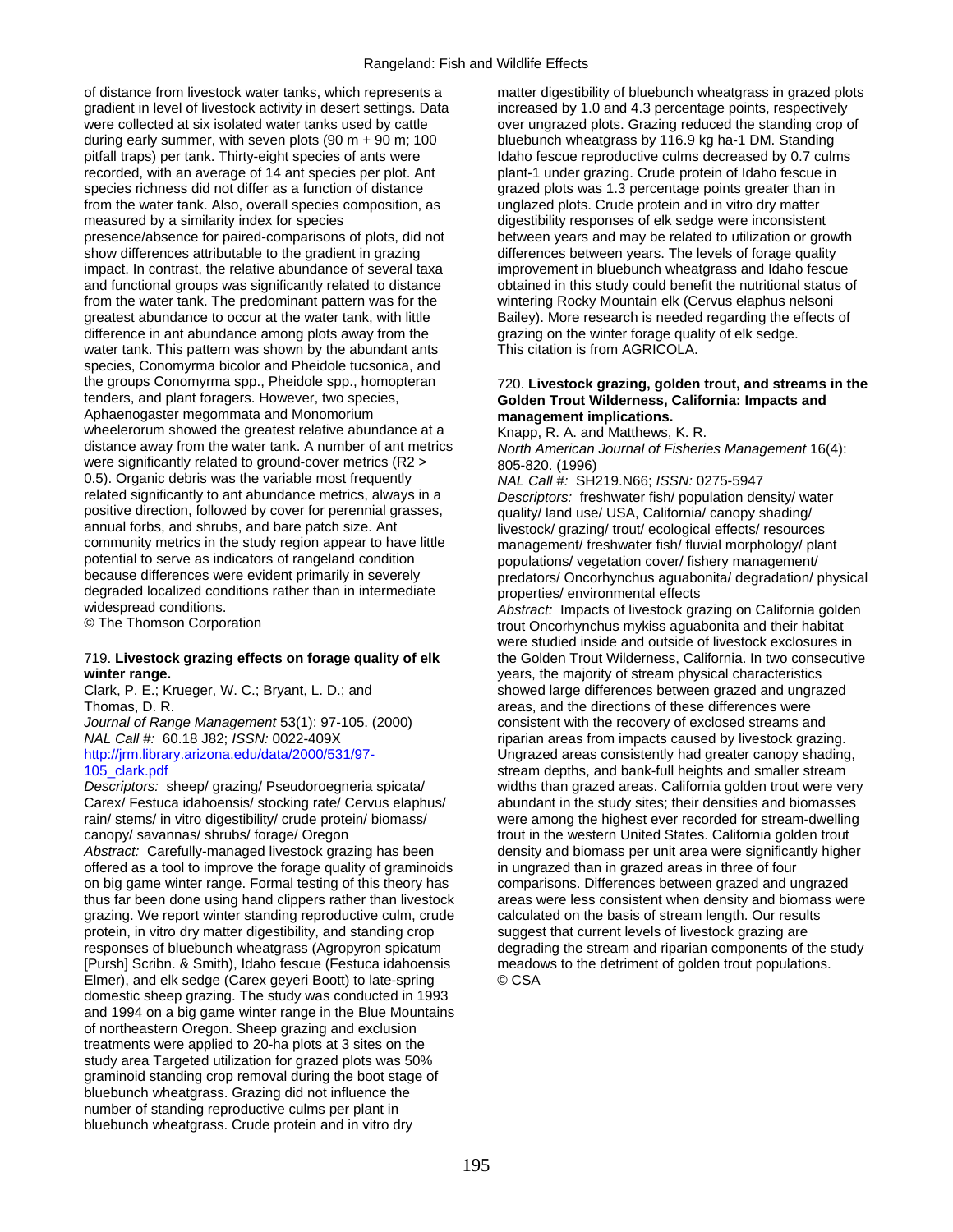of distance from livestock water tanks, which represents a gradient in level of livestock activity in desert settings. Data were collected at six isolated water tanks used by cattle during early summer, with seven plots (90 m + 90 m; 100 pitfall traps) per tank. Thirty-eight species of ants were recorded, with an average of 14 ant species per plot. Ant species richness did not differ as a function of distance from the water tank. Also, overall species composition, as measured by a similarity index for species presence/absence for paired-comparisons of plots, did not show differences attributable to the gradient in grazing impact. In contrast, the relative abundance of several taxa and functional groups was significantly related to distance from the water tank. The predominant pattern was for the greatest abundance to occur at the water tank, with little difference in ant abundance among plots away from the water tank. This pattern was shown by the abundant ants species, Conomyrma bicolor and Pheidole tucsonica, and the groups Conomyrma spp., Pheidole spp., homopteran tenders, and plant foragers. However, two species, Aphaenogaster megommata and Monomorium wheelerorum showed the greatest relative abundance at a distance away from the water tank. A number of ant metrics were significantly related to ground-cover metrics ($R^2$ > 0.5). Organic debris was the variable most frequently related significantly to ant abundance metrics, always in a positive direction, followed by cover for perennial grasses, annual forbs, and shrubs, and bare patch size. Ant community metrics in the study region appear to have little potential to serve as indicators of rangeland condition because differences were evident primarily in severely degraded localized conditions rather than in intermediate widespread conditions.
© The Thomson Corporation

719. **Livestock grazing effects on forage quality of elk winter range.**
Clark, P. E.; Krueger, W. C.; Bryant, L. D.; and Thomas, D. R.
*Journal of Range Management* 53(1): 97-105. (2000)
*NAL Call #:* 60.18 J82; *ISSN:* 0022-409X
http://jrm.library.arizona.edu/data/2000/531/97-105_clark.pdf
*Descriptors:* sheep/ grazing/ Pseudoroegneria spicata/ Carex/ Festuca idahoensis/ stocking rate/ Cervus elaphus/ rain/ stems/ in vitro digestibility/ crude protein/ biomass/ canopy/ savannas/ shrubs/ forage/ Oregon
*Abstract:* Carefully-managed livestock grazing has been offered as a tool to improve the forage quality of graminoids on big game winter range. Formal testing of this theory has thus far been done using hand clippers rather than livestock grazing. We report winter standing reproductive culm, crude protein, in vitro dry matter digestibility, and standing crop responses of bluebunch wheatgrass (Agropyron spicatum [Pursh] Scribn. & Smith), Idaho fescue (Festuca idahoensis Elmer), and elk sedge (Carex geyeri Boott) to late-spring domestic sheep grazing. The study was conducted in 1993 and 1994 on a big game winter range in the Blue Mountains of northeastern Oregon. Sheep grazing and exclusion treatments were applied to 20-ha plots at 3 sites on the study area Targeted utilization for grazed plots was 50% graminoid standing crop removal during the boot stage of bluebunch wheatgrass. Grazing did not influence the number of standing reproductive culms per plant in bluebunch wheatgrass. Crude protein and in vitro dry matter digestibility of bluebunch wheatgrass in grazed plots increased by 1.0 and 4.3 percentage points, respectively over ungrazed plots. Grazing reduced the standing crop of bluebunch wheatgrass by 116.9 kg ha-1 DM. Standing Idaho fescue reproductive culms decreased by 0.7 culms plant-1 under grazing. Crude protein of Idaho fescue in grazed plots was 1.3 percentage points greater than in unglazed plots. Crude protein and in vitro dry matter digestibility responses of elk sedge were inconsistent between years and may be related to utilization or growth differences between years. The levels of forage quality improvement in bluebunch wheatgrass and Idaho fescue obtained in this study could benefit the nutritional status of wintering Rocky Mountain elk (Cervus elaphus nelsoni Bailey). More research is needed regarding the effects of grazing on the winter forage quality of elk sedge.
This citation is from AGRICOLA.

720. **Livestock grazing, golden trout, and streams in the Golden Trout Wilderness, California: Impacts and management implications.**
Knapp, R. A. and Matthews, K. R.
*North American Journal of Fisheries Management* 16(4): 805-820. (1996)
*NAL Call #:* SH219.N66; *ISSN:* 0275-5947
*Descriptors:* freshwater fish/ population density/ water quality/ land use/ USA, California/ canopy shading/ livestock/ grazing/ trout/ ecological effects/ resources management/ freshwater fish/ fluvial morphology/ plant populations/ vegetation cover/ fishery management/ predators/ Oncorhynchus aguabonita/ degradation/ physical properties/ environmental effects
*Abstract:* Impacts of livestock grazing on California golden trout Oncorhynchus mykiss aguabonita and their habitat were studied inside and outside of livestock exclosures in the Golden Trout Wilderness, California. In two consecutive years, the majority of stream physical characteristics showed large differences between grazed and ungrazed areas, and the directions of these differences were consistent with the recovery of exclosed streams and riparian areas from impacts caused by livestock grazing. Ungrazed areas consistently had greater canopy shading, stream depths, and bank-full heights and smaller stream widths than grazed areas. California golden trout were very abundant in the study sites; their densities and biomasses were among the highest ever recorded for stream-dwelling trout in the western United States. California golden trout density and biomass per unit area were significantly higher in ungrazed than in grazed areas in three of four comparisons. Differences between grazed and ungrazed areas were less consistent when density and biomass were calculated on the basis of stream length. Our results suggest that current levels of livestock grazing are degrading the stream and riparian components of the study meadows to the detriment of golden trout populations.
© CSA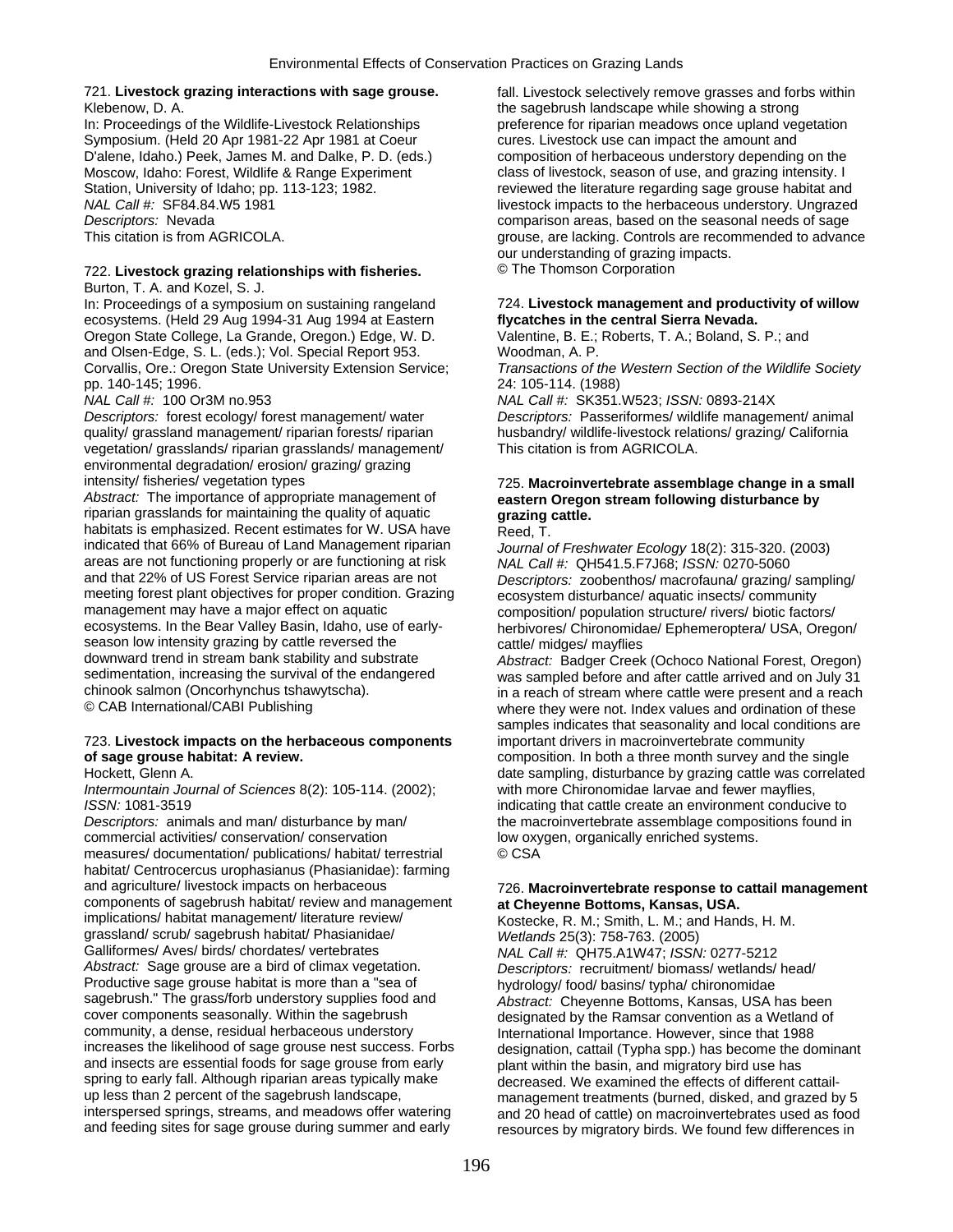721. **Livestock grazing interactions with sage grouse.**
Klebenow, D. A.
In: Proceedings of the Wildlife-Livestock Relationships Symposium. (Held 20 Apr 1981-22 Apr 1981 at Coeur D'alene, Idaho.) Peek, James M. and Dalke, P. D. (eds.) Moscow, Idaho: Forest, Wildlife & Range Experiment Station, University of Idaho; pp. 113-123; 1982.
*NAL Call #:* SF84.84.W5 1981
*Descriptors:* Nevada
This citation is from AGRICOLA.

722. **Livestock grazing relationships with fisheries.**
Burton, T. A. and Kozel, S. J.
In: Proceedings of a symposium on sustaining rangeland ecosystems. (Held 29 Aug 1994-31 Aug 1994 at Eastern Oregon State College, La Grande, Oregon.) Edge, W. D. and Olsen-Edge, S. L. (eds.); Vol. Special Report 953. Corvallis, Ore.: Oregon State University Extension Service; pp. 140-145; 1996.
*NAL Call #:* 100 Or3M no.953
*Descriptors:* forest ecology/ forest management/ water quality/ grassland management/ riparian forests/ riparian vegetation/ grasslands/ riparian grasslands/ management/ environmental degradation/ erosion/ grazing/ grazing intensity/ fisheries/ vegetation types
*Abstract:* The importance of appropriate management of riparian grasslands for maintaining the quality of aquatic habitats is emphasized. Recent estimates for W. USA have indicated that 66% of Bureau of Land Management riparian areas are not functioning properly or are functioning at risk and that 22% of US Forest Service riparian areas are not meeting forest plant objectives for proper condition. Grazing management may have a major effect on aquatic ecosystems. In the Bear Valley Basin, Idaho, use of early-season low intensity grazing by cattle reversed the downward trend in stream bank stability and substrate sedimentation, increasing the survival of the endangered chinook salmon (Oncorhynchus tshawytscha).
© CAB International/CABI Publishing

723. **Livestock impacts on the herbaceous components of sage grouse habitat: A review.**
Hockett, Glenn A.
*Intermountain Journal of Sciences* 8(2): 105-114. (2002); *ISSN:* 1081-3519
*Descriptors:* animals and man/ disturbance by man/ commercial activities/ conservation/ conservation measures/ documentation/ publications/ habitat/ terrestrial habitat/ Centrocercus urophasianus (Phasianidae): farming and agriculture/ livestock impacts on herbaceous components of sagebrush habitat/ review and management implications/ habitat management/ literature review/ grassland/ scrub/ sagebrush habitat/ Phasianidae/ Galliformes/ Aves/ birds/ chordates/ vertebrates
*Abstract:* Sage grouse are a bird of climax vegetation. Productive sage grouse habitat is more than a "sea of sagebrush." The grass/forb understory supplies food and cover components seasonally. Within the sagebrush community, a dense, residual herbaceous understory increases the likelihood of sage grouse nest success. Forbs and insects are essential foods for sage grouse from early spring to early fall. Although riparian areas typically make up less than 2 percent of the sagebrush landscape, interspersed springs, streams, and meadows offer watering and feeding sites for sage grouse during summer and early fall. Livestock selectively remove grasses and forbs within the sagebrush landscape while showing a strong preference for riparian meadows once upland vegetation cures. Livestock use can impact the amount and composition of herbaceous understory depending on the class of livestock, season of use, and grazing intensity. I reviewed the literature regarding sage grouse habitat and livestock impacts to the herbaceous understory. Ungrazed comparison areas, based on the seasonal needs of sage grouse, are lacking. Controls are recommended to advance our understanding of grazing impacts.
© The Thomson Corporation

724. **Livestock management and productivity of willow flycatches in the central Sierra Nevada.**
Valentine, B. E.; Roberts, T. A.; Boland, S. P.; and Woodman, A. P.
*Transactions of the Western Section of the Wildlife Society* 24: 105-114. (1988)
*NAL Call #:* SK351.W523; *ISSN:* 0893-214X
*Descriptors:* Passeriformes/ wildlife management/ animal husbandry/ wildlife-livestock relations/ grazing/ California
This citation is from AGRICOLA.

725. **Macroinvertebrate assemblage change in a small eastern Oregon stream following disturbance by grazing cattle.**
Reed, T.
*Journal of Freshwater Ecology* 18(2): 315-320. (2003)
*NAL Call #:* QH541.5.F7J68; *ISSN:* 0270-5060
*Descriptors:* zoobenthos/ macrofauna/ grazing/ sampling/ ecosystem disturbance/ aquatic insects/ community composition/ population structure/ rivers/ biotic factors/ herbivores/ Chironomidae/ Ephemeroptera/ USA, Oregon/ cattle/ midges/ mayflies
*Abstract:* Badger Creek (Ochoco National Forest, Oregon) was sampled before and after cattle arrived and on July 31 in a reach of stream where cattle were present and a reach where they were not. Index values and ordination of these samples indicates that seasonality and local conditions are important drivers in macroinvertebrate community composition. In both a three month survey and the single date sampling, disturbance by grazing cattle was correlated with more Chironomidae larvae and fewer mayflies, indicating that cattle create an environment conducive to the macroinvertebrate assemblage compositions found in low oxygen, organically enriched systems.
© CSA

726. **Macroinvertebrate response to cattail management at Cheyenne Bottoms, Kansas, USA.**
Kostecke, R. M.; Smith, L. M.; and Hands, H. M.
*Wetlands* 25(3): 758-763. (2005)
*NAL Call #:* QH75.A1W47; *ISSN:* 0277-5212
*Descriptors:* recruitment/ biomass/ wetlands/ head/ hydrology/ food/ basins/ typha/ chironomidae
*Abstract:* Cheyenne Bottoms, Kansas, USA has been designated by the Ramsar convention as a Wetland of International Importance. However, since that 1988 designation, cattail (Typha spp.) has become the dominant plant within the basin, and migratory bird use has decreased. We examined the effects of different cattail-management treatments (burned, disked, and grazed by 5 and 20 head of cattle) on macroinvertebrates used as food resources by migratory birds. We found few differences in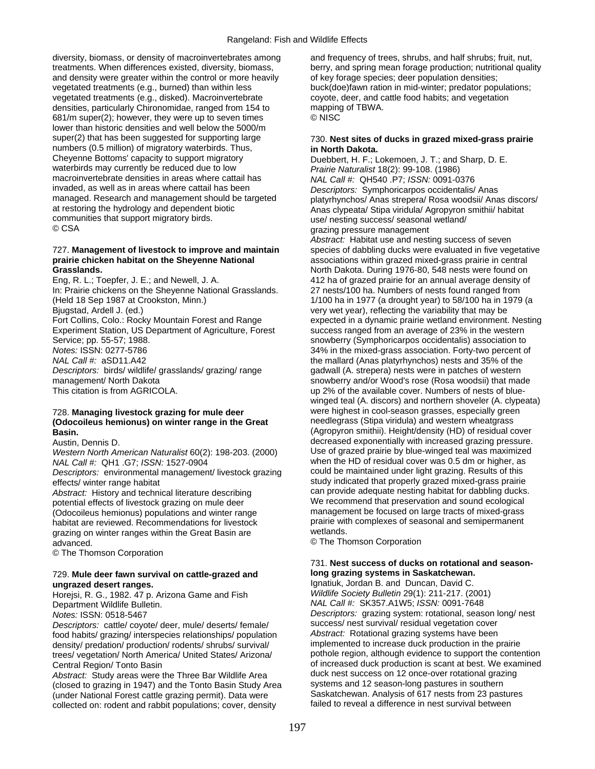diversity, biomass, or density of macroinvertebrates among treatments. When differences existed, diversity, biomass, and density were greater within the control or more heavily vegetated treatments (e.g., burned) than within less vegetated treatments (e.g., disked). Macroinvertebrate densities, particularly Chironomidae, ranged from 154 to 681/m super(2); however, they were up to seven times lower than historic densities and well below the 5000/m super(2) that has been suggested for supporting large numbers (0.5 million) of migratory waterbirds. Thus, Cheyenne Bottoms' capacity to support migratory waterbirds may currently be reduced due to low macroinvertebrate densities in areas where cattail has invaded, as well as in areas where cattail has been managed. Research and management should be targeted at restoring the hydrology and dependent biotic communities that support migratory birds.
© CSA

727. **Management of livestock to improve and maintain prairie chicken habitat on the Sheyenne National Grasslands.**
Eng, R. L.; Toepfer, J. E.; and Newell, J. A.
In: Prairie chickens on the Sheyenne National Grasslands. (Held 18 Sep 1987 at Crookston, Minn.)
Bjugstad, Ardell J. (ed.)
Fort Collins, Colo.: Rocky Mountain Forest and Range Experiment Station, US Department of Agriculture, Forest Service; pp. 55-57; 1988.
*Notes:* ISSN: 0277-5786
*NAL Call #:* aSD11.A42
*Descriptors:* birds/ wildlife/ grasslands/ grazing/ range management/ North Dakota
This citation is from AGRICOLA.

728. **Managing livestock grazing for mule deer (Odocoileus hemionus) on winter range in the Great Basin.**
Austin, Dennis D.
*Western North American Naturalist* 60(2): 198-203. (2000)
*NAL Call #:* QH1 .G7; *ISSN:* 1527-0904
*Descriptors:* environmental management/ livestock grazing effects/ winter range habitat
*Abstract:* History and technical literature describing potential effects of livestock grazing on mule deer (Odocoileus hemionus) populations and winter range habitat are reviewed. Recommendations for livestock grazing on winter ranges within the Great Basin are advanced.
© The Thomson Corporation

729. **Mule deer fawn survival on cattle-grazed and ungrazed desert ranges.**
Horejsi, R. G., 1982. 47 p. Arizona Game and Fish Department Wildlife Bulletin.
*Notes:* ISSN: 0518-5467
*Descriptors:* cattle/ coyote/ deer, mule/ deserts/ female/ food habits/ grazing/ interspecies relationships/ population density/ predation/ production/ rodents/ shrubs/ survival/ trees/ vegetation/ North America/ United States/ Arizona/ Central Region/ Tonto Basin
*Abstract:* Study areas were the Three Bar Wildlife Area (closed to grazing in 1947) and the Tonto Basin Study Area (under National Forest cattle grazing permit). Data were collected on: rodent and rabbit populations; cover, density and frequency of trees, shrubs, and half shrubs; fruit, nut, berry, and spring mean forage production; nutritional quality of key forage species; deer population densities; buck(doe)fawn ration in mid-winter; predator populations; coyote, deer, and cattle food habits; and vegetation mapping of TBWA.
© NISC

730. **Nest sites of ducks in grazed mixed-grass prairie in North Dakota.**
Duebbert, H. F.; Lokemoen, J. T.; and Sharp, D. E.
*Prairie Naturalist* 18(2): 99-108. (1986)
*NAL Call #:* QH540 .P7; *ISSN:* 0091-0376
*Descriptors:* Symphoricarpos occidentalis/ Anas platyrhynchos/ Anas strepera/ Rosa woodsii/ Anas discors/ Anas clypeata/ Stipa viridula/ Agropyron smithii/ habitat use/ nesting success/ seasonal wetland/ grazing pressure management
*Abstract:* Habitat use and nesting success of seven species of dabbling ducks were evaluated in five vegetative associations within grazed mixed-grass prairie in central North Dakota. During 1976-80, 548 nests were found on 412 ha of grazed prairie for an annual average density of 27 nests/100 ha. Numbers of nests found ranged from 1/100 ha in 1977 (a drought year) to 58/100 ha in 1979 (a very wet year), reflecting the variability that may be expected in a dynamic prairie wetland environment. Nesting success ranged from an average of 23% in the western snowberry (Symphoricarpos occidentalis) association to 34% in the mixed-grass association. Forty-two percent of the mallard (Anas platyrhynchos) nests and 35% of the gadwall (A. strepera) nests were in patches of western snowberry and/or Wood's rose (Rosa woodsii) that made up 2% of the available cover. Numbers of nests of blue-winged teal (A. discors) and northern shoveler (A. clypeata) were highest in cool-season grasses, especially green needlegrass (Stipa viridula) and western wheatgrass (Agropyron smithii). Height/density (HD) of residual cover decreased exponentially with increased grazing pressure. Use of grazed prairie by blue-winged teal was maximized when the HD of residual cover was 0.5 dm or higher, as could be maintained under light grazing. Results of this study indicated that properly grazed mixed-grass prairie can provide adequate nesting habitat for dabbling ducks. We recommend that preservation and sound ecological management be focused on large tracts of mixed-grass prairie with complexes of seasonal and semipermanent wetlands.
© The Thomson Corporation

731. **Nest success of ducks on rotational and season-long grazing systems in Saskatchewan.**
Ignatiuk, Jordan B. and Duncan, David C.
*Wildlife Society Bulletin* 29(1): 211-217. (2001)
*NAL Call #:* SK357.A1W5; *ISSN:* 0091-7648
*Descriptors:* grazing system: rotational, season long/ nest success/ nest survival/ residual vegetation cover
*Abstract:* Rotational grazing systems have been implemented to increase duck production in the prairie pothole region, although evidence to support the contention of increased duck production is scant at best. We examined duck nest success on 12 once-over rotational grazing systems and 12 season-long pastures in southern Saskatchewan. Analysis of 617 nests from 23 pastures failed to reveal a difference in nest survival between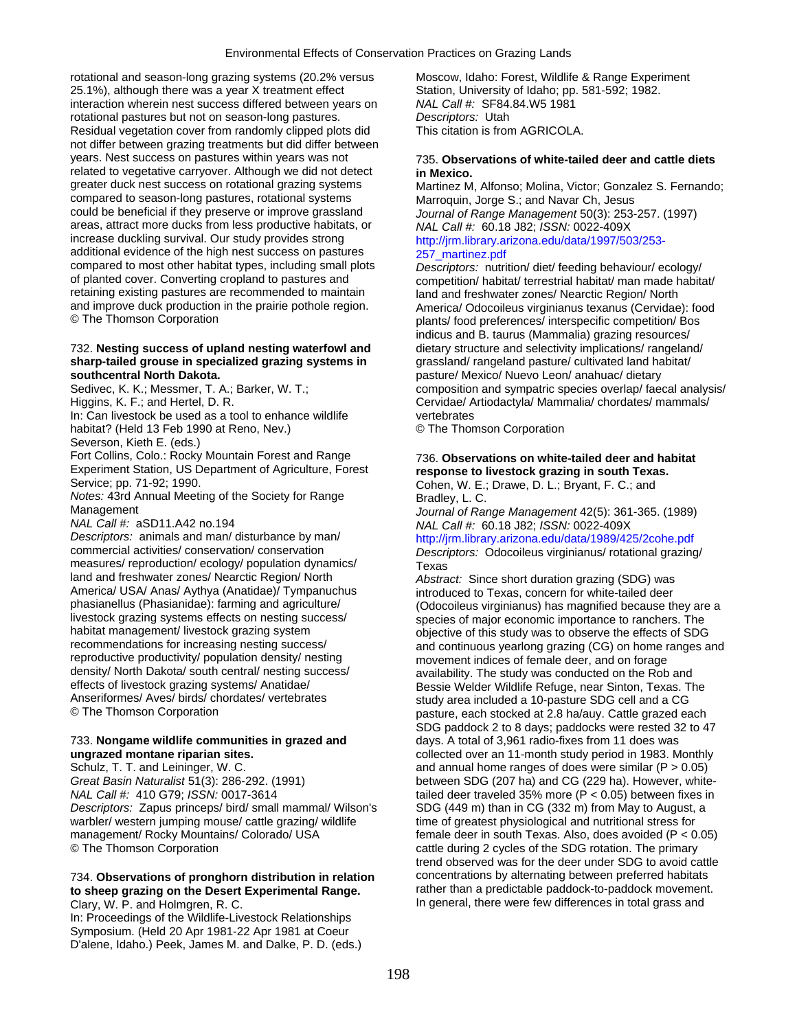rotational and season-long grazing systems (20.2% versus 25.1%), although there was a year X treatment effect interaction wherein nest success differed between years on rotational pastures but not on season-long pastures. Residual vegetation cover from randomly clipped plots did not differ between grazing treatments but did differ between years. Nest success on pastures within years was not related to vegetative carryover. Although we did not detect greater duck nest success on rotational grazing systems compared to season-long pastures, rotational systems could be beneficial if they preserve or improve grassland areas, attract more ducks from less productive habitats, or increase duckling survival. Our study provides strong additional evidence of the high nest success on pastures compared to most other habitat types, including small plots of planted cover. Converting cropland to pastures and retaining existing pastures are recommended to maintain and improve duck production in the prairie pothole region.
© The Thomson Corporation

732. **Nesting success of upland nesting waterfowl and sharp-tailed grouse in specialized grazing systems in southcentral North Dakota.**
Sedivec, K. K.; Messmer, T. A.; Barker, W. T.; Higgins, K. F.; and Hertel, D. R.
In: Can livestock be used as a tool to enhance wildlife habitat? (Held 13 Feb 1990 at Reno, Nev.)
Severson, Keith E. (eds.)
Fort Collins, Colo.: Rocky Mountain Forest and Range Experiment Station, US Department of Agriculture, Forest Service; pp. 71-92; 1990.
*Notes:* 43rd Annual Meeting of the Society for Range Management
*NAL Call #:* aSD11.A42 no.194
*Descriptors:* animals and man/ disturbance by man/ commercial activities/ conservation/ conservation measures/ reproduction/ ecology/ population dynamics/ land and freshwater zones/ Nearctic Region/ North America/ USA/ Anas/ Aythya (Anatidae)/ Tympanuchus phasianellus (Phasianidae): farming and agriculture/ livestock grazing systems effects on nesting success/ habitat management/ livestock grazing system recommendations for increasing nesting success/ reproductive productivity/ population density/ nesting density/ North Dakota/ south central/ nesting success/ effects of livestock grazing systems/ Anatidae/ Anseriformes/ Aves/ birds/ chordates/ vertebrates
© The Thomson Corporation

733. **Nongame wildlife communities in grazed and ungrazed montane riparian sites.**
Schulz, T. T. and Leininger, W. C.
*Great Basin Naturalist* 51(3): 286-292. (1991)
*NAL Call #:* 410 G79; *ISSN:* 0017-3614
*Descriptors:* Zapus princeps/ bird/ small mammal/ Wilson's warbler/ western jumping mouse/ cattle grazing/ wildlife management/ Rocky Mountains/ Colorado/ USA
© The Thomson Corporation

734. **Observations of pronghorn distribution in relation to sheep grazing on the Desert Experimental Range.**
Clary, W. P. and Holmgren, R. C.
In: Proceedings of the Wildlife-Livestock Relationships Symposium. (Held 20 Apr 1981-22 Apr 1981 at Coeur D'alene, Idaho.) Peek, James M. and Dalke, P. D. (eds.)
Moscow, Idaho: Forest, Wildlife & Range Experiment Station, University of Idaho; pp. 581-592; 1982.
*NAL Call #:* SF84.84.W5 1981
*Descriptors:* Utah
This citation is from AGRICOLA.

735. **Observations of white-tailed deer and cattle diets in Mexico.**
Martinez M, Alfonso; Molina, Victor; Gonzalez S. Fernando; Marroquin, Jorge S.; and Navar Ch, Jesus
*Journal of Range Management* 50(3): 253-257. (1997)
*NAL Call #:* 60.18 J82; *ISSN:* 0022-409X
http://jrm.library.arizona.edu/data/1997/503/253-257_martinez.pdf
*Descriptors:* nutrition/ diet/ feeding behaviour/ ecology/ competition/ habitat/ terrestrial habitat/ man made habitat/ land and freshwater zones/ Nearctic Region/ North America/ Odocoileus virginianus texanus (Cervidae): food plants/ food preferences/ interspecific competition/ Bos indicus and B. taurus (Mammalia) grazing resources/ dietary structure and selectivity implications/ rangeland/ grassland/ rangeland pasture/ cultivated land habitat/ pasture/ Mexico/ Nuevo Leon/ anahuac/ dietary composition and sympatric species overlap/ faecal analysis/ Cervidae/ Artiodactyla/ Mammalia/ chordates/ mammals/ vertebrates
© The Thomson Corporation

736. **Observations on white-tailed deer and habitat response to livestock grazing in south Texas.**
Cohen, W. E.; Drawe, D. L.; Bryant, F. C.; and Bradley, L. C.
*Journal of Range Management* 42(5): 361-365. (1989)
*NAL Call #:* 60.18 J82; *ISSN:* 0022-409X
http://jrm.library.arizona.edu/data/1989/425/2cohe.pdf
*Descriptors:* Odocoileus virginianus/ rotational grazing/ Texas
*Abstract:* Since short duration grazing (SDG) was introduced to Texas, concern for white-tailed deer (Odocoileus virginianus) has magnified because they are a species of major economic importance to ranchers. The objective of this study was to observe the effects of SDG and continuous yearlong grazing (CG) on home ranges and movement indices of female deer, and on forage availability. The study was conducted on the Rob and Bessie Welder Wildlife Refuge, near Sinton, Texas. The study area included a 10-pasture SDG cell and a CG pasture, each stocked at 2.8 ha/auy. Cattle grazed each SDG paddock 2 to 8 days; paddocks were rested 32 to 47 days. A total of 3,961 radio-fixes from 11 does was collected over an 11-month study period in 1983. Monthly and annual home ranges of does were similar ($P > 0.05$) between SDG (207 ha) and CG (229 ha). However, white-tailed deer traveled 35% more ($P < 0.05$) between fixes in SDG (449 m) than in CG (332 m) from May to August, a time of greatest physiological and nutritional stress for female deer in south Texas. Also, does avoided ($P < 0.05$) cattle during 2 cycles of the SDG rotation. The primary trend observed was for the deer under SDG to avoid cattle concentrations by alternating between preferred habitats rather than a predictable paddock-to-paddock movement. In general, there were few differences in total grass and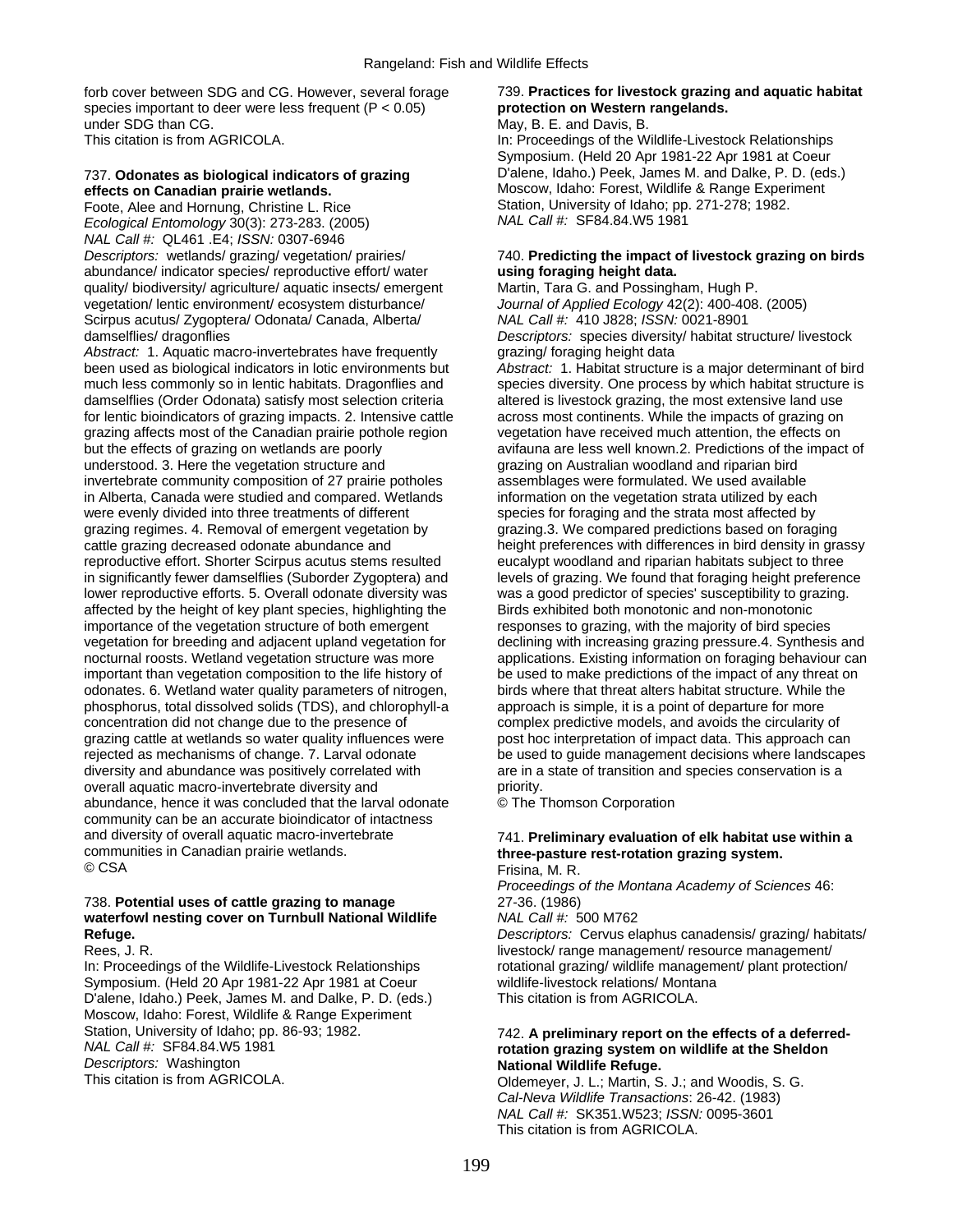forb cover between SDG and CG. However, several forage species important to deer were less frequent ($P < 0.05$) under SDG than CG.
This citation is from AGRICOLA.

737. **Odonates as biological indicators of grazing effects on Canadian prairie wetlands.**
Foote, Alee and Hornung, Christine L. Rice
*Ecological Entomology* 30(3): 273-283. (2005)
*NAL Call #:* QL461 .E4; *ISSN:* 0307-6946
*Descriptors:* wetlands/ grazing/ vegetation/ prairies/ abundance/ indicator species/ reproductive effort/ water quality/ biodiversity/ agriculture/ aquatic insects/ emergent vegetation/ lentic environment/ ecosystem disturbance/ Scirpus acutus/ Zygoptera/ Odonata/ Canada, Alberta/ damselflies/ dragonflies
*Abstract:* 1. Aquatic macro-invertebrates have frequently been used as biological indicators in lotic environments but much less commonly so in lentic habitats. Dragonflies and damselflies (Order Odonata) satisfy most selection criteria for lentic bioindicators of grazing impacts. 2. Intensive cattle grazing affects most of the Canadian prairie pothole region but the effects of grazing on wetlands are poorly understood. 3. Here the vegetation structure and invertebrate community composition of 27 prairie potholes in Alberta, Canada were studied and compared. Wetlands were evenly divided into three treatments of different grazing regimes. 4. Removal of emergent vegetation by cattle grazing decreased odonate abundance and reproductive effort. Shorter Scirpus acutus stems resulted in significantly fewer damselflies (Suborder Zygoptera) and lower reproductive efforts. 5. Overall odonate diversity was affected by the height of key plant species, highlighting the importance of the vegetation structure of both emergent vegetation for breeding and adjacent upland vegetation for nocturnal roosts. Wetland vegetation structure was more important than vegetation composition to the life history of odonates. 6. Wetland water quality parameters of nitrogen, phosphorus, total dissolved solids (TDS), and chlorophyll-a concentration did not change due to the presence of grazing cattle at wetlands so water quality influences were rejected as mechanisms of change. 7. Larval odonate diversity and abundance was positively correlated with overall aquatic macro-invertebrate diversity and abundance, hence it was concluded that the larval odonate community can be an accurate bioindicator of intactness and diversity of overall aquatic macro-invertebrate communities in Canadian prairie wetlands.
© CSA

738. **Potential uses of cattle grazing to manage waterfowl nesting cover on Turnbull National Wildlife Refuge.**
Rees, J. R.
In: Proceedings of the Wildlife-Livestock Relationships Symposium. (Held 20 Apr 1981-22 Apr 1981 at Coeur D'alene, Idaho.) Peek, James M. and Dalke, P. D. (eds.) Moscow, Idaho: Forest, Wildlife & Range Experiment Station, University of Idaho; pp. 86-93; 1982.
*NAL Call #:* SF84.84.W5 1981
*Descriptors:* Washington
This citation is from AGRICOLA.

739. **Practices for livestock grazing and aquatic habitat protection on Western rangelands.**
May, B. E. and Davis, B.
In: Proceedings of the Wildlife-Livestock Relationships Symposium. (Held 20 Apr 1981-22 Apr 1981 at Coeur D'alene, Idaho.) Peek, James M. and Dalke, P. D. (eds.) Moscow, Idaho: Forest, Wildlife & Range Experiment Station, University of Idaho; pp. 271-278; 1982.
*NAL Call #:* SF84.84.W5 1981

740. **Predicting the impact of livestock grazing on birds using foraging height data.**
Martin, Tara G. and Possingham, Hugh P.
*Journal of Applied Ecology* 42(2): 400-408. (2005)
*NAL Call #:* 410 J828; *ISSN:* 0021-8901
*Descriptors:* species diversity/ habitat structure/ livestock grazing/ foraging height data
*Abstract:* 1. Habitat structure is a major determinant of bird species diversity. One process by which habitat structure is altered is livestock grazing, the most extensive land use across most continents. While the impacts of grazing on vegetation have received much attention, the effects on avifauna are less well known.2. Predictions of the impact of grazing on Australian woodland and riparian bird assemblages were formulated. We used available information on the vegetation strata utilized by each species for foraging and the strata most affected by grazing.3. We compared predictions based on foraging height preferences with differences in bird density in grassy eucalypt woodland and riparian habitats subject to three levels of grazing. We found that foraging height preference was a good predictor of species' susceptibility to grazing. Birds exhibited both monotonic and non-monotonic responses to grazing, with the majority of bird species declining with increasing grazing pressure.4. Synthesis and applications. Existing information on foraging behaviour can be used to make predictions of the impact of any threat on birds where that threat alters habitat structure. While the approach is simple, it is a point of departure for more complex predictive models, and avoids the circularity of post hoc interpretation of impact data. This approach can be used to guide management decisions where landscapes are in a state of transition and species conservation is a priority.
© The Thomson Corporation

741. **Preliminary evaluation of elk habitat use within a three-pasture rest-rotation grazing system.**
Frisina, M. R.
*Proceedings of the Montana Academy of Sciences* 46: 27-36. (1986)
*NAL Call #:* 500 M762
*Descriptors:* Cervus elaphus canadensis/ grazing/ habitats/ livestock/ range management/ resource management/ rotational grazing/ wildlife management/ plant protection/ wildlife-livestock relations/ Montana
This citation is from AGRICOLA.

742. **A preliminary report on the effects of a deferred-rotation grazing system on wildlife at the Sheldon National Wildlife Refuge.**
Oldemeyer, J. L.; Martin, S. J.; and Woodis, S. G.
*Cal-Neva Wildlife Transactions*: 26-42. (1983)
*NAL Call #:* SK351.W523; *ISSN:* 0095-3601
This citation is from AGRICOLA.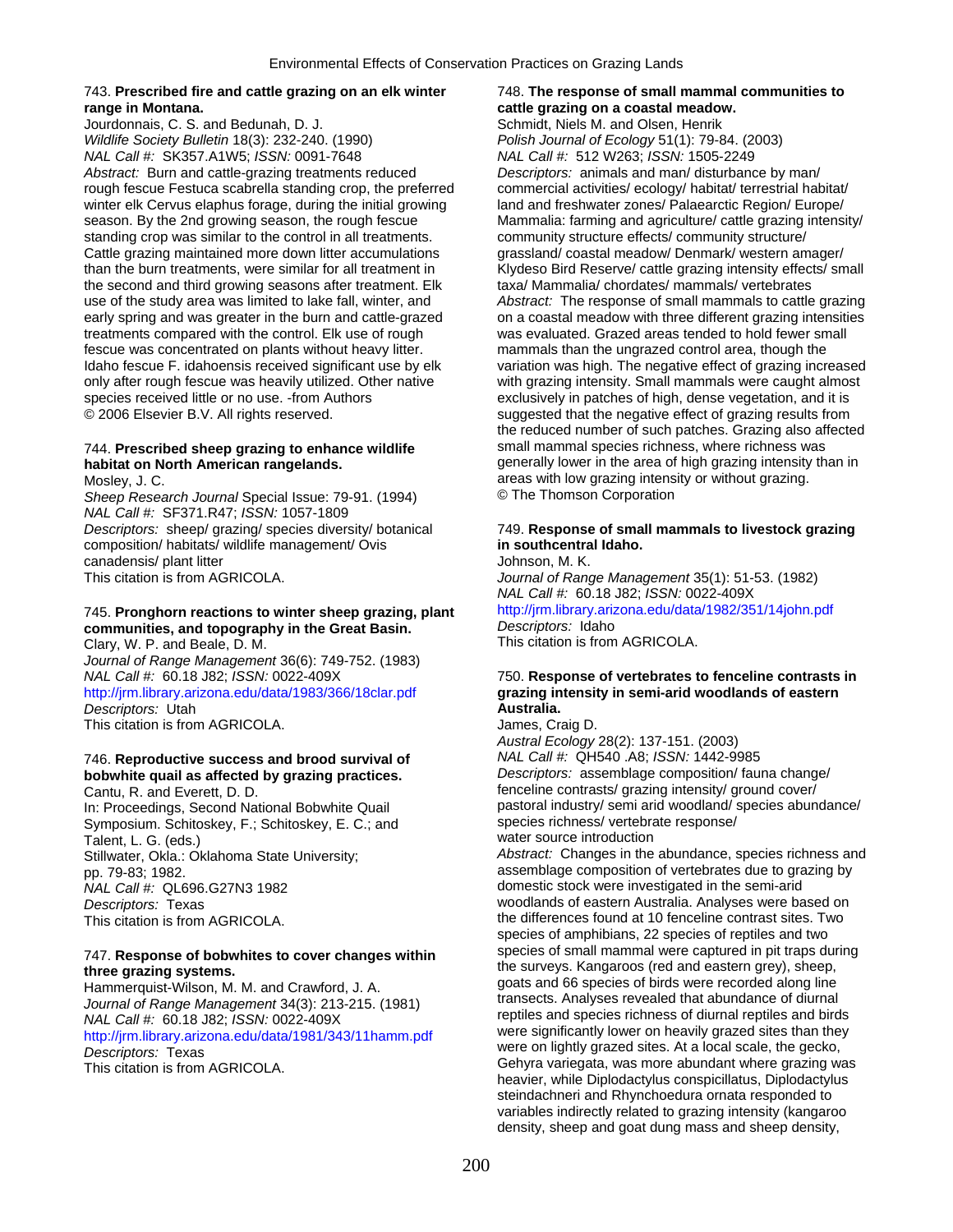743. **Prescribed fire and cattle grazing on an elk winter range in Montana.**
Jourdonnais, C. S. and Bedunah, D. J.
*Wildlife Society Bulletin* 18(3): 232-240. (1990)
*NAL Call #:* SK357.A1W5; *ISSN:* 0091-7648
*Abstract:* Burn and cattle-grazing treatments reduced rough fescue Festuca scabrella standing crop, the preferred winter elk Cervus elaphus forage, during the initial growing season. By the 2nd growing season, the rough fescue standing crop was similar to the control in all treatments. Cattle grazing maintained more down litter accumulations than the burn treatments, were similar for all treatment in the second and third growing seasons after treatment. Elk use of the study area was limited to lake fall, winter, and early spring and was greater in the burn and cattle-grazed treatments compared with the control. Elk use of rough fescue was concentrated on plants without heavy litter. Idaho fescue F. idahoensis received significant use by elk only after rough fescue was heavily utilized. Other native species received little or no use. -from Authors
© 2006 Elsevier B.V. All rights reserved.

744. **Prescribed sheep grazing to enhance wildlife habitat on North American rangelands.**
Mosley, J. C.
*Sheep Research Journal* Special Issue: 79-91. (1994)
*NAL Call #:* SF371.R47; *ISSN:* 1057-1809
*Descriptors:* sheep/ grazing/ species diversity/ botanical composition/ habitats/ wildlife management/ Ovis canadensis/ plant litter
This citation is from AGRICOLA.

745. **Pronghorn reactions to winter sheep grazing, plant communities, and topography in the Great Basin.**
Clary, W. P. and Beale, D. M.
*Journal of Range Management* 36(6): 749-752. (1983)
*NAL Call #:* 60.18 J82; *ISSN:* 0022-409X
http://jrm.library.arizona.edu/data/1983/366/18clar.pdf
*Descriptors:* Utah
This citation is from AGRICOLA.

746. **Reproductive success and brood survival of bobwhite quail as affected by grazing practices.**
Cantu, R. and Everett, D. D.
In: Proceedings, Second National Bobwhite Quail Symposium. Schitoskey, F.; Schitoskey, E. C.; and Talent, L. G. (eds.)
Stillwater, Okla.: Oklahoma State University; pp. 79-83; 1982.
*NAL Call #:* QL696.G27N3 1982
*Descriptors:* Texas
This citation is from AGRICOLA.

747. **Response of bobwhites to cover changes within three grazing systems.**
Hammerquist-Wilson, M. M. and Crawford, J. A.
*Journal of Range Management* 34(3): 213-215. (1981)
*NAL Call #:* 60.18 J82; *ISSN:* 0022-409X
http://jrm.library.arizona.edu/data/1981/343/11hamm.pdf
*Descriptors:* Texas
This citation is from AGRICOLA.

748. **The response of small mammal communities to cattle grazing on a coastal meadow.**
Schmidt, Niels M. and Olsen, Henrik
*Polish Journal of Ecology* 51(1): 79-84. (2003)
*NAL Call #:* 512 W263; *ISSN:* 1505-2249
*Descriptors:* animals and man/ disturbance by man/ commercial activities/ ecology/ habitat/ terrestrial habitat/ land and freshwater zones/ Palaearctic Region/ Europe/ Mammalia: farming and agriculture/ cattle grazing intensity/ community structure effects/ community structure/ grassland/ coastal meadow/ Denmark/ western amager/ Klydeso Bird Reserve/ cattle grazing intensity effects/ small taxa/ Mammalia/ chordates/ mammals/ vertebrates
*Abstract:* The response of small mammals to cattle grazing on a coastal meadow with three different grazing intensities was evaluated. Grazed areas tended to hold fewer small mammals than the ungrazed control area, though the variation was high. The negative effect of grazing increased with grazing intensity. Small mammals were caught almost exclusively in patches of high, dense vegetation, and it is suggested that the negative effect of grazing results from the reduced number of such patches. Grazing also affected small mammal species richness, where richness was generally lower in the area of high grazing intensity than in areas with low grazing intensity or without grazing.
© The Thomson Corporation

749. **Response of small mammals to livestock grazing in southcentral Idaho.**
Johnson, M. K.
*Journal of Range Management* 35(1): 51-53. (1982)
*NAL Call #:* 60.18 J82; *ISSN:* 0022-409X
http://jrm.library.arizona.edu/data/1982/351/14john.pdf
*Descriptors:* Idaho
This citation is from AGRICOLA.

750. **Response of vertebrates to fenceline contrasts in grazing intensity in semi-arid woodlands of eastern Australia.**
James, Craig D.
*Austral Ecology* 28(2): 137-151. (2003)
*NAL Call #:* QH540 .A8; *ISSN:* 1442-9985
*Descriptors:* assemblage composition/ fauna change/ fenceline contrasts/ grazing intensity/ ground cover/ pastoral industry/ semi arid woodland/ species abundance/ species richness/ vertebrate response/ water source introduction
*Abstract:* Changes in the abundance, species richness and assemblage composition of vertebrates due to grazing by domestic stock were investigated in the semi-arid woodlands of eastern Australia. Analyses were based on the differences found at 10 fenceline contrast sites. Two species of amphibians, 22 species of reptiles and two species of small mammal were captured in pit traps during the surveys. Kangaroos (red and eastern grey), sheep, goats and 66 species of birds were recorded along line transects. Analyses revealed that abundance of diurnal reptiles and species richness of diurnal reptiles and birds were significantly lower on heavily grazed sites than they were on lightly grazed sites. At a local scale, the gecko, Gehyra variegata, was more abundant where grazing was heavier, while Diplodactylus conspicillatus, Diplodactylus steindachneri and Rhynchoedura ornata responded to variables indirectly related to grazing intensity (kangaroo density, sheep and goat dung mass and sheep density,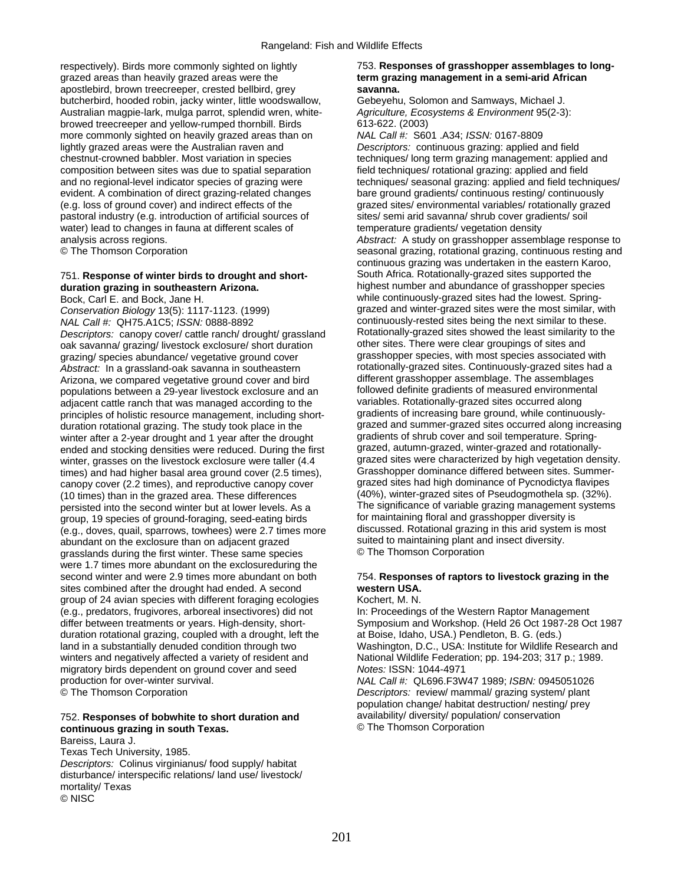respectively). Birds more commonly sighted on lightly grazed areas than heavily grazed areas were the apostlebird, brown treecreeper, crested bellbird, grey butcherbird, hooded robin, jacky winter, little woodswallow, Australian magpie-lark, mulga parrot, splendid wren, white-browed treecreeper and yellow-rumped thornbill. Birds more commonly sighted on heavily grazed areas than on lightly grazed areas were the Australian raven and chestnut-crowned babbler. Most variation in species composition between sites was due to spatial separation and no regional-level indicator species of grazing were evident. A combination of direct grazing-related changes (e.g. loss of ground cover) and indirect effects of the pastoral industry (e.g. introduction of artificial sources of water) lead to changes in fauna at different scales of analysis across regions.
© The Thomson Corporation

751. **Response of winter birds to drought and short-duration grazing in southeastern Arizona.**
Bock, Carl E. and Bock, Jane H.
*Conservation Biology* 13(5): 1117-1123. (1999)
*NAL Call #:* QH75.A1C5; *ISSN:* 0888-8892
*Descriptors:* canopy cover/ cattle ranch/ drought/ grassland oak savanna/ grazing/ livestock exclosure/ short duration grazing/ species abundance/ vegetative ground cover
*Abstract:* In a grassland-oak savanna in southeastern Arizona, we compared vegetative ground cover and bird populations between a 29-year livestock exclosure and an adjacent cattle ranch that was managed according to the principles of holistic resource management, including short-duration rotational grazing. The study took place in the winter after a 2-year drought and 1 year after the drought ended and stocking densities were reduced. During the first winter, grasses on the livestock exclosure were taller (4.4 times) and had higher basal area ground cover (2.5 times), canopy cover (2.2 times), and reproductive canopy cover (10 times) than in the grazed area. These differences persisted into the second winter but at lower levels. As a group, 19 species of ground-foraging, seed-eating birds (e.g., doves, quail, sparrows, towhees) were 2.7 times more abundant on the exclosure than on adjacent grazed grasslands during the first winter. These same species were 1.7 times more abundant on the exclosureduring the second winter and were 2.9 times more abundant on both sites combined after the drought had ended. A second group of 24 avian species with different foraging ecologies (e.g., predators, frugivores, arboreal insectivores) did not differ between treatments or years. High-density, short-duration rotational grazing, coupled with a drought, left the land in a substantially denuded condition through two winters and negatively affected a variety of resident and migratory birds dependent on ground cover and seed production for over-winter survival.
© The Thomson Corporation

752. **Responses of bobwhite to short duration and continuous grazing in south Texas.**
Bareiss, Laura J.
Texas Tech University, 1985.
*Descriptors:* Colinus virginianus/ food supply/ habitat disturbance/ interspecific relations/ land use/ livestock/ mortality/ Texas
© NISC

753. **Responses of grasshopper assemblages to long-term grazing management in a semi-arid African savanna.**
Gebeyehu, Solomon and Samways, Michael J.
*Agriculture, Ecosystems & Environment* 95(2-3): 613-622. (2003)
*NAL Call #:* S601 .A34; *ISSN:* 0167-8809
*Descriptors:* continuous grazing: applied and field techniques/ long term grazing management: applied and field techniques/ rotational grazing: applied and field techniques/ seasonal grazing: applied and field techniques/ bare ground gradients/ continuous resting/ continuously grazed sites/ environmental variables/ rotationally grazed sites/ semi arid savanna/ shrub cover gradients/ soil temperature gradients/ vegetation density
*Abstract:* A study on grasshopper assemblage response to seasonal grazing, rotational grazing, continuous resting and continuous grazing was undertaken in the eastern Karoo, South Africa. Rotationally-grazed sites supported the highest number and abundance of grasshopper species while continuously-grazed sites had the lowest. Spring-grazed and winter-grazed sites were the most similar, with continuously-rested sites being the next similar to these. Rotationally-grazed sites showed the least similarity to the other sites. There were clear groupings of sites and grasshopper species, with most species associated with rotationally-grazed sites. Continuously-grazed sites had a different grasshopper assemblage. The assemblages followed definite gradients of measured environmental variables. Rotationally-grazed sites occurred along gradients of increasing bare ground, while continuously-grazed and summer-grazed sites occurred along increasing gradients of shrub cover and soil temperature. Spring-grazed, autumn-grazed, winter-grazed and rotationally-grazed sites were characterized by high vegetation density. Grasshopper dominance differed between sites. Summer-grazed sites had high dominance of Pycnodictya flavipes (40%), winter-grazed sites of Pseudogmothela sp. (32%). The significance of variable grazing management systems for maintaining floral and grasshopper diversity is discussed. Rotational grazing in this arid system is most suited to maintaining plant and insect diversity.
© The Thomson Corporation

754. **Responses of raptors to livestock grazing in the western USA.**
Kochert, M. N.
In: Proceedings of the Western Raptor Management Symposium and Workshop. (Held 26 Oct 1987-28 Oct 1987 at Boise, Idaho, USA.) Pendleton, B. G. (eds.) Washington, D.C., USA: Institute for Wildlife Research and National Wildlife Federation; pp. 194-203; 317 p.; 1989.
*Notes:* ISSN: 1044-4971
*NAL Call #:* QL696.F3W47 1989; *ISBN:* 0945051026
*Descriptors:* review/ mammal/ grazing system/ plant population change/ habitat destruction/ nesting/ prey availability/ diversity/ population/ conservation
© The Thomson Corporation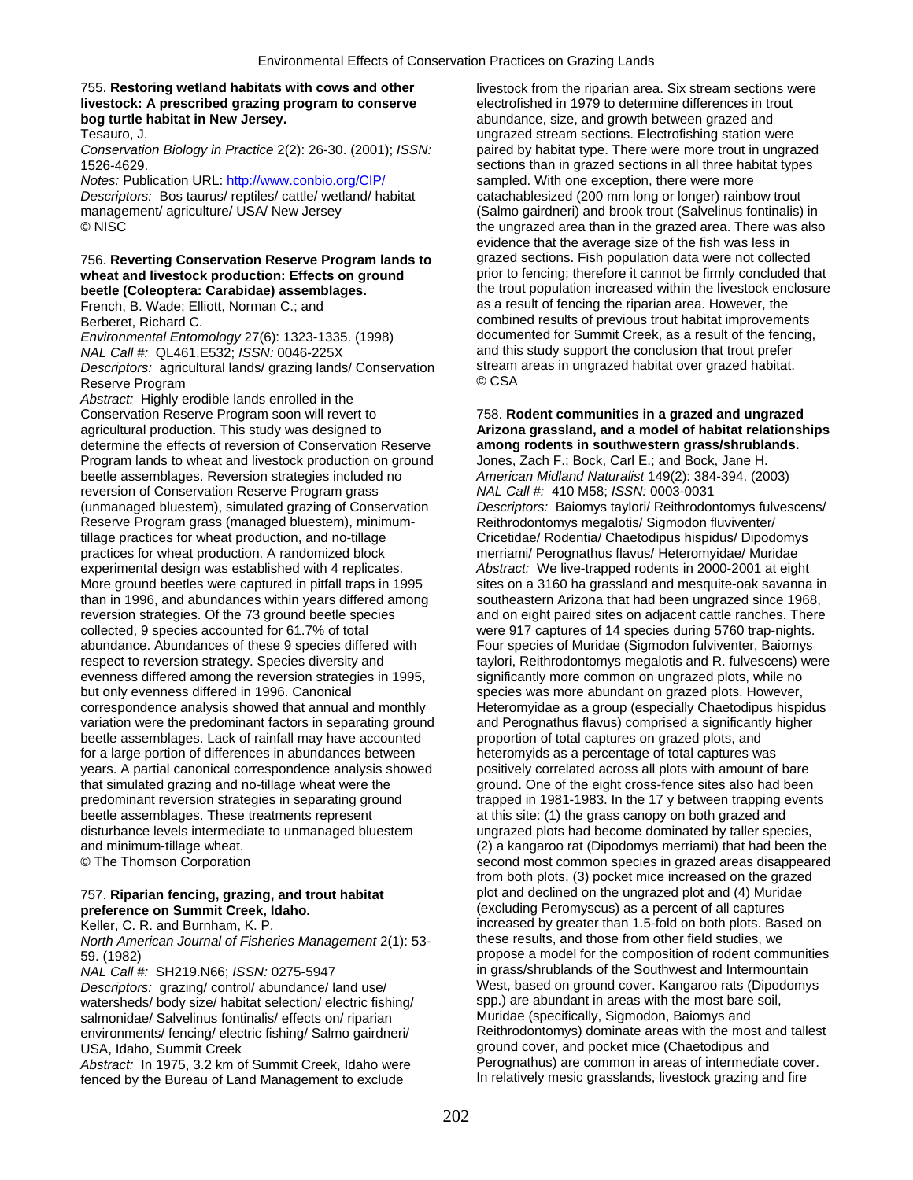755. **Restoring wetland habitats with cows and other livestock: A prescribed grazing program to conserve bog turtle habitat in New Jersey.**
Tesauro, J.
*Conservation Biology in Practice* 2(2): 26-30. (2001); *ISSN:* 1526-4629.
*Notes:* Publication URL: http://www.conbio.org/CIP/
*Descriptors:* Bos taurus/ reptiles/ cattle/ wetland/ habitat management/ agriculture/ USA/ New Jersey
© NISC

756. **Reverting Conservation Reserve Program lands to wheat and livestock production: Effects on ground beetle (Coleoptera: Carabidae) assemblages.**
French, B. Wade; Elliott, Norman C.; and Berberet, Richard C.
*Environmental Entomology* 27(6): 1323-1335. (1998)
*NAL Call #:* QL461.E532; *ISSN:* 0046-225X
*Descriptors:* agricultural lands/ grazing lands/ Conservation Reserve Program
*Abstract:* Highly erodible lands enrolled in the Conservation Reserve Program soon will revert to agricultural production. This study was designed to determine the effects of reversion of Conservation Reserve Program lands to wheat and livestock production on ground beetle assemblages. Reversion strategies included no reversion of Conservation Reserve Program grass (unmanaged bluestem), simulated grazing of Conservation Reserve Program grass (managed bluestem), minimum-tillage practices for wheat production, and no-tillage practices for wheat production. A randomized block experimental design was established with 4 replicates. More ground beetles were captured in pitfall traps in 1995 than in 1996, and abundances within years differed among reversion strategies. Of the 73 ground beetle species collected, 9 species accounted for 61.7% of total abundance. Abundances of these 9 species differed with respect to reversion strategy. Species diversity and evenness differed among the reversion strategies in 1995, but only evenness differed in 1996. Canonical correspondence analysis showed that annual and monthly variation were the predominant factors in separating ground beetle assemblages. Lack of rainfall may have accounted for a large portion of differences in abundances between years. A partial canonical correspondence analysis showed that simulated grazing and no-tillage wheat were the predominant reversion strategies in separating ground beetle assemblages. These treatments represent disturbance levels intermediate to unmanaged bluestem and minimum-tillage wheat.
© The Thomson Corporation

757. **Riparian fencing, grazing, and trout habitat preference on Summit Creek, Idaho.**
Keller, C. R. and Burnham, K. P.
*North American Journal of Fisheries Management* 2(1): 53-59. (1982)
*NAL Call #:* SH219.N66; *ISSN:* 0275-5947
*Descriptors:* grazing/ control/ abundance/ land use/ watersheds/ body size/ habitat selection/ electric fishing/ salmonidae/ Salvelinus fontinalis/ effects on/ riparian environments/ fencing/ electric fishing/ Salmo gairdneri/ USA, Idaho, Summit Creek
*Abstract:* In 1975, 3.2 km of Summit Creek, Idaho were fenced by the Bureau of Land Management to exclude livestock from the riparian area. Six stream sections were electrofished in 1979 to determine differences in trout abundance, size, and growth between grazed and ungrazed stream sections. Electrofishing station were paired by habitat type. There were more trout in ungrazed sections than in grazed sections in all three habitat types sampled. With one exception, there were more catachablesized (200 mm long or longer) rainbow trout (Salmo gairdneri) and brook trout (Salvelinus fontinalis) in the ungrazed area than in the grazed area. There was also evidence that the average size of the fish was less in grazed sections. Fish population data were not collected prior to fencing; therefore it cannot be firmly concluded that the trout population increased within the livestock enclosure as a result of fencing the riparian area. However, the combined results of previous trout habitat improvements documented for Summit Creek, as a result of the fencing, and this study support the conclusion that trout prefer stream areas in ungrazed habitat over grazed habitat.
© CSA

758. **Rodent communities in a grazed and ungrazed Arizona grassland, and a model of habitat relationships among rodents in southwestern grass/shrublands.**
Jones, Zach F.; Bock, Carl E.; and Bock, Jane H.
*American Midland Naturalist* 149(2): 384-394. (2003)
*NAL Call #:* 410 M58; *ISSN:* 0003-0031
*Descriptors:* Baiomys taylori/ Reithrodontomys fulvescens/ Reithrodontomys megalotis/ Sigmodon fluviventer/ Cricetidae/ Rodentia/ Chaetodipus hispidus/ Dipodomys merriami/ Perognathus flavus/ Heteromyidae/ Muridae
*Abstract:* We live-trapped rodents in 2000-2001 at eight sites on a 3160 ha grassland and mesquite-oak savanna in southeastern Arizona that had been ungrazed since 1968, and on eight paired sites on adjacent cattle ranches. There were 917 captures of 14 species during 5760 trap-nights. Four species of Muridae (Sigmodon fulviventer, Baiomys taylori, Reithrodontomys megalotis and R. fulvescens) were significantly more common on ungrazed plots, while no species was more abundant on grazed plots. However, Heteromyidae as a group (especially Chaetodipus hispidus and Perognathus flavus) comprised a significantly higher proportion of total captures on grazed plots, and heteromyids as a percentage of total captures was positively correlated across all plots with amount of bare ground. One of the eight cross-fence sites also had been trapped in 1981-1983. In the 17 y between trapping events at this site: (1) the grass canopy on both grazed and ungrazed plots had become dominated by taller species, (2) a kangaroo rat (Dipodomys merriami) that had been the second most common species in grazed areas disappeared from both plots, (3) pocket mice increased on the grazed plot and declined on the ungrazed plot and (4) Muridae (excluding Peromyscus) as a percent of all captures increased by greater than 1.5-fold on both plots. Based on these results, and those from other field studies, we propose a model for the composition of rodent communities in grass/shrublands of the Southwest and Intermountain West, based on ground cover. Kangaroo rats (Dipodomys spp.) are abundant in areas with the most bare soil, Muridae (specifically, Sigmodon, Baiomys and Reithrodontomys) dominate areas with the most and tallest ground cover, and pocket mice (Chaetodipus and Perognathus) are common in areas of intermediate cover. In relatively mesic grasslands, livestock grazing and fire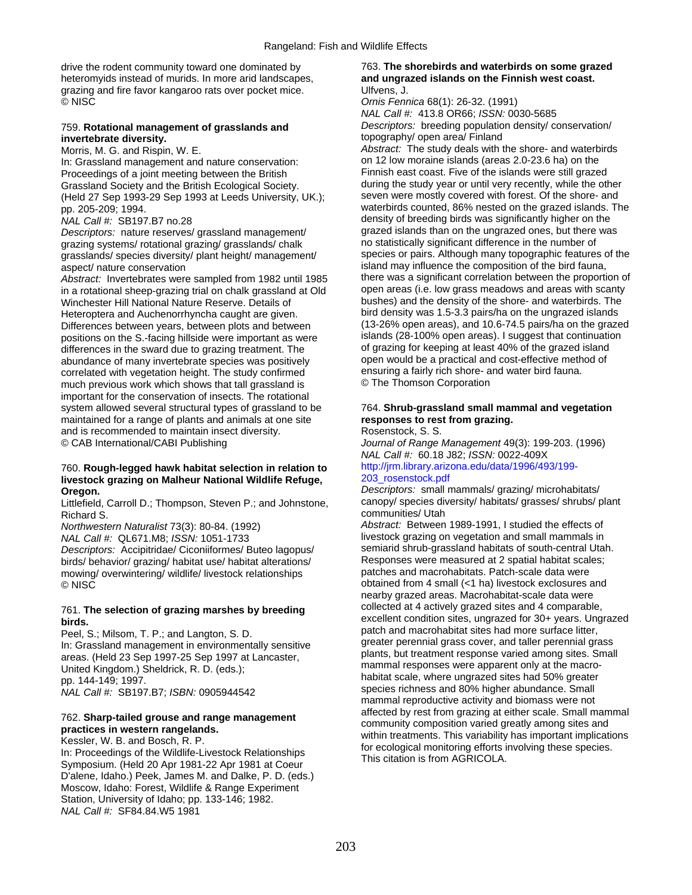drive the rodent community toward one dominated by heteromyids instead of murids. In more arid landscapes, grazing and fire favor kangaroo rats over pocket mice.
© NISC

759. **Rotational management of grasslands and invertebrate diversity.**
Morris, M. G. and Rispin, W. E.
In: Grassland management and nature conservation: Proceedings of a joint meeting between the British Grassland Society and the British Ecological Society. (Held 27 Sep 1993-29 Sep 1993 at Leeds University, UK.); pp. 205-209; 1994.
*NAL Call #:* SB197.B7 no.28
*Descriptors:* nature reserves/ grassland management/ grazing systems/ rotational grazing/ grasslands/ chalk grasslands/ species diversity/ plant height/ management/ aspect/ nature conservation
*Abstract:* Invertebrates were sampled from 1982 until 1985 in a rotational sheep-grazing trial on chalk grassland at Old Winchester Hill National Nature Reserve. Details of Heteroptera and Auchenorrhyncha caught are given. Differences between years, between plots and between positions on the S.-facing hillside were important as were differences in the sward due to grazing treatment. The abundance of many invertebrate species was positively correlated with vegetation height. The study confirmed much previous work which shows that tall grassland is important for the conservation of insects. The rotational system allowed several structural types of grassland to be maintained for a range of plants and animals at one site and is recommended to maintain insect diversity.
© CAB International/CABI Publishing

760. **Rough-legged hawk habitat selection in relation to livestock grazing on Malheur National Wildlife Refuge, Oregon.**
Littlefield, Carroll D.; Thompson, Steven P.; and Johnstone, Richard S.
*Northwestern Naturalist* 73(3): 80-84. (1992)
*NAL Call #:* QL671.M8; *ISSN:* 1051-1733
*Descriptors:* Accipitridae/ Ciconiiformes/ Buteo lagopus/ birds/ behavior/ grazing/ habitat use/ habitat alterations/ mowing/ overwintering/ wildlife/ livestock relationships
© NISC

761. **The selection of grazing marshes by breeding birds.**
Peel, S.; Milsom, T. P.; and Langton, S. D.
In: Grassland management in environmentally sensitive areas. (Held 23 Sep 1997-25 Sep 1997 at Lancaster, United Kingdom.) Sheldrick, R. D. (eds.); pp. 144-149; 1997.
*NAL Call #:* SB197.B7; *ISBN:* 0905944542

762. **Sharp-tailed grouse and range management practices in western rangelands.**
Kessler, W. B. and Bosch, R. P.
In: Proceedings of the Wildlife-Livestock Relationships Symposium. (Held 20 Apr 1981-22 Apr 1981 at Coeur D'alene, Idaho.) Peek, James M. and Dalke, P. D. (eds.) Moscow, Idaho: Forest, Wildlife & Range Experiment Station, University of Idaho; pp. 133-146; 1982.
*NAL Call #:* SF84.84.W5 1981

763. **The shorebirds and waterbirds on some grazed and ungrazed islands on the Finnish west coast.**
Ulfvens, J.
*Ornis Fennica* 68(1): 26-32. (1991)
*NAL Call #:* 413.8 OR66; *ISSN:* 0030-5685
*Descriptors:* breeding population density/ conservation/ topography/ open area/ Finland
*Abstract:* The study deals with the shore- and waterbirds on 12 low moraine islands (areas 2.0-23.6 ha) on the Finnish east coast. Five of the islands were still grazed during the study year or until very recently, while the other seven were mostly covered with forest. Of the shore- and waterbirds counted, 86% nested on the grazed islands. The density of breeding birds was significantly higher on the grazed islands than on the ungrazed ones, but there was no statistically significant difference in the number of species or pairs. Although many topographic features of the island may influence the composition of the bird fauna, there was a significant correlation between the proportion of open areas (i.e. low grass meadows and areas with scanty bushes) and the density of the shore- and waterbirds. The bird density was 1.5-3.3 pairs/ha on the ungrazed islands (13-26% open areas), and 10.6-74.5 pairs/ha on the grazed islands (28-100% open areas). I suggest that continuation of grazing for keeping at least 40% of the grazed island open would be a practical and cost-effective method of ensuring a fairly rich shore- and water bird fauna.
© The Thomson Corporation

764. **Shrub-grassland small mammal and vegetation responses to rest from grazing.**
Rosenstock, S. S.
*Journal of Range Management* 49(3): 199-203. (1996)
*NAL Call #:* 60.18 J82; *ISSN:* 0022-409X
http://jrm.library.arizona.edu/data/1996/493/199-203_rosenstock.pdf
*Descriptors:* small mammals/ grazing/ microhabitats/ canopy/ species diversity/ habitats/ grasses/ shrubs/ plant communities/ Utah
*Abstract:* Between 1989-1991, I studied the effects of livestock grazing on vegetation and small mammals in semiarid shrub-grassland habitats of south-central Utah. Responses were measured at 2 spatial habitat scales; patches and macrohabitats. Patch-scale data were obtained from 4 small (<1 ha) livestock exclosures and nearby grazed areas. Macrohabitat-scale data were collected at 4 actively grazed sites and 4 comparable, excellent condition sites, ungrazed for 30+ years. Ungrazed patch and macrohabitat sites had more surface litter, greater perennial grass cover, and taller perennial grass plants, but treatment response varied among sites. Small mammal responses were apparent only at the macro-habitat scale, where ungrazed sites had 50% greater species richness and 80% higher abundance. Small mammal reproductive activity and biomass were not affected by rest from grazing at either scale. Small mammal community composition varied greatly among sites and within treatments. This variability has important implications for ecological monitoring efforts involving these species.
This citation is from AGRICOLA.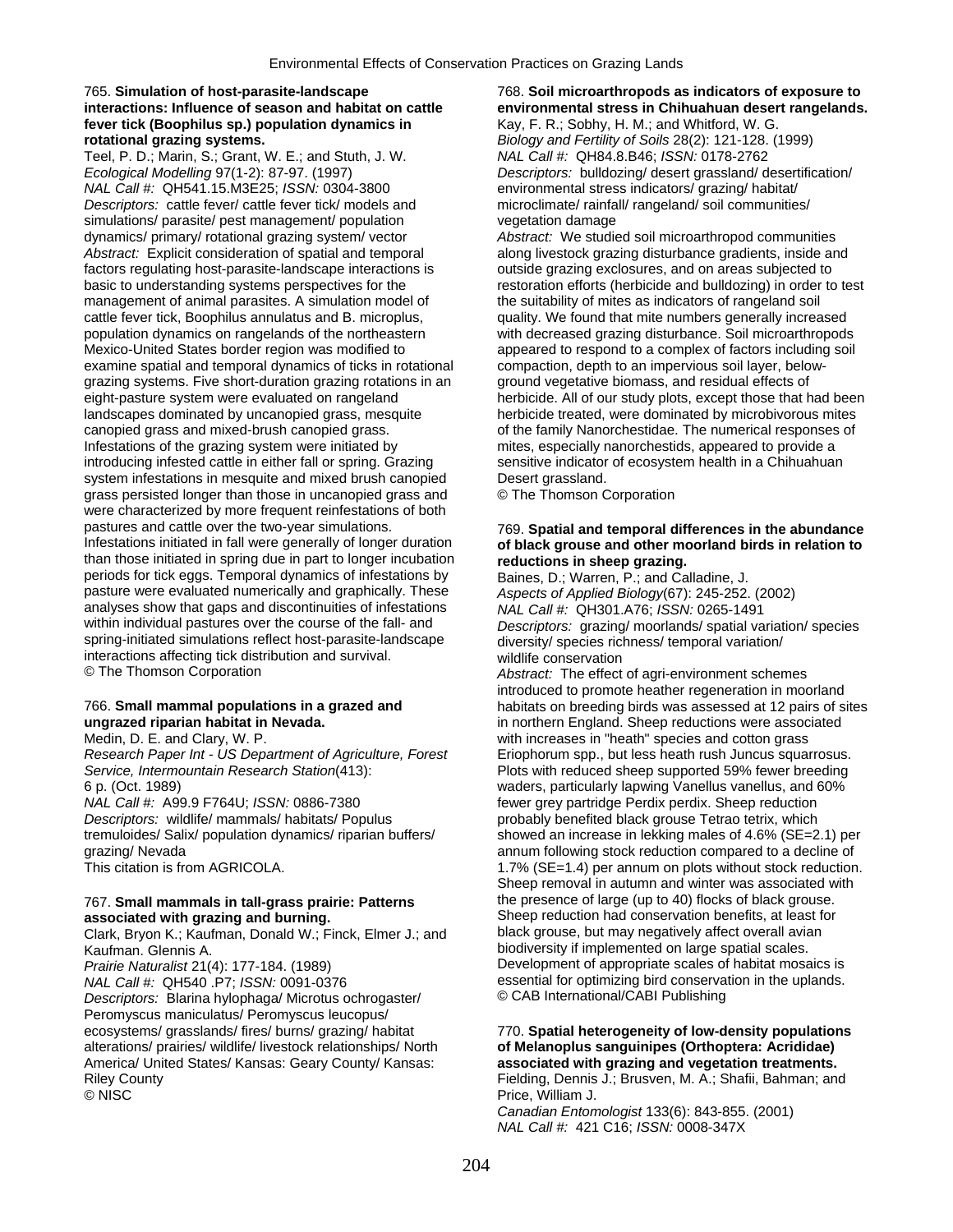765. **Simulation of host-parasite-landscape interactions: Influence of season and habitat on cattle fever tick (Boophilus sp.) population dynamics in rotational grazing systems.**
Teel, P. D.; Marin, S.; Grant, W. E.; and Stuth, J. W.
*Ecological Modelling* 97(1-2): 87-97. (1997)
*NAL Call #:* QH541.15.M3E25; *ISSN:* 0304-3800
*Descriptors:* cattle fever/ cattle fever tick/ models and simulations/ parasite/ pest management/ population dynamics/ primary/ rotational grazing system/ vector
*Abstract:* Explicit consideration of spatial and temporal factors regulating host-parasite-landscape interactions is basic to understanding systems perspectives for the management of animal parasites. A simulation model of cattle fever tick, Boophilus annulatus and B. microplus, population dynamics on rangelands of the northeastern Mexico-United States border region was modified to examine spatial and temporal dynamics of ticks in rotational grazing systems. Five short-duration grazing rotations in an eight-pasture system were evaluated on rangeland landscapes dominated by uncanopied grass, mesquite canopied grass and mixed-brush canopied grass. Infestations of the grazing system were initiated by introducing infested cattle in either fall or spring. Grazing system infestations in mesquite and mixed brush canopied grass persisted longer than those in uncanopied grass and were characterized by more frequent reinfestations of both pastures and cattle over the two-year simulations. Infestations initiated in fall were generally of longer duration than those initiated in spring due in part to longer incubation periods for tick eggs. Temporal dynamics of infestations by pasture were evaluated numerically and graphically. These analyses show that gaps and discontinuities of infestations within individual pastures over the course of the fall- and spring-initiated simulations reflect host-parasite-landscape interactions affecting tick distribution and survival.
© The Thomson Corporation

766. **Small mammal populations in a grazed and ungrazed riparian habitat in Nevada.**
Medin, D. E. and Clary, W. P.
*Research Paper Int - US Department of Agriculture, Forest Service, Intermountain Research Station*(413): 6 p. (Oct. 1989)
*NAL Call #:* A99.9 F764U; *ISSN:* 0886-7380
*Descriptors:* wildlife/ mammals/ habitats/ Populus tremuloides/ Salix/ population dynamics/ riparian buffers/ grazing/ Nevada
This citation is from AGRICOLA.

767. **Small mammals in tall-grass prairie: Patterns associated with grazing and burning.**
Clark, Bryon K.; Kaufman, Donald W.; Finck, Elmer J.; and Kaufman. Glennis A.
*Prairie Naturalist* 21(4): 177-184. (1989)
*NAL Call #:* QH540 .P7; *ISSN:* 0091-0376
*Descriptors:* Blarina hylophaga/ Microtus ochrogaster/ Peromyscus maniculatus/ Peromyscus leucopus/ ecosystems/ grasslands/ fires/ burns/ grazing/ habitat alterations/ prairies/ wildlife/ livestock relationships/ North America/ United States/ Kansas: Geary County/ Kansas: Riley County
© NISC

768. **Soil microarthropods as indicators of exposure to environmental stress in Chihuahuan desert rangelands.**
Kay, F. R.; Sobhy, H. M.; and Whitford, W. G.
*Biology and Fertility of Soils* 28(2): 121-128. (1999)
*NAL Call #:* QH84.8.B46; *ISSN:* 0178-2762
*Descriptors:* bulldozing/ desert grassland/ desertification/ environmental stress indicators/ grazing/ habitat/ microclimate/ rainfall/ rangeland/ soil communities/ vegetation damage
*Abstract:* We studied soil microarthropod communities along livestock grazing disturbance gradients, inside and outside grazing exclosures, and on areas subjected to restoration efforts (herbicide and bulldozing) in order to test the suitability of mites as indicators of rangeland soil quality. We found that mite numbers generally increased with decreased grazing disturbance. Soil microarthropods appeared to respond to a complex of factors including soil compaction, depth to an impervious soil layer, below-ground vegetative biomass, and residual effects of herbicide. All of our study plots, except those that had been herbicide treated, were dominated by microbivorous mites of the family Nanorchestidae. The numerical responses of mites, especially nanorchestids, appeared to provide a sensitive indicator of ecosystem health in a Chihuahuan Desert grassland.
© The Thomson Corporation

769. **Spatial and temporal differences in the abundance of black grouse and other moorland birds in relation to reductions in sheep grazing.**
Baines, D.; Warren, P.; and Calladine, J.
*Aspects of Applied Biology*(67): 245-252. (2002)
*NAL Call #:* QH301.A76; *ISSN:* 0265-1491
*Descriptors:* grazing/ moorlands/ spatial variation/ species diversity/ species richness/ temporal variation/ wildlife conservation
*Abstract:* The effect of agri-environment schemes introduced to promote heather regeneration in moorland habitats on breeding birds was assessed at 12 pairs of sites in northern England. Sheep reductions were associated with increases in "heath" species and cotton grass Eriophorum spp., but less heath rush Juncus squarrosus. Plots with reduced sheep supported 59% fewer breeding waders, particularly lapwing Vanellus vanellus, and 60% fewer grey partridge Perdix perdix. Sheep reduction probably benefited black grouse Tetrao tetrix, which showed an increase in lekking males of 4.6% (SE=2.1) per annum following stock reduction compared to a decline of 1.7% (SE=1.4) per annum on plots without stock reduction. Sheep removal in autumn and winter was associated with the presence of large (up to 40) flocks of black grouse. Sheep reduction had conservation benefits, at least for black grouse, but may negatively affect overall avian biodiversity if implemented on large spatial scales. Development of appropriate scales of habitat mosaics is essential for optimizing bird conservation in the uplands.
© CAB International/CABI Publishing

770. **Spatial heterogeneity of low-density populations of Melanoplus sanguinipes (Orthoptera: Acrididae) associated with grazing and vegetation treatments.**
Fielding, Dennis J.; Brusven, M. A.; Shafii, Bahman; and Price, William J.
*Canadian Entomologist* 133(6): 843-855. (2001)
*NAL Call #:* 421 C16; *ISSN:* 0008-347X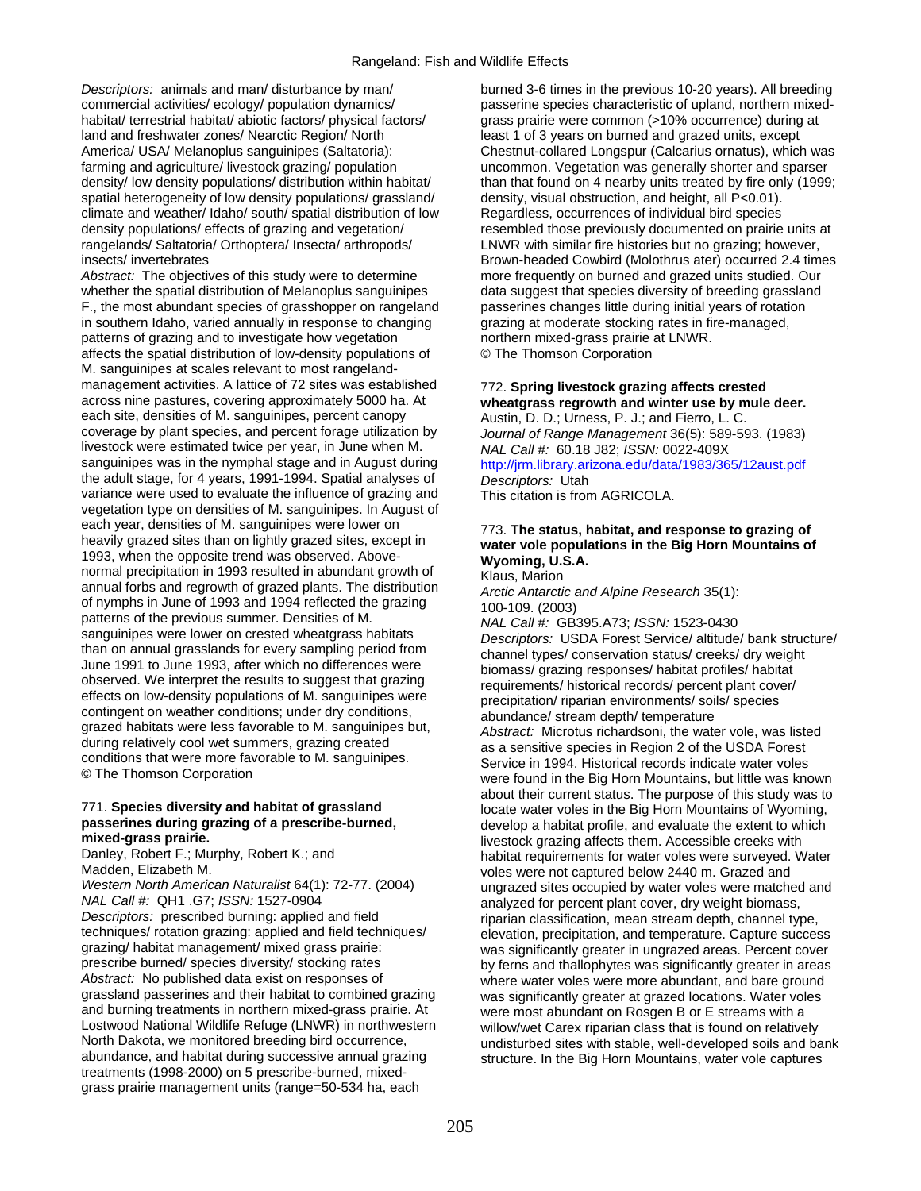*Descriptors:* animals and man/ disturbance by man/ commercial activities/ ecology/ population dynamics/ habitat/ terrestrial habitat/ abiotic factors/ physical factors/ land and freshwater zones/ Nearctic Region/ North America/ USA/ Melanoplus sanguinipes (Saltatoria): farming and agriculture/ livestock grazing/ population density/ low density populations/ distribution within habitat/ spatial heterogeneity of low density populations/ grassland/ climate and weather/ Idaho/ south/ spatial distribution of low density populations/ effects of grazing and vegetation/ rangelands/ Saltatoria/ Orthoptera/ Insecta/ arthropods/ insects/ invertebrates

*Abstract:* The objectives of this study were to determine whether the spatial distribution of Melanoplus sanguinipes F., the most abundant species of grasshopper on rangeland in southern Idaho, varied annually in response to changing patterns of grazing and to investigate how vegetation affects the spatial distribution of low-density populations of M. sanguinipes at scales relevant to most rangeland-management activities. A lattice of 72 sites was established across nine pastures, covering approximately 5000 ha. At each site, densities of M. sanguinipes, percent canopy coverage by plant species, and percent forage utilization by livestock were estimated twice per year, in June when M. sanguinipes was in the nymphal stage and in August during the adult stage, for 4 years, 1991-1994. Spatial analyses of variance were used to evaluate the influence of grazing and vegetation type on densities of M. sanguinipes. In August of each year, densities of M. sanguinipes were lower on heavily grazed sites than on lightly grazed sites, except in 1993, when the opposite trend was observed. Above-normal precipitation in 1993 resulted in abundant growth of annual forbs and regrowth of grazed plants. The distribution of nymphs in June of 1993 and 1994 reflected the grazing patterns of the previous summer. Densities of M. sanguinipes were lower on crested wheatgrass habitats than on annual grasslands for every sampling period from June 1991 to June 1993, after which no differences were observed. We interpret the results to suggest that grazing effects on low-density populations of M. sanguinipes were contingent on weather conditions; under dry conditions, grazed habitats were less favorable to M. sanguinipes but, during relatively cool wet summers, grazing created conditions that were more favorable to M. sanguinipes.
© The Thomson Corporation

771. **Species diversity and habitat of grassland passerines during grazing of a prescribe-burned, mixed-grass prairie.**
Danley, Robert F.; Murphy, Robert K.; and Madden, Elizabeth M.
*Western North American Naturalist* 64(1): 72-77. (2004)
*NAL Call #:* QH1 .G7; *ISSN:* 1527-0904
*Descriptors:* prescribed burning: applied and field techniques/ rotation grazing: applied and field techniques/ grazing/ habitat management/ mixed grass prairie: prescribe burned/ species diversity/ stocking rates
*Abstract:* No published data exist on responses of grassland passerines and their habitat to combined grazing and burning treatments in northern mixed-grass prairie. At Lostwood National Wildlife Refuge (LNWR) in northwestern North Dakota, we monitored breeding bird occurrence, abundance, and habitat during successive annual grazing treatments (1998-2000) on 5 prescribe-burned, mixed-grass prairie management units (range=50-534 ha, each burned 3-6 times in the previous 10-20 years). All breeding passerine species characteristic of upland, northern mixed-grass prairie were common (>10% occurrence) during at least 1 of 3 years on burned and grazed units, except Chestnut-collared Longspur (Calcarius ornatus), which was uncommon. Vegetation was generally shorter and sparser than that found on 4 nearby units treated by fire only (1999; density, visual obstruction, and height, all P<0.01). Regardless, occurrences of individual bird species resembled those previously documented on prairie units at LNWR with similar fire histories but no grazing; however, Brown-headed Cowbird (Molothrus ater) occurred 2.4 times more frequently on burned and grazed units studied. Our data suggest that species diversity of breeding grassland passerines changes little during initial years of rotation grazing at moderate stocking rates in fire-managed, northern mixed-grass prairie at LNWR.
© The Thomson Corporation

772. **Spring livestock grazing affects crested wheatgrass regrowth and winter use by mule deer.**
Austin, D. D.; Urness, P. J.; and Fierro, L. C.
*Journal of Range Management* 36(5): 589-593. (1983)
*NAL Call #:* 60.18 J82; *ISSN:* 0022-409X
http://jrm.library.arizona.edu/data/1983/365/12aust.pdf
*Descriptors:* Utah
This citation is from AGRICOLA.

773. **The status, habitat, and response to grazing of water vole populations in the Big Horn Mountains of Wyoming, U.S.A.**
Klaus, Marion
*Arctic Antarctic and Alpine Research* 35(1): 100-109. (2003)
*NAL Call #:* GB395.A73; *ISSN:* 1523-0430
*Descriptors:* USDA Forest Service/ altitude/ bank structure/ channel types/ conservation status/ creeks/ dry weight biomass/ grazing responses/ habitat profiles/ habitat requirements/ historical records/ percent plant cover/ precipitation/ riparian environments/ soils/ species abundance/ stream depth/ temperature
*Abstract:* Microtus richardsoni, the water vole, was listed as a sensitive species in Region 2 of the USDA Forest Service in 1994. Historical records indicate water voles were found in the Big Horn Mountains, but little was known about their current status. The purpose of this study was to locate water voles in the Big Horn Mountains of Wyoming, develop a habitat profile, and evaluate the extent to which livestock grazing affects them. Accessible creeks with habitat requirements for water voles were surveyed. Water voles were not captured below 2440 m. Grazed and ungrazed sites occupied by water voles were matched and analyzed for percent plant cover, dry weight biomass, riparian classification, mean stream depth, channel type, elevation, precipitation, and temperature. Capture success was significantly greater in ungrazed areas. Percent cover by ferns and thallophytes was significantly greater in areas where water voles were more abundant, and bare ground was significantly greater at grazed locations. Water voles were most abundant on Rosgen B or E streams with a willow/wet Carex riparian class that is found on relatively undisturbed sites with stable, well-developed soils and bank structure. In the Big Horn Mountains, water vole captures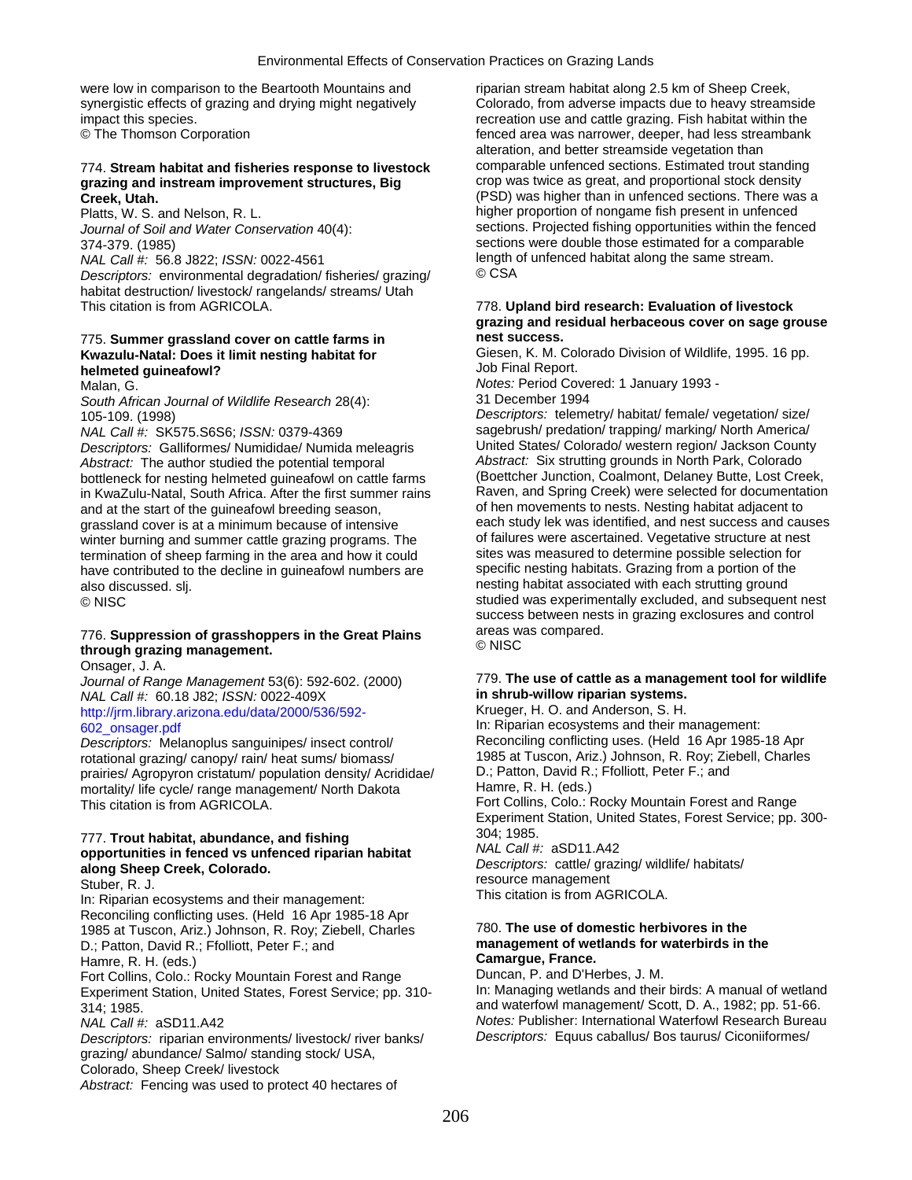were low in comparison to the Beartooth Mountains and synergistic effects of grazing and drying might negatively impact this species.
© The Thomson Corporation

774. **Stream habitat and fisheries response to livestock grazing and instream improvement structures, Big Creek, Utah.**
Platts, W. S. and Nelson, R. L.
*Journal of Soil and Water Conservation* 40(4): 374-379. (1985)
*NAL Call #:* 56.8 J822; *ISSN:* 0022-4561
*Descriptors:* environmental degradation/ fisheries/ grazing/ habitat destruction/ livestock/ rangelands/ streams/ Utah
This citation is from AGRICOLA.

775. **Summer grassland cover on cattle farms in Kwazulu-Natal: Does it limit nesting habitat for helmeted guineafowl?**
Malan, G.
*South African Journal of Wildlife Research* 28(4): 105-109. (1998)
*NAL Call #:* SK575.S6S6; *ISSN:* 0379-4369
*Descriptors:* Galliformes/ Numididae/ Numida meleagris
*Abstract:* The author studied the potential temporal bottleneck for nesting helmeted guineafowl on cattle farms in KwaZulu-Natal, South Africa. After the first summer rains and at the start of the guineafowl breeding season, grassland cover is at a minimum because of intensive winter burning and summer cattle grazing programs. The termination of sheep farming in the area and how it could have contributed to the decline in guineafowl numbers are also discussed. slj.
© NISC

776. **Suppression of grasshoppers in the Great Plains through grazing management.**
Onsager, J. A.
*Journal of Range Management* 53(6): 592-602. (2000)
*NAL Call #:* 60.18 J82; *ISSN:* 0022-409X
http://jrm.library.arizona.edu/data/2000/536/592-602_onsager.pdf
*Descriptors:* Melanoplus sanguinipes/ insect control/ rotational grazing/ canopy/ rain/ heat sums/ biomass/ prairies/ Agropyron cristatum/ population density/ Acrididae/ mortality/ life cycle/ range management/ North Dakota
This citation is from AGRICOLA.

777. **Trout habitat, abundance, and fishing opportunities in fenced vs unfenced riparian habitat along Sheep Creek, Colorado.**
Stuber, R. J.
In: Riparian ecosystems and their management: Reconciling conflicting uses. (Held 16 Apr 1985-18 Apr 1985 at Tuscon, Ariz.) Johnson, R. Roy; Ziebell, Charles D.; Patton, David R.; Ffolliott, Peter F.; and Hamre, R. H. (eds.)
Fort Collins, Colo.: Rocky Mountain Forest and Range Experiment Station, United States, Forest Service; pp. 310-314; 1985.
*NAL Call #:* aSD11.A42
*Descriptors:* riparian environments/ livestock/ river banks/ grazing/ abundance/ Salmo/ standing stock/ USA, Colorado, Sheep Creek/ livestock
*Abstract:* Fencing was used to protect 40 hectares of riparian stream habitat along 2.5 km of Sheep Creek, Colorado, from adverse impacts due to heavy streamside recreation use and cattle grazing. Fish habitat within the fenced area was narrower, deeper, had less streambank alteration, and better streamside vegetation than comparable unfenced sections. Estimated trout standing crop was twice as great, and proportional stock density (PSD) was higher than in unfenced sections. There was a higher proportion of nongame fish present in unfenced sections. Projected fishing opportunities within the fenced sections were double those estimated for a comparable length of unfenced habitat along the same stream.
© CSA

778. **Upland bird research: Evaluation of livestock grazing and residual herbaceous cover on sage grouse nest success.**
Giesen, K. M. Colorado Division of Wildlife, 1995. 16 pp.
Job Final Report.
*Notes:* Period Covered: 1 January 1993 - 31 December 1994
*Descriptors:* telemetry/ habitat/ female/ vegetation/ size/ sagebrush/ predation/ trapping/ marking/ North America/ United States/ Colorado/ western region/ Jackson County
*Abstract:* Six strutting grounds in North Park, Colorado (Boettcher Junction, Coalmont, Delaney Butte, Lost Creek, Raven, and Spring Creek) were selected for documentation of hen movements to nests. Nesting habitat adjacent to each study lek was identified, and nest success and causes of failures were ascertained. Vegetative structure at nest sites was measured to determine possible selection for specific nesting habitats. Grazing from a portion of the nesting habitat associated with each strutting ground studied was experimentally excluded, and subsequent nest success between nests in grazing exclosures and control areas was compared.
© NISC

779. **The use of cattle as a management tool for wildlife in shrub-willow riparian systems.**
Krueger, H. O. and Anderson, S. H.
In: Riparian ecosystems and their management: Reconciling conflicting uses. (Held 16 Apr 1985-18 Apr 1985 at Tuscon, Ariz.) Johnson, R. Roy; Ziebell, Charles D.; Patton, David R.; Ffolliott, Peter F.; and Hamre, R. H. (eds.)
Fort Collins, Colo.: Rocky Mountain Forest and Range Experiment Station, United States, Forest Service; pp. 300-304; 1985.
*NAL Call #:* aSD11.A42
*Descriptors:* cattle/ grazing/ wildlife/ habitats/ resource management
This citation is from AGRICOLA.

780. **The use of domestic herbivores in the management of wetlands for waterbirds in the Camargue, France.**
Duncan, P. and D'Herbes, J. M.
In: Managing wetlands and their birds: A manual of wetland and waterfowl management/ Scott, D. A., 1982; pp. 51-66.
*Notes:* Publisher: International Waterfowl Research Bureau
*Descriptors:* Equus caballus/ Bos taurus/ Ciconiiformes/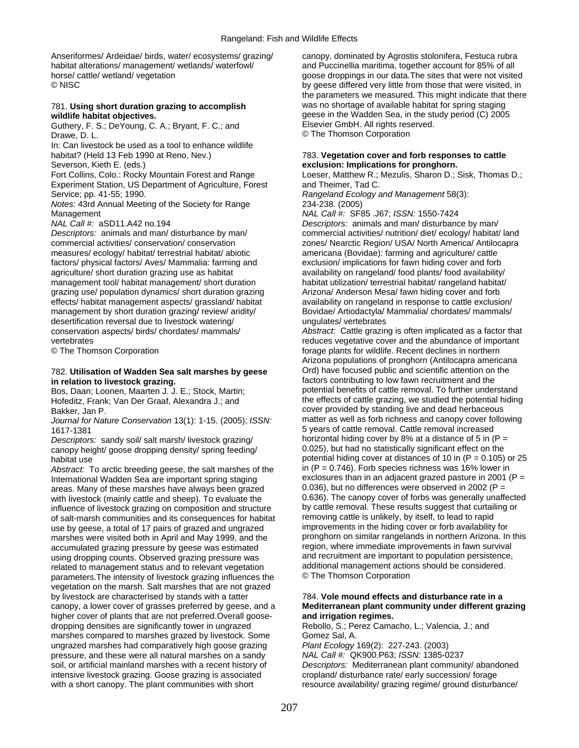Anseriformes/ Ardeidae/ birds, water/ ecosystems/ grazing/ habitat alterations/ management/ wetlands/ waterfowl/ horse/ cattle/ wetland/ vegetation
© NISC

781. **Using short duration grazing to accomplish wildlife habitat objectives.**
Guthery, F. S.; DeYoung, C. A.; Bryant, F. C.; and Drawe, D. L.
In: Can livestock be used as a tool to enhance wildlife habitat? (Held 13 Feb 1990 at Reno, Nev.)
Severson, Keith E. (eds.)
Fort Collins, Colo.: Rocky Mountain Forest and Range Experiment Station, US Department of Agriculture, Forest Service; pp. 41-55; 1990.
*Notes:* 43rd Annual Meeting of the Society for Range Management
*NAL Call #:* aSD11.A42 no.194
*Descriptors:* animals and man/ disturbance by man/ commercial activities/ conservation/ conservation measures/ ecology/ habitat/ terrestrial habitat/ abiotic factors/ physical factors/ Aves/ Mammalia: farming and agriculture/ short duration grazing use as habitat management tool/ habitat management/ short duration grazing use/ population dynamics/ short duration grazing effects/ habitat management aspects/ grassland/ habitat management by short duration grazing/ review/ aridity/ desertification reversal due to livestock watering/ conservation aspects/ birds/ chordates/ mammals/ vertebrates
© The Thomson Corporation

782. **Utilisation of Wadden Sea salt marshes by geese in relation to livestock grazing.**
Bos, Daan; Loonen, Maarten J. J. E.; Stock, Martin; Hofeditz, Frank; Van Der Graaf, Alexandra J.; and Bakker, Jan P.
*Journal for Nature Conservation* 13(1): 1-15. (2005); *ISSN:* 1617-1381
*Descriptors:* sandy soil/ salt marsh/ livestock grazing/ canopy height/ goose dropping density/ spring feeding/ habitat use
*Abstract:* To arctic breeding geese, the salt marshes of the International Wadden Sea are important spring staging areas. Many of these marshes have always been grazed with livestock (mainly cattle and sheep). To evaluate the influence of livestock grazing on composition and structure of salt-marsh communities and its consequences for habitat use by geese, a total of 17 pairs of grazed and ungrazed marshes were visited both in April and May 1999, and the accumulated grazing pressure by geese was estimated using dropping counts. Observed grazing pressure was related to management status and to relevant vegetation parameters.The intensity of livestock grazing influences the vegetation on the marsh. Salt marshes that are not grazed by livestock are characterised by stands with a tatter canopy, a lower cover of grasses preferred by geese, and a higher cover of plants that are not preferred.Overall goose-dropping densities are significantly tower in ungrazed marshes compared to marshes grazed by livestock. Some ungrazed marshes had comparatively high goose grazing pressure, and these were all natural marshes on a sandy soil, or artificial mainland marshes with a recent history of intensive livestock grazing. Goose grazing is associated with a short canopy. The plant communities with short canopy, dominated by Agrostis stolonifera, Festuca rubra and Puccinellia maritima, together account for 85% of all goose droppings in our data.The sites that were not visited by geese differed very little from those that were visited, in the parameters we measured. This might indicate that there was no shortage of available habitat for spring staging geese in the Wadden Sea, in the study period (C) 2005 Elsevier GmbH. All rights reserved.
© The Thomson Corporation

783. **Vegetation cover and forb responses to cattle exclusion: Implications for pronghorn.**
Loeser, Matthew R.; Mezulis, Sharon D.; Sisk, Thomas D.; and Theimer, Tad C.
*Rangeland Ecology and Management* 58(3): 234-238. (2005)
*NAL Call #:* SF85 .J67; *ISSN:* 1550-7424
*Descriptors:* animals and man/ disturbance by man/ commercial activities/ nutrition/ diet/ ecology/ habitat/ land zones/ Nearctic Region/ USA/ North America/ Antilocapra americana (Bovidae): farming and agriculture/ cattle exclusion/ implications for fawn hiding cover and forb availability on rangeland/ food plants/ food availability/ habitat utilization/ terrestrial habitat/ rangeland habitat/ Arizona/ Anderson Mesa/ fawn hiding cover and forb availability on rangeland in response to cattle exclusion/ Bovidae/ Artiodactyla/ Mammalia/ chordates/ mammals/ ungulates/ vertebrates
*Abstract:* Cattle grazing is often implicated as a factor that reduces vegetative cover and the abundance of important forage plants for wildlife. Recent declines in northern Arizona populations of pronghorn (Antilocapra americana Ord) have focused public and scientific attention on the factors contributing to low fawn recruitment and the potential benefits of cattle removal. To further understand the effects of cattle grazing, we studied the potential hiding cover provided by standing live and dead herbaceous matter as well as forb richness and canopy cover following 5 years of cattle removal. Cattle removal increased horizontal hiding cover by 8% at a distance of 5 in ($P = 0.025$), but had no statistically significant effect on the potential hiding cover at distances of 10 in ($P = 0.105$) or 25 in ($P = 0.746$). Forb species richness was 16% lower in exclosures than in an adjacent grazed pasture in 2001 ($P = 0.036$), but no differences were observed in 2002 ($P = 0.636$). The canopy cover of forbs was generally unaffected by cattle removal. These results suggest that curtailing or removing cattle is unlikely, by itself, to lead to rapid improvements in the hiding cover or forb availability for pronghorn on similar rangelands in northern Arizona. In this region, where immediate improvements in fawn survival and recruitment are important to population persistence, additional management actions should be considered.
© The Thomson Corporation

784. **Vole mound effects and disturbance rate in a Mediterranean plant community under different grazing and irrigation regimes.**
Rebollo, S.; Perez Camacho, L.; Valencia, J.; and Gomez Sal, A.
*Plant Ecology* 169(2): 227-243. (2003)
*NAL Call #:* QK900.P63; *ISSN:* 1385-0237
*Descriptors:* Mediterranean plant community/ abandoned cropland/ disturbance rate/ early succession/ forage resource availability/ grazing regime/ ground disturbance/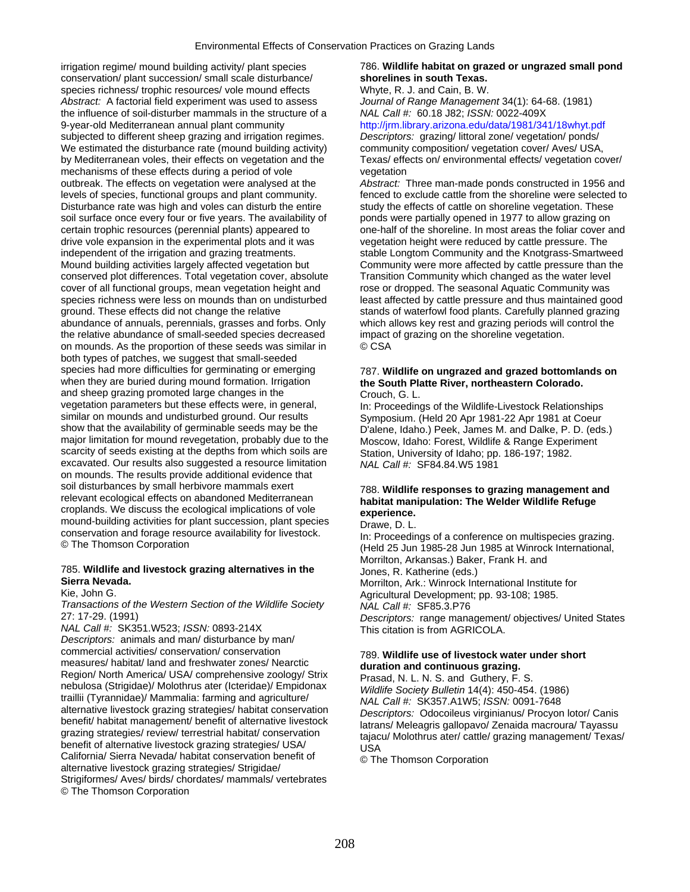irrigation regime/ mound building activity/ plant species conservation/ plant succession/ small scale disturbance/ species richness/ trophic resources/ vole mound effects
*Abstract:* A factorial field experiment was used to assess the influence of soil-disturber mammals in the structure of a 9-year-old Mediterranean annual plant community subjected to different sheep grazing and irrigation regimes. We estimated the disturbance rate (mound building activity) by Mediterranean voles, their effects on vegetation and the mechanisms of these effects during a period of vole outbreak. The effects on vegetation were analysed at the levels of species, functional groups and plant community. Disturbance rate was high and voles can disturb the entire soil surface once every four or five years. The availability of certain trophic resources (perennial plants) appeared to drive vole expansion in the experimental plots and it was independent of the irrigation and grazing treatments. Mound building activities largely affected vegetation but conserved plot differences. Total vegetation cover, absolute cover of all functional groups, mean vegetation height and species richness were less on mounds than on undisturbed ground. These effects did not change the relative abundance of annuals, perennials, grasses and forbs. Only the relative abundance of small-seeded species decreased on mounds. As the proportion of these seeds was similar in both types of patches, we suggest that small-seeded species had more difficulties for germinating or emerging when they are buried during mound formation. Irrigation and sheep grazing promoted large changes in the vegetation parameters but these effects were, in general, similar on mounds and undisturbed ground. Our results show that the availability of germinable seeds may be the major limitation for mound revegetation, probably due to the scarcity of seeds existing at the depths from which soils are excavated. Our results also suggested a resource limitation on mounds. The results provide additional evidence that soil disturbances by small herbivore mammals exert relevant ecological effects on abandoned Mediterranean croplands. We discuss the ecological implications of vole mound-building activities for plant succession, plant species conservation and forage resource availability for livestock.
© The Thomson Corporation

785. **Wildlife and livestock grazing alternatives in the Sierra Nevada.**
Kie, John G.
*Transactions of the Western Section of the Wildlife Society* 27: 17-29. (1991)
*NAL Call #:* SK351.W523; *ISSN:* 0893-214X
*Descriptors:* animals and man/ disturbance by man/ commercial activities/ conservation/ conservation measures/ habitat/ land and freshwater zones/ Nearctic Region/ North America/ USA/ comprehensive zoology/ Strix nebulosa (Strigidae)/ Molothrus ater (Icteridae)/ Empidonax traillii (Tyrannidae)/ Mammalia: farming and agriculture/ alternative livestock grazing strategies/ habitat conservation benefit/ habitat management/ benefit of alternative livestock grazing strategies/ review/ terrestrial habitat/ conservation benefit of alternative livestock grazing strategies/ USA/ California/ Sierra Nevada/ habitat conservation benefit of alternative livestock grazing strategies/ Strigidae/ Strigiformes/ Aves/ birds/ chordates/ mammals/ vertebrates
© The Thomson Corporation

786. **Wildlife habitat on grazed or ungrazed small pond shorelines in south Texas.**
Whyte, R. J. and Cain, B. W.
*Journal of Range Management* 34(1): 64-68. (1981)
*NAL Call #:* 60.18 J82; *ISSN:* 0022-409X
http://jrm.library.arizona.edu/data/1981/341/18whyt.pdf
*Descriptors:* grazing/ littoral zone/ vegetation/ ponds/ community composition/ vegetation cover/ Aves/ USA, Texas/ effects on/ environmental effects/ vegetation cover/ vegetation
*Abstract:* Three man-made ponds constructed in 1956 and fenced to exclude cattle from the shoreline were selected to study the effects of cattle on shoreline vegetation. These ponds were partially opened in 1977 to allow grazing on one-half of the shoreline. In most areas the foliar cover and vegetation height were reduced by cattle pressure. The stable Longtom Community and the Knotgrass-Smartweed Community were more affected by cattle pressure than the Transition Community which changed as the water level rose or dropped. The seasonal Aquatic Community was least affected by cattle pressure and thus maintained good stands of waterfowl food plants. Carefully planned grazing which allows key rest and grazing periods will control the impact of grazing on the shoreline vegetation.
© CSA

787. **Wildlife on ungrazed and grazed bottomlands on the South Platte River, northeastern Colorado.**
Crouch, G. L.
In: Proceedings of the Wildlife-Livestock Relationships Symposium. (Held 20 Apr 1981-22 Apr 1981 at Coeur D'alene, Idaho.) Peek, James M. and Dalke, P. D. (eds.) Moscow, Idaho: Forest, Wildlife & Range Experiment Station, University of Idaho; pp. 186-197; 1982.
*NAL Call #:* SF84.84.W5 1981

788. **Wildlife responses to grazing management and habitat manipulation: The Welder Wildlife Refuge experience.**
Drawe, D. L.
In: Proceedings of a conference on multispecies grazing. (Held 25 Jun 1985-28 Jun 1985 at Winrock International, Morrilton, Arkansas.) Baker, Frank H. and Jones, R. Katherine (eds.)
Morrilton, Ark.: Winrock International Institute for Agricultural Development; pp. 93-108; 1985.
*NAL Call #:* SF85.3.P76
*Descriptors:* range management/ objectives/ United States
This citation is from AGRICOLA.

789. **Wildlife use of livestock water under short duration and continuous grazing.**
Prasad, N. L. N. S. and Guthery, F. S.
*Wildlife Society Bulletin* 14(4): 450-454. (1986)
*NAL Call #:* SK357.A1W5; *ISSN:* 0091-7648
*Descriptors:* Odocoileus virginianus/ Procyon lotor/ Canis latrans/ Meleagris gallopavo/ Zenaida macroura/ Tayassu tajacu/ Molothrus ater/ cattle/ grazing management/ Texas/ USA
© The Thomson Corporation